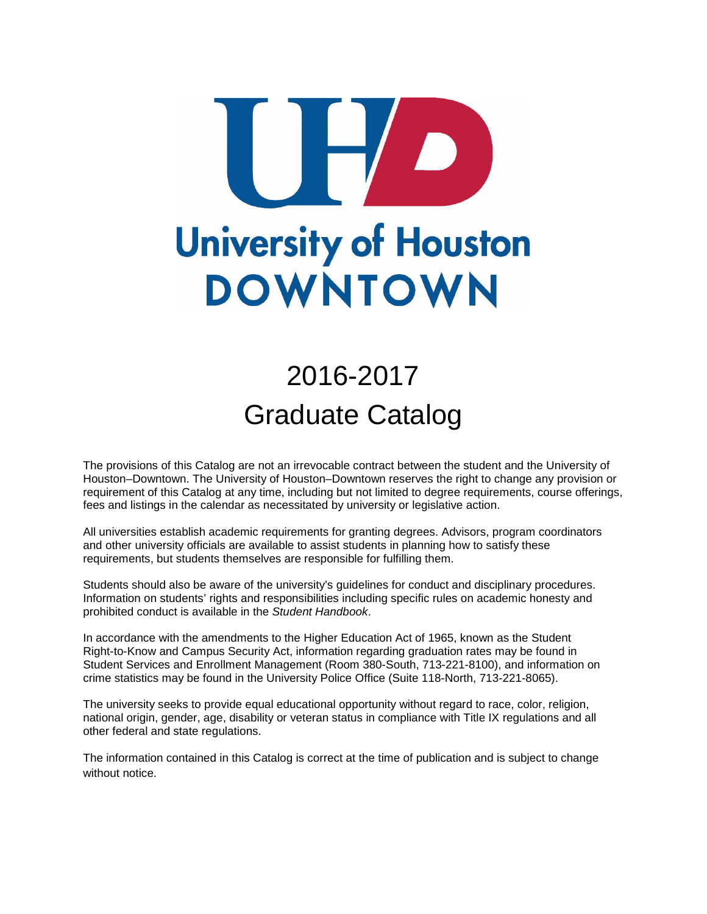# University of Houston DOWNTOWN

# 2016-2017
# Graduate Catalog

The provisions of this Catalog are not an irrevocable contract between the student and the University of Houston–Downtown. The University of Houston–Downtown reserves the right to change any provision or requirement of this Catalog at any time, including but not limited to degree requirements, course offerings, fees and listings in the calendar as necessitated by university or legislative action.

All universities establish academic requirements for granting degrees. Advisors, program coordinators and other university officials are available to assist students in planning how to satisfy these requirements, but students themselves are responsible for fulfilling them.

Students should also be aware of the university's guidelines for conduct and disciplinary procedures. Information on students' rights and responsibilities including specific rules on academic honesty and prohibited conduct is available in the *Student Handbook*.

In accordance with the amendments to the Higher Education Act of 1965, known as the Student Right-to-Know and Campus Security Act, information regarding graduation rates may be found in Student Services and Enrollment Management (Room 380-South, 713-221-8100), and information on crime statistics may be found in the University Police Office (Suite 118-North, 713-221-8065).

The university seeks to provide equal educational opportunity without regard to race, color, religion, national origin, gender, age, disability or veteran status in compliance with Title IX regulations and all other federal and state regulations.

The information contained in this Catalog is correct at the time of publication and is subject to change without notice.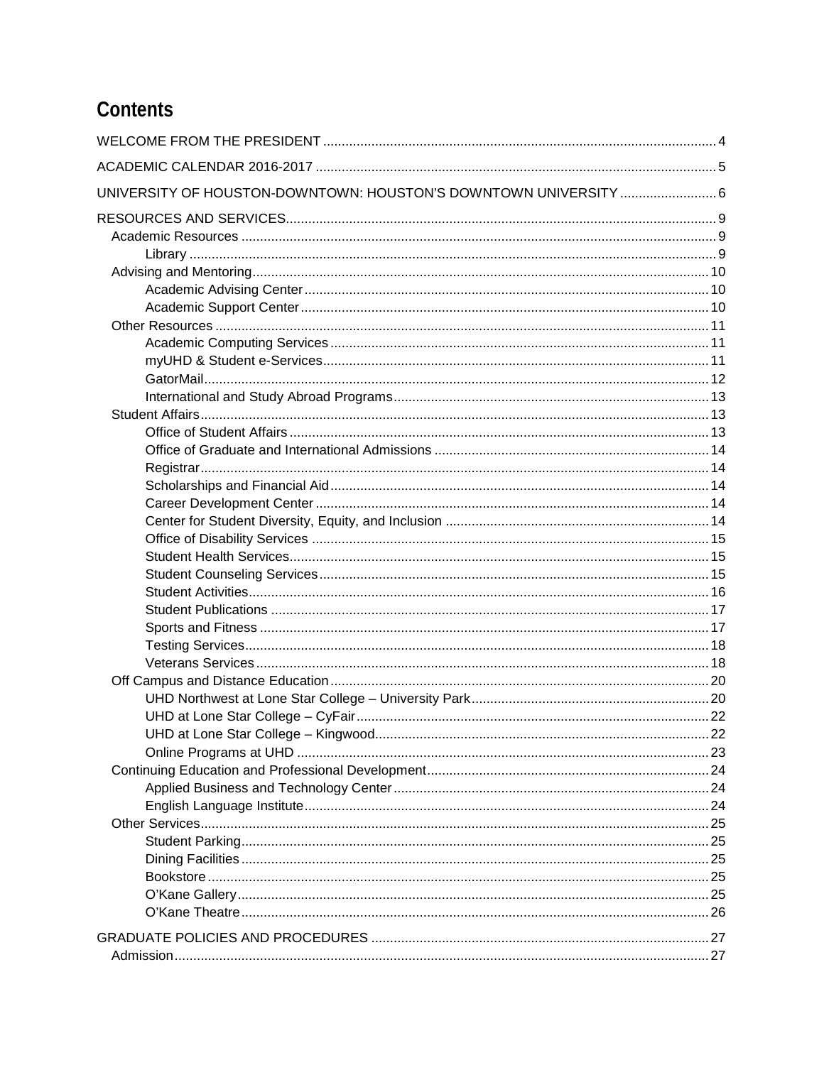# Contents

WELCOME FROM THE PRESIDENT ........ 4

ACADEMIC CALENDAR 2016-2017 ........ 5

UNIVERSITY OF HOUSTON-DOWNTOWN: HOUSTON'S DOWNTOWN UNIVERSITY ........ 6

RESOURCES AND SERVICES........ 9
- Academic Resources ........ 9
  - Library ........ 9
- Advising and Mentoring........ 10
  - Academic Advising Center ........ 10
  - Academic Support Center ........ 10
- Other Resources ........ 11
  - Academic Computing Services ........ 11
  - myUHD & Student e-Services ........ 11
  - GatorMail........ 12
  - International and Study Abroad Programs........ 13
- Student Affairs........ 13
  - Office of Student Affairs ........ 13
  - Office of Graduate and International Admissions ........ 14
  - Registrar........ 14
  - Scholarships and Financial Aid ........ 14
  - Career Development Center ........ 14
  - Center for Student Diversity, Equity, and Inclusion ........ 14
  - Office of Disability Services ........ 15
  - Student Health Services........ 15
  - Student Counseling Services ........ 15
  - Student Activities........ 16
  - Student Publications ........ 17
  - Sports and Fitness ........ 17
  - Testing Services........ 18
  - Veterans Services ........ 18
- Off Campus and Distance Education ........ 20
  - UHD Northwest at Lone Star College – University Park........ 20
  - UHD at Lone Star College – CyFair........ 22
  - UHD at Lone Star College – Kingwood........ 22
  - Online Programs at UHD ........ 23
- Continuing Education and Professional Development........ 24
  - Applied Business and Technology Center ........ 24
  - English Language Institute........ 24
- Other Services........ 25
  - Student Parking........ 25
  - Dining Facilities ........ 25
  - Bookstore ........ 25
  - O'Kane Gallery........ 25
  - O'Kane Theatre ........ 26

GRADUATE POLICIES AND PROCEDURES ........ 27
- Admission........ 27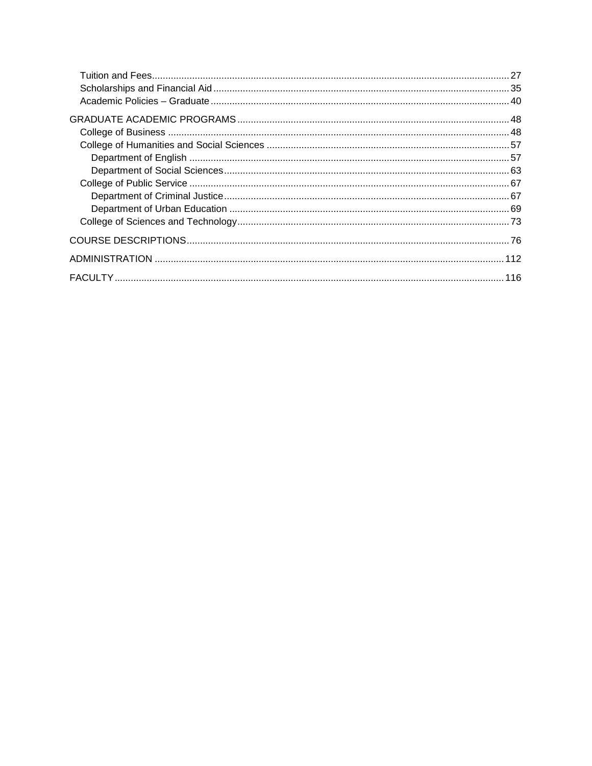- Tuition and Fees ..... 27
- Scholarships and Financial Aid ..... 35
- Academic Policies – Graduate ..... 40

GRADUATE ACADEMIC PROGRAMS ..... 48

- College of Business ..... 48
- College of Humanities and Social Sciences ..... 57
  - Department of English ..... 57
  - Department of Social Sciences ..... 63
- College of Public Service ..... 67
  - Department of Criminal Justice ..... 67
  - Department of Urban Education ..... 69
- College of Sciences and Technology ..... 73

COURSE DESCRIPTIONS ..... 76

ADMINISTRATION ..... 112

FACULTY ..... 116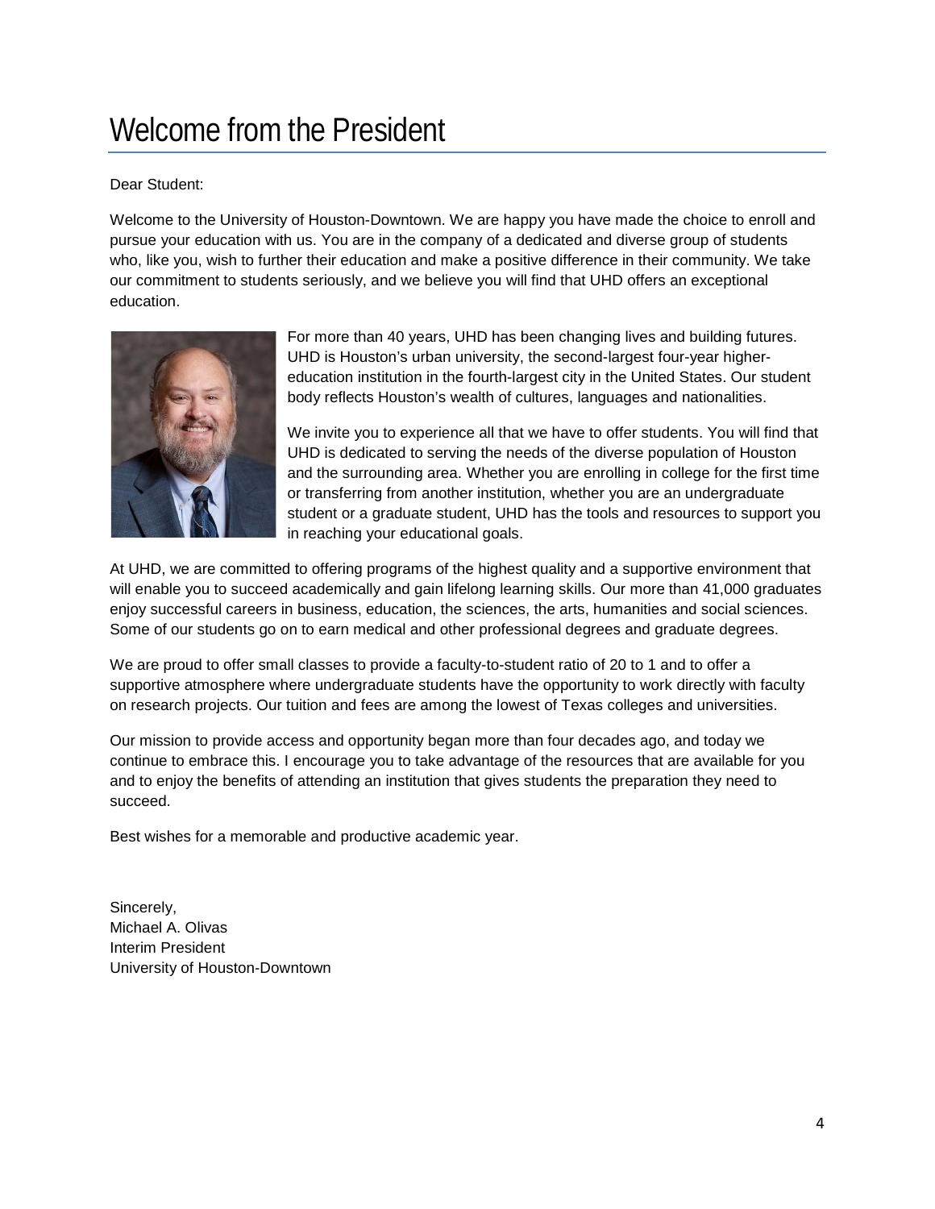# Welcome from the President

Dear Student:

Welcome to the University of Houston-Downtown. We are happy you have made the choice to enroll and pursue your education with us. You are in the company of a dedicated and diverse group of students who, like you, wish to further their education and make a positive difference in their community. We take our commitment to students seriously, and we believe you will find that UHD offers an exceptional education.

For more than 40 years, UHD has been changing lives and building futures. UHD is Houston's urban university, the second-largest four-year higher-education institution in the fourth-largest city in the United States. Our student body reflects Houston's wealth of cultures, languages and nationalities.

We invite you to experience all that we have to offer students. You will find that UHD is dedicated to serving the needs of the diverse population of Houston and the surrounding area. Whether you are enrolling in college for the first time or transferring from another institution, whether you are an undergraduate student or a graduate student, UHD has the tools and resources to support you in reaching your educational goals.

At UHD, we are committed to offering programs of the highest quality and a supportive environment that will enable you to succeed academically and gain lifelong learning skills. Our more than 41,000 graduates enjoy successful careers in business, education, the sciences, the arts, humanities and social sciences. Some of our students go on to earn medical and other professional degrees and graduate degrees.

We are proud to offer small classes to provide a faculty-to-student ratio of 20 to 1 and to offer a supportive atmosphere where undergraduate students have the opportunity to work directly with faculty on research projects. Our tuition and fees are among the lowest of Texas colleges and universities.

Our mission to provide access and opportunity began more than four decades ago, and today we continue to embrace this. I encourage you to take advantage of the resources that are available for you and to enjoy the benefits of attending an institution that gives students the preparation they need to succeed.

Best wishes for a memorable and productive academic year.

Sincerely,
Michael A. Olivas
Interim President
University of Houston-Downtown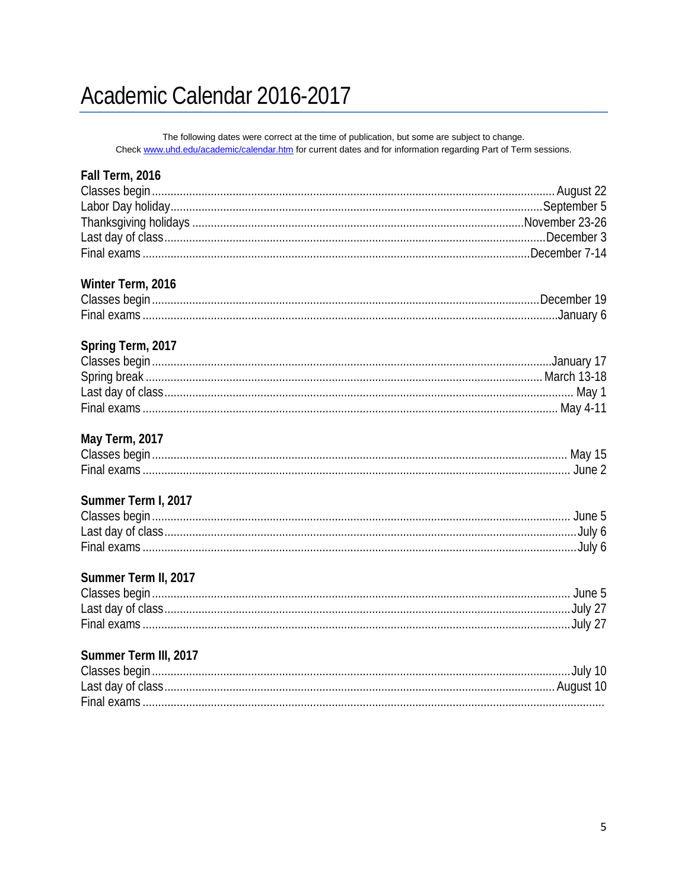# Academic Calendar 2016-2017

The following dates were correct at the time of publication, but some are subject to change.
Check www.uhd.edu/academic/calendar.htm for current dates and for information regarding Part of Term sessions.

## Fall Term, 2016

Classes begin ........ August 22
Labor Day holiday ........ September 5
Thanksgiving holidays ........ November 23-26
Last day of class ........ December 3
Final exams ........ December 7-14

## Winter Term, 2016

Classes begin ........ December 19
Final exams ........ January 6

## Spring Term, 2017

Classes begin ........ January 17
Spring break ........ March 13-18
Last day of class ........ May 1
Final exams ........ May 4-11

## May Term, 2017

Classes begin ........ May 15
Final exams ........ June 2

## Summer Term I, 2017

Classes begin ........ June 5
Last day of class ........ July 6
Final exams ........ July 6

## Summer Term II, 2017

Classes begin ........ June 5
Last day of class ........ July 27
Final exams ........ July 27

## Summer Term III, 2017

Classes begin ........ July 10
Last day of class ........ August 10
Final exams ........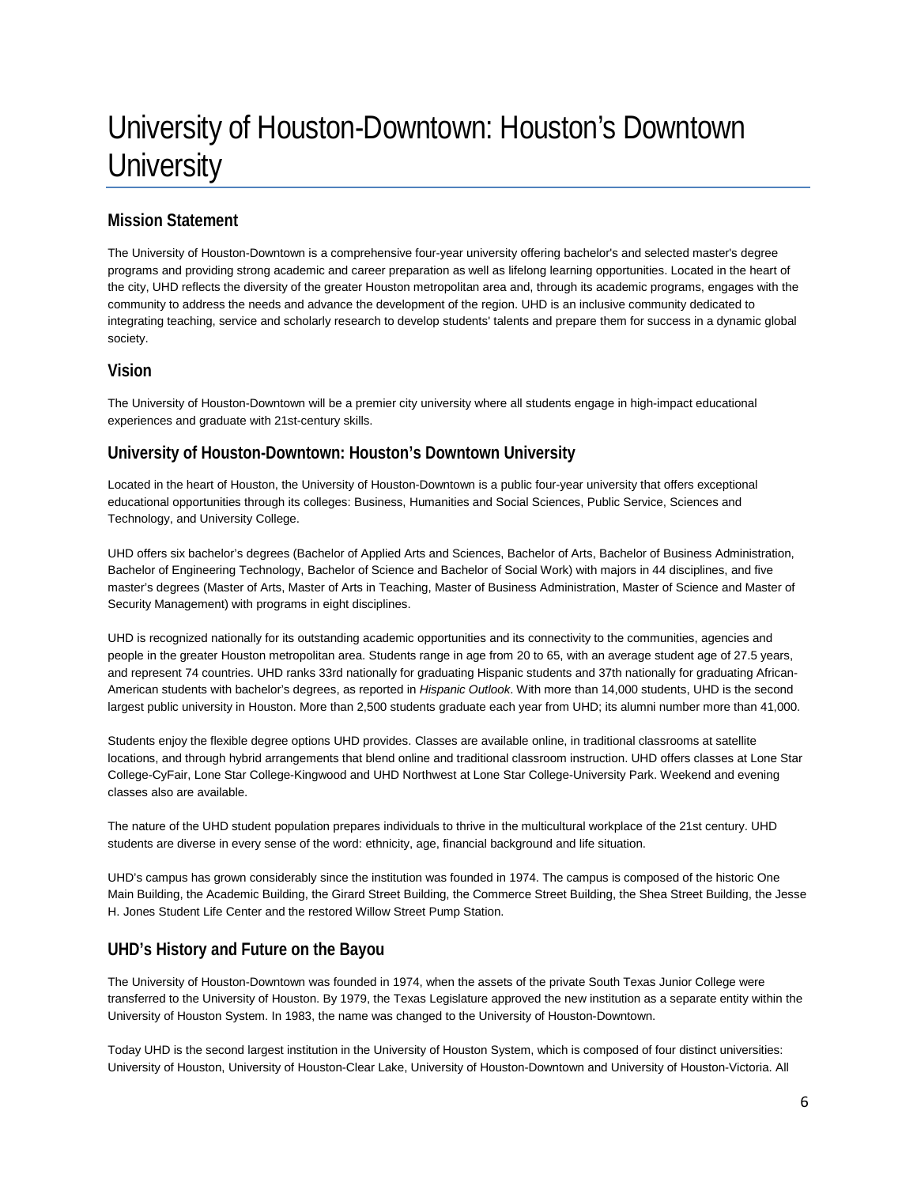# University of Houston-Downtown: Houston's Downtown University

## Mission Statement

The University of Houston-Downtown is a comprehensive four-year university offering bachelor's and selected master's degree programs and providing strong academic and career preparation as well as lifelong learning opportunities. Located in the heart of the city, UHD reflects the diversity of the greater Houston metropolitan area and, through its academic programs, engages with the community to address the needs and advance the development of the region. UHD is an inclusive community dedicated to integrating teaching, service and scholarly research to develop students' talents and prepare them for success in a dynamic global society.

## Vision

The University of Houston-Downtown will be a premier city university where all students engage in high-impact educational experiences and graduate with 21st-century skills.

## University of Houston-Downtown: Houston's Downtown University

Located in the heart of Houston, the University of Houston-Downtown is a public four-year university that offers exceptional educational opportunities through its colleges: Business, Humanities and Social Sciences, Public Service, Sciences and Technology, and University College.

UHD offers six bachelor's degrees (Bachelor of Applied Arts and Sciences, Bachelor of Arts, Bachelor of Business Administration, Bachelor of Engineering Technology, Bachelor of Science and Bachelor of Social Work) with majors in 44 disciplines, and five master's degrees (Master of Arts, Master of Arts in Teaching, Master of Business Administration, Master of Science and Master of Security Management) with programs in eight disciplines.

UHD is recognized nationally for its outstanding academic opportunities and its connectivity to the communities, agencies and people in the greater Houston metropolitan area. Students range in age from 20 to 65, with an average student age of 27.5 years, and represent 74 countries. UHD ranks 33rd nationally for graduating Hispanic students and 37th nationally for graduating African-American students with bachelor's degrees, as reported in *Hispanic Outlook*. With more than 14,000 students, UHD is the second largest public university in Houston. More than 2,500 students graduate each year from UHD; its alumni number more than 41,000.

Students enjoy the flexible degree options UHD provides. Classes are available online, in traditional classrooms at satellite locations, and through hybrid arrangements that blend online and traditional classroom instruction. UHD offers classes at Lone Star College-CyFair, Lone Star College-Kingwood and UHD Northwest at Lone Star College-University Park. Weekend and evening classes also are available.

The nature of the UHD student population prepares individuals to thrive in the multicultural workplace of the 21st century. UHD students are diverse in every sense of the word: ethnicity, age, financial background and life situation.

UHD's campus has grown considerably since the institution was founded in 1974. The campus is composed of the historic One Main Building, the Academic Building, the Girard Street Building, the Commerce Street Building, the Shea Street Building, the Jesse H. Jones Student Life Center and the restored Willow Street Pump Station.

## UHD's History and Future on the Bayou

The University of Houston-Downtown was founded in 1974, when the assets of the private South Texas Junior College were transferred to the University of Houston. By 1979, the Texas Legislature approved the new institution as a separate entity within the University of Houston System. In 1983, the name was changed to the University of Houston-Downtown.

Today UHD is the second largest institution in the University of Houston System, which is composed of four distinct universities: University of Houston, University of Houston-Clear Lake, University of Houston-Downtown and University of Houston-Victoria. All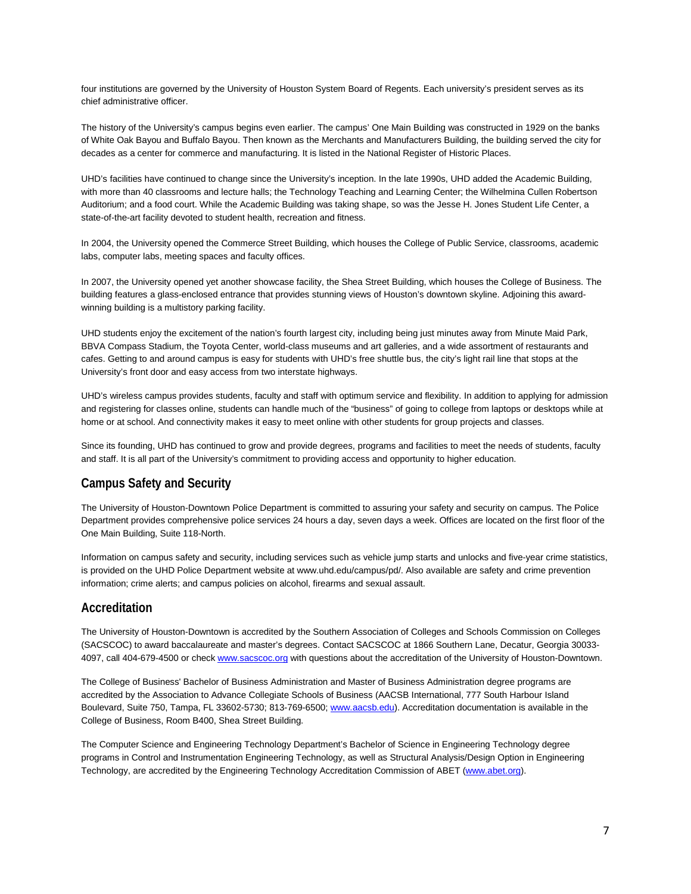four institutions are governed by the University of Houston System Board of Regents. Each university's president serves as its chief administrative officer.

The history of the University's campus begins even earlier. The campus' One Main Building was constructed in 1929 on the banks of White Oak Bayou and Buffalo Bayou. Then known as the Merchants and Manufacturers Building, the building served the city for decades as a center for commerce and manufacturing. It is listed in the National Register of Historic Places.

UHD's facilities have continued to change since the University's inception. In the late 1990s, UHD added the Academic Building, with more than 40 classrooms and lecture halls; the Technology Teaching and Learning Center; the Wilhelmina Cullen Robertson Auditorium; and a food court. While the Academic Building was taking shape, so was the Jesse H. Jones Student Life Center, a state-of-the-art facility devoted to student health, recreation and fitness.

In 2004, the University opened the Commerce Street Building, which houses the College of Public Service, classrooms, academic labs, computer labs, meeting spaces and faculty offices.

In 2007, the University opened yet another showcase facility, the Shea Street Building, which houses the College of Business. The building features a glass-enclosed entrance that provides stunning views of Houston's downtown skyline. Adjoining this award-winning building is a multistory parking facility.

UHD students enjoy the excitement of the nation's fourth largest city, including being just minutes away from Minute Maid Park, BBVA Compass Stadium, the Toyota Center, world-class museums and art galleries, and a wide assortment of restaurants and cafes. Getting to and around campus is easy for students with UHD's free shuttle bus, the city's light rail line that stops at the University's front door and easy access from two interstate highways.

UHD's wireless campus provides students, faculty and staff with optimum service and flexibility. In addition to applying for admission and registering for classes online, students can handle much of the "business" of going to college from laptops or desktops while at home or at school. And connectivity makes it easy to meet online with other students for group projects and classes.

Since its founding, UHD has continued to grow and provide degrees, programs and facilities to meet the needs of students, faculty and staff. It is all part of the University's commitment to providing access and opportunity to higher education.

## Campus Safety and Security

The University of Houston-Downtown Police Department is committed to assuring your safety and security on campus. The Police Department provides comprehensive police services 24 hours a day, seven days a week. Offices are located on the first floor of the One Main Building, Suite 118-North.

Information on campus safety and security, including services such as vehicle jump starts and unlocks and five-year crime statistics, is provided on the UHD Police Department website at www.uhd.edu/campus/pd/. Also available are safety and crime prevention information; crime alerts; and campus policies on alcohol, firearms and sexual assault.

## Accreditation

The University of Houston-Downtown is accredited by the Southern Association of Colleges and Schools Commission on Colleges (SACSCOC) to award baccalaureate and master's degrees. Contact SACSCOC at 1866 Southern Lane, Decatur, Georgia 30033-4097, call 404-679-4500 or check www.sacscoc.org with questions about the accreditation of the University of Houston-Downtown.

The College of Business' Bachelor of Business Administration and Master of Business Administration degree programs are accredited by the Association to Advance Collegiate Schools of Business (AACSB International, 777 South Harbour Island Boulevard, Suite 750, Tampa, FL 33602-5730; 813-769-6500; www.aacsb.edu). Accreditation documentation is available in the College of Business, Room B400, Shea Street Building.

The Computer Science and Engineering Technology Department's Bachelor of Science in Engineering Technology degree programs in Control and Instrumentation Engineering Technology, as well as Structural Analysis/Design Option in Engineering Technology, are accredited by the Engineering Technology Accreditation Commission of ABET (www.abet.org).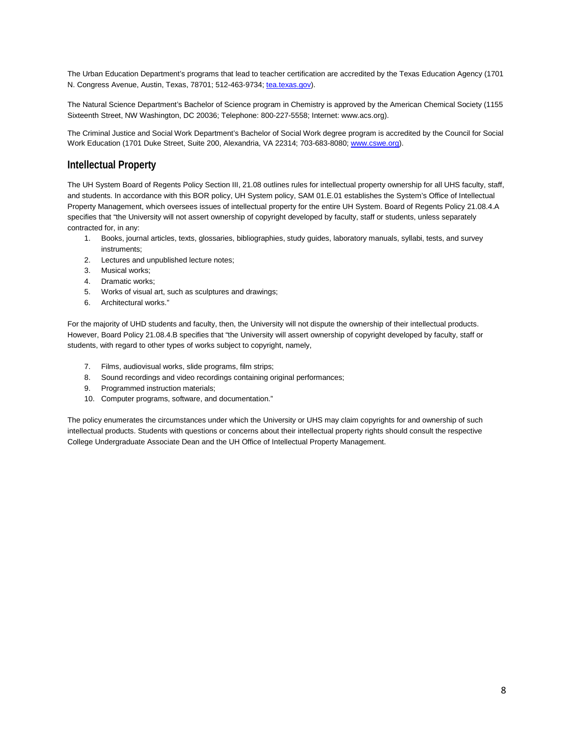The Urban Education Department's programs that lead to teacher certification are accredited by the Texas Education Agency (1701 N. Congress Avenue, Austin, Texas, 78701; 512-463-9734; tea.texas.gov).

The Natural Science Department's Bachelor of Science program in Chemistry is approved by the American Chemical Society (1155 Sixteenth Street, NW Washington, DC 20036; Telephone: 800-227-5558; Internet: www.acs.org).

The Criminal Justice and Social Work Department's Bachelor of Social Work degree program is accredited by the Council for Social Work Education (1701 Duke Street, Suite 200, Alexandria, VA 22314; 703-683-8080; www.cswe.org).

## Intellectual Property

The UH System Board of Regents Policy Section III, 21.08 outlines rules for intellectual property ownership for all UHS faculty, staff, and students. In accordance with this BOR policy, UH System policy, SAM 01.E.01 establishes the System's Office of Intellectual Property Management, which oversees issues of intellectual property for the entire UH System. Board of Regents Policy 21.08.4.A specifies that "the University will not assert ownership of copyright developed by faculty, staff or students, unless separately contracted for, in any:

1. Books, journal articles, texts, glossaries, bibliographies, study guides, laboratory manuals, syllabi, tests, and survey instruments;
2. Lectures and unpublished lecture notes;
3. Musical works;
4. Dramatic works;
5. Works of visual art, such as sculptures and drawings;
6. Architectural works."

For the majority of UHD students and faculty, then, the University will not dispute the ownership of their intellectual products. However, Board Policy 21.08.4.B specifies that "the University will assert ownership of copyright developed by faculty, staff or students, with regard to other types of works subject to copyright, namely,

7. Films, audiovisual works, slide programs, film strips;
8. Sound recordings and video recordings containing original performances;
9. Programmed instruction materials;
10. Computer programs, software, and documentation."

The policy enumerates the circumstances under which the University or UHS may claim copyrights for and ownership of such intellectual products. Students with questions or concerns about their intellectual property rights should consult the respective College Undergraduate Associate Dean and the UH Office of Intellectual Property Management.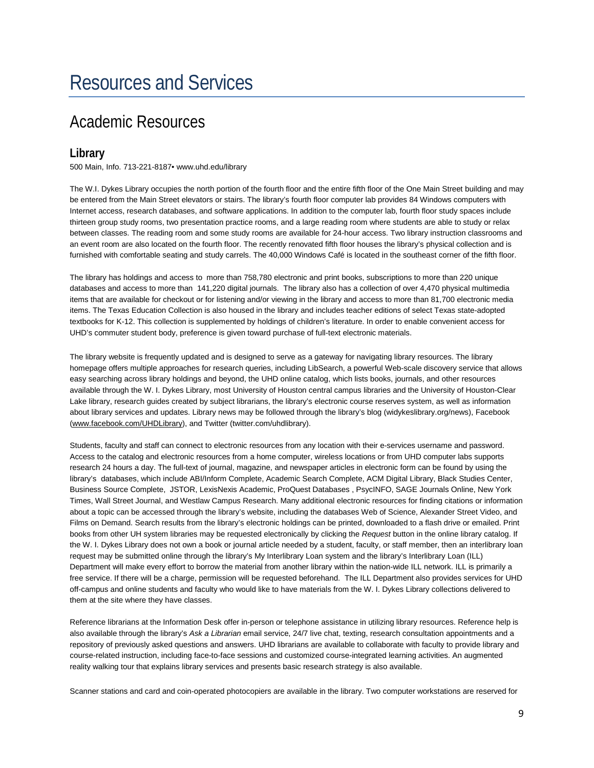# Resources and Services

## Academic Resources

### Library

500 Main, Info. 713-221-8187• www.uhd.edu/library

The W.I. Dykes Library occupies the north portion of the fourth floor and the entire fifth floor of the One Main Street building and may be entered from the Main Street elevators or stairs. The library's fourth floor computer lab provides 84 Windows computers with Internet access, research databases, and software applications. In addition to the computer lab, fourth floor study spaces include thirteen group study rooms, two presentation practice rooms, and a large reading room where students are able to study or relax between classes. The reading room and some study rooms are available for 24-hour access. Two library instruction classrooms and an event room are also located on the fourth floor. The recently renovated fifth floor houses the library's physical collection and is furnished with comfortable seating and study carrels. The 40,000 Windows Café is located in the southeast corner of the fifth floor.

The library has holdings and access to more than 758,780 electronic and print books, subscriptions to more than 220 unique databases and access to more than 141,220 digital journals. The library also has a collection of over 4,470 physical multimedia items that are available for checkout or for listening and/or viewing in the library and access to more than 81,700 electronic media items. The Texas Education Collection is also housed in the library and includes teacher editions of select Texas state-adopted textbooks for K-12. This collection is supplemented by holdings of children's literature. In order to enable convenient access for UHD's commuter student body, preference is given toward purchase of full-text electronic materials.

The library website is frequently updated and is designed to serve as a gateway for navigating library resources. The library homepage offers multiple approaches for research queries, including LibSearch, a powerful Web-scale discovery service that allows easy searching across library holdings and beyond, the UHD online catalog, which lists books, journals, and other resources available through the W. I. Dykes Library, most University of Houston central campus libraries and the University of Houston-Clear Lake library, research guides created by subject librarians, the library's electronic course reserves system, as well as information about library services and updates. Library news may be followed through the library's blog (widykeslibrary.org/news), Facebook (www.facebook.com/UHDLibrary), and Twitter (twitter.com/uhdlibrary).

Students, faculty and staff can connect to electronic resources from any location with their e-services username and password. Access to the catalog and electronic resources from a home computer, wireless locations or from UHD computer labs supports research 24 hours a day. The full-text of journal, magazine, and newspaper articles in electronic form can be found by using the library's databases, which include ABI/Inform Complete, Academic Search Complete, ACM Digital Library, Black Studies Center, Business Source Complete, JSTOR, LexisNexis Academic, ProQuest Databases , PsycINFO, SAGE Journals Online, New York Times, Wall Street Journal, and Westlaw Campus Research. Many additional electronic resources for finding citations or information about a topic can be accessed through the library's website, including the databases Web of Science, Alexander Street Video, and Films on Demand. Search results from the library's electronic holdings can be printed, downloaded to a flash drive or emailed. Print books from other UH system libraries may be requested electronically by clicking the *Request* button in the online library catalog. If the W. I. Dykes Library does not own a book or journal article needed by a student, faculty, or staff member, then an interlibrary loan request may be submitted online through the library's My Interlibrary Loan system and the library's Interlibrary Loan (ILL) Department will make every effort to borrow the material from another library within the nation-wide ILL network. ILL is primarily a free service. If there will be a charge, permission will be requested beforehand. The ILL Department also provides services for UHD off-campus and online students and faculty who would like to have materials from the W. I. Dykes Library collections delivered to them at the site where they have classes.

Reference librarians at the Information Desk offer in-person or telephone assistance in utilizing library resources. Reference help is also available through the library's *Ask a Librarian* email service, 24/7 live chat, texting, research consultation appointments and a repository of previously asked questions and answers. UHD librarians are available to collaborate with faculty to provide library and course-related instruction, including face-to-face sessions and customized course-integrated learning activities. An augmented reality walking tour that explains library services and presents basic research strategy is also available.

Scanner stations and card and coin-operated photocopiers are available in the library. Two computer workstations are reserved for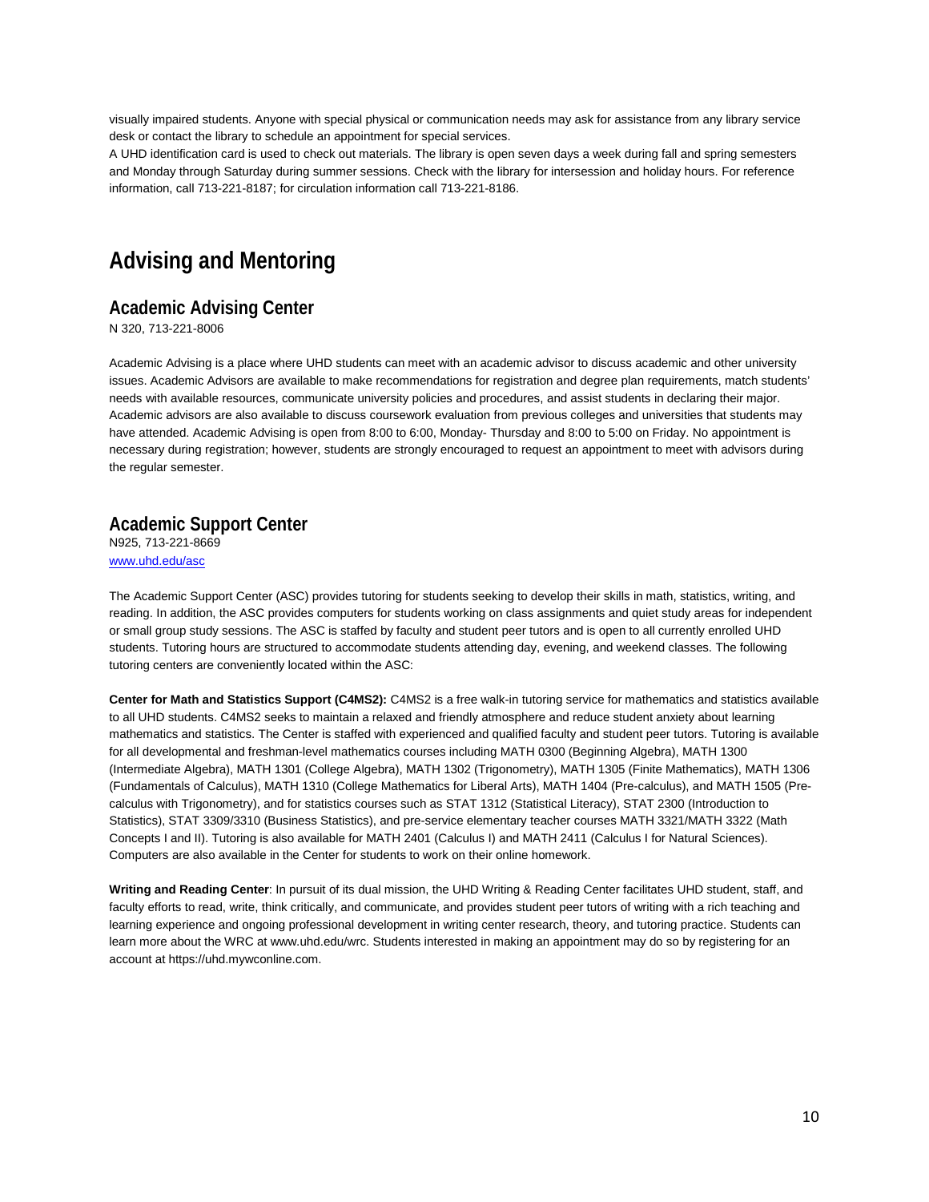visually impaired students. Anyone with special physical or communication needs may ask for assistance from any library service desk or contact the library to schedule an appointment for special services.

A UHD identification card is used to check out materials. The library is open seven days a week during fall and spring semesters and Monday through Saturday during summer sessions. Check with the library for intersession and holiday hours. For reference information, call 713-221-8187; for circulation information call 713-221-8186.

# Advising and Mentoring

## Academic Advising Center

N 320, 713-221-8006

Academic Advising is a place where UHD students can meet with an academic advisor to discuss academic and other university issues. Academic Advisors are available to make recommendations for registration and degree plan requirements, match students' needs with available resources, communicate university policies and procedures, and assist students in declaring their major. Academic advisors are also available to discuss coursework evaluation from previous colleges and universities that students may have attended. Academic Advising is open from 8:00 to 6:00, Monday- Thursday and 8:00 to 5:00 on Friday. No appointment is necessary during registration; however, students are strongly encouraged to request an appointment to meet with advisors during the regular semester.

## Academic Support Center

N925, 713-221-8669
www.uhd.edu/asc

The Academic Support Center (ASC) provides tutoring for students seeking to develop their skills in math, statistics, writing, and reading. In addition, the ASC provides computers for students working on class assignments and quiet study areas for independent or small group study sessions. The ASC is staffed by faculty and student peer tutors and is open to all currently enrolled UHD students. Tutoring hours are structured to accommodate students attending day, evening, and weekend classes. The following tutoring centers are conveniently located within the ASC:

**Center for Math and Statistics Support (C4MS2):** C4MS2 is a free walk-in tutoring service for mathematics and statistics available to all UHD students. C4MS2 seeks to maintain a relaxed and friendly atmosphere and reduce student anxiety about learning mathematics and statistics. The Center is staffed with experienced and qualified faculty and student peer tutors. Tutoring is available for all developmental and freshman-level mathematics courses including MATH 0300 (Beginning Algebra), MATH 1300 (Intermediate Algebra), MATH 1301 (College Algebra), MATH 1302 (Trigonometry), MATH 1305 (Finite Mathematics), MATH 1306 (Fundamentals of Calculus), MATH 1310 (College Mathematics for Liberal Arts), MATH 1404 (Pre-calculus), and MATH 1505 (Pre-calculus with Trigonometry), and for statistics courses such as STAT 1312 (Statistical Literacy), STAT 2300 (Introduction to Statistics), STAT 3309/3310 (Business Statistics), and pre-service elementary teacher courses MATH 3321/MATH 3322 (Math Concepts I and II). Tutoring is also available for MATH 2401 (Calculus I) and MATH 2411 (Calculus I for Natural Sciences). Computers are also available in the Center for students to work on their online homework.

**Writing and Reading Center**: In pursuit of its dual mission, the UHD Writing & Reading Center facilitates UHD student, staff, and faculty efforts to read, write, think critically, and communicate, and provides student peer tutors of writing with a rich teaching and learning experience and ongoing professional development in writing center research, theory, and tutoring practice. Students can learn more about the WRC at www.uhd.edu/wrc. Students interested in making an appointment may do so by registering for an account at https://uhd.mywconline.com.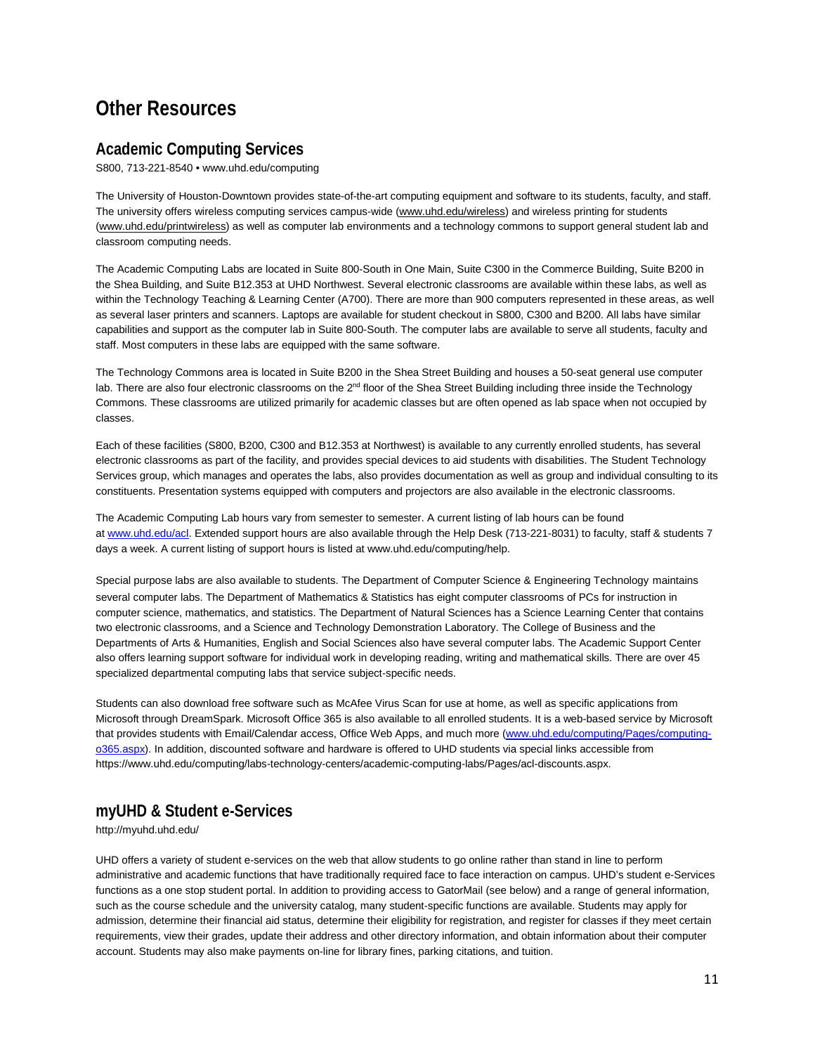# Other Resources

## Academic Computing Services

S800, 713-221-8540 • www.uhd.edu/computing

The University of Houston-Downtown provides state-of-the-art computing equipment and software to its students, faculty, and staff. The university offers wireless computing services campus-wide (www.uhd.edu/wireless) and wireless printing for students (www.uhd.edu/printwireless) as well as computer lab environments and a technology commons to support general student lab and classroom computing needs.

The Academic Computing Labs are located in Suite 800-South in One Main, Suite C300 in the Commerce Building, Suite B200 in the Shea Building, and Suite B12.353 at UHD Northwest. Several electronic classrooms are available within these labs, as well as within the Technology Teaching & Learning Center (A700). There are more than 900 computers represented in these areas, as well as several laser printers and scanners. Laptops are available for student checkout in S800, C300 and B200. All labs have similar capabilities and support as the computer lab in Suite 800-South. The computer labs are available to serve all students, faculty and staff. Most computers in these labs are equipped with the same software.

The Technology Commons area is located in Suite B200 in the Shea Street Building and houses a 50-seat general use computer lab. There are also four electronic classrooms on the 2nd floor of the Shea Street Building including three inside the Technology Commons. These classrooms are utilized primarily for academic classes but are often opened as lab space when not occupied by classes.

Each of these facilities (S800, B200, C300 and B12.353 at Northwest) is available to any currently enrolled students, has several electronic classrooms as part of the facility, and provides special devices to aid students with disabilities. The Student Technology Services group, which manages and operates the labs, also provides documentation as well as group and individual consulting to its constituents. Presentation systems equipped with computers and projectors are also available in the electronic classrooms.

The Academic Computing Lab hours vary from semester to semester. A current listing of lab hours can be found at www.uhd.edu/acl. Extended support hours are also available through the Help Desk (713-221-8031) to faculty, staff & students 7 days a week. A current listing of support hours is listed at www.uhd.edu/computing/help.

Special purpose labs are also available to students. The Department of Computer Science & Engineering Technology maintains several computer labs. The Department of Mathematics & Statistics has eight computer classrooms of PCs for instruction in computer science, mathematics, and statistics. The Department of Natural Sciences has a Science Learning Center that contains two electronic classrooms, and a Science and Technology Demonstration Laboratory. The College of Business and the Departments of Arts & Humanities, English and Social Sciences also have several computer labs. The Academic Support Center also offers learning support software for individual work in developing reading, writing and mathematical skills. There are over 45 specialized departmental computing labs that service subject-specific needs.

Students can also download free software such as McAfee Virus Scan for use at home, as well as specific applications from Microsoft through DreamSpark. Microsoft Office 365 is also available to all enrolled students. It is a web-based service by Microsoft that provides students with Email/Calendar access, Office Web Apps, and much more (www.uhd.edu/computing/Pages/computing-o365.aspx). In addition, discounted software and hardware is offered to UHD students via special links accessible from https://www.uhd.edu/computing/labs-technology-centers/academic-computing-labs/Pages/acl-discounts.aspx.

## myUHD & Student e-Services

http://myuhd.uhd.edu/

UHD offers a variety of student e-services on the web that allow students to go online rather than stand in line to perform administrative and academic functions that have traditionally required face to face interaction on campus. UHD's student e-Services functions as a one stop student portal. In addition to providing access to GatorMail (see below) and a range of general information, such as the course schedule and the university catalog, many student-specific functions are available. Students may apply for admission, determine their financial aid status, determine their eligibility for registration, and register for classes if they meet certain requirements, view their grades, update their address and other directory information, and obtain information about their computer account. Students may also make payments on-line for library fines, parking citations, and tuition.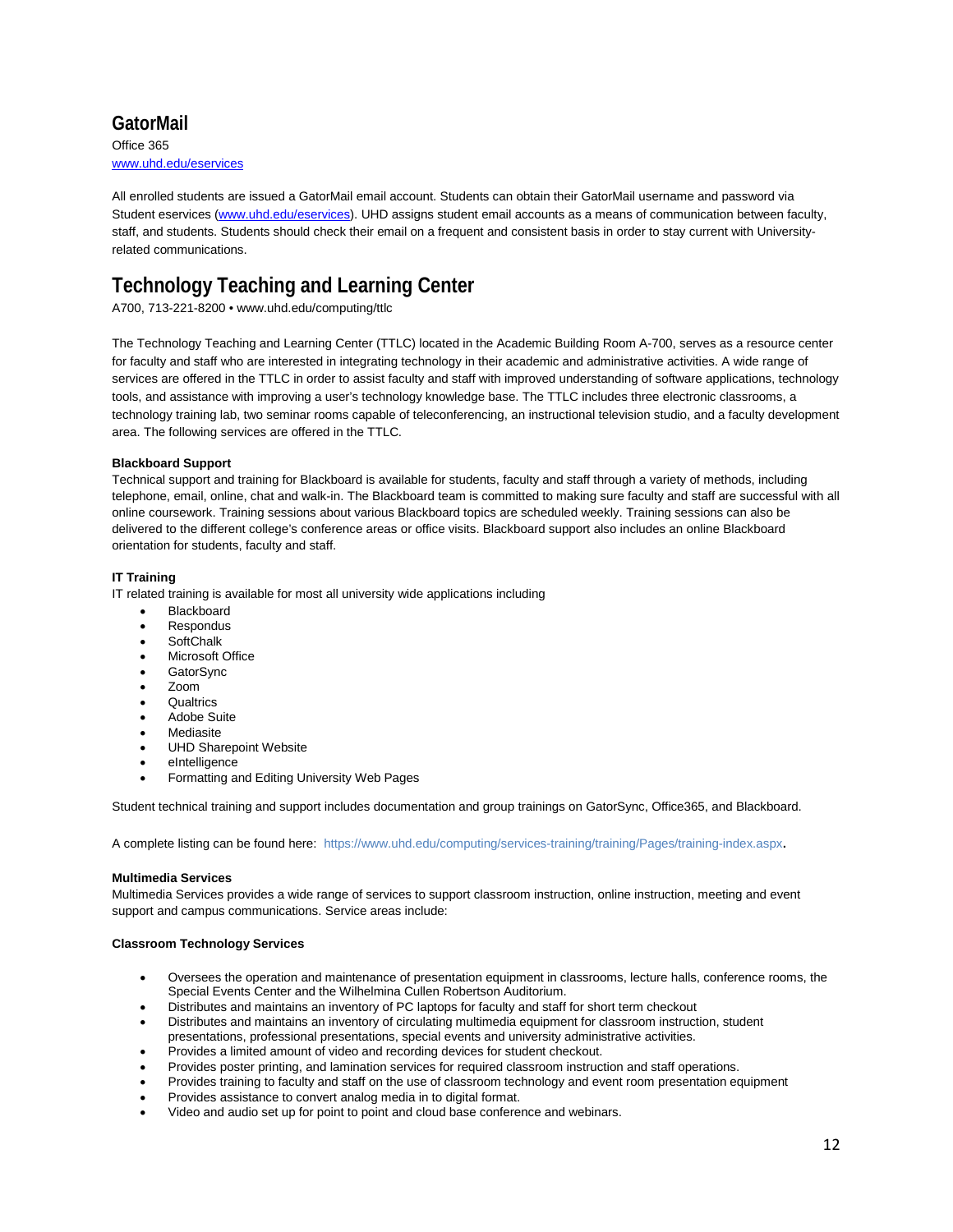## GatorMail

Office 365
[www.uhd.edu/eservices](www.uhd.edu/eservices)

All enrolled students are issued a GatorMail email account. Students can obtain their GatorMail username and password via Student eservices ([www.uhd.edu/eservices](www.uhd.edu/eservices)). UHD assigns student email accounts as a means of communication between faculty, staff, and students. Students should check their email on a frequent and consistent basis in order to stay current with University-related communications.

## Technology Teaching and Learning Center

A700, 713-221-8200 • www.uhd.edu/computing/ttlc

The Technology Teaching and Learning Center (TTLC) located in the Academic Building Room A-700, serves as a resource center for faculty and staff who are interested in integrating technology in their academic and administrative activities. A wide range of services are offered in the TTLC in order to assist faculty and staff with improved understanding of software applications, technology tools, and assistance with improving a user's technology knowledge base. The TTLC includes three electronic classrooms, a technology training lab, two seminar rooms capable of teleconferencing, an instructional television studio, and a faculty development area. The following services are offered in the TTLC.

**Blackboard Support**

Technical support and training for Blackboard is available for students, faculty and staff through a variety of methods, including telephone, email, online, chat and walk-in. The Blackboard team is committed to making sure faculty and staff are successful with all online coursework. Training sessions about various Blackboard topics are scheduled weekly. Training sessions can also be delivered to the different college's conference areas or office visits. Blackboard support also includes an online Blackboard orientation for students, faculty and staff.

**IT Training**

IT related training is available for most all university wide applications including

- Blackboard
- Respondus
- SoftChalk
- Microsoft Office
- GatorSync
- Zoom
- Qualtrics
- Adobe Suite
- Mediasite
- UHD Sharepoint Website
- eIntelligence
- Formatting and Editing University Web Pages

Student technical training and support includes documentation and group trainings on GatorSync, Office365, and Blackboard.

A complete listing can be found here: https://www.uhd.edu/computing/services-training/training/Pages/training-index.aspx.

**Multimedia Services**

Multimedia Services provides a wide range of services to support classroom instruction, online instruction, meeting and event support and campus communications. Service areas include:

**Classroom Technology Services**

- Oversees the operation and maintenance of presentation equipment in classrooms, lecture halls, conference rooms, the Special Events Center and the Wilhelmina Cullen Robertson Auditorium.
- Distributes and maintains an inventory of PC laptops for faculty and staff for short term checkout
- Distributes and maintains an inventory of circulating multimedia equipment for classroom instruction, student presentations, professional presentations, special events and university administrative activities.
- Provides a limited amount of video and recording devices for student checkout.
- Provides poster printing, and lamination services for required classroom instruction and staff operations.
- Provides training to faculty and staff on the use of classroom technology and event room presentation equipment
- Provides assistance to convert analog media in to digital format.
- Video and audio set up for point to point and cloud base conference and webinars.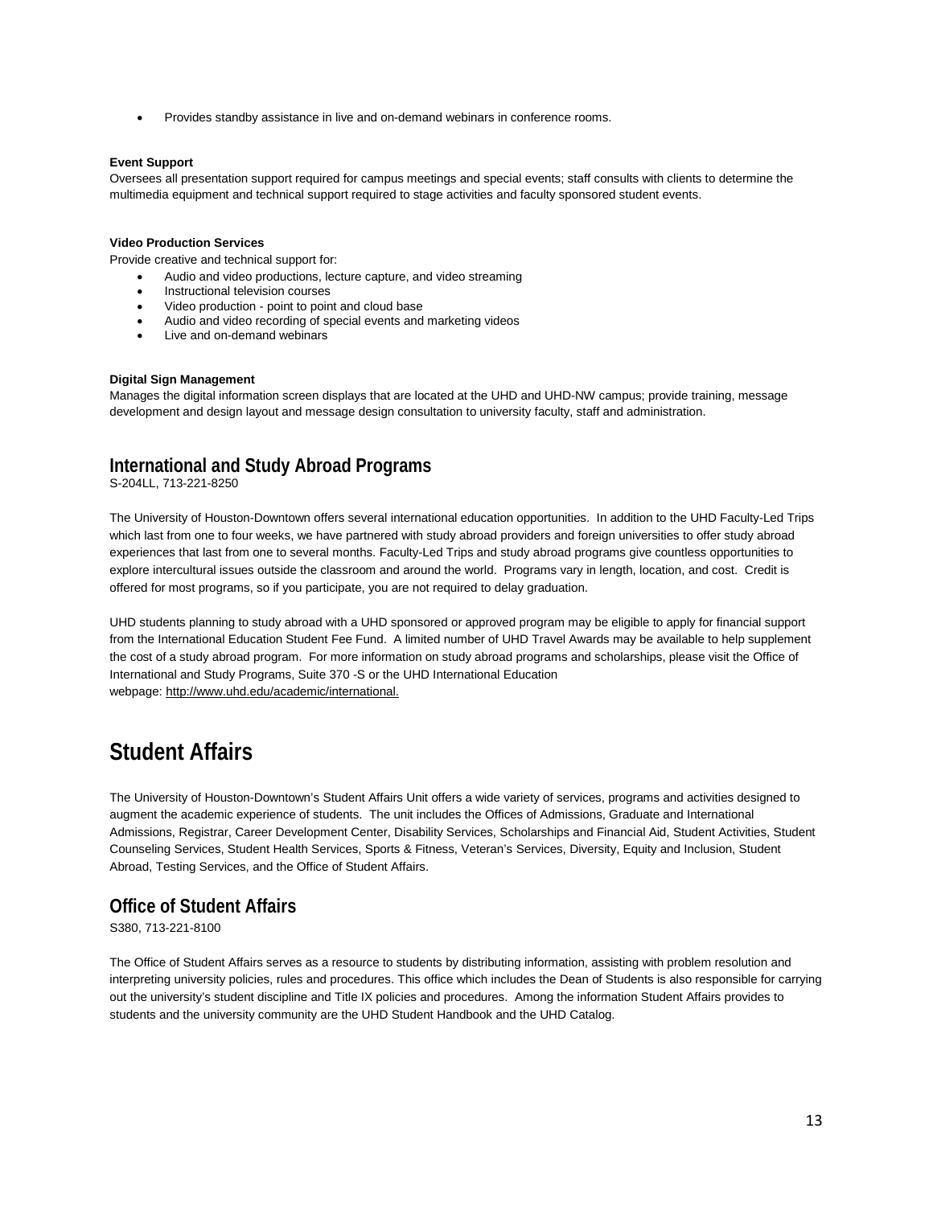- Provides standby assistance in live and on-demand webinars in conference rooms.

**Event Support**

Oversees all presentation support required for campus meetings and special events; staff consults with clients to determine the multimedia equipment and technical support required to stage activities and faculty sponsored student events.

**Video Production Services**

Provide creative and technical support for:

- Audio and video productions, lecture capture, and video streaming
- Instructional television courses
- Video production - point to point and cloud base
- Audio and video recording of special events and marketing videos
- Live and on-demand webinars

**Digital Sign Management**

Manages the digital information screen displays that are located at the UHD and UHD-NW campus; provide training, message development and design layout and message design consultation to university faculty, staff and administration.

## International and Study Abroad Programs

S-204LL, 713-221-8250

The University of Houston-Downtown offers several international education opportunities. In addition to the UHD Faculty-Led Trips which last from one to four weeks, we have partnered with study abroad providers and foreign universities to offer study abroad experiences that last from one to several months. Faculty-Led Trips and study abroad programs give countless opportunities to explore intercultural issues outside the classroom and around the world. Programs vary in length, location, and cost. Credit is offered for most programs, so if you participate, you are not required to delay graduation.

UHD students planning to study abroad with a UHD sponsored or approved program may be eligible to apply for financial support from the International Education Student Fee Fund. A limited number of UHD Travel Awards may be available to help supplement the cost of a study abroad program. For more information on study abroad programs and scholarships, please visit the Office of International and Study Programs, Suite 370 -S or the UHD International Education webpage: http://www.uhd.edu/academic/international.

# Student Affairs

The University of Houston-Downtown's Student Affairs Unit offers a wide variety of services, programs and activities designed to augment the academic experience of students. The unit includes the Offices of Admissions, Graduate and International Admissions, Registrar, Career Development Center, Disability Services, Scholarships and Financial Aid, Student Activities, Student Counseling Services, Student Health Services, Sports & Fitness, Veteran's Services, Diversity, Equity and Inclusion, Student Abroad, Testing Services, and the Office of Student Affairs.

## Office of Student Affairs

S380, 713-221-8100

The Office of Student Affairs serves as a resource to students by distributing information, assisting with problem resolution and interpreting university policies, rules and procedures. This office which includes the Dean of Students is also responsible for carrying out the university's student discipline and Title IX policies and procedures. Among the information Student Affairs provides to students and the university community are the UHD Student Handbook and the UHD Catalog.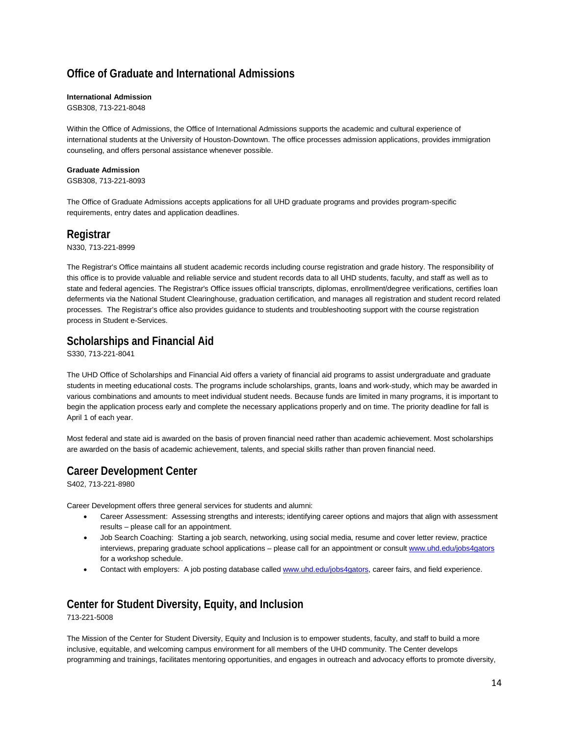## Office of Graduate and International Admissions

**International Admission**
GSB308, 713-221-8048

Within the Office of Admissions, the Office of International Admissions supports the academic and cultural experience of international students at the University of Houston-Downtown. The office processes admission applications, provides immigration counseling, and offers personal assistance whenever possible.

**Graduate Admission**
GSB308, 713-221-8093

The Office of Graduate Admissions accepts applications for all UHD graduate programs and provides program-specific requirements, entry dates and application deadlines.

## Registrar

N330, 713-221-8999

The Registrar's Office maintains all student academic records including course registration and grade history. The responsibility of this office is to provide valuable and reliable service and student records data to all UHD students, faculty, and staff as well as to state and federal agencies. The Registrar's Office issues official transcripts, diplomas, enrollment/degree verifications, certifies loan deferments via the National Student Clearinghouse, graduation certification, and manages all registration and student record related processes. The Registrar's office also provides guidance to students and troubleshooting support with the course registration process in Student e-Services.

## Scholarships and Financial Aid

S330, 713-221-8041

The UHD Office of Scholarships and Financial Aid offers a variety of financial aid programs to assist undergraduate and graduate students in meeting educational costs. The programs include scholarships, grants, loans and work-study, which may be awarded in various combinations and amounts to meet individual student needs. Because funds are limited in many programs, it is important to begin the application process early and complete the necessary applications properly and on time. The priority deadline for fall is April 1 of each year.

Most federal and state aid is awarded on the basis of proven financial need rather than academic achievement. Most scholarships are awarded on the basis of academic achievement, talents, and special skills rather than proven financial need.

## Career Development Center

S402, 713-221-8980

Career Development offers three general services for students and alumni:

- Career Assessment: Assessing strengths and interests; identifying career options and majors that align with assessment results – please call for an appointment.
- Job Search Coaching: Starting a job search, networking, using social media, resume and cover letter review, practice interviews, preparing graduate school applications – please call for an appointment or consult www.uhd.edu/jobs4gators for a workshop schedule.
- Contact with employers: A job posting database called www.uhd.edu/jobs4gators, career fairs, and field experience.

## Center for Student Diversity, Equity, and Inclusion

713-221-5008

The Mission of the Center for Student Diversity, Equity and Inclusion is to empower students, faculty, and staff to build a more inclusive, equitable, and welcoming campus environment for all members of the UHD community. The Center develops programming and trainings, facilitates mentoring opportunities, and engages in outreach and advocacy efforts to promote diversity,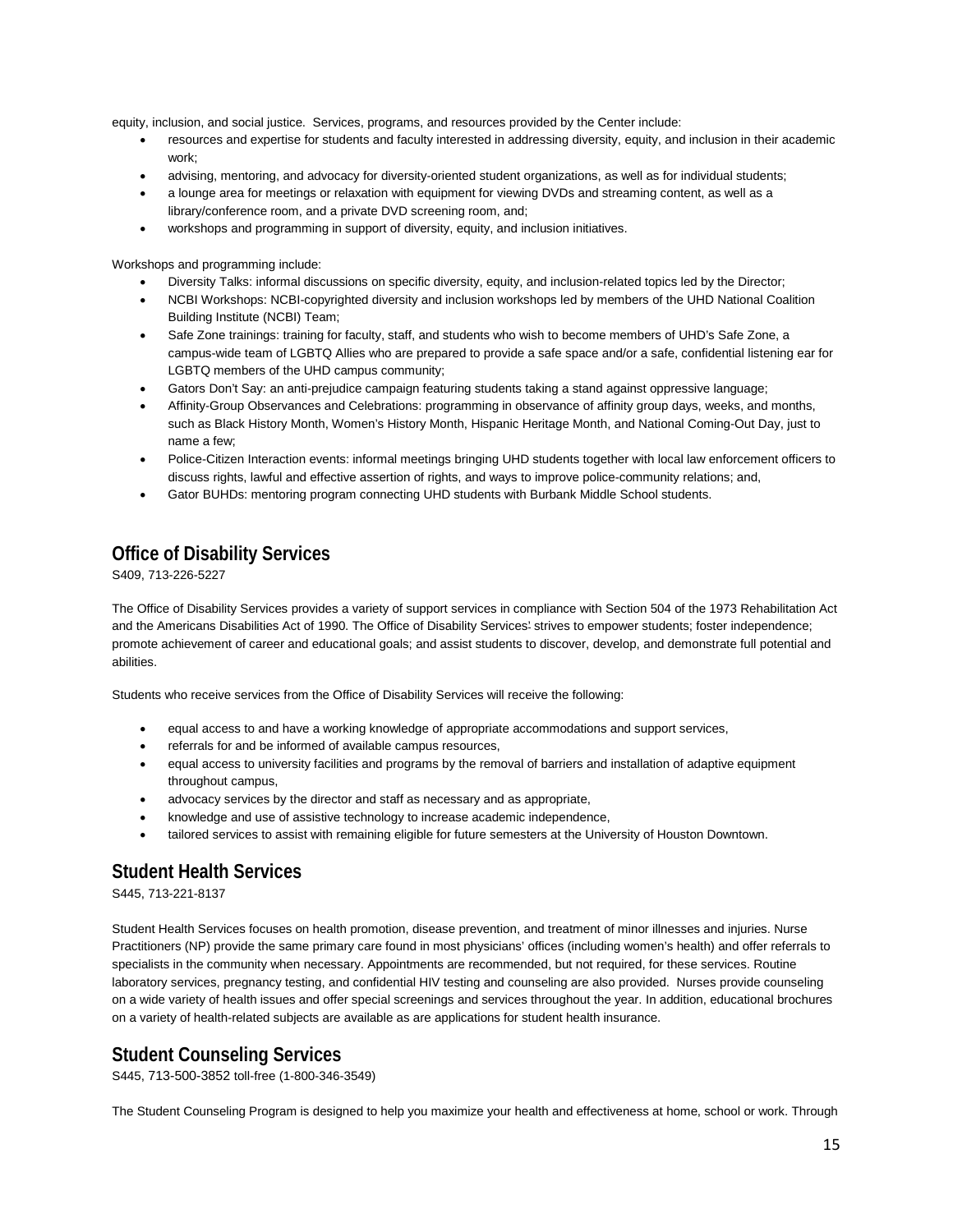equity, inclusion, and social justice. Services, programs, and resources provided by the Center include:

- resources and expertise for students and faculty interested in addressing diversity, equity, and inclusion in their academic work;
- advising, mentoring, and advocacy for diversity-oriented student organizations, as well as for individual students;
- a lounge area for meetings or relaxation with equipment for viewing DVDs and streaming content, as well as a library/conference room, and a private DVD screening room, and;
- workshops and programming in support of diversity, equity, and inclusion initiatives.

Workshops and programming include:

- Diversity Talks: informal discussions on specific diversity, equity, and inclusion-related topics led by the Director;
- NCBI Workshops: NCBI-copyrighted diversity and inclusion workshops led by members of the UHD National Coalition Building Institute (NCBI) Team;
- Safe Zone trainings: training for faculty, staff, and students who wish to become members of UHD's Safe Zone, a campus-wide team of LGBTQ Allies who are prepared to provide a safe space and/or a safe, confidential listening ear for LGBTQ members of the UHD campus community;
- Gators Don't Say: an anti-prejudice campaign featuring students taking a stand against oppressive language;
- Affinity-Group Observances and Celebrations: programming in observance of affinity group days, weeks, and months, such as Black History Month, Women's History Month, Hispanic Heritage Month, and National Coming-Out Day, just to name a few;
- Police-Citizen Interaction events: informal meetings bringing UHD students together with local law enforcement officers to discuss rights, lawful and effective assertion of rights, and ways to improve police-community relations; and,
- Gator BUHDs: mentoring program connecting UHD students with Burbank Middle School students.

## Office of Disability Services

S409, 713-226-5227

The Office of Disability Services provides a variety of support services in compliance with Section 504 of the 1973 Rehabilitation Act and the Americans Disabilities Act of 1990. The Office of Disability Services: strives to empower students; foster independence; promote achievement of career and educational goals; and assist students to discover, develop, and demonstrate full potential and abilities.

Students who receive services from the Office of Disability Services will receive the following:

- equal access to and have a working knowledge of appropriate accommodations and support services,
- referrals for and be informed of available campus resources,
- equal access to university facilities and programs by the removal of barriers and installation of adaptive equipment throughout campus,
- advocacy services by the director and staff as necessary and as appropriate,
- knowledge and use of assistive technology to increase academic independence,
- tailored services to assist with remaining eligible for future semesters at the University of Houston Downtown.

## Student Health Services

S445, 713-221-8137

Student Health Services focuses on health promotion, disease prevention, and treatment of minor illnesses and injuries. Nurse Practitioners (NP) provide the same primary care found in most physicians' offices (including women's health) and offer referrals to specialists in the community when necessary. Appointments are recommended, but not required, for these services. Routine laboratory services, pregnancy testing, and confidential HIV testing and counseling are also provided. Nurses provide counseling on a wide variety of health issues and offer special screenings and services throughout the year. In addition, educational brochures on a variety of health-related subjects are available as are applications for student health insurance.

## Student Counseling Services

S445, 713-500-3852 toll-free (1-800-346-3549)

The Student Counseling Program is designed to help you maximize your health and effectiveness at home, school or work. Through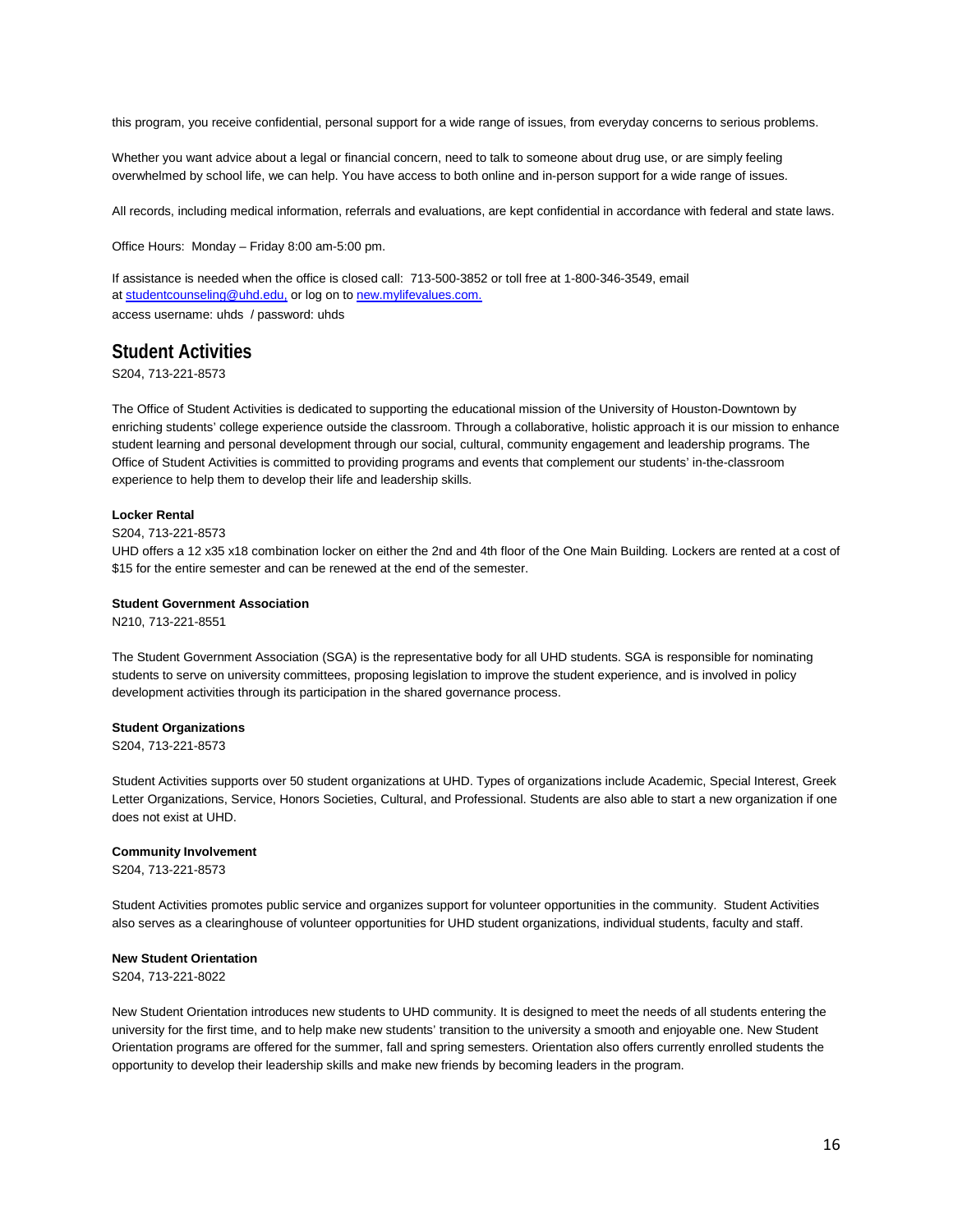this program, you receive confidential, personal support for a wide range of issues, from everyday concerns to serious problems.

Whether you want advice about a legal or financial concern, need to talk to someone about drug use, or are simply feeling overwhelmed by school life, we can help. You have access to both online and in-person support for a wide range of issues.

All records, including medical information, referrals and evaluations, are kept confidential in accordance with federal and state laws.

Office Hours: Monday – Friday 8:00 am-5:00 pm.

If assistance is needed when the office is closed call: 713-500-3852 or toll free at 1-800-346-3549, email at studentcounseling@uhd.edu, or log on to new.mylifevalues.com.
access username: uhds / password: uhds

## Student Activities

S204, 713-221-8573

The Office of Student Activities is dedicated to supporting the educational mission of the University of Houston-Downtown by enriching students' college experience outside the classroom. Through a collaborative, holistic approach it is our mission to enhance student learning and personal development through our social, cultural, community engagement and leadership programs. The Office of Student Activities is committed to providing programs and events that complement our students' in-the-classroom experience to help them to develop their life and leadership skills.

**Locker Rental**

S204, 713-221-8573
UHD offers a 12 x35 x18 combination locker on either the 2nd and 4th floor of the One Main Building. Lockers are rented at a cost of $15 for the entire semester and can be renewed at the end of the semester.

**Student Government Association**

N210, 713-221-8551

The Student Government Association (SGA) is the representative body for all UHD students. SGA is responsible for nominating students to serve on university committees, proposing legislation to improve the student experience, and is involved in policy development activities through its participation in the shared governance process.

**Student Organizations**

S204, 713-221-8573

Student Activities supports over 50 student organizations at UHD. Types of organizations include Academic, Special Interest, Greek Letter Organizations, Service, Honors Societies, Cultural, and Professional. Students are also able to start a new organization if one does not exist at UHD.

**Community Involvement**

S204, 713-221-8573

Student Activities promotes public service and organizes support for volunteer opportunities in the community. Student Activities also serves as a clearinghouse of volunteer opportunities for UHD student organizations, individual students, faculty and staff.

**New Student Orientation**

S204, 713-221-8022

New Student Orientation introduces new students to UHD community. It is designed to meet the needs of all students entering the university for the first time, and to help make new students' transition to the university a smooth and enjoyable one. New Student Orientation programs are offered for the summer, fall and spring semesters. Orientation also offers currently enrolled students the opportunity to develop their leadership skills and make new friends by becoming leaders in the program.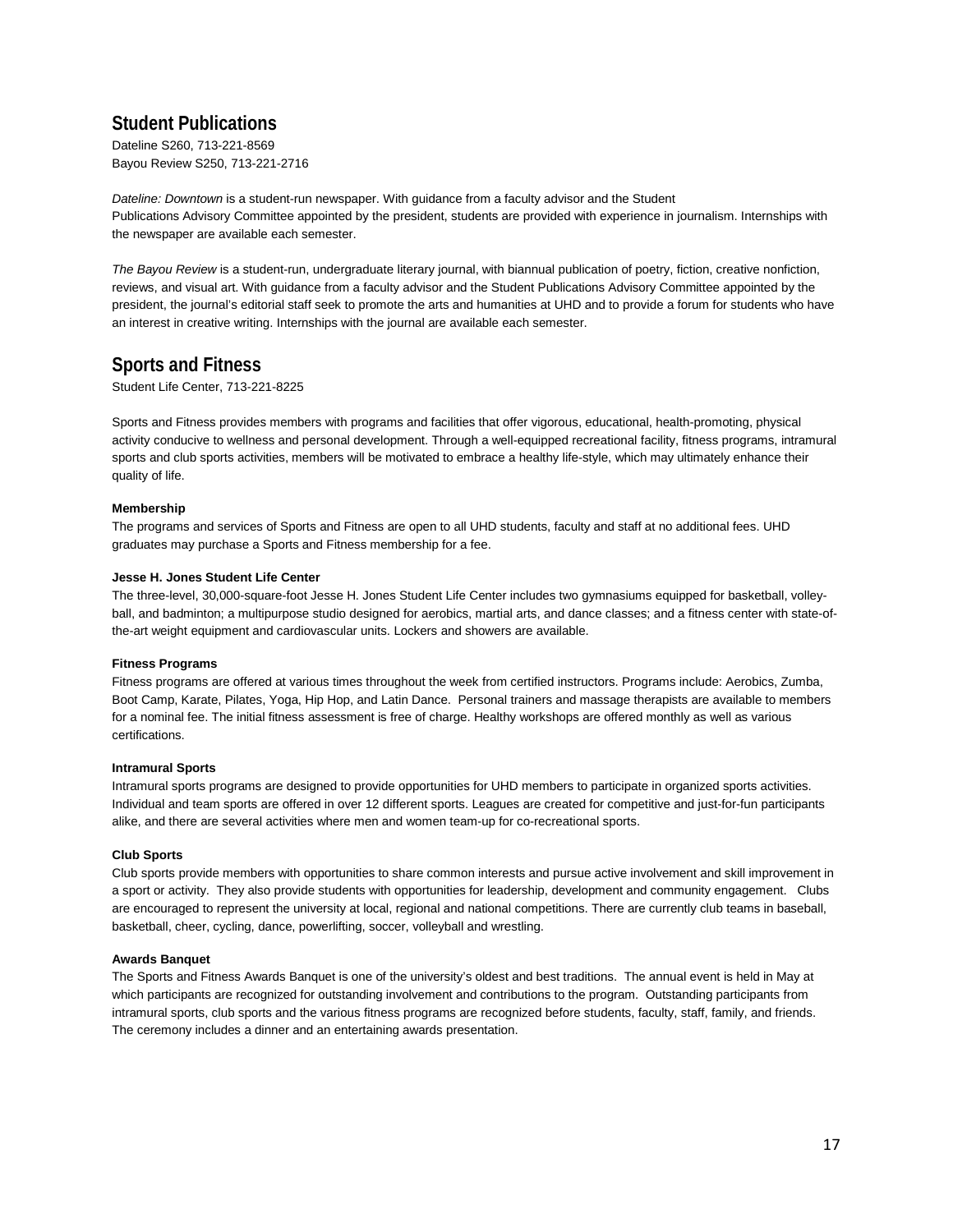## Student Publications

Dateline S260, 713-221-8569
Bayou Review S250, 713-221-2716

*Dateline: Downtown* is a student-run newspaper. With guidance from a faculty advisor and the Student Publications Advisory Committee appointed by the president, students are provided with experience in journalism. Internships with the newspaper are available each semester.

*The Bayou Review* is a student-run, undergraduate literary journal, with biannual publication of poetry, fiction, creative nonfiction, reviews, and visual art. With guidance from a faculty advisor and the Student Publications Advisory Committee appointed by the president, the journal's editorial staff seek to promote the arts and humanities at UHD and to provide a forum for students who have an interest in creative writing. Internships with the journal are available each semester.

## Sports and Fitness

Student Life Center, 713-221-8225

Sports and Fitness provides members with programs and facilities that offer vigorous, educational, health-promoting, physical activity conducive to wellness and personal development. Through a well-equipped recreational facility, fitness programs, intramural sports and club sports activities, members will be motivated to embrace a healthy life-style, which may ultimately enhance their quality of life.

**Membership**

The programs and services of Sports and Fitness are open to all UHD students, faculty and staff at no additional fees. UHD graduates may purchase a Sports and Fitness membership for a fee.

**Jesse H. Jones Student Life Center**

The three-level, 30,000-square-foot Jesse H. Jones Student Life Center includes two gymnasiums equipped for basketball, volley-ball, and badminton; a multipurpose studio designed for aerobics, martial arts, and dance classes; and a fitness center with state-of-the-art weight equipment and cardiovascular units. Lockers and showers are available.

**Fitness Programs**

Fitness programs are offered at various times throughout the week from certified instructors. Programs include: Aerobics, Zumba, Boot Camp, Karate, Pilates, Yoga, Hip Hop, and Latin Dance. Personal trainers and massage therapists are available to members for a nominal fee. The initial fitness assessment is free of charge. Healthy workshops are offered monthly as well as various certifications.

**Intramural Sports**

Intramural sports programs are designed to provide opportunities for UHD members to participate in organized sports activities. Individual and team sports are offered in over 12 different sports. Leagues are created for competitive and just-for-fun participants alike, and there are several activities where men and women team-up for co-recreational sports.

**Club Sports**

Club sports provide members with opportunities to share common interests and pursue active involvement and skill improvement in a sport or activity. They also provide students with opportunities for leadership, development and community engagement. Clubs are encouraged to represent the university at local, regional and national competitions. There are currently club teams in baseball, basketball, cheer, cycling, dance, powerlifting, soccer, volleyball and wrestling.

**Awards Banquet**

The Sports and Fitness Awards Banquet is one of the university's oldest and best traditions. The annual event is held in May at which participants are recognized for outstanding involvement and contributions to the program. Outstanding participants from intramural sports, club sports and the various fitness programs are recognized before students, faculty, staff, family, and friends. The ceremony includes a dinner and an entertaining awards presentation.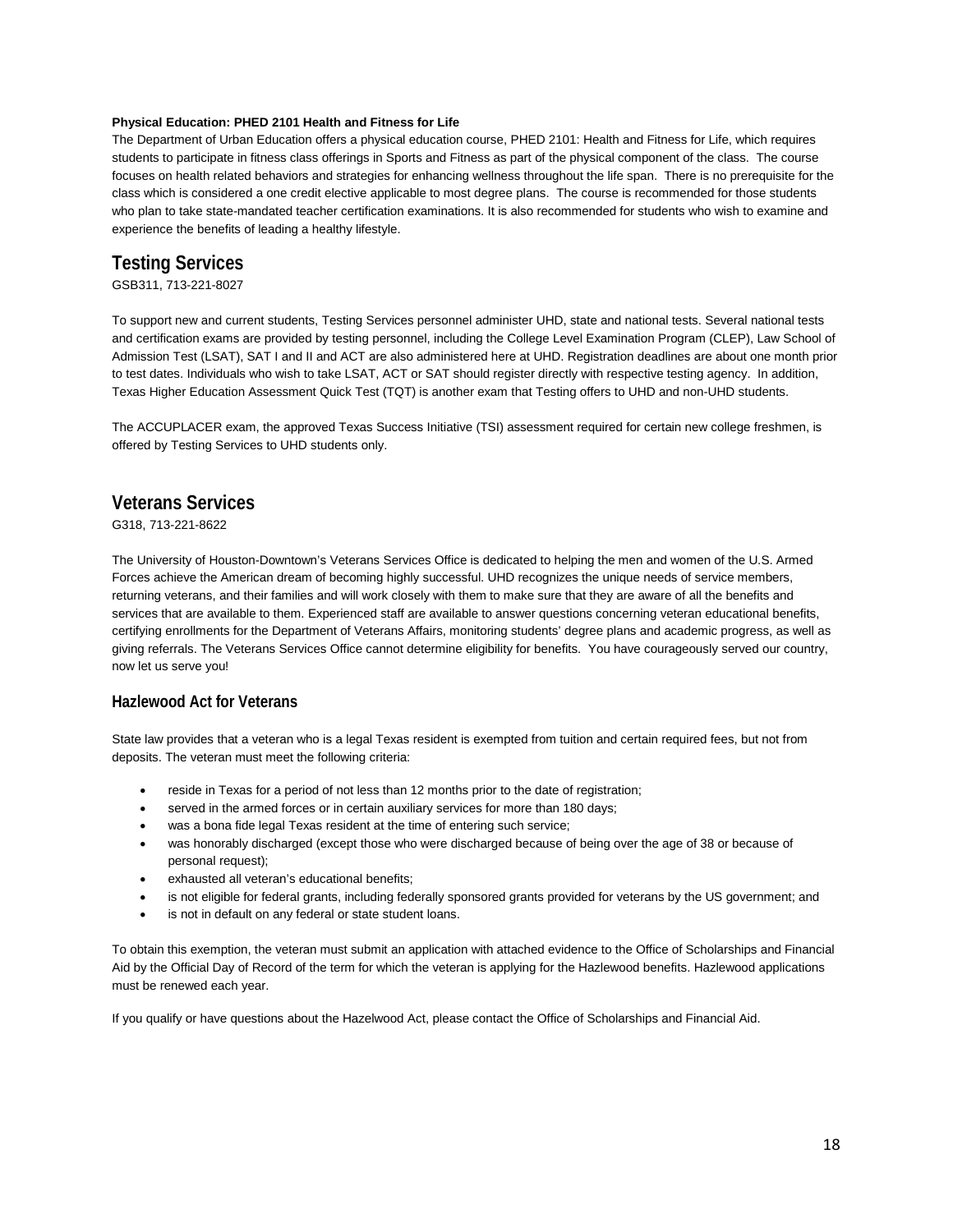**Physical Education: PHED 2101 Health and Fitness for Life**

The Department of Urban Education offers a physical education course, PHED 2101: Health and Fitness for Life, which requires students to participate in fitness class offerings in Sports and Fitness as part of the physical component of the class. The course focuses on health related behaviors and strategies for enhancing wellness throughout the life span. There is no prerequisite for the class which is considered a one credit elective applicable to most degree plans. The course is recommended for those students who plan to take state-mandated teacher certification examinations. It is also recommended for students who wish to examine and experience the benefits of leading a healthy lifestyle.

## Testing Services

GSB311, 713-221-8027

To support new and current students, Testing Services personnel administer UHD, state and national tests. Several national tests and certification exams are provided by testing personnel, including the College Level Examination Program (CLEP), Law School of Admission Test (LSAT), SAT I and II and ACT are also administered here at UHD. Registration deadlines are about one month prior to test dates. Individuals who wish to take LSAT, ACT or SAT should register directly with respective testing agency. In addition, Texas Higher Education Assessment Quick Test (TQT) is another exam that Testing offers to UHD and non-UHD students.

The ACCUPLACER exam, the approved Texas Success Initiative (TSI) assessment required for certain new college freshmen, is offered by Testing Services to UHD students only.

## Veterans Services

G318, 713-221-8622

The University of Houston-Downtown's Veterans Services Office is dedicated to helping the men and women of the U.S. Armed Forces achieve the American dream of becoming highly successful. UHD recognizes the unique needs of service members, returning veterans, and their families and will work closely with them to make sure that they are aware of all the benefits and services that are available to them. Experienced staff are available to answer questions concerning veteran educational benefits, certifying enrollments for the Department of Veterans Affairs, monitoring students' degree plans and academic progress, as well as giving referrals. The Veterans Services Office cannot determine eligibility for benefits. You have courageously served our country, now let us serve you!

### Hazlewood Act for Veterans

State law provides that a veteran who is a legal Texas resident is exempted from tuition and certain required fees, but not from deposits. The veteran must meet the following criteria:

- reside in Texas for a period of not less than 12 months prior to the date of registration;
- served in the armed forces or in certain auxiliary services for more than 180 days;
- was a bona fide legal Texas resident at the time of entering such service;
- was honorably discharged (except those who were discharged because of being over the age of 38 or because of personal request);
- exhausted all veteran's educational benefits;
- is not eligible for federal grants, including federally sponsored grants provided for veterans by the US government; and
- is not in default on any federal or state student loans.

To obtain this exemption, the veteran must submit an application with attached evidence to the Office of Scholarships and Financial Aid by the Official Day of Record of the term for which the veteran is applying for the Hazlewood benefits. Hazlewood applications must be renewed each year.

If you qualify or have questions about the Hazelwood Act, please contact the Office of Scholarships and Financial Aid.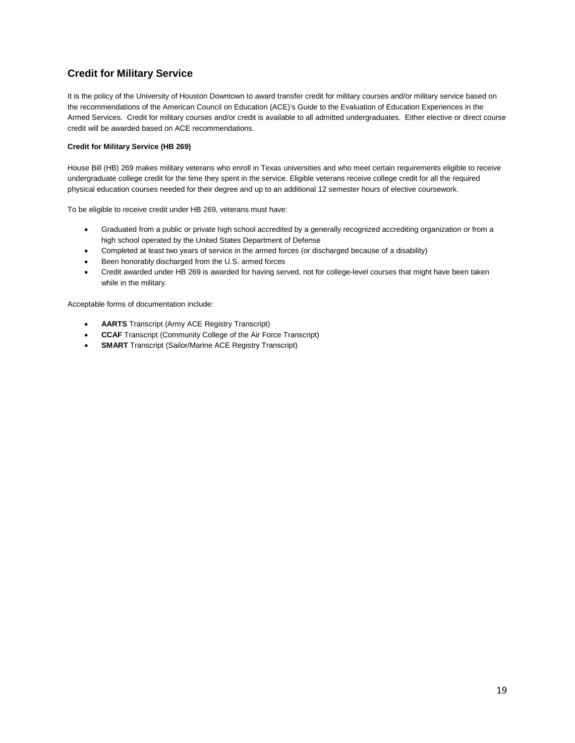## Credit for Military Service

It is the policy of the University of Houston Downtown to award transfer credit for military courses and/or military service based on the recommendations of the American Council on Education (ACE)'s Guide to the Evaluation of Education Experiences in the Armed Services. Credit for military courses and/or credit is available to all admitted undergraduates. Either elective or direct course credit will be awarded based on ACE recommendations.

**Credit for Military Service (HB 269)**

House Bill (HB) 269 makes military veterans who enroll in Texas universities and who meet certain requirements eligible to receive undergraduate college credit for the time they spent in the service. Eligible veterans receive college credit for all the required physical education courses needed for their degree and up to an additional 12 semester hours of elective coursework.

To be eligible to receive credit under HB 269, veterans must have:

- Graduated from a public or private high school accredited by a generally recognized accrediting organization or from a high school operated by the United States Department of Defense
- Completed at least two years of service in the armed forces (or discharged because of a disability)
- Been honorably discharged from the U.S. armed forces
- Credit awarded under HB 269 is awarded for having served, not for college-level courses that might have been taken while in the military.

Acceptable forms of documentation include:

- **AARTS** Transcript (Army ACE Registry Transcript)
- **CCAF** Transcript (Community College of the Air Force Transcript)
- **SMART** Transcript (Sailor/Marine ACE Registry Transcript)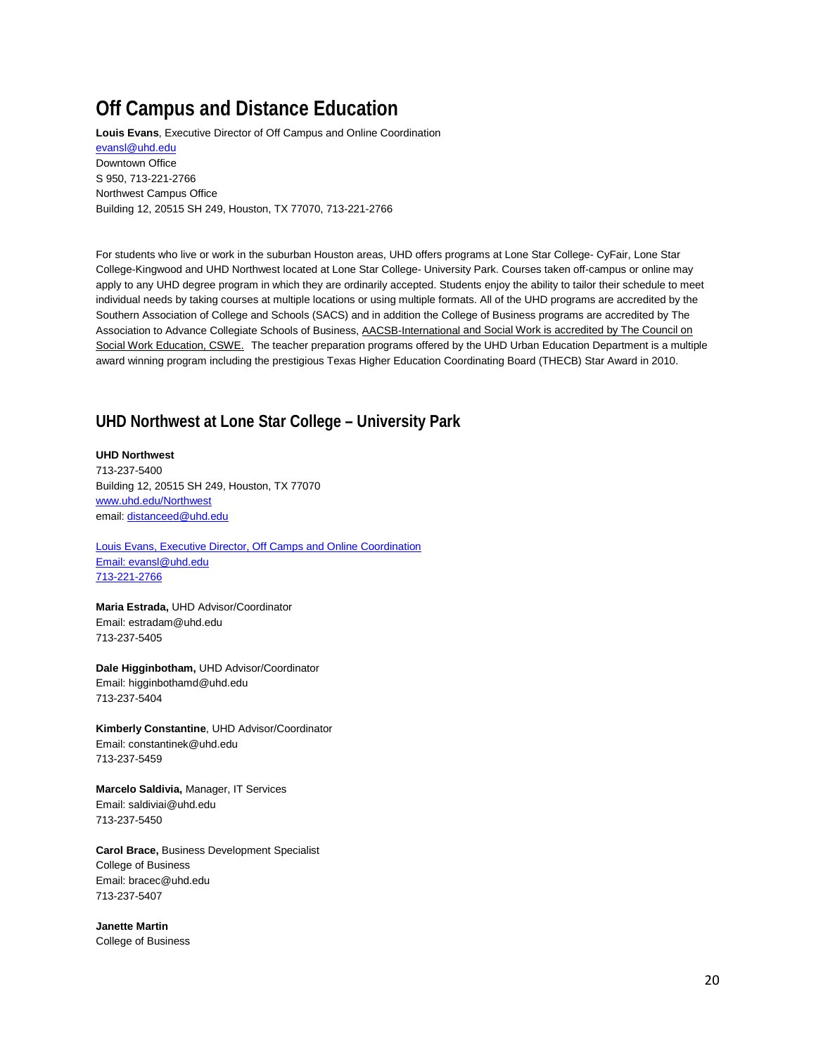# Off Campus and Distance Education

**Louis Evans**, Executive Director of Off Campus and Online Coordination
evansl@uhd.edu
Downtown Office
S 950, 713-221-2766
Northwest Campus Office
Building 12, 20515 SH 249, Houston, TX 77070, 713-221-2766

For students who live or work in the suburban Houston areas, UHD offers programs at Lone Star College- CyFair, Lone Star College-Kingwood and UHD Northwest located at Lone Star College- University Park. Courses taken off-campus or online may apply to any UHD degree program in which they are ordinarily accepted. Students enjoy the ability to tailor their schedule to meet individual needs by taking courses at multiple locations or using multiple formats. All of the UHD programs are accredited by the Southern Association of College and Schools (SACS) and in addition the College of Business programs are accredited by The Association to Advance Collegiate Schools of Business, AACSB-International and Social Work is accredited by The Council on Social Work Education, CSWE. The teacher preparation programs offered by the UHD Urban Education Department is a multiple award winning program including the prestigious Texas Higher Education Coordinating Board (THECB) Star Award in 2010.

## UHD Northwest at Lone Star College – University Park

**UHD Northwest**
713-237-5400
Building 12, 20515 SH 249, Houston, TX 77070
www.uhd.edu/Northwest
email: distanceed@uhd.edu

Louis Evans, Executive Director, Off Camps and Online Coordination
Email: evansl@uhd.edu
713-221-2766

**Maria Estrada,** UHD Advisor/Coordinator
Email: estradam@uhd.edu
713-237-5405

**Dale Higginbotham,** UHD Advisor/Coordinator
Email: higginbothamd@uhd.edu
713-237-5404

**Kimberly Constantine**, UHD Advisor/Coordinator
Email: constantinek@uhd.edu
713-237-5459

**Marcelo Saldivia,** Manager, IT Services
Email: saldiviai@uhd.edu
713-237-5450

**Carol Brace,** Business Development Specialist
College of Business
Email: bracec@uhd.edu
713-237-5407

**Janette Martin**
College of Business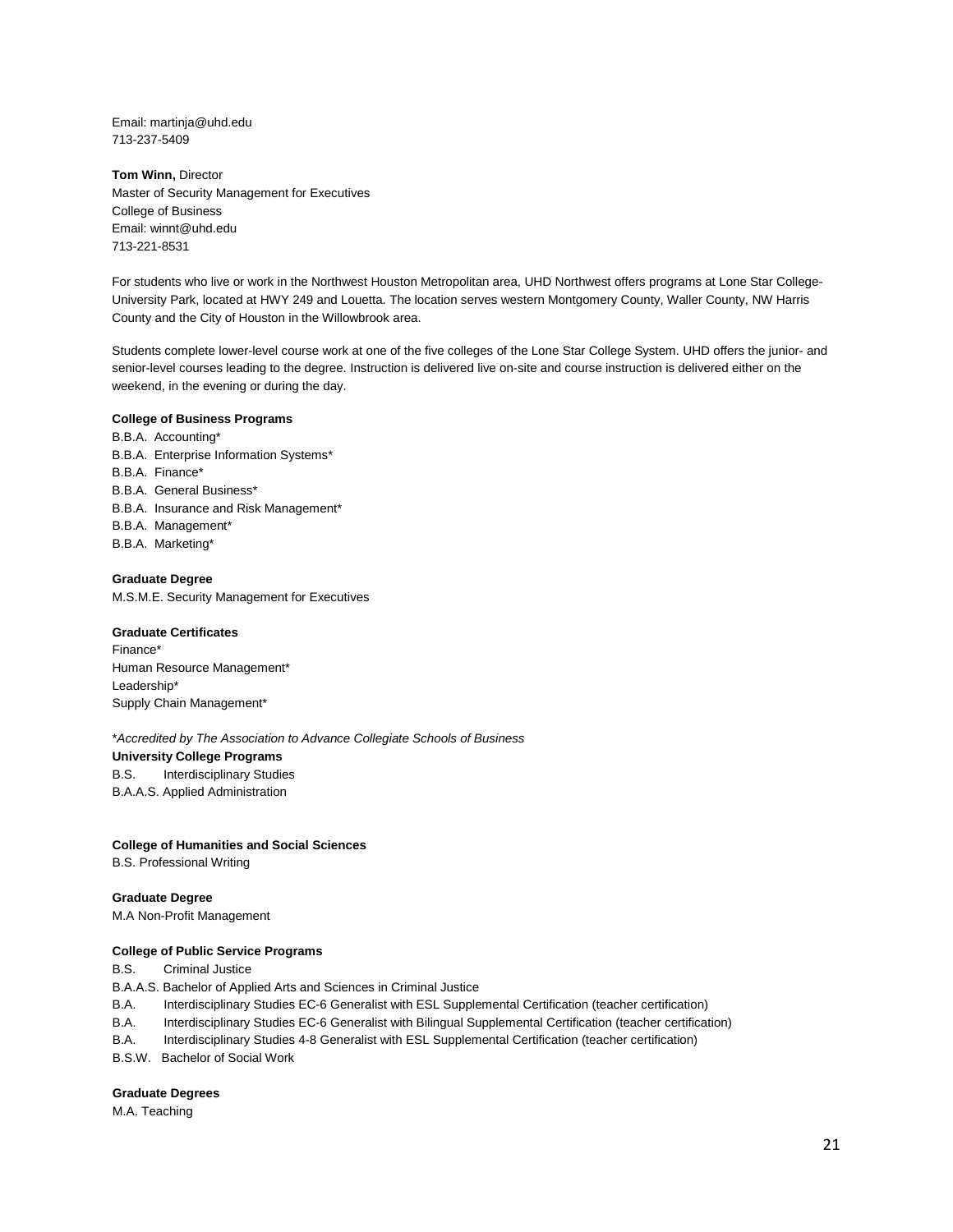Email: martinja@uhd.edu
713-237-5409

**Tom Winn,** Director
Master of Security Management for Executives
College of Business
Email: winnt@uhd.edu
713-221-8531

For students who live or work in the Northwest Houston Metropolitan area, UHD Northwest offers programs at Lone Star College-University Park, located at HWY 249 and Louetta. The location serves western Montgomery County, Waller County, NW Harris County and the City of Houston in the Willowbrook area.

Students complete lower-level course work at one of the five colleges of the Lone Star College System. UHD offers the junior- and senior-level courses leading to the degree. Instruction is delivered live on-site and course instruction is delivered either on the weekend, in the evening or during the day.

**College of Business Programs**

B.B.A. Accounting*
B.B.A. Enterprise Information Systems*
B.B.A. Finance*
B.B.A. General Business*
B.B.A. Insurance and Risk Management*
B.B.A. Management*
B.B.A. Marketing*

**Graduate Degree**

M.S.M.E. Security Management for Executives

**Graduate Certificates**

Finance*
Human Resource Management*
Leadership*
Supply Chain Management*

**Accredited by The Association to Advance Collegiate Schools of Business*

**University College Programs**

B.S. Interdisciplinary Studies
B.A.A.S. Applied Administration

**College of Humanities and Social Sciences**

B.S. Professional Writing

**Graduate Degree**

M.A Non-Profit Management

**College of Public Service Programs**

B.S. Criminal Justice
B.A.A.S. Bachelor of Applied Arts and Sciences in Criminal Justice
B.A. Interdisciplinary Studies EC-6 Generalist with ESL Supplemental Certification (teacher certification)
B.A. Interdisciplinary Studies EC-6 Generalist with Bilingual Supplemental Certification (teacher certification)
B.A. Interdisciplinary Studies 4-8 Generalist with ESL Supplemental Certification (teacher certification)
B.S.W. Bachelor of Social Work

**Graduate Degrees**

M.A. Teaching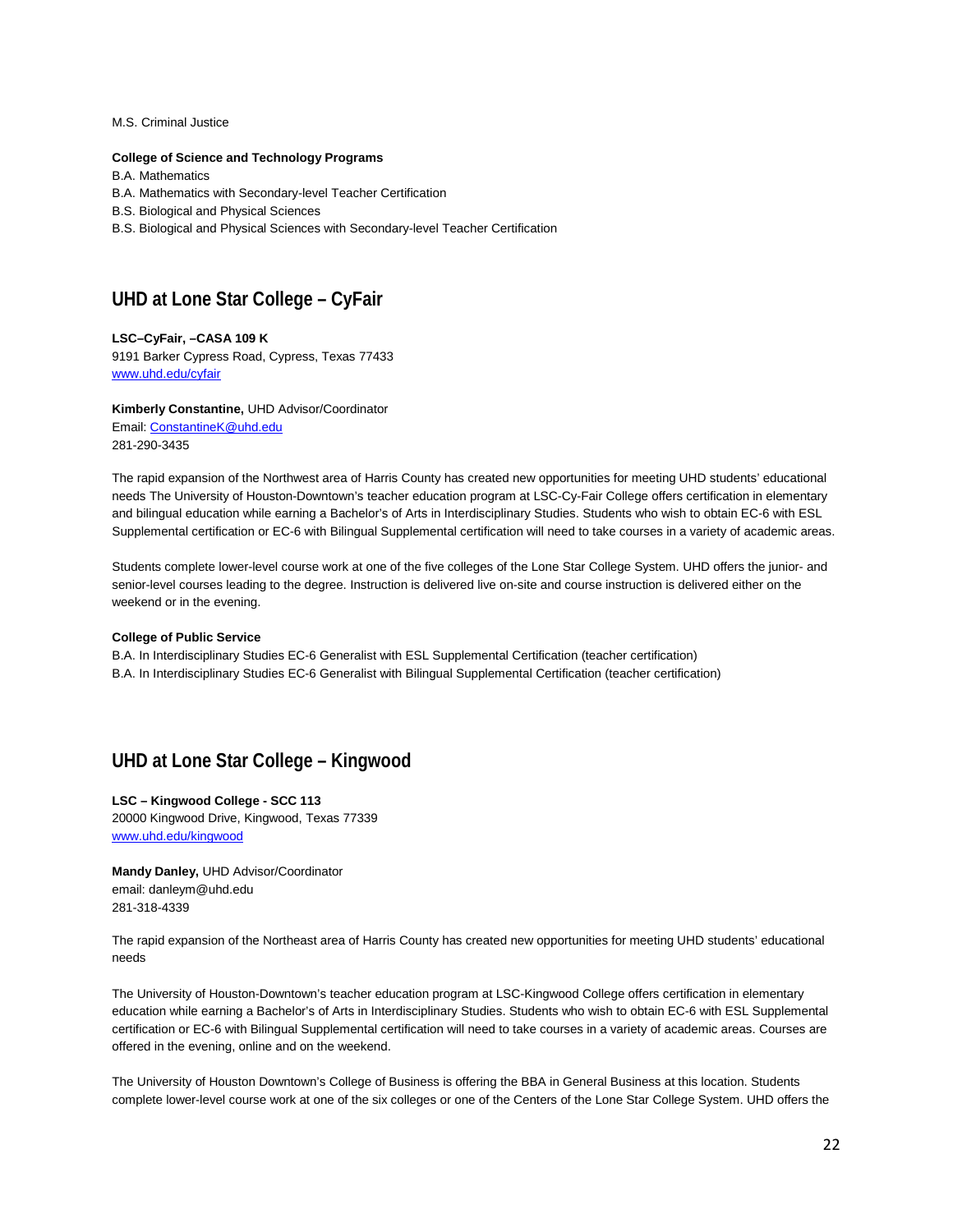M.S. Criminal Justice

**College of Science and Technology Programs**

B.A. Mathematics
B.A. Mathematics with Secondary-level Teacher Certification
B.S. Biological and Physical Sciences
B.S. Biological and Physical Sciences with Secondary-level Teacher Certification

## UHD at Lone Star College – CyFair

**LSC–CyFair, –CASA 109 K**
9191 Barker Cypress Road, Cypress, Texas 77433
[www.uhd.edu/cyfair](www.uhd.edu/cyfair)

**Kimberly Constantine,** UHD Advisor/Coordinator
Email: [ConstantineK@uhd.edu](mailto:ConstantineK@uhd.edu)
281-290-3435

The rapid expansion of the Northwest area of Harris County has created new opportunities for meeting UHD students' educational needs The University of Houston-Downtown's teacher education program at LSC-Cy-Fair College offers certification in elementary and bilingual education while earning a Bachelor's of Arts in Interdisciplinary Studies. Students who wish to obtain EC-6 with ESL Supplemental certification or EC-6 with Bilingual Supplemental certification will need to take courses in a variety of academic areas.

Students complete lower-level course work at one of the five colleges of the Lone Star College System. UHD offers the junior- and senior-level courses leading to the degree. Instruction is delivered live on-site and course instruction is delivered either on the weekend or in the evening.

**College of Public Service**

B.A. In Interdisciplinary Studies EC-6 Generalist with ESL Supplemental Certification (teacher certification)
B.A. In Interdisciplinary Studies EC-6 Generalist with Bilingual Supplemental Certification (teacher certification)

## UHD at Lone Star College – Kingwood

**LSC – Kingwood College - SCC 113**
20000 Kingwood Drive, Kingwood, Texas 77339
[www.uhd.edu/kingwood](www.uhd.edu/kingwood)

**Mandy Danley,** UHD Advisor/Coordinator
email: danleym@uhd.edu
281-318-4339

The rapid expansion of the Northeast area of Harris County has created new opportunities for meeting UHD students' educational needs

The University of Houston-Downtown's teacher education program at LSC-Kingwood College offers certification in elementary education while earning a Bachelor's of Arts in Interdisciplinary Studies. Students who wish to obtain EC-6 with ESL Supplemental certification or EC-6 with Bilingual Supplemental certification will need to take courses in a variety of academic areas. Courses are offered in the evening, online and on the weekend.

The University of Houston Downtown's College of Business is offering the BBA in General Business at this location. Students complete lower-level course work at one of the six colleges or one of the Centers of the Lone Star College System. UHD offers the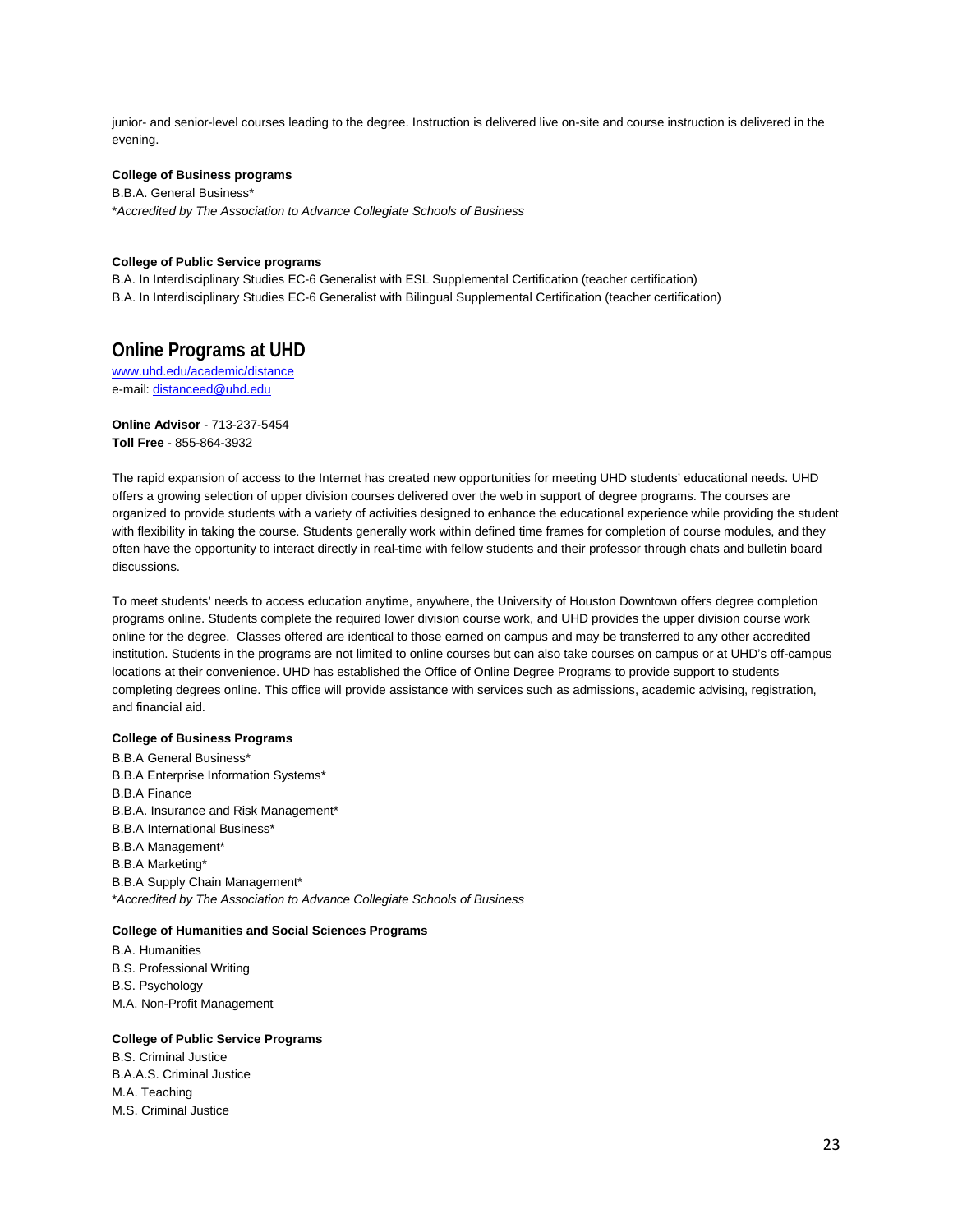junior- and senior-level courses leading to the degree. Instruction is delivered live on-site and course instruction is delivered in the evening.

**College of Business programs**

B.B.A. General Business*
*\*Accredited by The Association to Advance Collegiate Schools of Business*

**College of Public Service programs**

B.A. In Interdisciplinary Studies EC-6 Generalist with ESL Supplemental Certification (teacher certification)
B.A. In Interdisciplinary Studies EC-6 Generalist with Bilingual Supplemental Certification (teacher certification)

## Online Programs at UHD

[www.uhd.edu/academic/distance](www.uhd.edu/academic/distance)
e-mail: [distanceed@uhd.edu](mailto:distanceed@uhd.edu)

**Online Advisor** - 713-237-5454
**Toll Free** - 855-864-3932

The rapid expansion of access to the Internet has created new opportunities for meeting UHD students' educational needs. UHD offers a growing selection of upper division courses delivered over the web in support of degree programs. The courses are organized to provide students with a variety of activities designed to enhance the educational experience while providing the student with flexibility in taking the course. Students generally work within defined time frames for completion of course modules, and they often have the opportunity to interact directly in real-time with fellow students and their professor through chats and bulletin board discussions.

To meet students' needs to access education anytime, anywhere, the University of Houston Downtown offers degree completion programs online. Students complete the required lower division course work, and UHD provides the upper division course work online for the degree. Classes offered are identical to those earned on campus and may be transferred to any other accredited institution. Students in the programs are not limited to online courses but can also take courses on campus or at UHD's off-campus locations at their convenience. UHD has established the Office of Online Degree Programs to provide support to students completing degrees online. This office will provide assistance with services such as admissions, academic advising, registration, and financial aid.

**College of Business Programs**

B.B.A General Business*
B.B.A Enterprise Information Systems*
B.B.A Finance
B.B.A. Insurance and Risk Management*
B.B.A International Business*
B.B.A Management*
B.B.A Marketing*
B.B.A Supply Chain Management*
*\*Accredited by The Association to Advance Collegiate Schools of Business*

**College of Humanities and Social Sciences Programs**

B.A. Humanities
B.S. Professional Writing
B.S. Psychology
M.A. Non-Profit Management

**College of Public Service Programs**

B.S. Criminal Justice
B.A.A.S. Criminal Justice
M.A. Teaching
M.S. Criminal Justice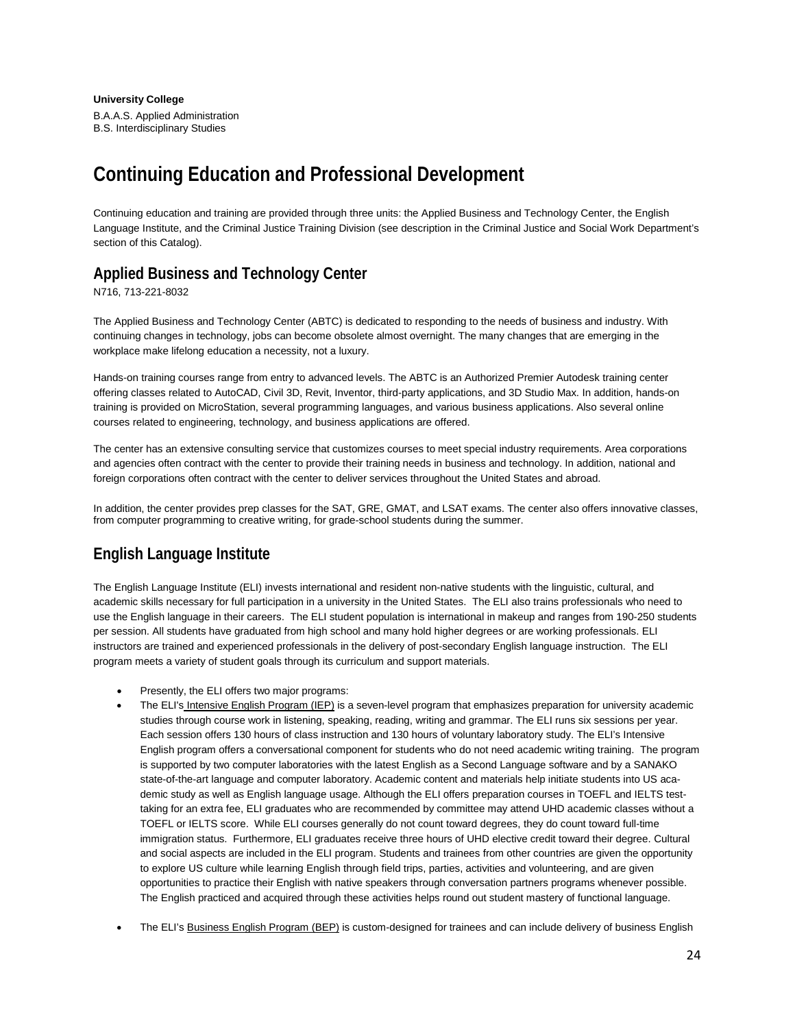**University College**

B.A.A.S. Applied Administration
B.S. Interdisciplinary Studies

# Continuing Education and Professional Development

Continuing education and training are provided through three units: the Applied Business and Technology Center, the English Language Institute, and the Criminal Justice Training Division (see description in the Criminal Justice and Social Work Department's section of this Catalog).

## Applied Business and Technology Center

N716, 713-221-8032

The Applied Business and Technology Center (ABTC) is dedicated to responding to the needs of business and industry. With continuing changes in technology, jobs can become obsolete almost overnight. The many changes that are emerging in the workplace make lifelong education a necessity, not a luxury.

Hands-on training courses range from entry to advanced levels. The ABTC is an Authorized Premier Autodesk training center offering classes related to AutoCAD, Civil 3D, Revit, Inventor, third-party applications, and 3D Studio Max. In addition, hands-on training is provided on MicroStation, several programming languages, and various business applications. Also several online courses related to engineering, technology, and business applications are offered.

The center has an extensive consulting service that customizes courses to meet special industry requirements. Area corporations and agencies often contract with the center to provide their training needs in business and technology. In addition, national and foreign corporations often contract with the center to deliver services throughout the United States and abroad.

In addition, the center provides prep classes for the SAT, GRE, GMAT, and LSAT exams. The center also offers innovative classes, from computer programming to creative writing, for grade-school students during the summer.

## English Language Institute

The English Language Institute (ELI) invests international and resident non-native students with the linguistic, cultural, and academic skills necessary for full participation in a university in the United States. The ELI also trains professionals who need to use the English language in their careers. The ELI student population is international in makeup and ranges from 190-250 students per session. All students have graduated from high school and many hold higher degrees or are working professionals. ELI instructors are trained and experienced professionals in the delivery of post-secondary English language instruction. The ELI program meets a variety of student goals through its curriculum and support materials.

- Presently, the ELI offers two major programs:
- The ELI's Intensive English Program (IEP) is a seven-level program that emphasizes preparation for university academic studies through course work in listening, speaking, reading, writing and grammar. The ELI runs six sessions per year. Each session offers 130 hours of class instruction and 130 hours of voluntary laboratory study. The ELI's Intensive English program offers a conversational component for students who do not need academic writing training. The program is supported by two computer laboratories with the latest English as a Second Language software and by a SANAKO state-of-the-art language and computer laboratory. Academic content and materials help initiate students into US academic study as well as English language usage. Although the ELI offers preparation courses in TOEFL and IELTS test-taking for an extra fee, ELI graduates who are recommended by committee may attend UHD academic classes without a TOEFL or IELTS score. While ELI courses generally do not count toward degrees, they do count toward full-time immigration status. Furthermore, ELI graduates receive three hours of UHD elective credit toward their degree. Cultural and social aspects are included in the ELI program. Students and trainees from other countries are given the opportunity to explore US culture while learning English through field trips, parties, activities and volunteering, and are given opportunities to practice their English with native speakers through conversation partners programs whenever possible. The English practiced and acquired through these activities helps round out student mastery of functional language.
- The ELI's Business English Program (BEP) is custom-designed for trainees and can include delivery of business English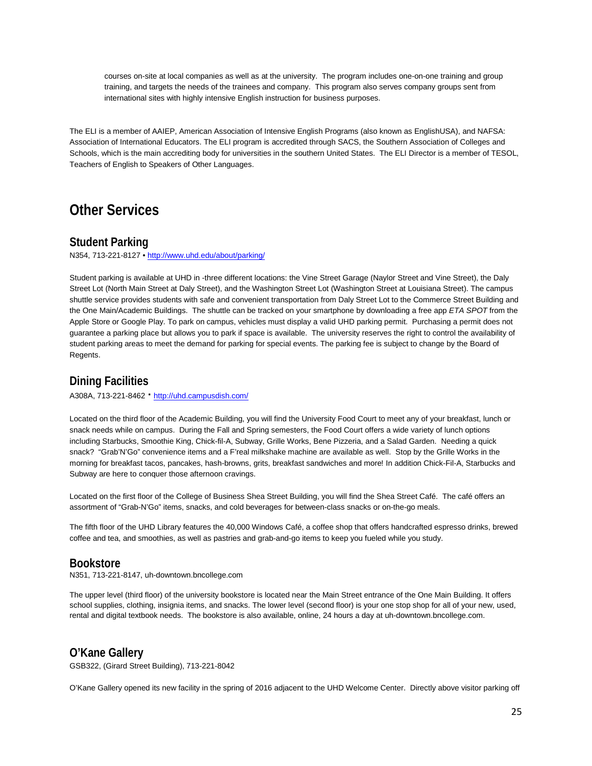courses on-site at local companies as well as at the university. The program includes one-on-one training and group training, and targets the needs of the trainees and company. This program also serves company groups sent from international sites with highly intensive English instruction for business purposes.

The ELI is a member of AAIEP, American Association of Intensive English Programs (also known as EnglishUSA), and NAFSA: Association of International Educators. The ELI program is accredited through SACS, the Southern Association of Colleges and Schools, which is the main accrediting body for universities in the southern United States. The ELI Director is a member of TESOL, Teachers of English to Speakers of Other Languages.

# Other Services

## Student Parking

N354, 713-221-8127 • http://www.uhd.edu/about/parking/

Student parking is available at UHD in -three different locations: the Vine Street Garage (Naylor Street and Vine Street), the Daly Street Lot (North Main Street at Daly Street), and the Washington Street Lot (Washington Street at Louisiana Street). The campus shuttle service provides students with safe and convenient transportation from Daly Street Lot to the Commerce Street Building and the One Main/Academic Buildings. The shuttle can be tracked on your smartphone by downloading a free app *ETA SPOT* from the Apple Store or Google Play. To park on campus, vehicles must display a valid UHD parking permit. Purchasing a permit does not guarantee a parking place but allows you to park if space is available. The university reserves the right to control the availability of student parking areas to meet the demand for parking for special events. The parking fee is subject to change by the Board of Regents.

## Dining Facilities

A308A, 713-221-8462 • http://uhd.campusdish.com/

Located on the third floor of the Academic Building, you will find the University Food Court to meet any of your breakfast, lunch or snack needs while on campus. During the Fall and Spring semesters, the Food Court offers a wide variety of lunch options including Starbucks, Smoothie King, Chick-fil-A, Subway, Grille Works, Bene Pizzeria, and a Salad Garden. Needing a quick snack? "Grab'N'Go" convenience items and a F'real milkshake machine are available as well. Stop by the Grille Works in the morning for breakfast tacos, pancakes, hash-browns, grits, breakfast sandwiches and more! In addition Chick-Fil-A, Starbucks and Subway are here to conquer those afternoon cravings.

Located on the first floor of the College of Business Shea Street Building, you will find the Shea Street Café. The café offers an assortment of "Grab-N'Go" items, snacks, and cold beverages for between-class snacks or on-the-go meals.

The fifth floor of the UHD Library features the 40,000 Windows Café, a coffee shop that offers handcrafted espresso drinks, brewed coffee and tea, and smoothies, as well as pastries and grab-and-go items to keep you fueled while you study.

## Bookstore

N351, 713-221-8147, uh-downtown.bncollege.com

The upper level (third floor) of the university bookstore is located near the Main Street entrance of the One Main Building. It offers school supplies, clothing, insignia items, and snacks. The lower level (second floor) is your one stop shop for all of your new, used, rental and digital textbook needs. The bookstore is also available, online, 24 hours a day at uh-downtown.bncollege.com.

## O'Kane Gallery

GSB322, (Girard Street Building), 713-221-8042

O'Kane Gallery opened its new facility in the spring of 2016 adjacent to the UHD Welcome Center. Directly above visitor parking off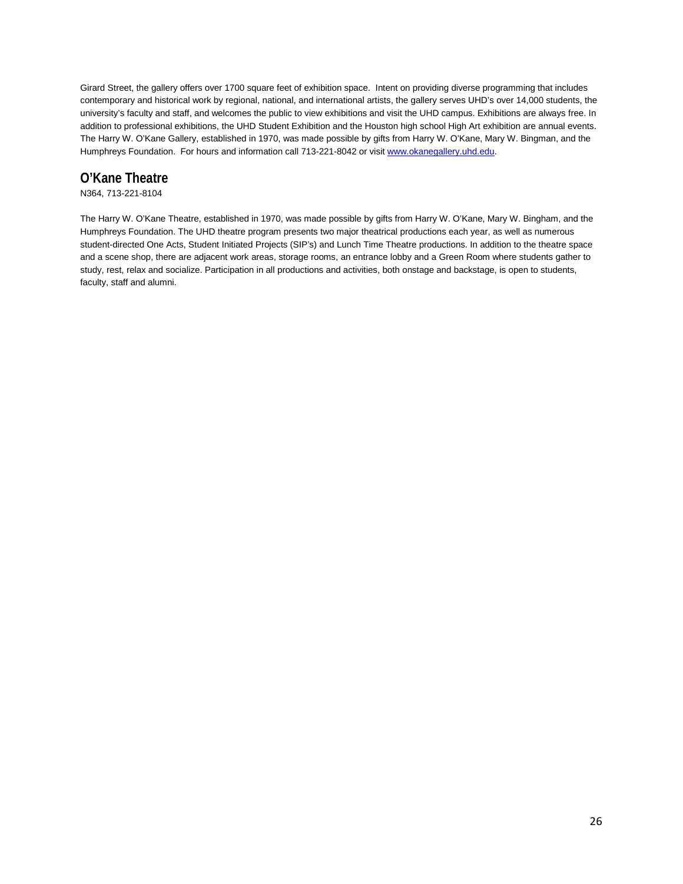Girard Street, the gallery offers over 1700 square feet of exhibition space. Intent on providing diverse programming that includes contemporary and historical work by regional, national, and international artists, the gallery serves UHD's over 14,000 students, the university's faculty and staff, and welcomes the public to view exhibitions and visit the UHD campus. Exhibitions are always free. In addition to professional exhibitions, the UHD Student Exhibition and the Houston high school High Art exhibition are annual events. The Harry W. O'Kane Gallery, established in 1970, was made possible by gifts from Harry W. O'Kane, Mary W. Bingman, and the Humphreys Foundation. For hours and information call 713-221-8042 or visit [www.okanegallery.uhd.edu](http://www.okanegallery.uhd.edu).

## O'Kane Theatre

N364, 713-221-8104

The Harry W. O'Kane Theatre, established in 1970, was made possible by gifts from Harry W. O'Kane, Mary W. Bingham, and the Humphreys Foundation. The UHD theatre program presents two major theatrical productions each year, as well as numerous student-directed One Acts, Student Initiated Projects (SIP's) and Lunch Time Theatre productions. In addition to the theatre space and a scene shop, there are adjacent work areas, storage rooms, an entrance lobby and a Green Room where students gather to study, rest, relax and socialize. Participation in all productions and activities, both onstage and backstage, is open to students, faculty, staff and alumni.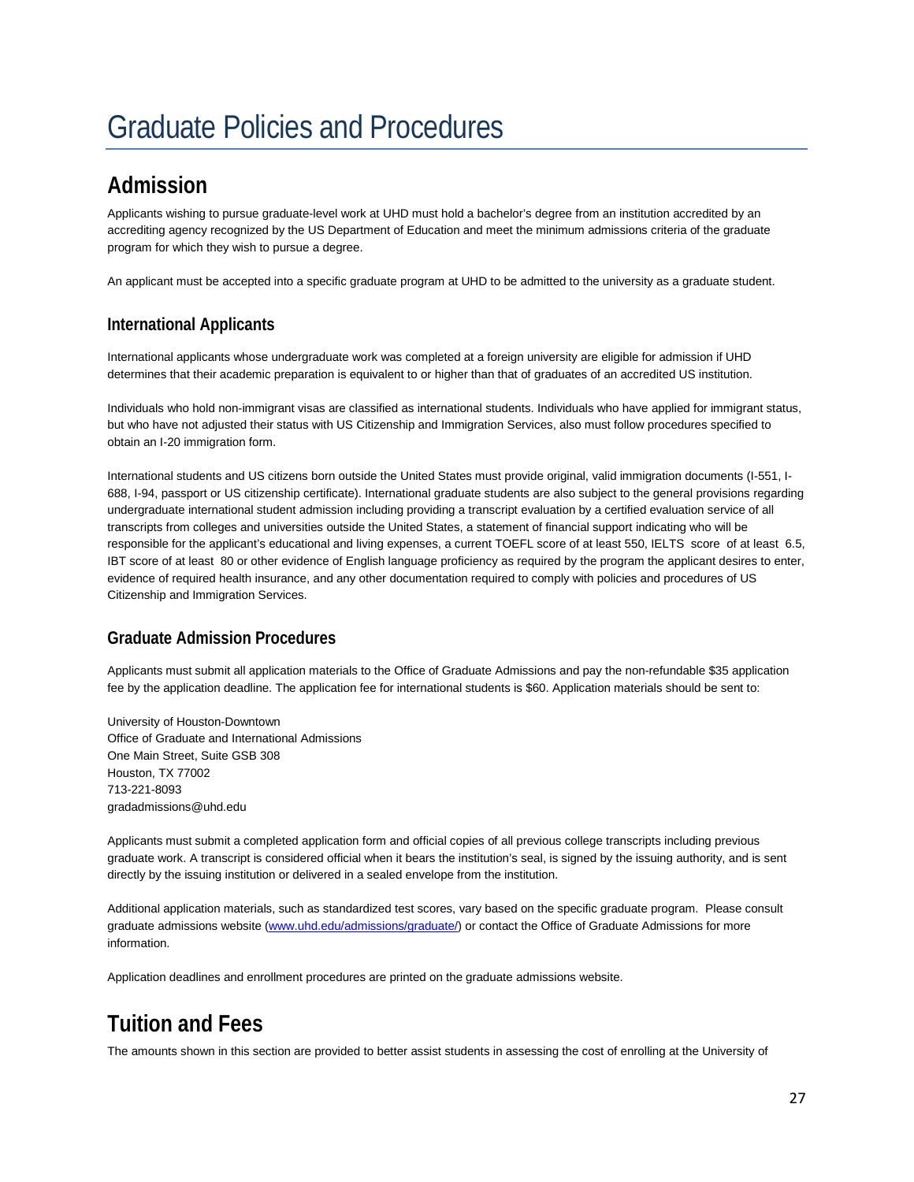# Graduate Policies and Procedures

## Admission

Applicants wishing to pursue graduate-level work at UHD must hold a bachelor's degree from an institution accredited by an accrediting agency recognized by the US Department of Education and meet the minimum admissions criteria of the graduate program for which they wish to pursue a degree.

An applicant must be accepted into a specific graduate program at UHD to be admitted to the university as a graduate student.

### International Applicants

International applicants whose undergraduate work was completed at a foreign university are eligible for admission if UHD determines that their academic preparation is equivalent to or higher than that of graduates of an accredited US institution.

Individuals who hold non-immigrant visas are classified as international students. Individuals who have applied for immigrant status, but who have not adjusted their status with US Citizenship and Immigration Services, also must follow procedures specified to obtain an I-20 immigration form.

International students and US citizens born outside the United States must provide original, valid immigration documents (I-551, I-688, I-94, passport or US citizenship certificate). International graduate students are also subject to the general provisions regarding undergraduate international student admission including providing a transcript evaluation by a certified evaluation service of all transcripts from colleges and universities outside the United States, a statement of financial support indicating who will be responsible for the applicant's educational and living expenses, a current TOEFL score of at least 550, IELTS score of at least 6.5, IBT score of at least 80 or other evidence of English language proficiency as required by the program the applicant desires to enter, evidence of required health insurance, and any other documentation required to comply with policies and procedures of US Citizenship and Immigration Services.

### Graduate Admission Procedures

Applicants must submit all application materials to the Office of Graduate Admissions and pay the non-refundable $35 application fee by the application deadline. The application fee for international students is $60. Application materials should be sent to:

University of Houston-Downtown
Office of Graduate and International Admissions
One Main Street, Suite GSB 308
Houston, TX 77002
713-221-8093
gradadmissions@uhd.edu

Applicants must submit a completed application form and official copies of all previous college transcripts including previous graduate work. A transcript is considered official when it bears the institution's seal, is signed by the issuing authority, and is sent directly by the issuing institution or delivered in a sealed envelope from the institution.

Additional application materials, such as standardized test scores, vary based on the specific graduate program. Please consult graduate admissions website (www.uhd.edu/admissions/graduate/) or contact the Office of Graduate Admissions for more information.

Application deadlines and enrollment procedures are printed on the graduate admissions website.

## Tuition and Fees

The amounts shown in this section are provided to better assist students in assessing the cost of enrolling at the University of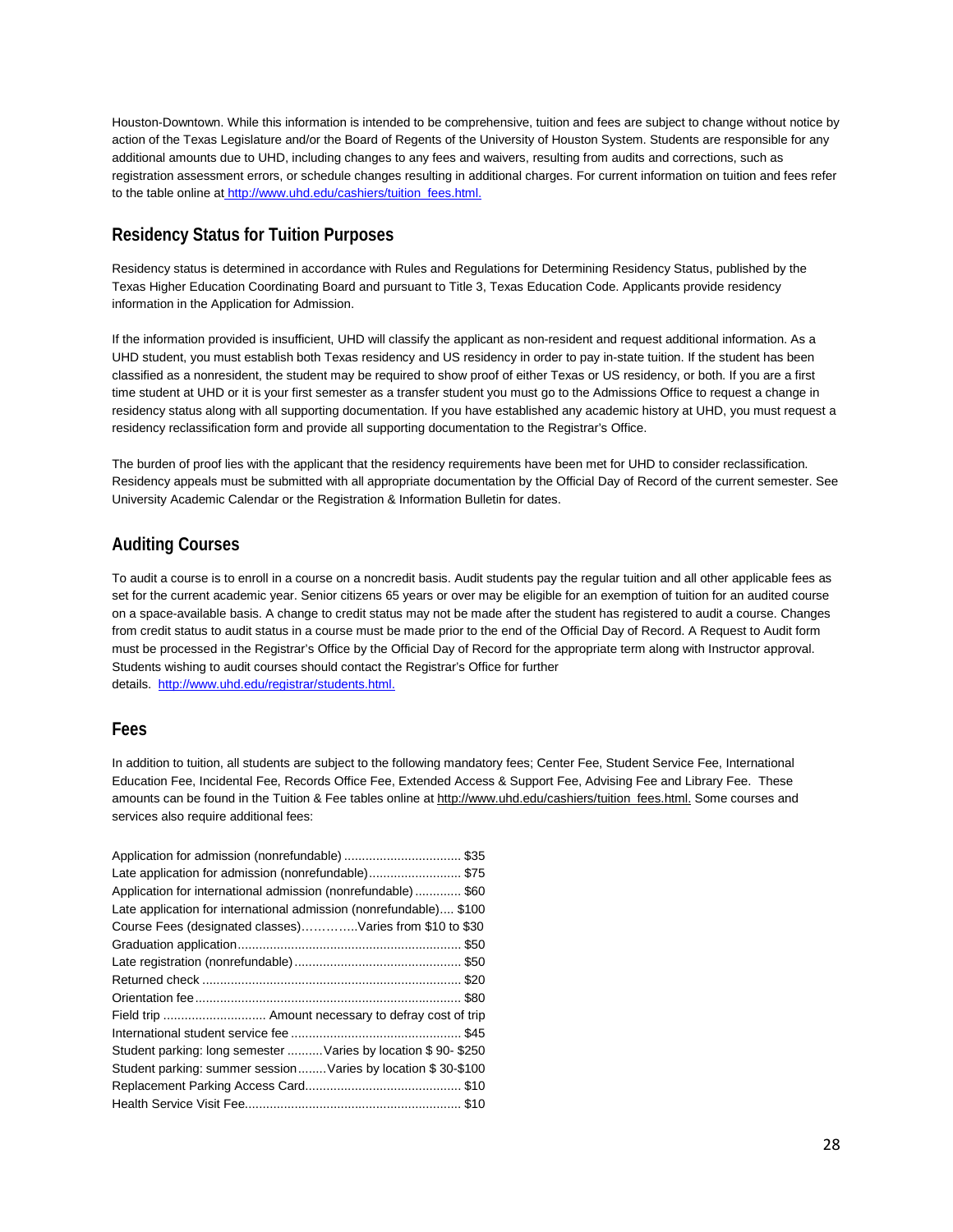Houston-Downtown. While this information is intended to be comprehensive, tuition and fees are subject to change without notice by action of the Texas Legislature and/or the Board of Regents of the University of Houston System. Students are responsible for any additional amounts due to UHD, including changes to any fees and waivers, resulting from audits and corrections, such as registration assessment errors, or schedule changes resulting in additional charges. For current information on tuition and fees refer to the table online at http://www.uhd.edu/cashiers/tuition_fees.html.

## Residency Status for Tuition Purposes

Residency status is determined in accordance with Rules and Regulations for Determining Residency Status, published by the Texas Higher Education Coordinating Board and pursuant to Title 3, Texas Education Code. Applicants provide residency information in the Application for Admission.

If the information provided is insufficient, UHD will classify the applicant as non-resident and request additional information. As a UHD student, you must establish both Texas residency and US residency in order to pay in-state tuition. If the student has been classified as a nonresident, the student may be required to show proof of either Texas or US residency, or both. If you are a first time student at UHD or it is your first semester as a transfer student you must go to the Admissions Office to request a change in residency status along with all supporting documentation. If you have established any academic history at UHD, you must request a residency reclassification form and provide all supporting documentation to the Registrar's Office.

The burden of proof lies with the applicant that the residency requirements have been met for UHD to consider reclassification. Residency appeals must be submitted with all appropriate documentation by the Official Day of Record of the current semester. See University Academic Calendar or the Registration & Information Bulletin for dates.

## Auditing Courses

To audit a course is to enroll in a course on a noncredit basis. Audit students pay the regular tuition and all other applicable fees as set for the current academic year. Senior citizens 65 years or over may be eligible for an exemption of tuition for an audited course on a space-available basis. A change to credit status may not be made after the student has registered to audit a course. Changes from credit status to audit status in a course must be made prior to the end of the Official Day of Record. A Request to Audit form must be processed in the Registrar's Office by the Official Day of Record for the appropriate term along with Instructor approval. Students wishing to audit courses should contact the Registrar's Office for further details. http://www.uhd.edu/registrar/students.html.

## Fees

In addition to tuition, all students are subject to the following mandatory fees; Center Fee, Student Service Fee, International Education Fee, Incidental Fee, Records Office Fee, Extended Access & Support Fee, Advising Fee and Library Fee. These amounts can be found in the Tuition & Fee tables online at http://www.uhd.edu/cashiers/tuition_fees.html. Some courses and services also require additional fees:

Application for admission (nonrefundable) ................................ $35
Late application for admission (nonrefundable)......................... $75
Application for international admission (nonrefundable)............ $60
Late application for international admission (nonrefundable).... $100
Course Fees (designated classes)…………..Varies from $10 to $30
Graduation application............................................................. $50
Late registration (nonrefundable).............................................. $50
Returned check ........................................................................ $20
Orientation fee.......................................................................... $80
Field trip ............................ Amount necessary to defray cost of trip
International student service fee ............................................... $45
Student parking: long semester ..........Varies by location $ 90- $250
Student parking: summer session........Varies by location $ 30-$100
Replacement Parking Access Card........................................... $10
Health Service Visit Fee............................................................ $10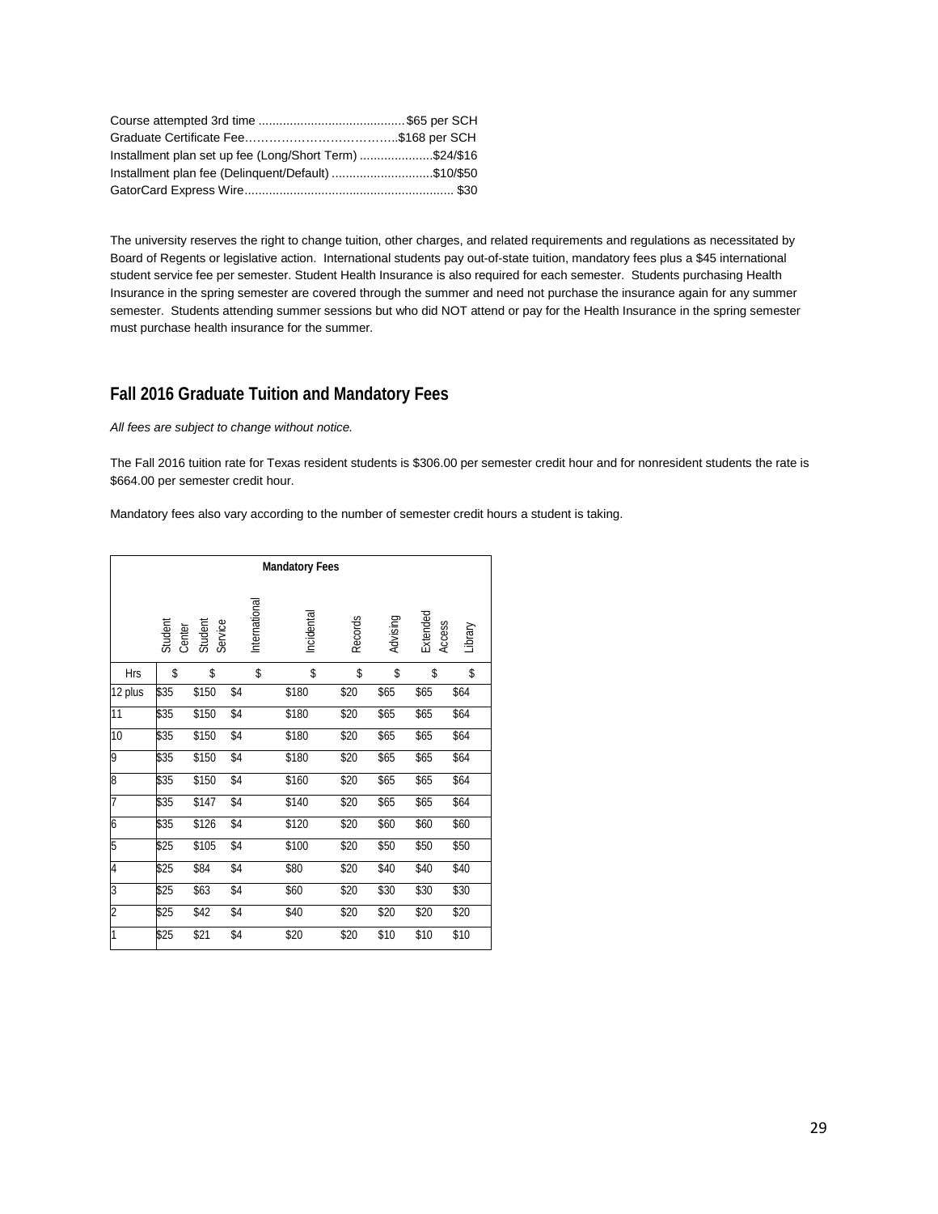Course attempted 3rd time .......................................... $65 per SCH
Graduate Certificate Fee………………………………..$168 per SCH
Installment plan set up fee (Long/Short Term) .....................$24/$16
Installment plan fee (Delinquent/Default) .............................$10/$50
GatorCard Express Wire........................................................... $30

The university reserves the right to change tuition, other charges, and related requirements and regulations as necessitated by Board of Regents or legislative action. International students pay out-of-state tuition, mandatory fees plus a $45 international student service fee per semester. Student Health Insurance is also required for each semester. Students purchasing Health Insurance in the spring semester are covered through the summer and need not purchase the insurance again for any summer semester. Students attending summer sessions but who did NOT attend or pay for the Health Insurance in the spring semester must purchase health insurance for the summer.

## Fall 2016 Graduate Tuition and Mandatory Fees

*All fees are subject to change without notice.*

The Fall 2016 tuition rate for Texas resident students is $306.00 per semester credit hour and for nonresident students the rate is $664.00 per semester credit hour.

Mandatory fees also vary according to the number of semester credit hours a student is taking.

| Mandatory Fees | | | | | | | | |
|---|---|---|---|---|---|---|---|---|
| | Student Center | Student Service | International | Incidental | Records | Advising | Extended Access | Library |
| Hrs | $ | $ | $ | $ | $ | $ | $ | $ |
| 12 plus | $35 | $150 | $4 | $180 | $20 | $65 | $65 | $64 |
| 11 | $35 | $150 | $4 | $180 | $20 | $65 | $65 | $64 |
| 10 | $35 | $150 | $4 | $180 | $20 | $65 | $65 | $64 |
| 9 | $35 | $150 | $4 | $180 | $20 | $65 | $65 | $64 |
| 8 | $35 | $150 | $4 | $160 | $20 | $65 | $65 | $64 |
| 7 | $35 | $147 | $4 | $140 | $20 | $65 | $65 | $64 |
| 6 | $35 | $126 | $4 | $120 | $20 | $60 | $60 | $60 |
| 5 | $25 | $105 | $4 | $100 | $20 | $50 | $50 | $50 |
| 4 | $25 | $84 | $4 | $80 | $20 | $40 | $40 | $40 |
| 3 | $25 | $63 | $4 | $60 | $20 | $30 | $30 | $30 |
| 2 | $25 | $42 | $4 | $40 | $20 | $20 | $20 | $20 |
| 1 | $25 | $21 | $4 | $20 | $20 | $10 | $10 | $10 |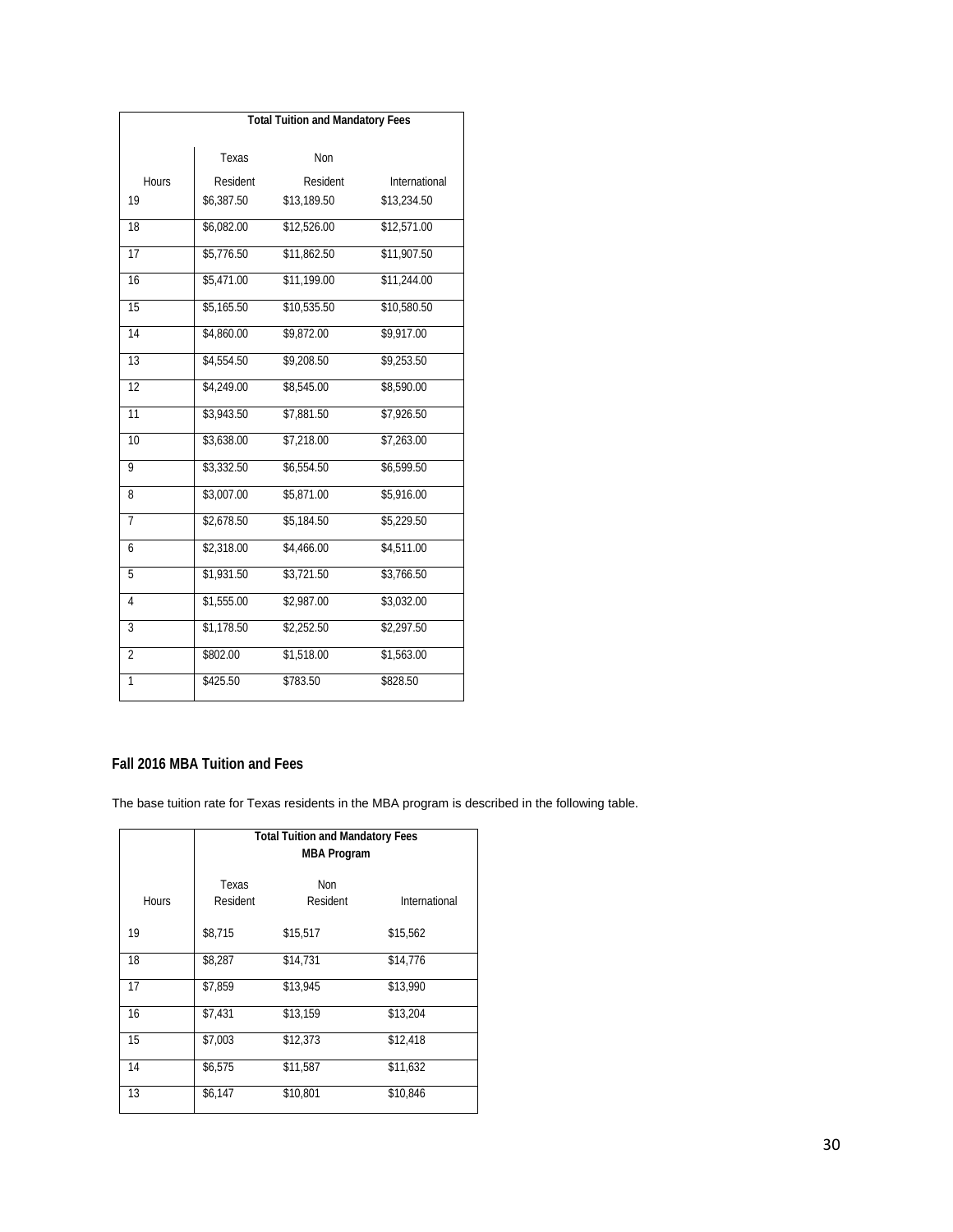| Total Tuition and Mandatory Fees | | | |
|---|---|---|---|
| Hours | Texas Resident | Non Resident | International |
| 19 | $6,387.50 | $13,189.50 | $13,234.50 |
| 18 | $6,082.00 | $12,526.00 | $12,571.00 |
| 17 | $5,776.50 | $11,862.50 | $11,907.50 |
| 16 | $5,471.00 | $11,199.00 | $11,244.00 |
| 15 | $5,165.50 | $10,535.50 | $10,580.50 |
| 14 | $4,860.00 | $9,872.00 | $9,917.00 |
| 13 | $4,554.50 | $9,208.50 | $9,253.50 |
| 12 | $4,249.00 | $8,545.00 | $8,590.00 |
| 11 | $3,943.50 | $7,881.50 | $7,926.50 |
| 10 | $3,638.00 | $7,218.00 | $7,263.00 |
| 9 | $3,332.50 | $6,554.50 | $6,599.50 |
| 8 | $3,007.00 | $5,871.00 | $5,916.00 |
| 7 | $2,678.50 | $5,184.50 | $5,229.50 |
| 6 | $2,318.00 | $4,466.00 | $4,511.00 |
| 5 | $1,931.50 | $3,721.50 | $3,766.50 |
| 4 | $1,555.00 | $2,987.00 | $3,032.00 |
| 3 | $1,178.50 | $2,252.50 | $2,297.50 |
| 2 | $802.00 | $1,518.00 | $1,563.00 |
| 1 | $425.50 | $783.50 | $828.50 |

### Fall 2016 MBA Tuition and Fees

The base tuition rate for Texas residents in the MBA program is described in the following table.

| | Total Tuition and Mandatory Fees MBA Program | | |
|---|---|---|---|
| Hours | Texas Resident | Non Resident | International |
| 19 | $8,715 | $15,517 | $15,562 |
| 18 | $8,287 | $14,731 | $14,776 |
| 17 | $7,859 | $13,945 | $13,990 |
| 16 | $7,431 | $13,159 | $13,204 |
| 15 | $7,003 | $12,373 | $12,418 |
| 14 | $6,575 | $11,587 | $11,632 |
| 13 | $6,147 | $10,801 | $10,846 |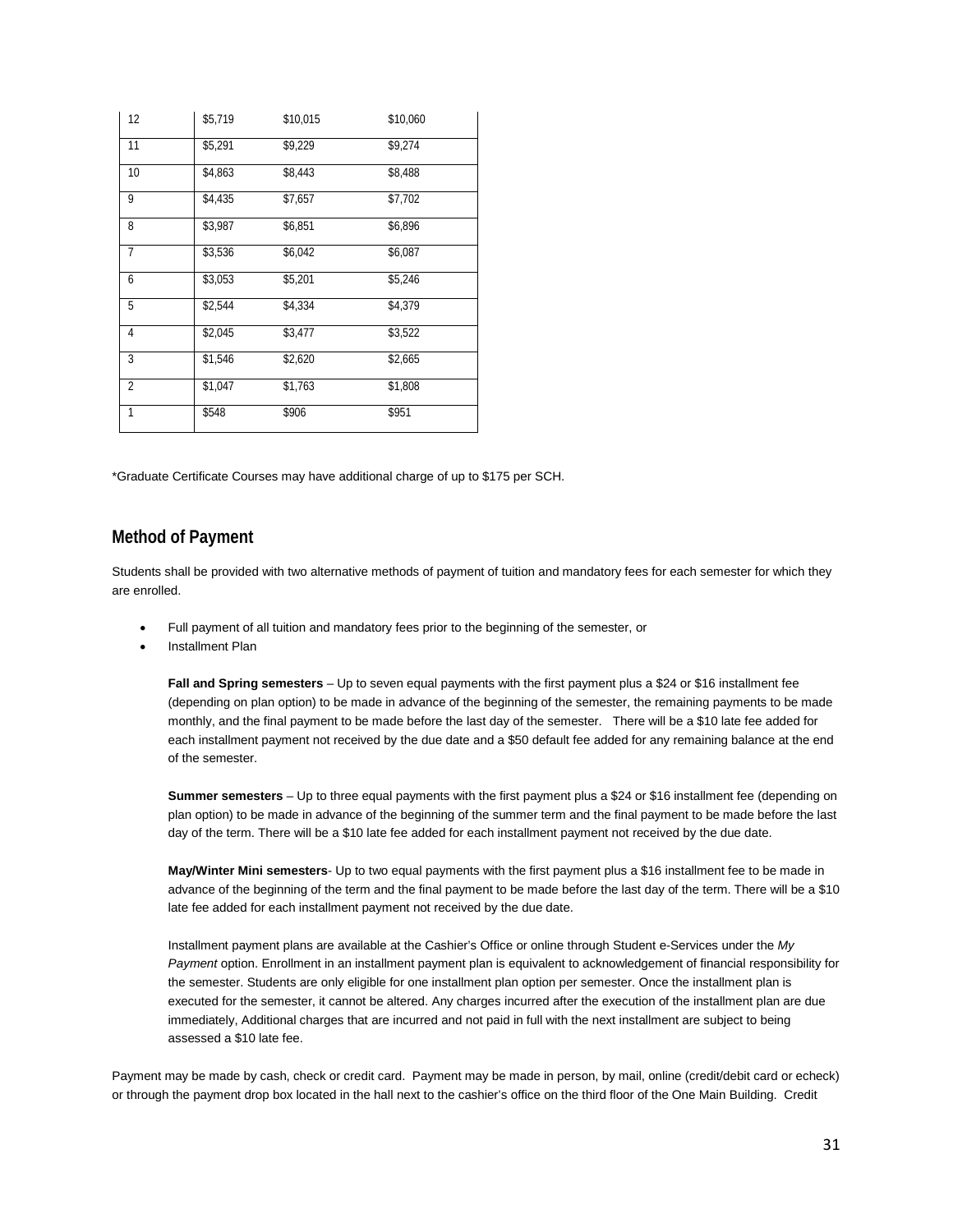| | | | |
|---|---|---|---|
| 12 | $5,719 | $10,015 | $10,060 |
| 11 | $5,291 | $9,229 | $9,274 |
| 10 | $4,863 | $8,443 | $8,488 |
| 9 | $4,435 | $7,657 | $7,702 |
| 8 | $3,987 | $6,851 | $6,896 |
| 7 | $3,536 | $6,042 | $6,087 |
| 6 | $3,053 | $5,201 | $5,246 |
| 5 | $2,544 | $4,334 | $4,379 |
| 4 | $2,045 | $3,477 | $3,522 |
| 3 | $1,546 | $2,620 | $2,665 |
| 2 | $1,047 | $1,763 | $1,808 |
| 1 | $548 | $906 | $951 |

*Graduate Certificate Courses may have additional charge of up to $175 per SCH.

## Method of Payment

Students shall be provided with two alternative methods of payment of tuition and mandatory fees for each semester for which they are enrolled.

- Full payment of all tuition and mandatory fees prior to the beginning of the semester, or
- Installment Plan

  **Fall and Spring semesters** – Up to seven equal payments with the first payment plus a $24 or $16 installment fee (depending on plan option) to be made in advance of the beginning of the semester, the remaining payments to be made monthly, and the final payment to be made before the last day of the semester. There will be a $10 late fee added for each installment payment not received by the due date and a $50 default fee added for any remaining balance at the end of the semester.

  **Summer semesters** – Up to three equal payments with the first payment plus a $24 or $16 installment fee (depending on plan option) to be made in advance of the beginning of the summer term and the final payment to be made before the last day of the term. There will be a $10 late fee added for each installment payment not received by the due date.

  **May/Winter Mini semesters**- Up to two equal payments with the first payment plus a $16 installment fee to be made in advance of the beginning of the term and the final payment to be made before the last day of the term. There will be a $10 late fee added for each installment payment not received by the due date.

  Installment payment plans are available at the Cashier's Office or online through Student e-Services under the *My Payment* option. Enrollment in an installment payment plan is equivalent to acknowledgement of financial responsibility for the semester. Students are only eligible for one installment plan option per semester. Once the installment plan is executed for the semester, it cannot be altered. Any charges incurred after the execution of the installment plan are due immediately, Additional charges that are incurred and not paid in full with the next installment are subject to being assessed a $10 late fee.

Payment may be made by cash, check or credit card. Payment may be made in person, by mail, online (credit/debit card or echeck) or through the payment drop box located in the hall next to the cashier's office on the third floor of the One Main Building. Credit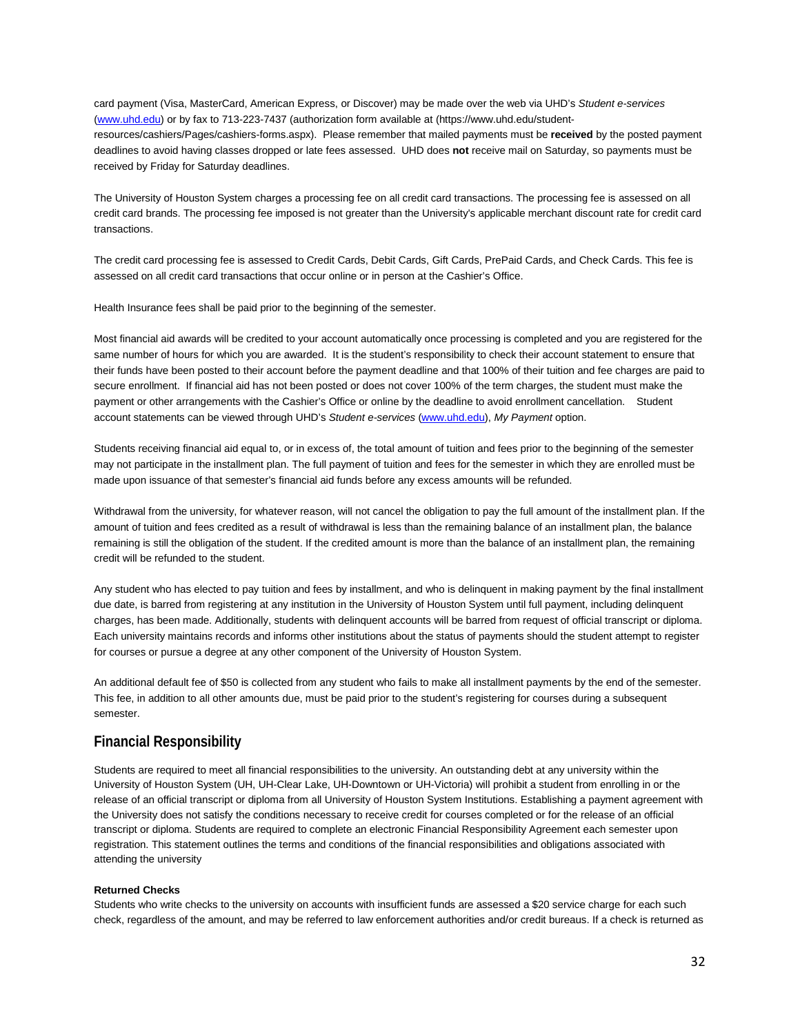card payment (Visa, MasterCard, American Express, or Discover) may be made over the web via UHD's *Student e-services* (www.uhd.edu) or by fax to 713-223-7437 (authorization form available at (https://www.uhd.edu/student-resources/cashiers/Pages/cashiers-forms.aspx). Please remember that mailed payments must be **received** by the posted payment deadlines to avoid having classes dropped or late fees assessed. UHD does **not** receive mail on Saturday, so payments must be received by Friday for Saturday deadlines.

The University of Houston System charges a processing fee on all credit card transactions. The processing fee is assessed on all credit card brands. The processing fee imposed is not greater than the University's applicable merchant discount rate for credit card transactions.

The credit card processing fee is assessed to Credit Cards, Debit Cards, Gift Cards, PrePaid Cards, and Check Cards. This fee is assessed on all credit card transactions that occur online or in person at the Cashier's Office.

Health Insurance fees shall be paid prior to the beginning of the semester.

Most financial aid awards will be credited to your account automatically once processing is completed and you are registered for the same number of hours for which you are awarded. It is the student's responsibility to check their account statement to ensure that their funds have been posted to their account before the payment deadline and that 100% of their tuition and fee charges are paid to secure enrollment. If financial aid has not been posted or does not cover 100% of the term charges, the student must make the payment or other arrangements with the Cashier's Office or online by the deadline to avoid enrollment cancellation. Student account statements can be viewed through UHD's *Student e-services* (www.uhd.edu), *My Payment* option.

Students receiving financial aid equal to, or in excess of, the total amount of tuition and fees prior to the beginning of the semester may not participate in the installment plan. The full payment of tuition and fees for the semester in which they are enrolled must be made upon issuance of that semester's financial aid funds before any excess amounts will be refunded.

Withdrawal from the university, for whatever reason, will not cancel the obligation to pay the full amount of the installment plan. If the amount of tuition and fees credited as a result of withdrawal is less than the remaining balance of an installment plan, the balance remaining is still the obligation of the student. If the credited amount is more than the balance of an installment plan, the remaining credit will be refunded to the student.

Any student who has elected to pay tuition and fees by installment, and who is delinquent in making payment by the final installment due date, is barred from registering at any institution in the University of Houston System until full payment, including delinquent charges, has been made. Additionally, students with delinquent accounts will be barred from request of official transcript or diploma. Each university maintains records and informs other institutions about the status of payments should the student attempt to register for courses or pursue a degree at any other component of the University of Houston System.

An additional default fee of $50 is collected from any student who fails to make all installment payments by the end of the semester. This fee, in addition to all other amounts due, must be paid prior to the student's registering for courses during a subsequent semester.

## Financial Responsibility

Students are required to meet all financial responsibilities to the university. An outstanding debt at any university within the University of Houston System (UH, UH-Clear Lake, UH-Downtown or UH-Victoria) will prohibit a student from enrolling in or the release of an official transcript or diploma from all University of Houston System Institutions. Establishing a payment agreement with the University does not satisfy the conditions necessary to receive credit for courses completed or for the release of an official transcript or diploma. Students are required to complete an electronic Financial Responsibility Agreement each semester upon registration. This statement outlines the terms and conditions of the financial responsibilities and obligations associated with attending the university

**Returned Checks**

Students who write checks to the university on accounts with insufficient funds are assessed a $20 service charge for each such check, regardless of the amount, and may be referred to law enforcement authorities and/or credit bureaus. If a check is returned as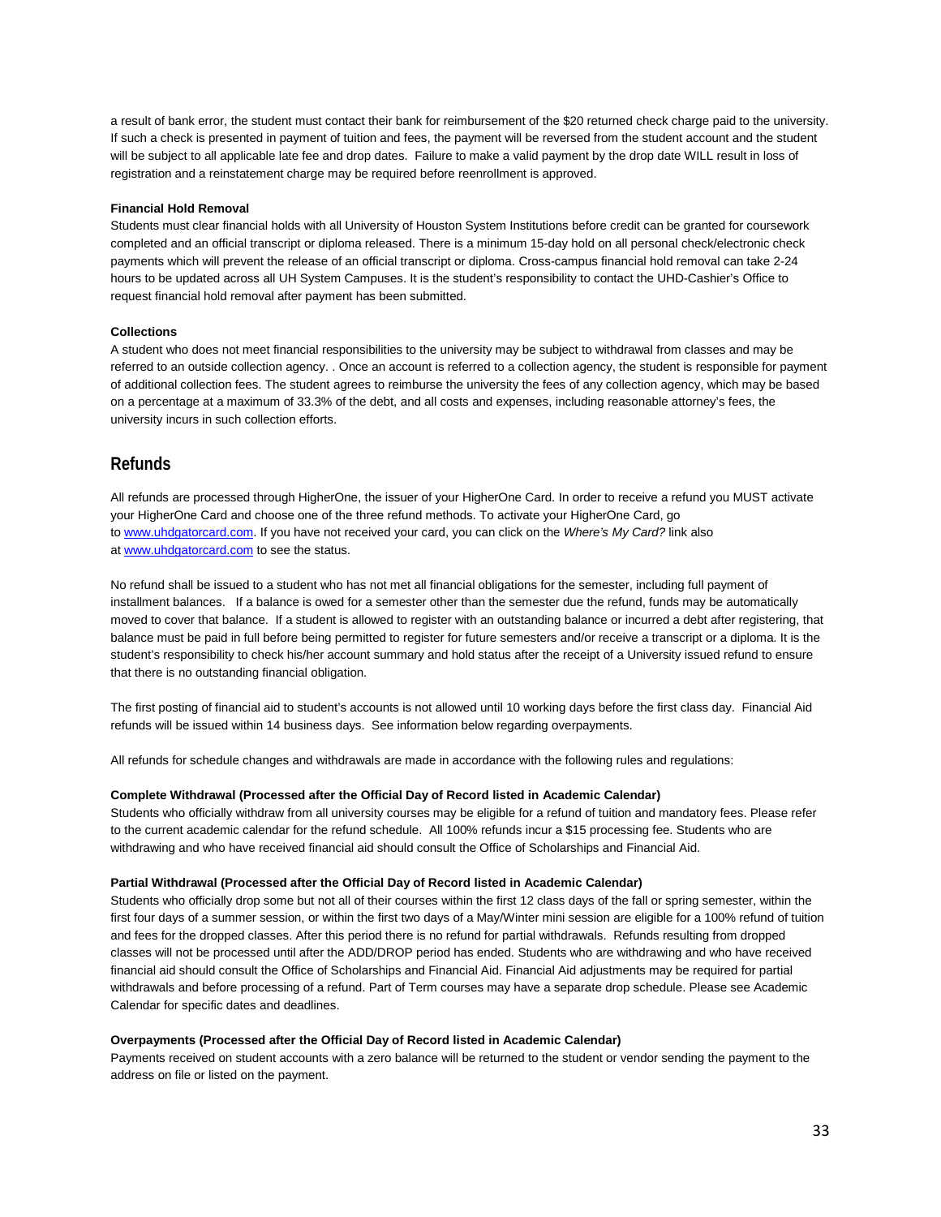a result of bank error, the student must contact their bank for reimbursement of the $20 returned check charge paid to the university. If such a check is presented in payment of tuition and fees, the payment will be reversed from the student account and the student will be subject to all applicable late fee and drop dates. Failure to make a valid payment by the drop date WILL result in loss of registration and a reinstatement charge may be required before reenrollment is approved.

**Financial Hold Removal**

Students must clear financial holds with all University of Houston System Institutions before credit can be granted for coursework completed and an official transcript or diploma released. There is a minimum 15-day hold on all personal check/electronic check payments which will prevent the release of an official transcript or diploma. Cross-campus financial hold removal can take 2-24 hours to be updated across all UH System Campuses. It is the student's responsibility to contact the UHD-Cashier's Office to request financial hold removal after payment has been submitted.

**Collections**

A student who does not meet financial responsibilities to the university may be subject to withdrawal from classes and may be referred to an outside collection agency. . Once an account is referred to a collection agency, the student is responsible for payment of additional collection fees. The student agrees to reimburse the university the fees of any collection agency, which may be based on a percentage at a maximum of 33.3% of the debt, and all costs and expenses, including reasonable attorney's fees, the university incurs in such collection efforts.

## Refunds

All refunds are processed through HigherOne, the issuer of your HigherOne Card. In order to receive a refund you MUST activate your HigherOne Card and choose one of the three refund methods. To activate your HigherOne Card, go to www.uhdgatorcard.com. If you have not received your card, you can click on the *Where's My Card?* link also at www.uhdgatorcard.com to see the status.

No refund shall be issued to a student who has not met all financial obligations for the semester, including full payment of installment balances. If a balance is owed for a semester other than the semester due the refund, funds may be automatically moved to cover that balance. If a student is allowed to register with an outstanding balance or incurred a debt after registering, that balance must be paid in full before being permitted to register for future semesters and/or receive a transcript or a diploma. It is the student's responsibility to check his/her account summary and hold status after the receipt of a University issued refund to ensure that there is no outstanding financial obligation.

The first posting of financial aid to student's accounts is not allowed until 10 working days before the first class day. Financial Aid refunds will be issued within 14 business days. See information below regarding overpayments.

All refunds for schedule changes and withdrawals are made in accordance with the following rules and regulations:

**Complete Withdrawal (Processed after the Official Day of Record listed in Academic Calendar)**

Students who officially withdraw from all university courses may be eligible for a refund of tuition and mandatory fees. Please refer to the current academic calendar for the refund schedule. All 100% refunds incur a $15 processing fee. Students who are withdrawing and who have received financial aid should consult the Office of Scholarships and Financial Aid.

**Partial Withdrawal (Processed after the Official Day of Record listed in Academic Calendar)**

Students who officially drop some but not all of their courses within the first 12 class days of the fall or spring semester, within the first four days of a summer session, or within the first two days of a May/Winter mini session are eligible for a 100% refund of tuition and fees for the dropped classes. After this period there is no refund for partial withdrawals. Refunds resulting from dropped classes will not be processed until after the ADD/DROP period has ended. Students who are withdrawing and who have received financial aid should consult the Office of Scholarships and Financial Aid. Financial Aid adjustments may be required for partial withdrawals and before processing of a refund. Part of Term courses may have a separate drop schedule. Please see Academic Calendar for specific dates and deadlines.

**Overpayments (Processed after the Official Day of Record listed in Academic Calendar)**

Payments received on student accounts with a zero balance will be returned to the student or vendor sending the payment to the address on file or listed on the payment.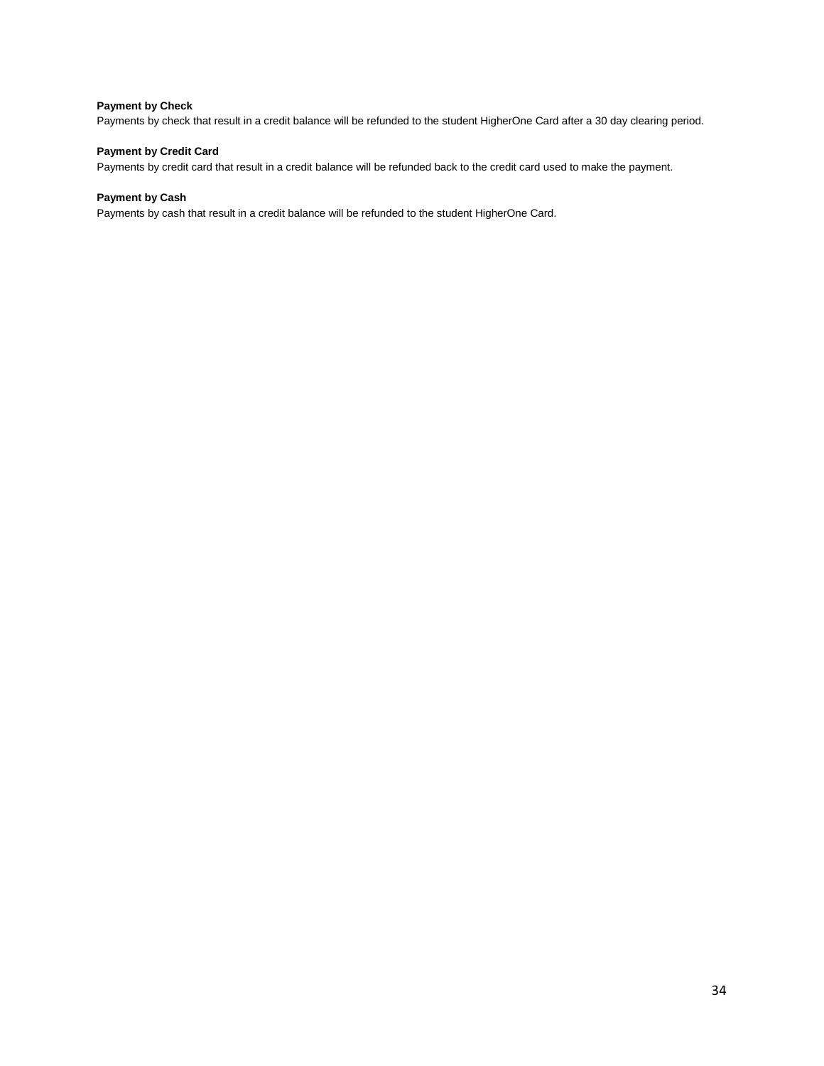**Payment by Check**

Payments by check that result in a credit balance will be refunded to the student HigherOne Card after a 30 day clearing period.

**Payment by Credit Card**

Payments by credit card that result in a credit balance will be refunded back to the credit card used to make the payment.

**Payment by Cash**

Payments by cash that result in a credit balance will be refunded to the student HigherOne Card.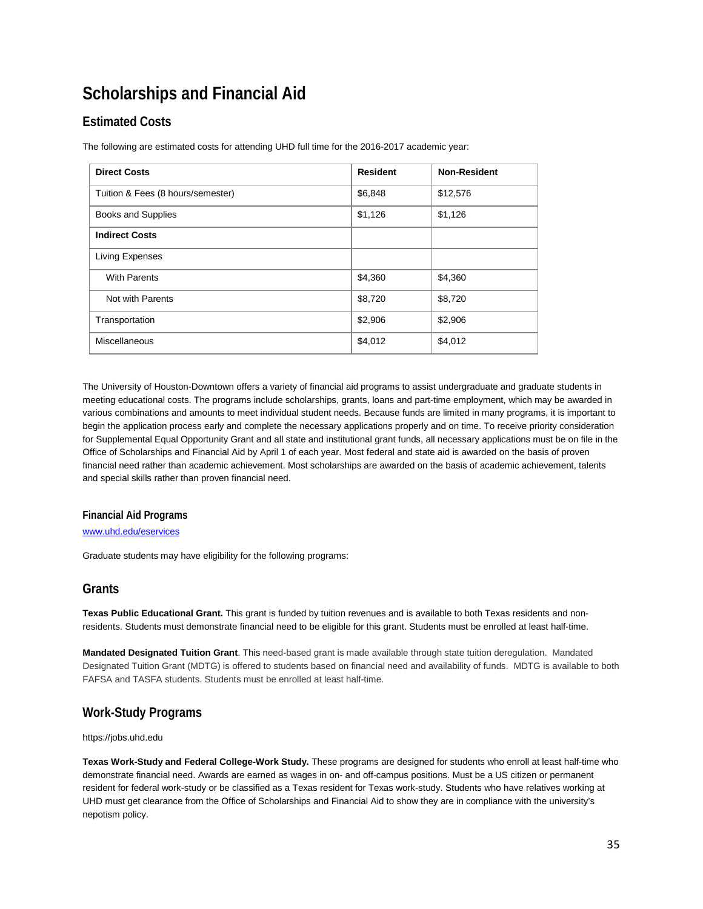# Scholarships and Financial Aid

## Estimated Costs

The following are estimated costs for attending UHD full time for the 2016-2017 academic year:

| **Direct Costs** | **Resident** | **Non-Resident** |
|---|---|---|
| Tuition & Fees (8 hours/semester) | $6,848 | $12,576 |
| Books and Supplies | $1,126 | $1,126 |
| **Indirect Costs** | | |
| Living Expenses | | |
| With Parents | $4,360 | $4,360 |
| Not with Parents | $8,720 | $8,720 |
| Transportation | $2,906 | $2,906 |
| Miscellaneous | $4,012 | $4,012 |

The University of Houston-Downtown offers a variety of financial aid programs to assist undergraduate and graduate students in meeting educational costs. The programs include scholarships, grants, loans and part-time employment, which may be awarded in various combinations and amounts to meet individual student needs. Because funds are limited in many programs, it is important to begin the application process early and complete the necessary applications properly and on time. To receive priority consideration for Supplemental Equal Opportunity Grant and all state and institutional grant funds, all necessary applications must be on file in the Office of Scholarships and Financial Aid by April 1 of each year. Most federal and state aid is awarded on the basis of proven financial need rather than academic achievement. Most scholarships are awarded on the basis of academic achievement, talents and special skills rather than proven financial need.

### Financial Aid Programs

www.uhd.edu/eservices

Graduate students may have eligibility for the following programs:

## Grants

**Texas Public Educational Grant.** This grant is funded by tuition revenues and is available to both Texas residents and non-residents. Students must demonstrate financial need to be eligible for this grant. Students must be enrolled at least half-time.

**Mandated Designated Tuition Grant**. This need-based grant is made available through state tuition deregulation. Mandated Designated Tuition Grant (MDTG) is offered to students based on financial need and availability of funds. MDTG is available to both FAFSA and TASFA students. Students must be enrolled at least half-time.

## Work-Study Programs

https://jobs.uhd.edu

**Texas Work-Study and Federal College-Work Study.** These programs are designed for students who enroll at least half-time who demonstrate financial need. Awards are earned as wages in on- and off-campus positions. Must be a US citizen or permanent resident for federal work-study or be classified as a Texas resident for Texas work-study. Students who have relatives working at UHD must get clearance from the Office of Scholarships and Financial Aid to show they are in compliance with the university's nepotism policy.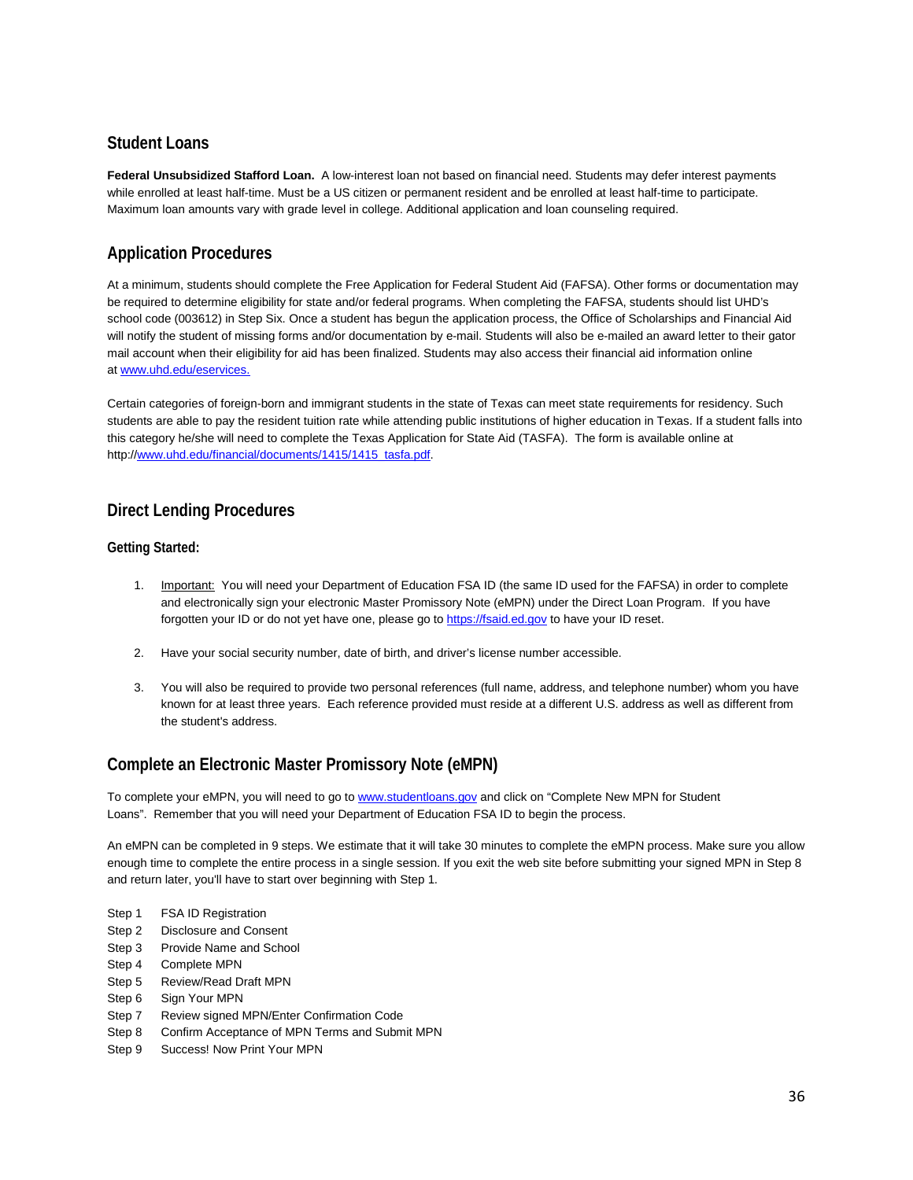## Student Loans

**Federal Unsubsidized Stafford Loan.** A low-interest loan not based on financial need. Students may defer interest payments while enrolled at least half-time. Must be a US citizen or permanent resident and be enrolled at least half-time to participate. Maximum loan amounts vary with grade level in college. Additional application and loan counseling required.

## Application Procedures

At a minimum, students should complete the Free Application for Federal Student Aid (FAFSA). Other forms or documentation may be required to determine eligibility for state and/or federal programs. When completing the FAFSA, students should list UHD's school code (003612) in Step Six. Once a student has begun the application process, the Office of Scholarships and Financial Aid will notify the student of missing forms and/or documentation by e-mail. Students will also be e-mailed an award letter to their gator mail account when their eligibility for aid has been finalized. Students may also access their financial aid information online at www.uhd.edu/eservices.

Certain categories of foreign-born and immigrant students in the state of Texas can meet state requirements for residency. Such students are able to pay the resident tuition rate while attending public institutions of higher education in Texas. If a student falls into this category he/she will need to complete the Texas Application for State Aid (TASFA). The form is available online at http://www.uhd.edu/financial/documents/1415/1415_tasfa.pdf.

## Direct Lending Procedures

### Getting Started:

1. Important: You will need your Department of Education FSA ID (the same ID used for the FAFSA) in order to complete and electronically sign your electronic Master Promissory Note (eMPN) under the Direct Loan Program. If you have forgotten your ID or do not yet have one, please go to https://fsaid.ed.gov to have your ID reset.
2. Have your social security number, date of birth, and driver's license number accessible.
3. You will also be required to provide two personal references (full name, address, and telephone number) whom you have known for at least three years. Each reference provided must reside at a different U.S. address as well as different from the student's address.

## Complete an Electronic Master Promissory Note (eMPN)

To complete your eMPN, you will need to go to www.studentloans.gov and click on "Complete New MPN for Student Loans". Remember that you will need your Department of Education FSA ID to begin the process.

An eMPN can be completed in 9 steps. We estimate that it will take 30 minutes to complete the eMPN process. Make sure you allow enough time to complete the entire process in a single session. If you exit the web site before submitting your signed MPN in Step 8 and return later, you'll have to start over beginning with Step 1.

Step 1 FSA ID Registration
Step 2 Disclosure and Consent
Step 3 Provide Name and School
Step 4 Complete MPN
Step 5 Review/Read Draft MPN
Step 6 Sign Your MPN
Step 7 Review signed MPN/Enter Confirmation Code
Step 8 Confirm Acceptance of MPN Terms and Submit MPN
Step 9 Success! Now Print Your MPN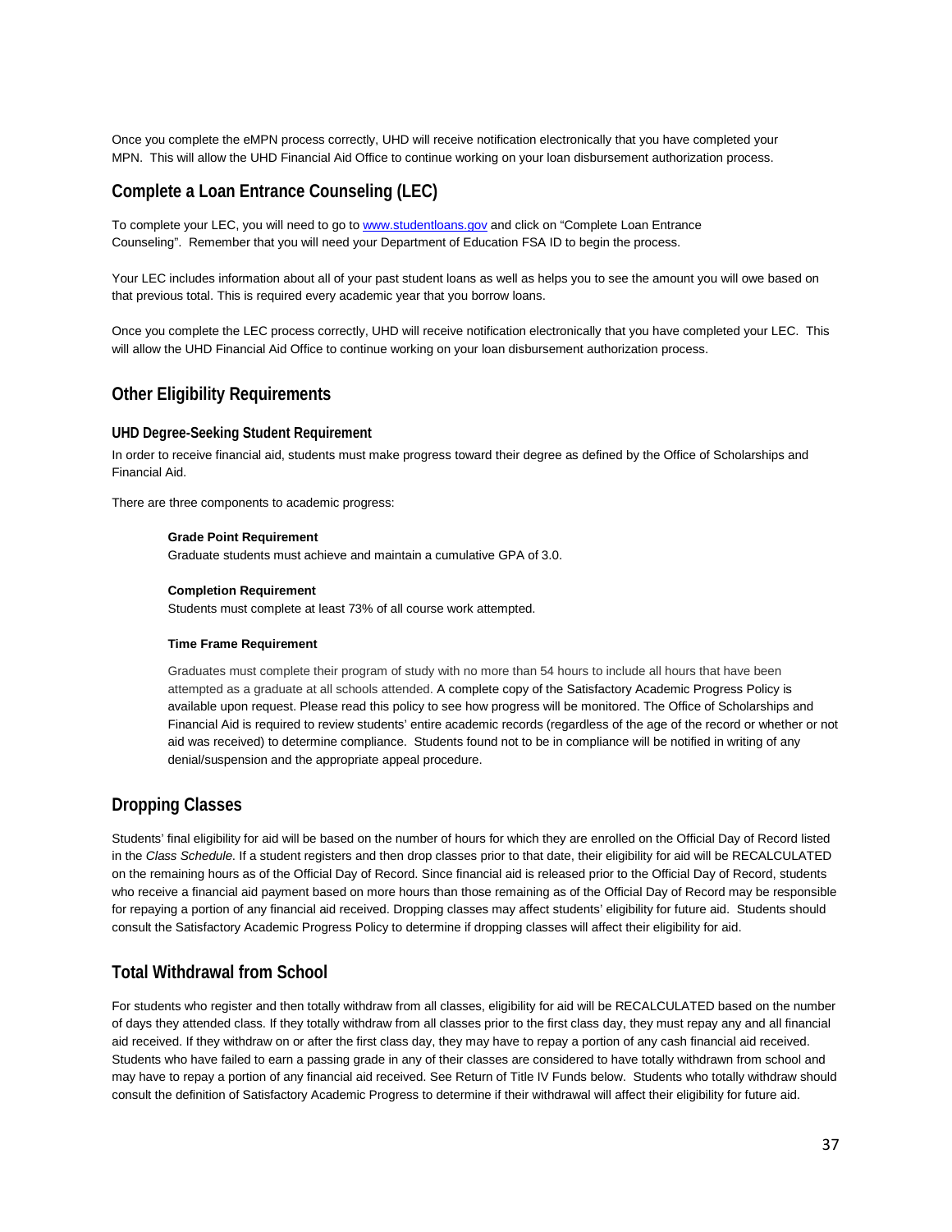Once you complete the eMPN process correctly, UHD will receive notification electronically that you have completed your MPN. This will allow the UHD Financial Aid Office to continue working on your loan disbursement authorization process.

## Complete a Loan Entrance Counseling (LEC)

To complete your LEC, you will need to go to www.studentloans.gov and click on "Complete Loan Entrance Counseling". Remember that you will need your Department of Education FSA ID to begin the process.

Your LEC includes information about all of your past student loans as well as helps you to see the amount you will owe based on that previous total. This is required every academic year that you borrow loans.

Once you complete the LEC process correctly, UHD will receive notification electronically that you have completed your LEC. This will allow the UHD Financial Aid Office to continue working on your loan disbursement authorization process.

## Other Eligibility Requirements

### UHD Degree-Seeking Student Requirement

In order to receive financial aid, students must make progress toward their degree as defined by the Office of Scholarships and Financial Aid.

There are three components to academic progress:

**Grade Point Requirement**
Graduate students must achieve and maintain a cumulative GPA of 3.0.

**Completion Requirement**
Students must complete at least 73% of all course work attempted.

**Time Frame Requirement**

Graduates must complete their program of study with no more than 54 hours to include all hours that have been attempted as a graduate at all schools attended. A complete copy of the Satisfactory Academic Progress Policy is available upon request. Please read this policy to see how progress will be monitored. The Office of Scholarships and Financial Aid is required to review students' entire academic records (regardless of the age of the record or whether or not aid was received) to determine compliance. Students found not to be in compliance will be notified in writing of any denial/suspension and the appropriate appeal procedure.

## Dropping Classes

Students' final eligibility for aid will be based on the number of hours for which they are enrolled on the Official Day of Record listed in the *Class Schedule*. If a student registers and then drop classes prior to that date, their eligibility for aid will be RECALCULATED on the remaining hours as of the Official Day of Record. Since financial aid is released prior to the Official Day of Record, students who receive a financial aid payment based on more hours than those remaining as of the Official Day of Record may be responsible for repaying a portion of any financial aid received. Dropping classes may affect students' eligibility for future aid. Students should consult the Satisfactory Academic Progress Policy to determine if dropping classes will affect their eligibility for aid.

## Total Withdrawal from School

For students who register and then totally withdraw from all classes, eligibility for aid will be RECALCULATED based on the number of days they attended class. If they totally withdraw from all classes prior to the first class day, they must repay any and all financial aid received. If they withdraw on or after the first class day, they may have to repay a portion of any cash financial aid received. Students who have failed to earn a passing grade in any of their classes are considered to have totally withdrawn from school and may have to repay a portion of any financial aid received. See Return of Title IV Funds below. Students who totally withdraw should consult the definition of Satisfactory Academic Progress to determine if their withdrawal will affect their eligibility for future aid.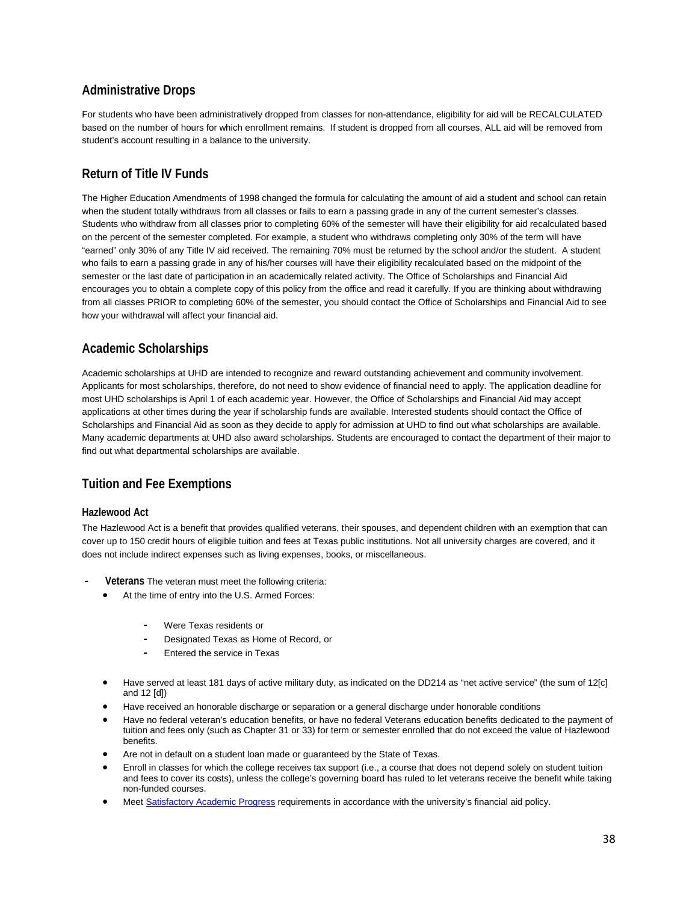## Administrative Drops

For students who have been administratively dropped from classes for non-attendance, eligibility for aid will be RECALCULATED based on the number of hours for which enrollment remains. If student is dropped from all courses, ALL aid will be removed from student's account resulting in a balance to the university.

## Return of Title IV Funds

The Higher Education Amendments of 1998 changed the formula for calculating the amount of aid a student and school can retain when the student totally withdraws from all classes or fails to earn a passing grade in any of the current semester's classes. Students who withdraw from all classes prior to completing 60% of the semester will have their eligibility for aid recalculated based on the percent of the semester completed. For example, a student who withdraws completing only 30% of the term will have "earned" only 30% of any Title IV aid received. The remaining 70% must be returned by the school and/or the student. A student who fails to earn a passing grade in any of his/her courses will have their eligibility recalculated based on the midpoint of the semester or the last date of participation in an academically related activity. The Office of Scholarships and Financial Aid encourages you to obtain a complete copy of this policy from the office and read it carefully. If you are thinking about withdrawing from all classes PRIOR to completing 60% of the semester, you should contact the Office of Scholarships and Financial Aid to see how your withdrawal will affect your financial aid.

## Academic Scholarships

Academic scholarships at UHD are intended to recognize and reward outstanding achievement and community involvement. Applicants for most scholarships, therefore, do not need to show evidence of financial need to apply. The application deadline for most UHD scholarships is April 1 of each academic year. However, the Office of Scholarships and Financial Aid may accept applications at other times during the year if scholarship funds are available. Interested students should contact the Office of Scholarships and Financial Aid as soon as they decide to apply for admission at UHD to find out what scholarships are available. Many academic departments at UHD also award scholarships. Students are encouraged to contact the department of their major to find out what departmental scholarships are available.

## Tuition and Fee Exemptions

### Hazlewood Act

The Hazlewood Act is a benefit that provides qualified veterans, their spouses, and dependent children with an exemption that can cover up to 150 credit hours of eligible tuition and fees at Texas public institutions. Not all university charges are covered, and it does not include indirect expenses such as living expenses, books, or miscellaneous.

- **Veterans** The veteran must meet the following criteria:
  - At the time of entry into the U.S. Armed Forces:
    - Were Texas residents or
    - Designated Texas as Home of Record, or
    - Entered the service in Texas
  - Have served at least 181 days of active military duty, as indicated on the DD214 as "net active service" (the sum of 12[c] and 12 [d])
  - Have received an honorable discharge or separation or a general discharge under honorable conditions
  - Have no federal veteran's education benefits, or have no federal Veterans education benefits dedicated to the payment of tuition and fees only (such as Chapter 31 or 33) for term or semester enrolled that do not exceed the value of Hazlewood benefits.
  - Are not in default on a student loan made or guaranteed by the State of Texas.
  - Enroll in classes for which the college receives tax support (i.e., a course that does not depend solely on student tuition and fees to cover its costs), unless the college's governing board has ruled to let veterans receive the benefit while taking non-funded courses.
  - Meet Satisfactory Academic Progress requirements in accordance with the university's financial aid policy.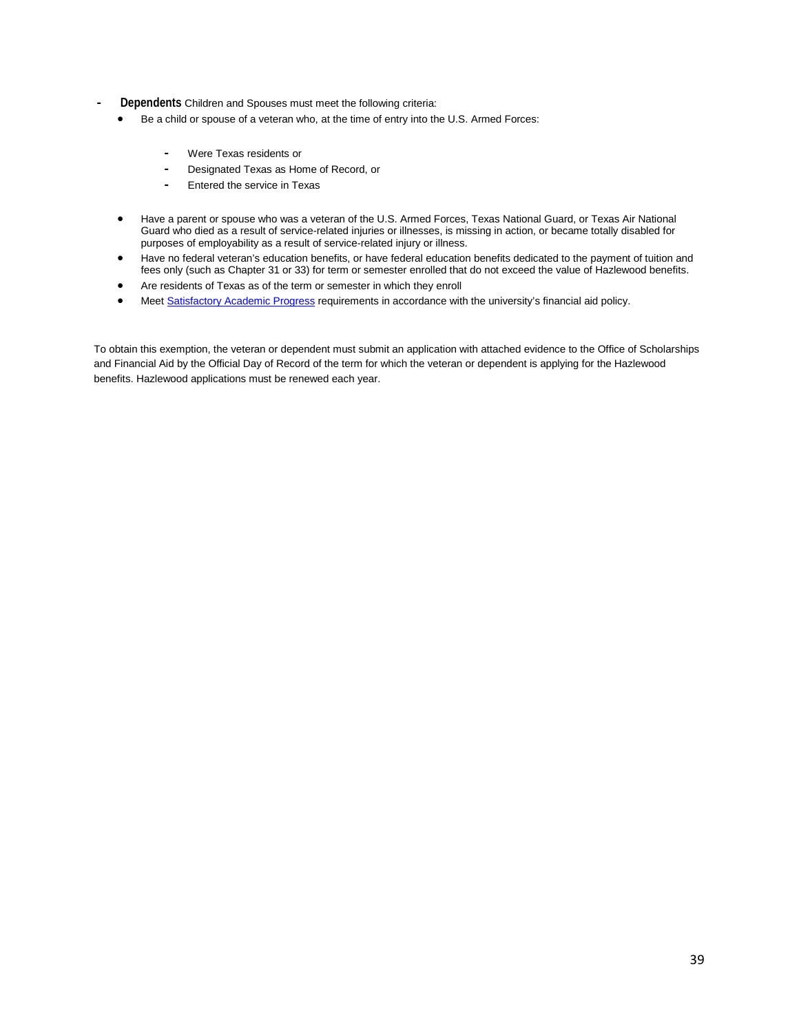- **Dependents** Children and Spouses must meet the following criteria:
  - Be a child or spouse of a veteran who, at the time of entry into the U.S. Armed Forces:
    - Were Texas residents or
    - Designated Texas as Home of Record, or
    - Entered the service in Texas
  - Have a parent or spouse who was a veteran of the U.S. Armed Forces, Texas National Guard, or Texas Air National Guard who died as a result of service-related injuries or illnesses, is missing in action, or became totally disabled for purposes of employability as a result of service-related injury or illness.
  - Have no federal veteran's education benefits, or have federal education benefits dedicated to the payment of tuition and fees only (such as Chapter 31 or 33) for term or semester enrolled that do not exceed the value of Hazlewood benefits.
  - Are residents of Texas as of the term or semester in which they enroll
  - Meet [Satisfactory Academic Progress]() requirements in accordance with the university's financial aid policy.

To obtain this exemption, the veteran or dependent must submit an application with attached evidence to the Office of Scholarships and Financial Aid by the Official Day of Record of the term for which the veteran or dependent is applying for the Hazlewood benefits. Hazlewood applications must be renewed each year.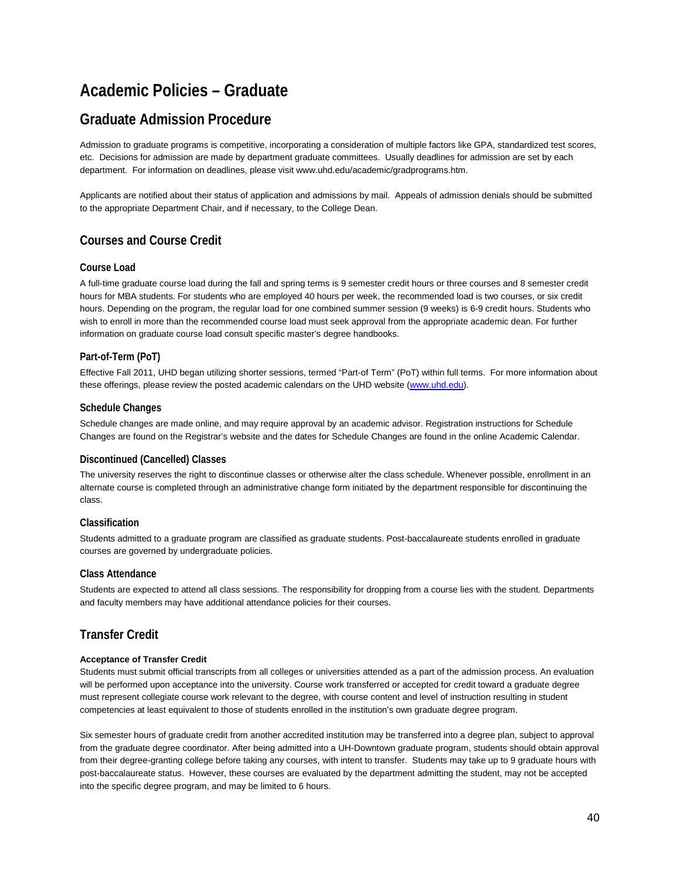# Academic Policies – Graduate

## Graduate Admission Procedure

Admission to graduate programs is competitive, incorporating a consideration of multiple factors like GPA, standardized test scores, etc. Decisions for admission are made by department graduate committees. Usually deadlines for admission are set by each department. For information on deadlines, please visit www.uhd.edu/academic/gradprograms.htm.

Applicants are notified about their status of application and admissions by mail. Appeals of admission denials should be submitted to the appropriate Department Chair, and if necessary, to the College Dean.

## Courses and Course Credit

### Course Load

A full-time graduate course load during the fall and spring terms is 9 semester credit hours or three courses and 8 semester credit hours for MBA students. For students who are employed 40 hours per week, the recommended load is two courses, or six credit hours. Depending on the program, the regular load for one combined summer session (9 weeks) is 6-9 credit hours. Students who wish to enroll in more than the recommended course load must seek approval from the appropriate academic dean. For further information on graduate course load consult specific master's degree handbooks.

### Part-of-Term (PoT)

Effective Fall 2011, UHD began utilizing shorter sessions, termed "Part-of Term" (PoT) within full terms. For more information about these offerings, please review the posted academic calendars on the UHD website (www.uhd.edu).

### Schedule Changes

Schedule changes are made online, and may require approval by an academic advisor. Registration instructions for Schedule Changes are found on the Registrar's website and the dates for Schedule Changes are found in the online Academic Calendar.

### Discontinued (Cancelled) Classes

The university reserves the right to discontinue classes or otherwise alter the class schedule. Whenever possible, enrollment in an alternate course is completed through an administrative change form initiated by the department responsible for discontinuing the class.

### Classification

Students admitted to a graduate program are classified as graduate students. Post-baccalaureate students enrolled in graduate courses are governed by undergraduate policies.

### Class Attendance

Students are expected to attend all class sessions. The responsibility for dropping from a course lies with the student. Departments and faculty members may have additional attendance policies for their courses.

## Transfer Credit

**Acceptance of Transfer Credit**

Students must submit official transcripts from all colleges or universities attended as a part of the admission process. An evaluation will be performed upon acceptance into the university. Course work transferred or accepted for credit toward a graduate degree must represent collegiate course work relevant to the degree, with course content and level of instruction resulting in student competencies at least equivalent to those of students enrolled in the institution's own graduate degree program.

Six semester hours of graduate credit from another accredited institution may be transferred into a degree plan, subject to approval from the graduate degree coordinator. After being admitted into a UH-Downtown graduate program, students should obtain approval from their degree-granting college before taking any courses, with intent to transfer. Students may take up to 9 graduate hours with post-baccalaureate status. However, these courses are evaluated by the department admitting the student, may not be accepted into the specific degree program, and may be limited to 6 hours.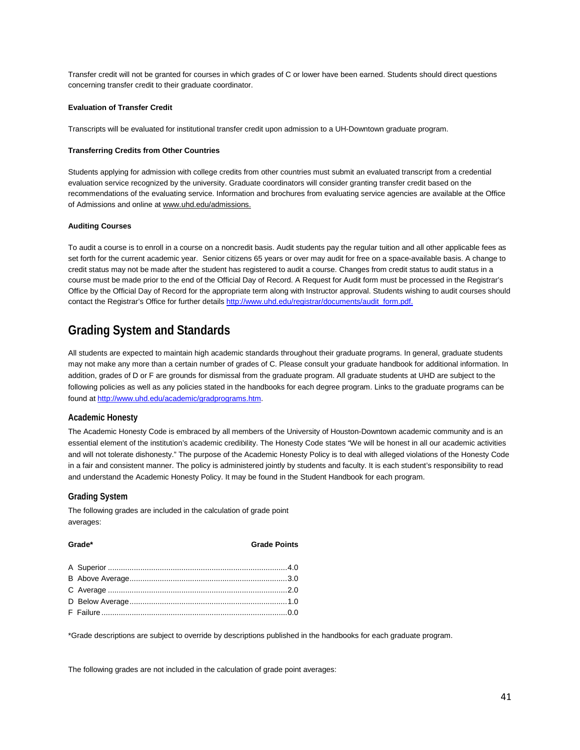Transfer credit will not be granted for courses in which grades of C or lower have been earned. Students should direct questions concerning transfer credit to their graduate coordinator.

**Evaluation of Transfer Credit**

Transcripts will be evaluated for institutional transfer credit upon admission to a UH-Downtown graduate program.

**Transferring Credits from Other Countries**

Students applying for admission with college credits from other countries must submit an evaluated transcript from a credential evaluation service recognized by the university. Graduate coordinators will consider granting transfer credit based on the recommendations of the evaluating service. Information and brochures from evaluating service agencies are available at the Office of Admissions and online at www.uhd.edu/admissions.

**Auditing Courses**

To audit a course is to enroll in a course on a noncredit basis. Audit students pay the regular tuition and all other applicable fees as set forth for the current academic year. Senior citizens 65 years or over may audit for free on a space-available basis. A change to credit status may not be made after the student has registered to audit a course. Changes from credit status to audit status in a course must be made prior to the end of the Official Day of Record. A Request for Audit form must be processed in the Registrar's Office by the Official Day of Record for the appropriate term along with Instructor approval. Students wishing to audit courses should contact the Registrar's Office for further details http://www.uhd.edu/registrar/documents/audit_form.pdf.

## Grading System and Standards

All students are expected to maintain high academic standards throughout their graduate programs. In general, graduate students may not make any more than a certain number of grades of C. Please consult your graduate handbook for additional information. In addition, grades of D or F are grounds for dismissal from the graduate program. All graduate students at UHD are subject to the following policies as well as any policies stated in the handbooks for each degree program. Links to the graduate programs can be found at http://www.uhd.edu/academic/gradprograms.htm.

### Academic Honesty

The Academic Honesty Code is embraced by all members of the University of Houston-Downtown academic community and is an essential element of the institution's academic credibility. The Honesty Code states "We will be honest in all our academic activities and will not tolerate dishonesty." The purpose of the Academic Honesty Policy is to deal with alleged violations of the Honesty Code in a fair and consistent manner. The policy is administered jointly by students and faculty. It is each student's responsibility to read and understand the Academic Honesty Policy. It may be found in the Student Handbook for each program.

### Grading System

The following grades are included in the calculation of grade point averages:

| Grade* | Grade Points |
|---|---|
| A Superior | 4.0 |
| B Above Average | 3.0 |
| C Average | 2.0 |
| D Below Average | 1.0 |
| F Failure | 0.0 |

*Grade descriptions are subject to override by descriptions published in the handbooks for each graduate program.

The following grades are not included in the calculation of grade point averages: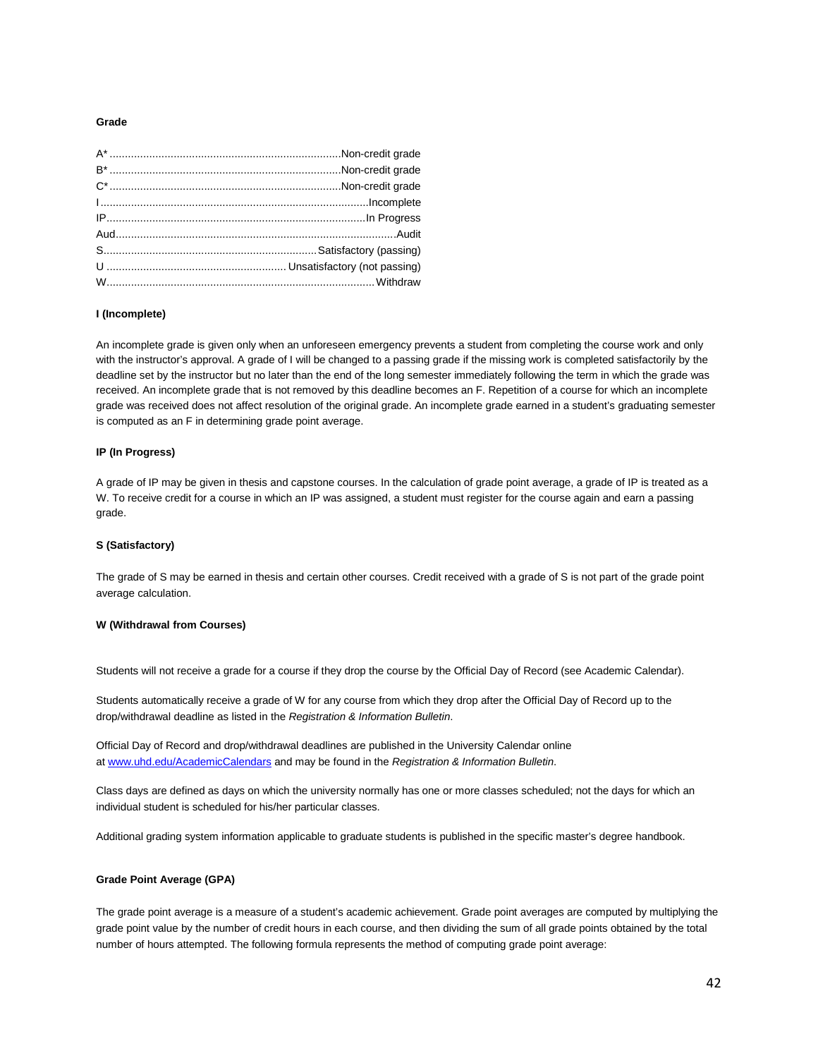**Grade**

| Grade | Description |
|---|---|
| A* | Non-credit grade |
| B* | Non-credit grade |
| C* | Non-credit grade |
| I | Incomplete |
| IP | In Progress |
| Aud | Audit |
| S | Satisfactory (passing) |
| U | Unsatisfactory (not passing) |
| W | Withdraw |

**I (Incomplete)**

An incomplete grade is given only when an unforeseen emergency prevents a student from completing the course work and only with the instructor's approval. A grade of I will be changed to a passing grade if the missing work is completed satisfactorily by the deadline set by the instructor but no later than the end of the long semester immediately following the term in which the grade was received. An incomplete grade that is not removed by this deadline becomes an F. Repetition of a course for which an incomplete grade was received does not affect resolution of the original grade. An incomplete grade earned in a student's graduating semester is computed as an F in determining grade point average.

**IP (In Progress)**

A grade of IP may be given in thesis and capstone courses. In the calculation of grade point average, a grade of IP is treated as a W. To receive credit for a course in which an IP was assigned, a student must register for the course again and earn a passing grade.

**S (Satisfactory)**

The grade of S may be earned in thesis and certain other courses. Credit received with a grade of S is not part of the grade point average calculation.

**W (Withdrawal from Courses)**

Students will not receive a grade for a course if they drop the course by the Official Day of Record (see Academic Calendar).

Students automatically receive a grade of W for any course from which they drop after the Official Day of Record up to the drop/withdrawal deadline as listed in the *Registration & Information Bulletin*.

Official Day of Record and drop/withdrawal deadlines are published in the University Calendar online at [www.uhd.edu/AcademicCalendars](www.uhd.edu/AcademicCalendars) and may be found in the *Registration & Information Bulletin*.

Class days are defined as days on which the university normally has one or more classes scheduled; not the days for which an individual student is scheduled for his/her particular classes.

Additional grading system information applicable to graduate students is published in the specific master's degree handbook.

**Grade Point Average (GPA)**

The grade point average is a measure of a student's academic achievement. Grade point averages are computed by multiplying the grade point value by the number of credit hours in each course, and then dividing the sum of all grade points obtained by the total number of hours attempted. The following formula represents the method of computing grade point average: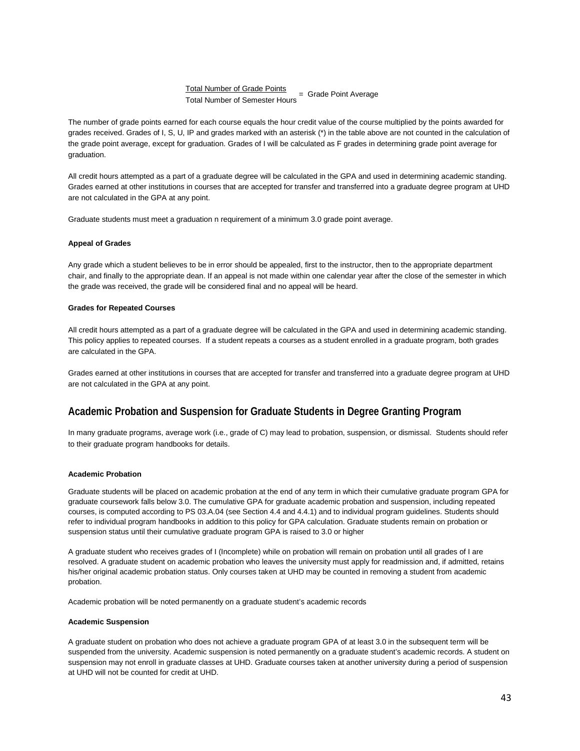$$\frac{\text{Total Number of Grade Points}}{\text{Total Number of Semester Hours}} = \text{Grade Point Average}$$

The number of grade points earned for each course equals the hour credit value of the course multiplied by the points awarded for grades received. Grades of I, S, U, IP and grades marked with an asterisk (*) in the table above are not counted in the calculation of the grade point average, except for graduation. Grades of I will be calculated as F grades in determining grade point average for graduation.

All credit hours attempted as a part of a graduate degree will be calculated in the GPA and used in determining academic standing. Grades earned at other institutions in courses that are accepted for transfer and transferred into a graduate degree program at UHD are not calculated in the GPA at any point.

Graduate students must meet a graduation n requirement of a minimum 3.0 grade point average.

#### Appeal of Grades

Any grade which a student believes to be in error should be appealed, first to the instructor, then to the appropriate department chair, and finally to the appropriate dean. If an appeal is not made within one calendar year after the close of the semester in which the grade was received, the grade will be considered final and no appeal will be heard.

#### Grades for Repeated Courses

All credit hours attempted as a part of a graduate degree will be calculated in the GPA and used in determining academic standing. This policy applies to repeated courses. If a student repeats a courses as a student enrolled in a graduate program, both grades are calculated in the GPA.

Grades earned at other institutions in courses that are accepted for transfer and transferred into a graduate degree program at UHD are not calculated in the GPA at any point.

## Academic Probation and Suspension for Graduate Students in Degree Granting Program

In many graduate programs, average work (i.e., grade of C) may lead to probation, suspension, or dismissal. Students should refer to their graduate program handbooks for details.

#### Academic Probation

Graduate students will be placed on academic probation at the end of any term in which their cumulative graduate program GPA for graduate coursework falls below 3.0. The cumulative GPA for graduate academic probation and suspension, including repeated courses, is computed according to PS 03.A.04 (see Section 4.4 and 4.4.1) and to individual program guidelines. Students should refer to individual program handbooks in addition to this policy for GPA calculation. Graduate students remain on probation or suspension status until their cumulative graduate program GPA is raised to 3.0 or higher

A graduate student who receives grades of I (Incomplete) while on probation will remain on probation until all grades of I are resolved. A graduate student on academic probation who leaves the university must apply for readmission and, if admitted, retains his/her original academic probation status. Only courses taken at UHD may be counted in removing a student from academic probation.

Academic probation will be noted permanently on a graduate student's academic records

#### Academic Suspension

A graduate student on probation who does not achieve a graduate program GPA of at least 3.0 in the subsequent term will be suspended from the university. Academic suspension is noted permanently on a graduate student's academic records. A student on suspension may not enroll in graduate classes at UHD. Graduate courses taken at another university during a period of suspension at UHD will not be counted for credit at UHD.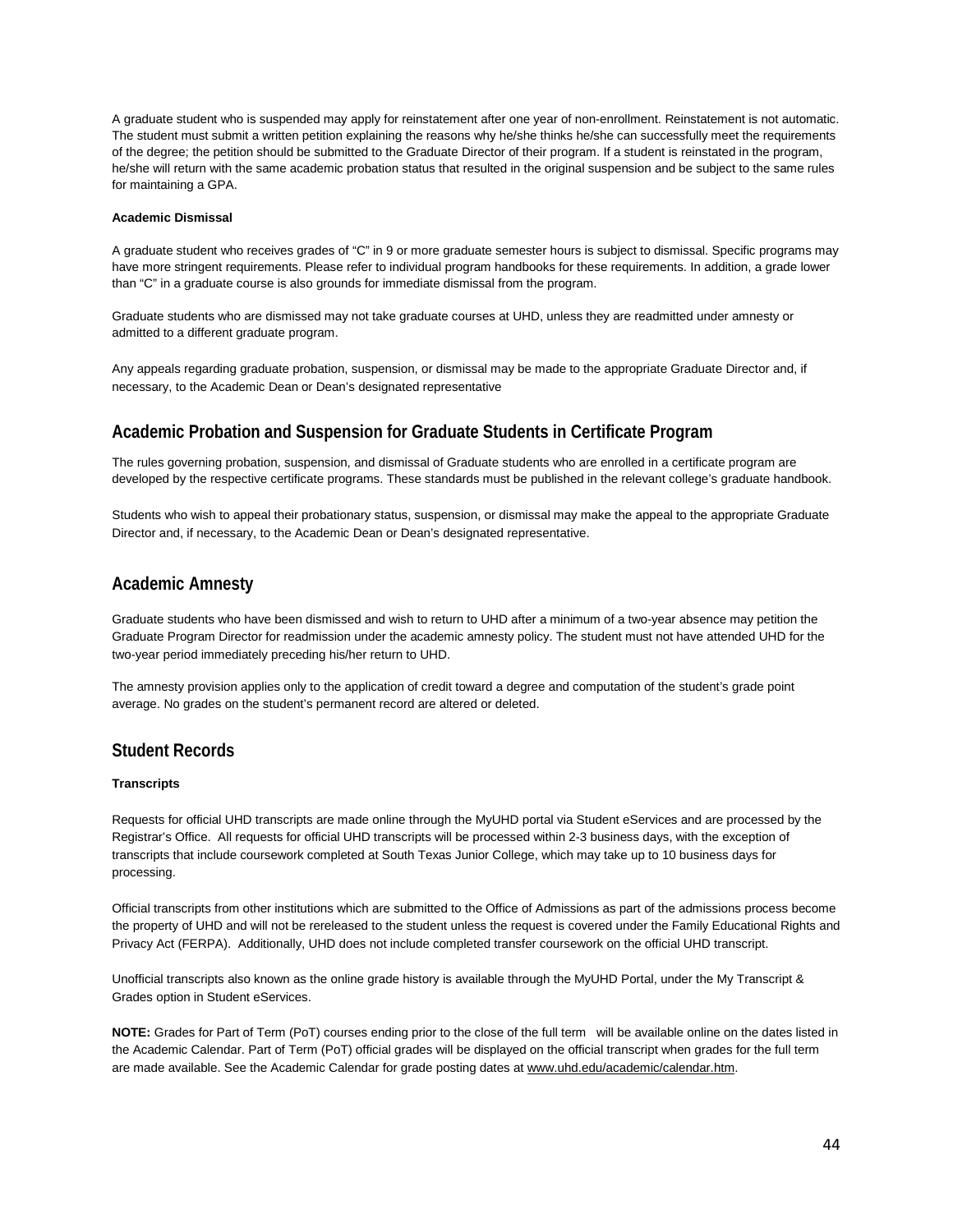A graduate student who is suspended may apply for reinstatement after one year of non-enrollment. Reinstatement is not automatic. The student must submit a written petition explaining the reasons why he/she thinks he/she can successfully meet the requirements of the degree; the petition should be submitted to the Graduate Director of their program. If a student is reinstated in the program, he/she will return with the same academic probation status that resulted in the original suspension and be subject to the same rules for maintaining a GPA.

**Academic Dismissal**

A graduate student who receives grades of “C” in 9 or more graduate semester hours is subject to dismissal. Specific programs may have more stringent requirements. Please refer to individual program handbooks for these requirements. In addition, a grade lower than “C” in a graduate course is also grounds for immediate dismissal from the program.

Graduate students who are dismissed may not take graduate courses at UHD, unless they are readmitted under amnesty or admitted to a different graduate program.

Any appeals regarding graduate probation, suspension, or dismissal may be made to the appropriate Graduate Director and, if necessary, to the Academic Dean or Dean’s designated representative

## Academic Probation and Suspension for Graduate Students in Certificate Program

The rules governing probation, suspension, and dismissal of Graduate students who are enrolled in a certificate program are developed by the respective certificate programs. These standards must be published in the relevant college’s graduate handbook.

Students who wish to appeal their probationary status, suspension, or dismissal may make the appeal to the appropriate Graduate Director and, if necessary, to the Academic Dean or Dean’s designated representative.

## Academic Amnesty

Graduate students who have been dismissed and wish to return to UHD after a minimum of a two-year absence may petition the Graduate Program Director for readmission under the academic amnesty policy. The student must not have attended UHD for the two-year period immediately preceding his/her return to UHD.

The amnesty provision applies only to the application of credit toward a degree and computation of the student’s grade point average. No grades on the student’s permanent record are altered or deleted.

## Student Records

**Transcripts**

Requests for official UHD transcripts are made online through the MyUHD portal via Student eServices and are processed by the Registrar’s Office. All requests for official UHD transcripts will be processed within 2-3 business days, with the exception of transcripts that include coursework completed at South Texas Junior College, which may take up to 10 business days for processing.

Official transcripts from other institutions which are submitted to the Office of Admissions as part of the admissions process become the property of UHD and will not be rereleased to the student unless the request is covered under the Family Educational Rights and Privacy Act (FERPA). Additionally, UHD does not include completed transfer coursework on the official UHD transcript.

Unofficial transcripts also known as the online grade history is available through the MyUHD Portal, under the My Transcript & Grades option in Student eServices.

**NOTE:** Grades for Part of Term (PoT) courses ending prior to the close of the full term will be available online on the dates listed in the Academic Calendar. Part of Term (PoT) official grades will be displayed on the official transcript when grades for the full term are made available. See the Academic Calendar for grade posting dates at www.uhd.edu/academic/calendar.htm.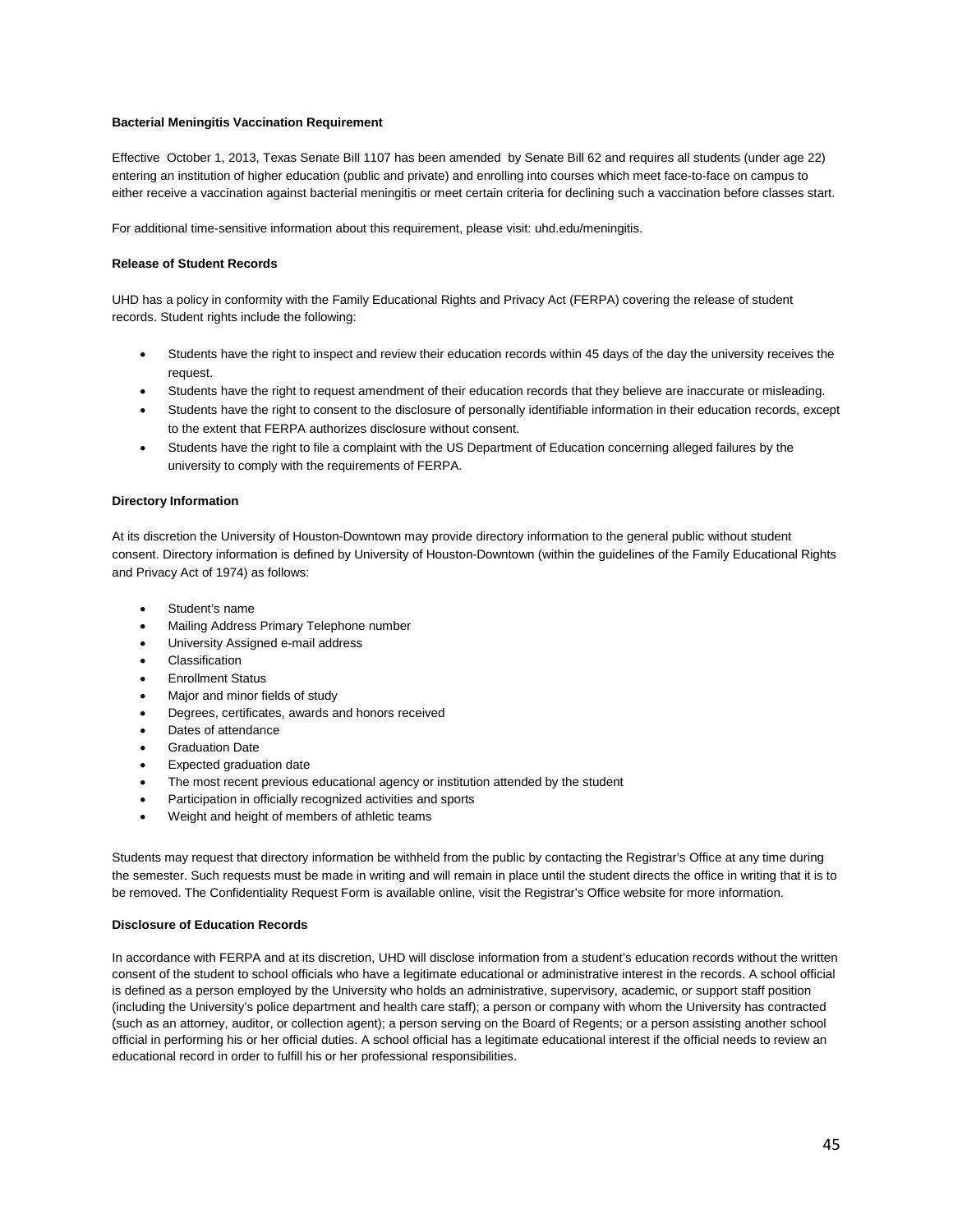**Bacterial Meningitis Vaccination Requirement**

Effective October 1, 2013, Texas Senate Bill 1107 has been amended by Senate Bill 62 and requires all students (under age 22) entering an institution of higher education (public and private) and enrolling into courses which meet face-to-face on campus to either receive a vaccination against bacterial meningitis or meet certain criteria for declining such a vaccination before classes start.

For additional time-sensitive information about this requirement, please visit: uhd.edu/meningitis.

**Release of Student Records**

UHD has a policy in conformity with the Family Educational Rights and Privacy Act (FERPA) covering the release of student records. Student rights include the following:

- Students have the right to inspect and review their education records within 45 days of the day the university receives the request.
- Students have the right to request amendment of their education records that they believe are inaccurate or misleading.
- Students have the right to consent to the disclosure of personally identifiable information in their education records, except to the extent that FERPA authorizes disclosure without consent.
- Students have the right to file a complaint with the US Department of Education concerning alleged failures by the university to comply with the requirements of FERPA.

**Directory Information**

At its discretion the University of Houston-Downtown may provide directory information to the general public without student consent. Directory information is defined by University of Houston-Downtown (within the guidelines of the Family Educational Rights and Privacy Act of 1974) as follows:

- Student's name
- Mailing Address Primary Telephone number
- University Assigned e-mail address
- Classification
- Enrollment Status
- Major and minor fields of study
- Degrees, certificates, awards and honors received
- Dates of attendance
- Graduation Date
- Expected graduation date
- The most recent previous educational agency or institution attended by the student
- Participation in officially recognized activities and sports
- Weight and height of members of athletic teams

Students may request that directory information be withheld from the public by contacting the Registrar's Office at any time during the semester. Such requests must be made in writing and will remain in place until the student directs the office in writing that it is to be removed. The Confidentiality Request Form is available online, visit the Registrar's Office website for more information.

**Disclosure of Education Records**

In accordance with FERPA and at its discretion, UHD will disclose information from a student's education records without the written consent of the student to school officials who have a legitimate educational or administrative interest in the records. A school official is defined as a person employed by the University who holds an administrative, supervisory, academic, or support staff position (including the University's police department and health care staff); a person or company with whom the University has contracted (such as an attorney, auditor, or collection agent); a person serving on the Board of Regents; or a person assisting another school official in performing his or her official duties. A school official has a legitimate educational interest if the official needs to review an educational record in order to fulfill his or her professional responsibilities.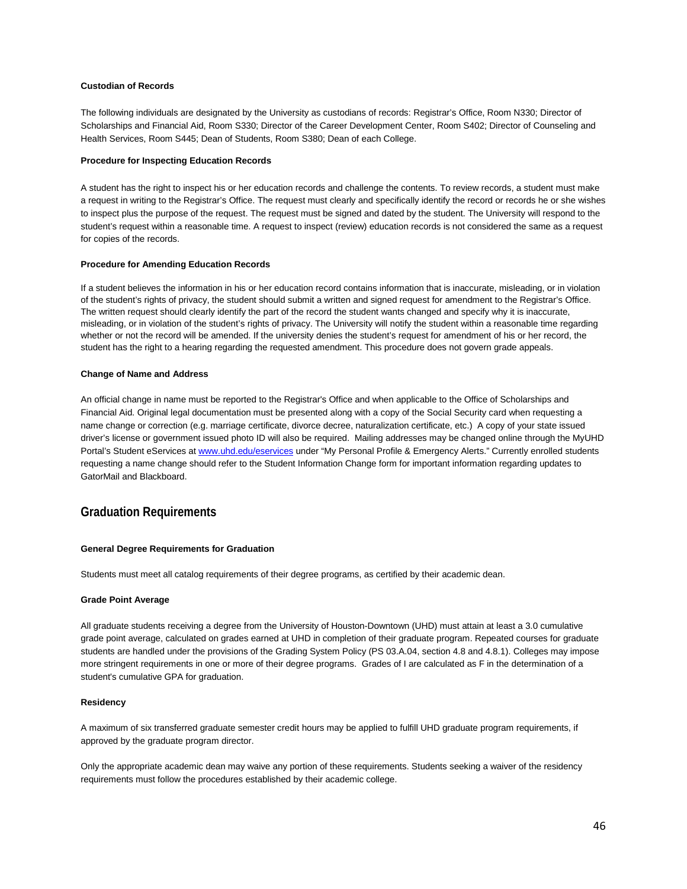**Custodian of Records**

The following individuals are designated by the University as custodians of records: Registrar's Office, Room N330; Director of Scholarships and Financial Aid, Room S330; Director of the Career Development Center, Room S402; Director of Counseling and Health Services, Room S445; Dean of Students, Room S380; Dean of each College.

**Procedure for Inspecting Education Records**

A student has the right to inspect his or her education records and challenge the contents. To review records, a student must make a request in writing to the Registrar's Office. The request must clearly and specifically identify the record or records he or she wishes to inspect plus the purpose of the request. The request must be signed and dated by the student. The University will respond to the student's request within a reasonable time. A request to inspect (review) education records is not considered the same as a request for copies of the records.

**Procedure for Amending Education Records**

If a student believes the information in his or her education record contains information that is inaccurate, misleading, or in violation of the student's rights of privacy, the student should submit a written and signed request for amendment to the Registrar's Office. The written request should clearly identify the part of the record the student wants changed and specify why it is inaccurate, misleading, or in violation of the student's rights of privacy. The University will notify the student within a reasonable time regarding whether or not the record will be amended. If the university denies the student's request for amendment of his or her record, the student has the right to a hearing regarding the requested amendment. This procedure does not govern grade appeals.

**Change of Name and Address**

An official change in name must be reported to the Registrar's Office and when applicable to the Office of Scholarships and Financial Aid. Original legal documentation must be presented along with a copy of the Social Security card when requesting a name change or correction (e.g. marriage certificate, divorce decree, naturalization certificate, etc.) A copy of your state issued driver's license or government issued photo ID will also be required. Mailing addresses may be changed online through the MyUHD Portal's Student eServices at [www.uhd.edu/eservices](http://www.uhd.edu/eservices) under "My Personal Profile & Emergency Alerts." Currently enrolled students requesting a name change should refer to the Student Information Change form for important information regarding updates to GatorMail and Blackboard.

## Graduation Requirements

**General Degree Requirements for Graduation**

Students must meet all catalog requirements of their degree programs, as certified by their academic dean.

**Grade Point Average**

All graduate students receiving a degree from the University of Houston-Downtown (UHD) must attain at least a 3.0 cumulative grade point average, calculated on grades earned at UHD in completion of their graduate program. Repeated courses for graduate students are handled under the provisions of the Grading System Policy (PS 03.A.04, section 4.8 and 4.8.1). Colleges may impose more stringent requirements in one or more of their degree programs. Grades of I are calculated as F in the determination of a student's cumulative GPA for graduation.

**Residency**

A maximum of six transferred graduate semester credit hours may be applied to fulfill UHD graduate program requirements, if approved by the graduate program director.

Only the appropriate academic dean may waive any portion of these requirements. Students seeking a waiver of the residency requirements must follow the procedures established by their academic college.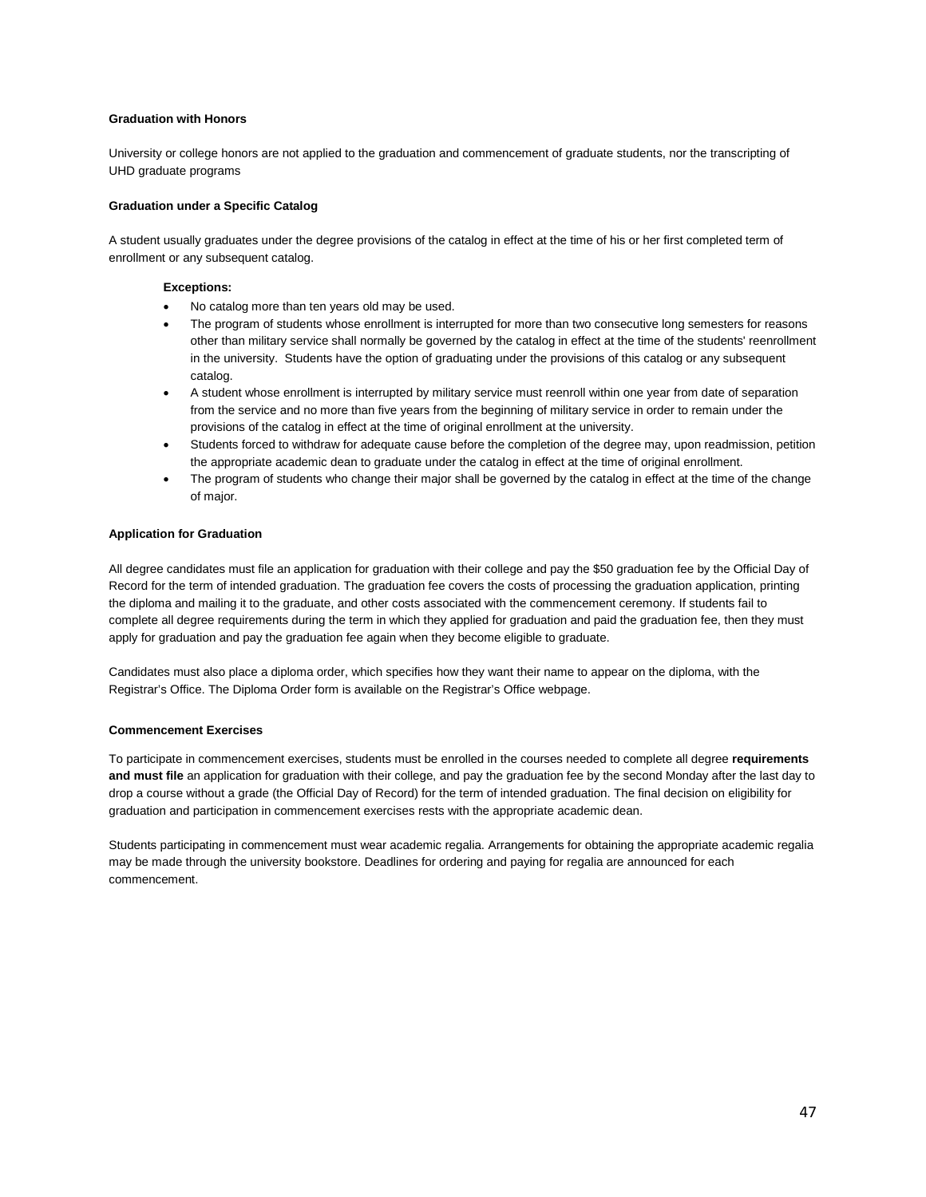**Graduation with Honors**

University or college honors are not applied to the graduation and commencement of graduate students, nor the transcripting of UHD graduate programs

**Graduation under a Specific Catalog**

A student usually graduates under the degree provisions of the catalog in effect at the time of his or her first completed term of enrollment or any subsequent catalog.

**Exceptions:**

- No catalog more than ten years old may be used.
- The program of students whose enrollment is interrupted for more than two consecutive long semesters for reasons other than military service shall normally be governed by the catalog in effect at the time of the students' reenrollment in the university. Students have the option of graduating under the provisions of this catalog or any subsequent catalog.
- A student whose enrollment is interrupted by military service must reenroll within one year from date of separation from the service and no more than five years from the beginning of military service in order to remain under the provisions of the catalog in effect at the time of original enrollment at the university.
- Students forced to withdraw for adequate cause before the completion of the degree may, upon readmission, petition the appropriate academic dean to graduate under the catalog in effect at the time of original enrollment.
- The program of students who change their major shall be governed by the catalog in effect at the time of the change of major.

**Application for Graduation**

All degree candidates must file an application for graduation with their college and pay the $50 graduation fee by the Official Day of Record for the term of intended graduation. The graduation fee covers the costs of processing the graduation application, printing the diploma and mailing it to the graduate, and other costs associated with the commencement ceremony. If students fail to complete all degree requirements during the term in which they applied for graduation and paid the graduation fee, then they must apply for graduation and pay the graduation fee again when they become eligible to graduate.

Candidates must also place a diploma order, which specifies how they want their name to appear on the diploma, with the Registrar's Office. The Diploma Order form is available on the Registrar's Office webpage.

**Commencement Exercises**

To participate in commencement exercises, students must be enrolled in the courses needed to complete all degree **requirements and must file** an application for graduation with their college, and pay the graduation fee by the second Monday after the last day to drop a course without a grade (the Official Day of Record) for the term of intended graduation. The final decision on eligibility for graduation and participation in commencement exercises rests with the appropriate academic dean.

Students participating in commencement must wear academic regalia. Arrangements for obtaining the appropriate academic regalia may be made through the university bookstore. Deadlines for ordering and paying for regalia are announced for each commencement.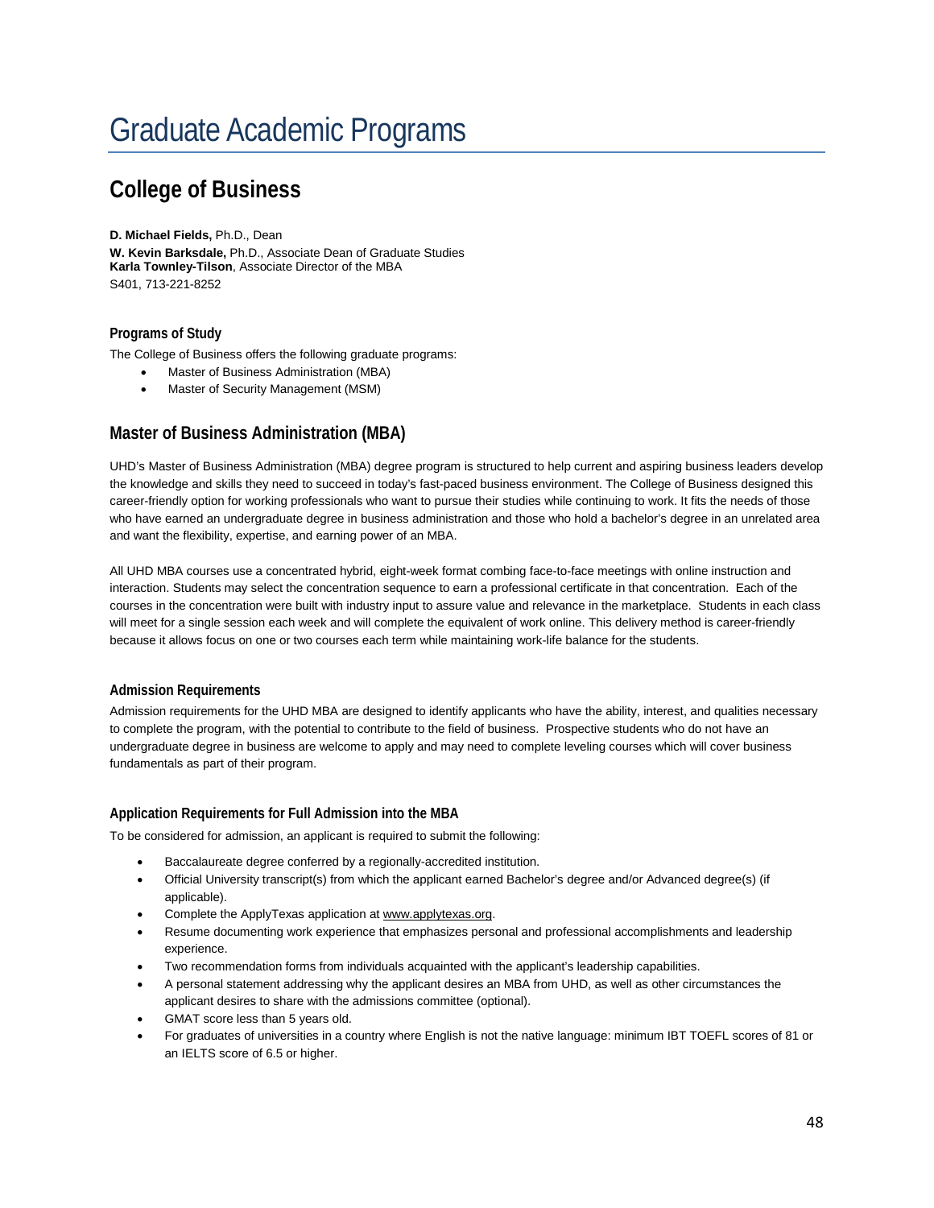# Graduate Academic Programs

## College of Business

**D. Michael Fields,** Ph.D., Dean
**W. Kevin Barksdale,** Ph.D., Associate Dean of Graduate Studies
**Karla Townley-Tilson**, Associate Director of the MBA
S401, 713-221-8252

### Programs of Study

The College of Business offers the following graduate programs:

- Master of Business Administration (MBA)
- Master of Security Management (MSM)

## Master of Business Administration (MBA)

UHD's Master of Business Administration (MBA) degree program is structured to help current and aspiring business leaders develop the knowledge and skills they need to succeed in today's fast-paced business environment. The College of Business designed this career-friendly option for working professionals who want to pursue their studies while continuing to work. It fits the needs of those who have earned an undergraduate degree in business administration and those who hold a bachelor's degree in an unrelated area and want the flexibility, expertise, and earning power of an MBA.

All UHD MBA courses use a concentrated hybrid, eight-week format combing face-to-face meetings with online instruction and interaction. Students may select the concentration sequence to earn a professional certificate in that concentration. Each of the courses in the concentration were built with industry input to assure value and relevance in the marketplace. Students in each class will meet for a single session each week and will complete the equivalent of work online. This delivery method is career-friendly because it allows focus on one or two courses each term while maintaining work-life balance for the students.

### Admission Requirements

Admission requirements for the UHD MBA are designed to identify applicants who have the ability, interest, and qualities necessary to complete the program, with the potential to contribute to the field of business. Prospective students who do not have an undergraduate degree in business are welcome to apply and may need to complete leveling courses which will cover business fundamentals as part of their program.

### Application Requirements for Full Admission into the MBA

To be considered for admission, an applicant is required to submit the following:

- Baccalaureate degree conferred by a regionally-accredited institution.
- Official University transcript(s) from which the applicant earned Bachelor's degree and/or Advanced degree(s) (if applicable).
- Complete the ApplyTexas application at www.applytexas.org.
- Resume documenting work experience that emphasizes personal and professional accomplishments and leadership experience.
- Two recommendation forms from individuals acquainted with the applicant's leadership capabilities.
- A personal statement addressing why the applicant desires an MBA from UHD, as well as other circumstances the applicant desires to share with the admissions committee (optional).
- GMAT score less than 5 years old.
- For graduates of universities in a country where English is not the native language: minimum IBT TOEFL scores of 81 or an IELTS score of 6.5 or higher.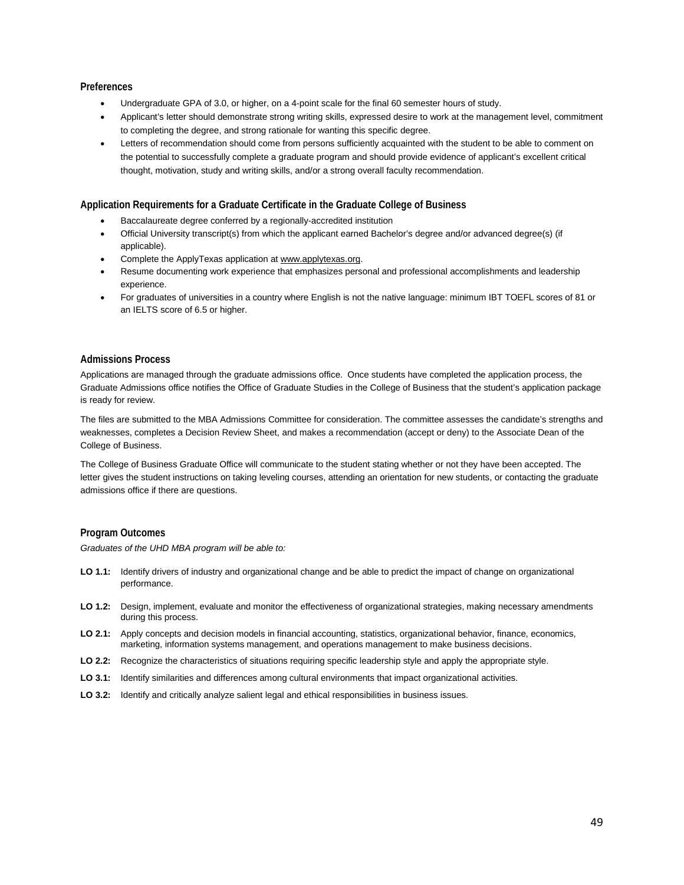### Preferences

- Undergraduate GPA of 3.0, or higher, on a 4-point scale for the final 60 semester hours of study.
- Applicant's letter should demonstrate strong writing skills, expressed desire to work at the management level, commitment to completing the degree, and strong rationale for wanting this specific degree.
- Letters of recommendation should come from persons sufficiently acquainted with the student to be able to comment on the potential to successfully complete a graduate program and should provide evidence of applicant's excellent critical thought, motivation, study and writing skills, and/or a strong overall faculty recommendation.

### Application Requirements for a Graduate Certificate in the Graduate College of Business

- Baccalaureate degree conferred by a regionally-accredited institution
- Official University transcript(s) from which the applicant earned Bachelor's degree and/or advanced degree(s) (if applicable).
- Complete the ApplyTexas application at www.applytexas.org.
- Resume documenting work experience that emphasizes personal and professional accomplishments and leadership experience.
- For graduates of universities in a country where English is not the native language: minimum IBT TOEFL scores of 81 or an IELTS score of 6.5 or higher.

### Admissions Process

Applications are managed through the graduate admissions office. Once students have completed the application process, the Graduate Admissions office notifies the Office of Graduate Studies in the College of Business that the student's application package is ready for review.

The files are submitted to the MBA Admissions Committee for consideration. The committee assesses the candidate's strengths and weaknesses, completes a Decision Review Sheet, and makes a recommendation (accept or deny) to the Associate Dean of the College of Business.

The College of Business Graduate Office will communicate to the student stating whether or not they have been accepted. The letter gives the student instructions on taking leveling courses, attending an orientation for new students, or contacting the graduate admissions office if there are questions.

### Program Outcomes

*Graduates of the UHD MBA program will be able to:*

**LO 1.1:** Identify drivers of industry and organizational change and be able to predict the impact of change on organizational performance.

**LO 1.2:** Design, implement, evaluate and monitor the effectiveness of organizational strategies, making necessary amendments during this process.

**LO 2.1:** Apply concepts and decision models in financial accounting, statistics, organizational behavior, finance, economics, marketing, information systems management, and operations management to make business decisions.

**LO 2.2:** Recognize the characteristics of situations requiring specific leadership style and apply the appropriate style.

**LO 3.1:** Identify similarities and differences among cultural environments that impact organizational activities.

**LO 3.2:** Identify and critically analyze salient legal and ethical responsibilities in business issues.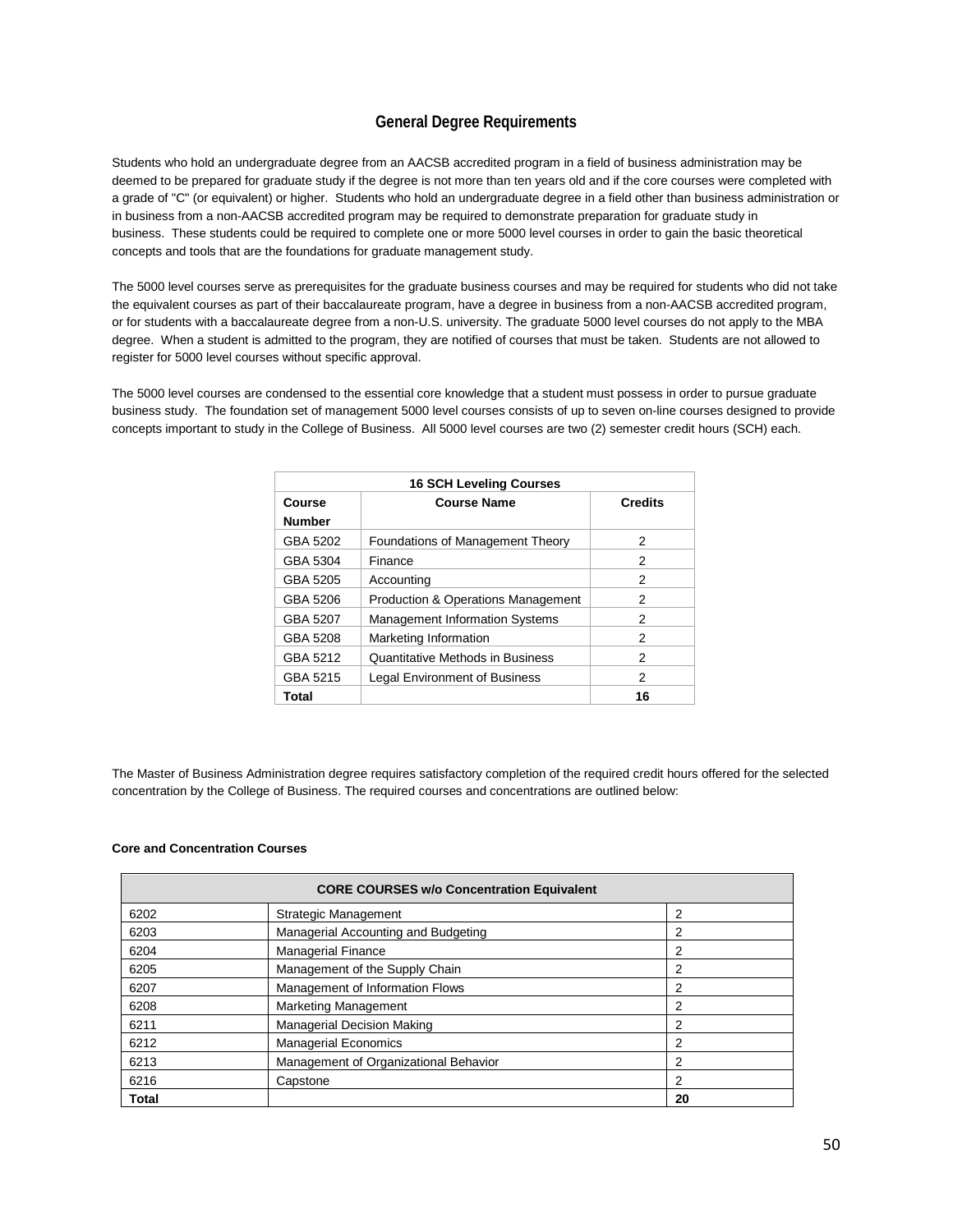## General Degree Requirements

Students who hold an undergraduate degree from an AACSB accredited program in a field of business administration may be deemed to be prepared for graduate study if the degree is not more than ten years old and if the core courses were completed with a grade of "C" (or equivalent) or higher. Students who hold an undergraduate degree in a field other than business administration or in business from a non-AACSB accredited program may be required to demonstrate preparation for graduate study in business. These students could be required to complete one or more 5000 level courses in order to gain the basic theoretical concepts and tools that are the foundations for graduate management study.

The 5000 level courses serve as prerequisites for the graduate business courses and may be required for students who did not take the equivalent courses as part of their baccalaureate program, have a degree in business from a non-AACSB accredited program, or for students with a baccalaureate degree from a non-U.S. university. The graduate 5000 level courses do not apply to the MBA degree. When a student is admitted to the program, they are notified of courses that must be taken. Students are not allowed to register for 5000 level courses without specific approval.

The 5000 level courses are condensed to the essential core knowledge that a student must possess in order to pursue graduate business study. The foundation set of management 5000 level courses consists of up to seven on-line courses designed to provide concepts important to study in the College of Business. All 5000 level courses are two (2) semester credit hours (SCH) each.

| 16 SCH Leveling Courses | | |
|---|---|---|
| **Course Number** | **Course Name** | **Credits** |
| GBA 5202 | Foundations of Management Theory | 2 |
| GBA 5304 | Finance | 2 |
| GBA 5205 | Accounting | 2 |
| GBA 5206 | Production & Operations Management | 2 |
| GBA 5207 | Management Information Systems | 2 |
| GBA 5208 | Marketing Information | 2 |
| GBA 5212 | Quantitative Methods in Business | 2 |
| GBA 5215 | Legal Environment of Business | 2 |
| **Total** | | **16** |

The Master of Business Administration degree requires satisfactory completion of the required credit hours offered for the selected concentration by the College of Business. The required courses and concentrations are outlined below:

**Core and Concentration Courses**

| CORE COURSES w/o Concentration Equivalent | | |
|---|---|---|
| 6202 | Strategic Management | 2 |
| 6203 | Managerial Accounting and Budgeting | 2 |
| 6204 | Managerial Finance | 2 |
| 6205 | Management of the Supply Chain | 2 |
| 6207 | Management of Information Flows | 2 |
| 6208 | Marketing Management | 2 |
| 6211 | Managerial Decision Making | 2 |
| 6212 | Managerial Economics | 2 |
| 6213 | Management of Organizational Behavior | 2 |
| 6216 | Capstone | 2 |
| **Total** | | **20** |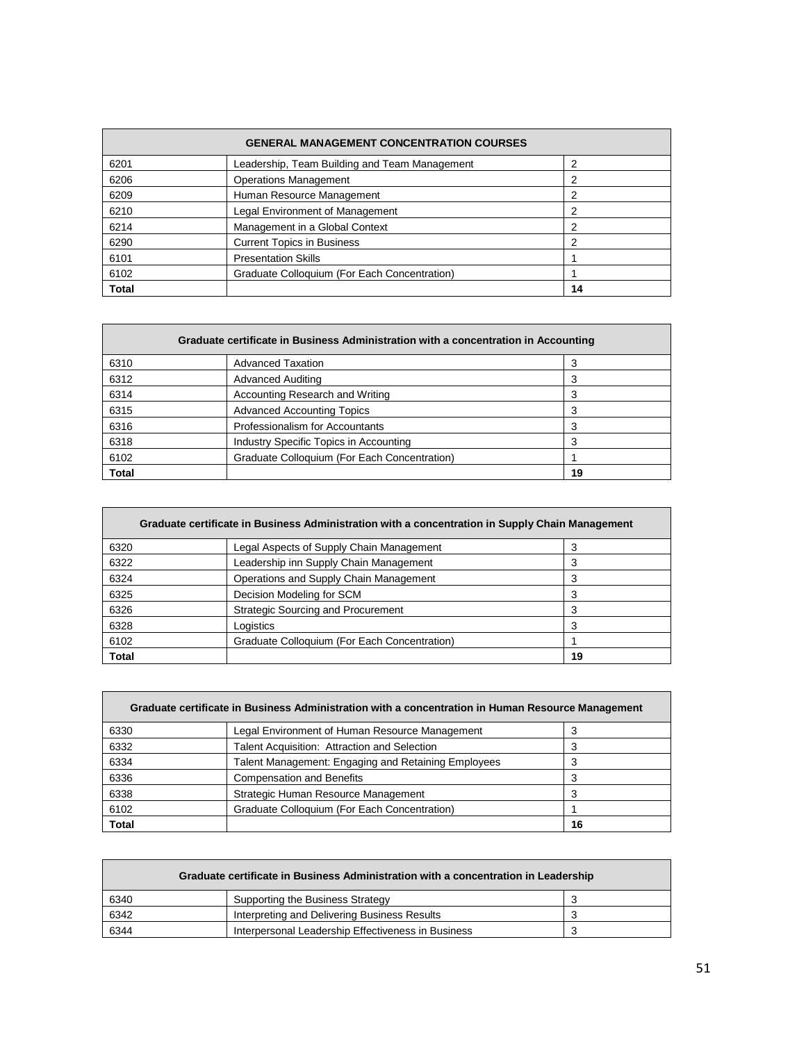| GENERAL MANAGEMENT CONCENTRATION COURSES | | |
|---|---|---|
| 6201 | Leadership, Team Building and Team Management | 2 |
| 6206 | Operations Management | 2 |
| 6209 | Human Resource Management | 2 |
| 6210 | Legal Environment of Management | 2 |
| 6214 | Management in a Global Context | 2 |
| 6290 | Current Topics in Business | 2 |
| 6101 | Presentation Skills | 1 |
| 6102 | Graduate Colloquium (For Each Concentration) | 1 |
| **Total** | | **14** |

| Graduate certificate in Business Administration with a concentration in Accounting | | |
|---|---|---|
| 6310 | Advanced Taxation | 3 |
| 6312 | Advanced Auditing | 3 |
| 6314 | Accounting Research and Writing | 3 |
| 6315 | Advanced Accounting Topics | 3 |
| 6316 | Professionalism for Accountants | 3 |
| 6318 | Industry Specific Topics in Accounting | 3 |
| 6102 | Graduate Colloquium (For Each Concentration) | 1 |
| **Total** | | **19** |

| Graduate certificate in Business Administration with a concentration in Supply Chain Management | | |
|---|---|---|
| 6320 | Legal Aspects of Supply Chain Management | 3 |
| 6322 | Leadership inn Supply Chain Management | 3 |
| 6324 | Operations and Supply Chain Management | 3 |
| 6325 | Decision Modeling for SCM | 3 |
| 6326 | Strategic Sourcing and Procurement | 3 |
| 6328 | Logistics | 3 |
| 6102 | Graduate Colloquium (For Each Concentration) | 1 |
| **Total** | | **19** |

| Graduate certificate in Business Administration with a concentration in Human Resource Management | | |
|---|---|---|
| 6330 | Legal Environment of Human Resource Management | 3 |
| 6332 | Talent Acquisition: Attraction and Selection | 3 |
| 6334 | Talent Management: Engaging and Retaining Employees | 3 |
| 6336 | Compensation and Benefits | 3 |
| 6338 | Strategic Human Resource Management | 3 |
| 6102 | Graduate Colloquium (For Each Concentration) | 1 |
| **Total** | | **16** |

| Graduate certificate in Business Administration with a concentration in Leadership | | |
|---|---|---|
| 6340 | Supporting the Business Strategy | 3 |
| 6342 | Interpreting and Delivering Business Results | 3 |
| 6344 | Interpersonal Leadership Effectiveness in Business | 3 |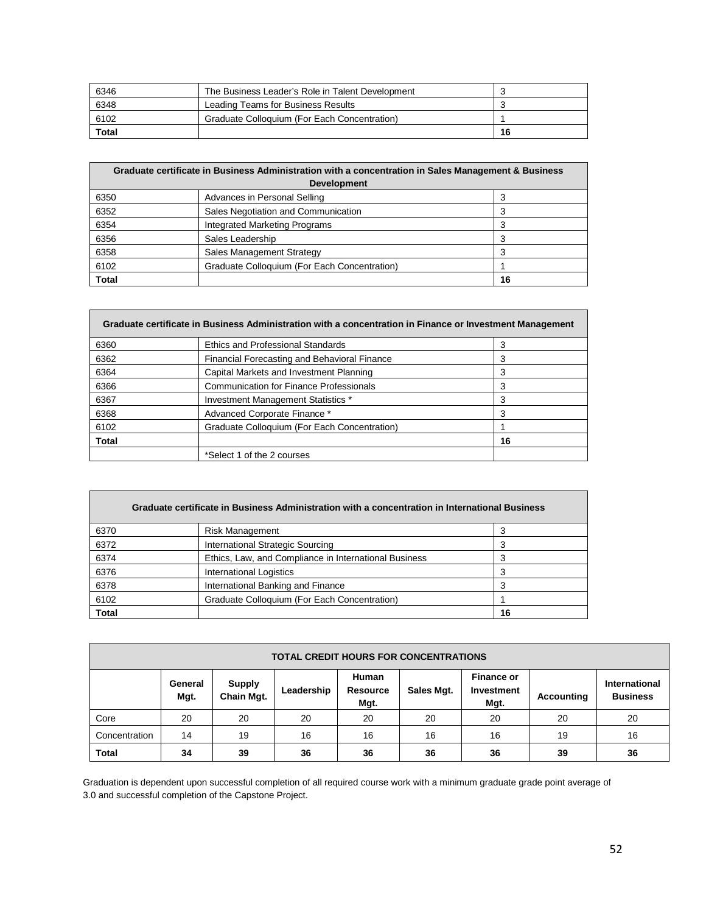| | | |
|---|---|---|
| 6346 | The Business Leader's Role in Talent Development | 3 |
| 6348 | Leading Teams for Business Results | 3 |
| 6102 | Graduate Colloquium (For Each Concentration) | 1 |
| **Total** | | **16** |

| **Graduate certificate in Business Administration with a concentration in Sales Management & Business Development** | | |
|---|---|---|
| 6350 | Advances in Personal Selling | 3 |
| 6352 | Sales Negotiation and Communication | 3 |
| 6354 | Integrated Marketing Programs | 3 |
| 6356 | Sales Leadership | 3 |
| 6358 | Sales Management Strategy | 3 |
| 6102 | Graduate Colloquium (For Each Concentration) | 1 |
| **Total** | | **16** |

| **Graduate certificate in Business Administration with a concentration in Finance or Investment Management** | | |
|---|---|---|
| 6360 | Ethics and Professional Standards | 3 |
| 6362 | Financial Forecasting and Behavioral Finance | 3 |
| 6364 | Capital Markets and Investment Planning | 3 |
| 6366 | Communication for Finance Professionals | 3 |
| 6367 | Investment Management Statistics * | 3 |
| 6368 | Advanced Corporate Finance * | 3 |
| 6102 | Graduate Colloquium (For Each Concentration) | 1 |
| **Total** | | **16** |
| | *Select 1 of the 2 courses | |

| **Graduate certificate in Business Administration with a concentration in International Business** | | |
|---|---|---|
| 6370 | Risk Management | 3 |
| 6372 | International Strategic Sourcing | 3 |
| 6374 | Ethics, Law, and Compliance in International Business | 3 |
| 6376 | International Logistics | 3 |
| 6378 | International Banking and Finance | 3 |
| 6102 | Graduate Colloquium (For Each Concentration) | 1 |
| **Total** | | **16** |

| **TOTAL CREDIT HOURS FOR CONCENTRATIONS** | | | | | | | | |
|---|---|---|---|---|---|---|---|---|
| | **General Mgt.** | **Supply Chain Mgt.** | **Leadership** | **Human Resource Mgt.** | **Sales Mgt.** | **Finance or Investment Mgt.** | **Accounting** | **International Business** |
| Core | 20 | 20 | 20 | 20 | 20 | 20 | 20 | 20 |
| Concentration | 14 | 19 | 16 | 16 | 16 | 16 | 19 | 16 |
| **Total** | **34** | **39** | **36** | **36** | **36** | **36** | **39** | **36** |

Graduation is dependent upon successful completion of all required course work with a minimum graduate grade point average of 3.0 and successful completion of the Capstone Project.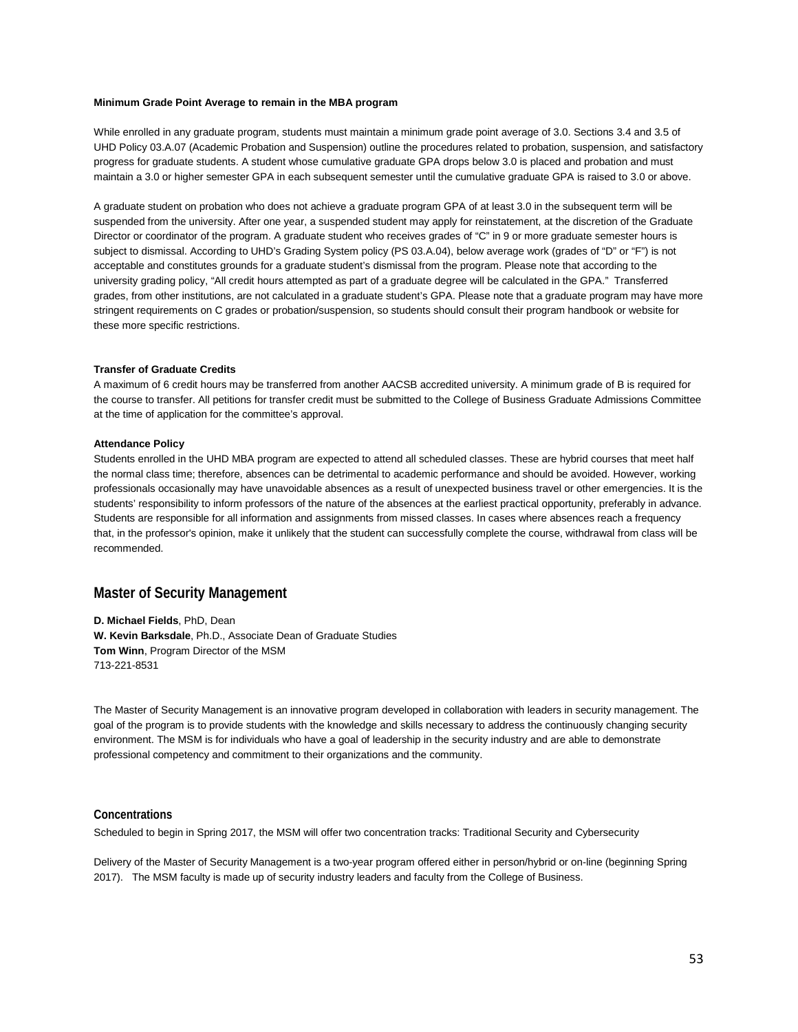**Minimum Grade Point Average to remain in the MBA program**

While enrolled in any graduate program, students must maintain a minimum grade point average of 3.0. Sections 3.4 and 3.5 of UHD Policy 03.A.07 (Academic Probation and Suspension) outline the procedures related to probation, suspension, and satisfactory progress for graduate students. A student whose cumulative graduate GPA drops below 3.0 is placed and probation and must maintain a 3.0 or higher semester GPA in each subsequent semester until the cumulative graduate GPA is raised to 3.0 or above.

A graduate student on probation who does not achieve a graduate program GPA of at least 3.0 in the subsequent term will be suspended from the university. After one year, a suspended student may apply for reinstatement, at the discretion of the Graduate Director or coordinator of the program. A graduate student who receives grades of "C" in 9 or more graduate semester hours is subject to dismissal. According to UHD's Grading System policy (PS 03.A.04), below average work (grades of "D" or "F") is not acceptable and constitutes grounds for a graduate student's dismissal from the program. Please note that according to the university grading policy, "All credit hours attempted as part of a graduate degree will be calculated in the GPA." Transferred grades, from other institutions, are not calculated in a graduate student's GPA. Please note that a graduate program may have more stringent requirements on C grades or probation/suspension, so students should consult their program handbook or website for these more specific restrictions.

**Transfer of Graduate Credits**

A maximum of 6 credit hours may be transferred from another AACSB accredited university. A minimum grade of B is required for the course to transfer. All petitions for transfer credit must be submitted to the College of Business Graduate Admissions Committee at the time of application for the committee's approval.

**Attendance Policy**

Students enrolled in the UHD MBA program are expected to attend all scheduled classes. These are hybrid courses that meet half the normal class time; therefore, absences can be detrimental to academic performance and should be avoided. However, working professionals occasionally may have unavoidable absences as a result of unexpected business travel or other emergencies. It is the students' responsibility to inform professors of the nature of the absences at the earliest practical opportunity, preferably in advance. Students are responsible for all information and assignments from missed classes. In cases where absences reach a frequency that, in the professor's opinion, make it unlikely that the student can successfully complete the course, withdrawal from class will be recommended.

## Master of Security Management

**D. Michael Fields**, PhD, Dean
**W. Kevin Barksdale**, Ph.D., Associate Dean of Graduate Studies
**Tom Winn**, Program Director of the MSM
713-221-8531

The Master of Security Management is an innovative program developed in collaboration with leaders in security management. The goal of the program is to provide students with the knowledge and skills necessary to address the continuously changing security environment. The MSM is for individuals who have a goal of leadership in the security industry and are able to demonstrate professional competency and commitment to their organizations and the community.

### Concentrations

Scheduled to begin in Spring 2017, the MSM will offer two concentration tracks: Traditional Security and Cybersecurity

Delivery of the Master of Security Management is a two-year program offered either in person/hybrid or on-line (beginning Spring 2017). The MSM faculty is made up of security industry leaders and faculty from the College of Business.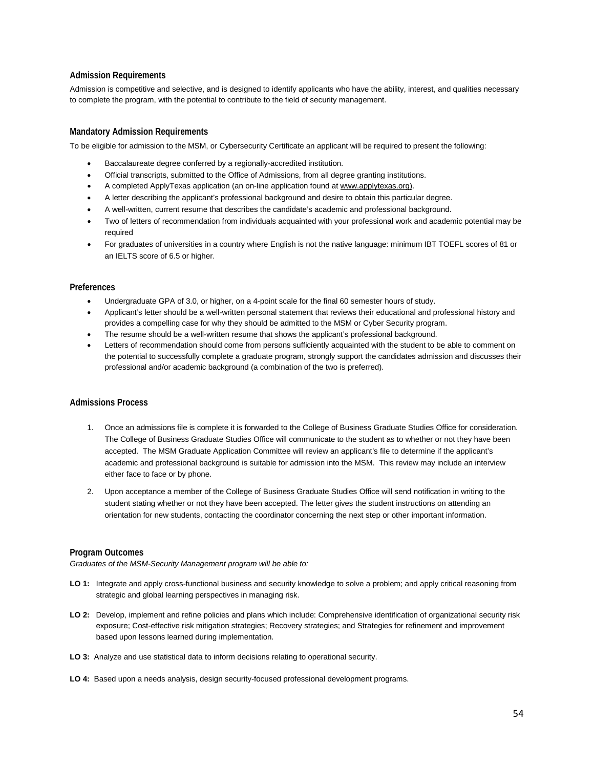### Admission Requirements

Admission is competitive and selective, and is designed to identify applicants who have the ability, interest, and qualities necessary to complete the program, with the potential to contribute to the field of security management.

### Mandatory Admission Requirements

To be eligible for admission to the MSM, or Cybersecurity Certificate an applicant will be required to present the following:

- Baccalaureate degree conferred by a regionally-accredited institution.
- Official transcripts, submitted to the Office of Admissions, from all degree granting institutions.
- A completed ApplyTexas application (an on-line application found at www.applytexas.org).
- A letter describing the applicant's professional background and desire to obtain this particular degree.
- A well-written, current resume that describes the candidate's academic and professional background.
- Two of letters of recommendation from individuals acquainted with your professional work and academic potential may be required
- For graduates of universities in a country where English is not the native language: minimum IBT TOEFL scores of 81 or an IELTS score of 6.5 or higher.

### Preferences

- Undergraduate GPA of 3.0, or higher, on a 4-point scale for the final 60 semester hours of study.
- Applicant's letter should be a well-written personal statement that reviews their educational and professional history and provides a compelling case for why they should be admitted to the MSM or Cyber Security program.
- The resume should be a well-written resume that shows the applicant's professional background.
- Letters of recommendation should come from persons sufficiently acquainted with the student to be able to comment on the potential to successfully complete a graduate program, strongly support the candidates admission and discusses their professional and/or academic background (a combination of the two is preferred).

### Admissions Process

1. Once an admissions file is complete it is forwarded to the College of Business Graduate Studies Office for consideration. The College of Business Graduate Studies Office will communicate to the student as to whether or not they have been accepted. The MSM Graduate Application Committee will review an applicant's file to determine if the applicant's academic and professional background is suitable for admission into the MSM. This review may include an interview either face to face or by phone.
2. Upon acceptance a member of the College of Business Graduate Studies Office will send notification in writing to the student stating whether or not they have been accepted. The letter gives the student instructions on attending an orientation for new students, contacting the coordinator concerning the next step or other important information.

### Program Outcomes

*Graduates of the MSM-Security Management program will be able to:*

**LO 1:** Integrate and apply cross-functional business and security knowledge to solve a problem; and apply critical reasoning from strategic and global learning perspectives in managing risk.

**LO 2:** Develop, implement and refine policies and plans which include: Comprehensive identification of organizational security risk exposure; Cost-effective risk mitigation strategies; Recovery strategies; and Strategies for refinement and improvement based upon lessons learned during implementation.

**LO 3:** Analyze and use statistical data to inform decisions relating to operational security.

**LO 4:** Based upon a needs analysis, design security-focused professional development programs.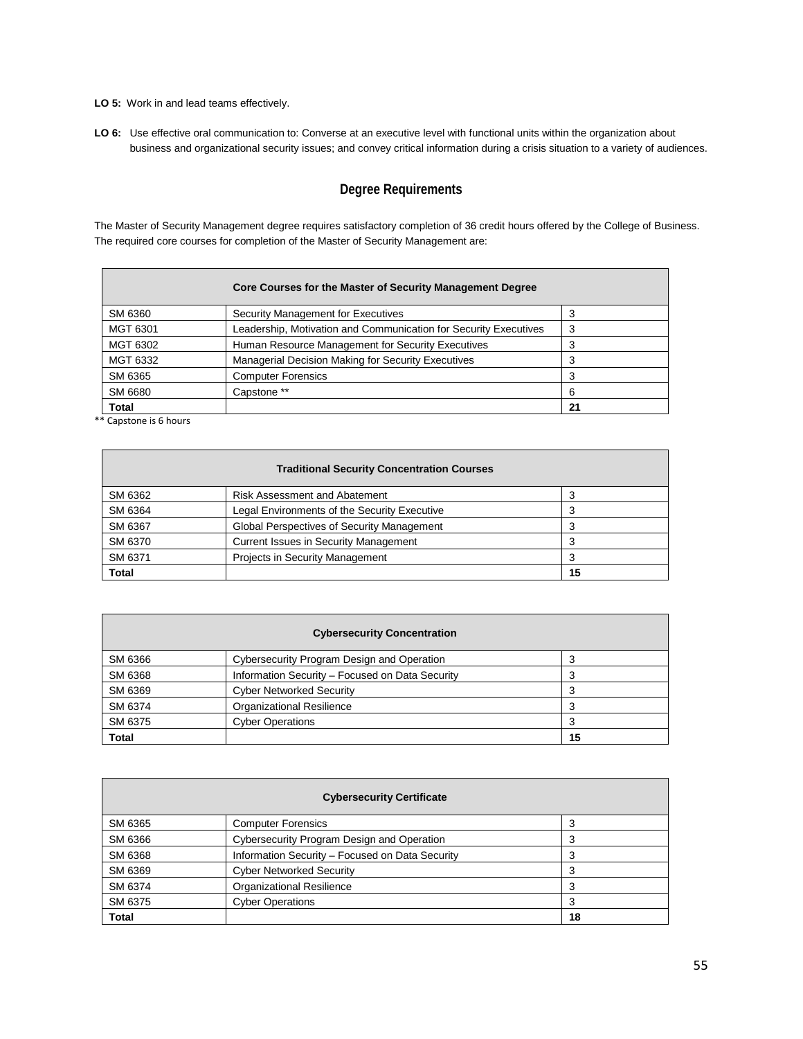**LO 5:** Work in and lead teams effectively.

**LO 6:** Use effective oral communication to: Converse at an executive level with functional units within the organization about business and organizational security issues; and convey critical information during a crisis situation to a variety of audiences.

## Degree Requirements

The Master of Security Management degree requires satisfactory completion of 36 credit hours offered by the College of Business. The required core courses for completion of the Master of Security Management are:

| **Core Courses for the Master of Security Management Degree** | | |
|---|---|---|
| SM 6360 | Security Management for Executives | 3 |
| MGT 6301 | Leadership, Motivation and Communication for Security Executives | 3 |
| MGT 6302 | Human Resource Management for Security Executives | 3 |
| MGT 6332 | Managerial Decision Making for Security Executives | 3 |
| SM 6365 | Computer Forensics | 3 |
| SM 6680 | Capstone ** | 6 |
| **Total** | | **21** |

** Capstone is 6 hours

| **Traditional Security Concentration Courses** | | |
|---|---|---|
| SM 6362 | Risk Assessment and Abatement | 3 |
| SM 6364 | Legal Environments of the Security Executive | 3 |
| SM 6367 | Global Perspectives of Security Management | 3 |
| SM 6370 | Current Issues in Security Management | 3 |
| SM 6371 | Projects in Security Management | 3 |
| **Total** | | **15** |

| **Cybersecurity Concentration** | | |
|---|---|---|
| SM 6366 | Cybersecurity Program Design and Operation | 3 |
| SM 6368 | Information Security – Focused on Data Security | 3 |
| SM 6369 | Cyber Networked Security | 3 |
| SM 6374 | Organizational Resilience | 3 |
| SM 6375 | Cyber Operations | 3 |
| **Total** | | **15** |

| **Cybersecurity Certificate** | | |
|---|---|---|
| SM 6365 | Computer Forensics | 3 |
| SM 6366 | Cybersecurity Program Design and Operation | 3 |
| SM 6368 | Information Security – Focused on Data Security | 3 |
| SM 6369 | Cyber Networked Security | 3 |
| SM 6374 | Organizational Resilience | 3 |
| SM 6375 | Cyber Operations | 3 |
| **Total** | | **18** |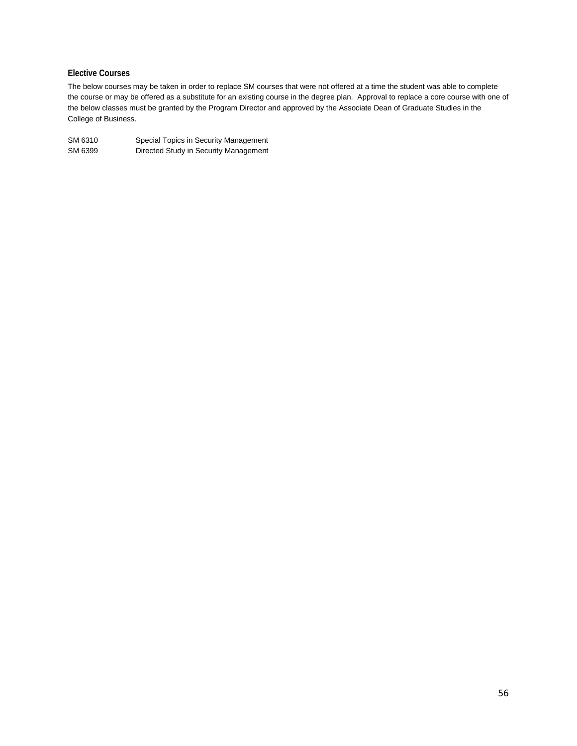### Elective Courses

The below courses may be taken in order to replace SM courses that were not offered at a time the student was able to complete the course or may be offered as a substitute for an existing course in the degree plan. Approval to replace a core course with one of the below classes must be granted by the Program Director and approved by the Associate Dean of Graduate Studies in the College of Business.

| | |
|---|---|
| SM 6310 | Special Topics in Security Management |
| SM 6399 | Directed Study in Security Management |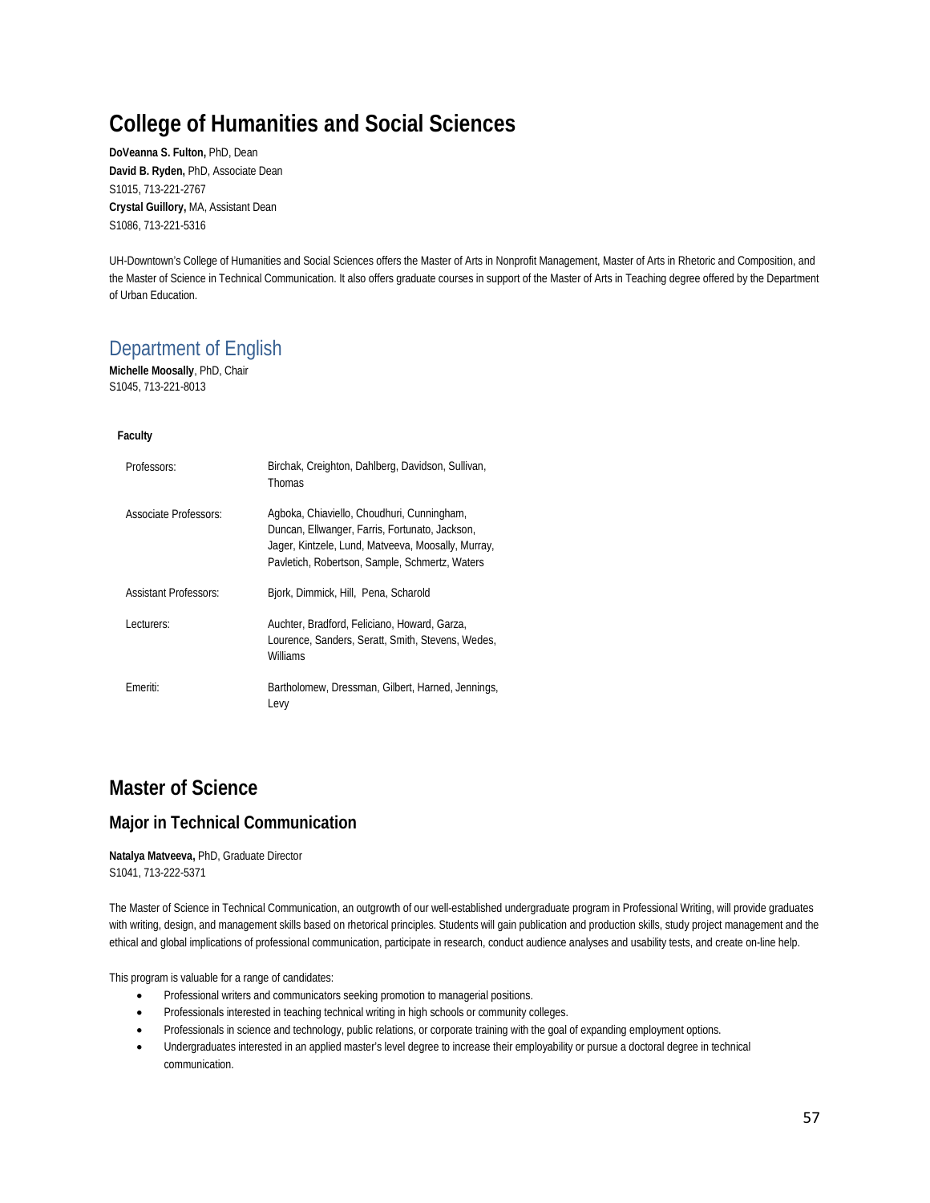# College of Humanities and Social Sciences

**DoVeanna S. Fulton,** PhD, Dean
**David B. Ryden,** PhD, Associate Dean
S1015, 713-221-2767
**Crystal Guillory,** MA, Assistant Dean
S1086, 713-221-5316

UH-Downtown's College of Humanities and Social Sciences offers the Master of Arts in Nonprofit Management, Master of Arts in Rhetoric and Composition, and the Master of Science in Technical Communication. It also offers graduate courses in support of the Master of Arts in Teaching degree offered by the Department of Urban Education.

## Department of English

**Michelle Moosally**, PhD, Chair
S1045, 713-221-8013

**Faculty**

| | |
|---|---|
| Professors: | Birchak, Creighton, Dahlberg, Davidson, Sullivan, Thomas |
| Associate Professors: | Agboka, Chiaviello, Choudhuri, Cunningham, Duncan, Ellwanger, Farris, Fortunato, Jackson, Jager, Kintzele, Lund, Matveeva, Moosally, Murray, Pavletich, Robertson, Sample, Schmertz, Waters |
| Assistant Professors: | Bjork, Dimmick, Hill, Pena, Scharold |
| Lecturers: | Auchter, Bradford, Feliciano, Howard, Garza, Lourence, Sanders, Seratt, Smith, Stevens, Wedes, Williams |
| Emeriti: | Bartholomew, Dressman, Gilbert, Harned, Jennings, Levy |

# Master of Science

## Major in Technical Communication

**Natalya Matveeva,** PhD, Graduate Director
S1041, 713-222-5371

The Master of Science in Technical Communication, an outgrowth of our well-established undergraduate program in Professional Writing, will provide graduates with writing, design, and management skills based on rhetorical principles. Students will gain publication and production skills, study project management and the ethical and global implications of professional communication, participate in research, conduct audience analyses and usability tests, and create on-line help.

This program is valuable for a range of candidates:

- Professional writers and communicators seeking promotion to managerial positions.
- Professionals interested in teaching technical writing in high schools or community colleges.
- Professionals in science and technology, public relations, or corporate training with the goal of expanding employment options.
- Undergraduates interested in an applied master's level degree to increase their employability or pursue a doctoral degree in technical communication.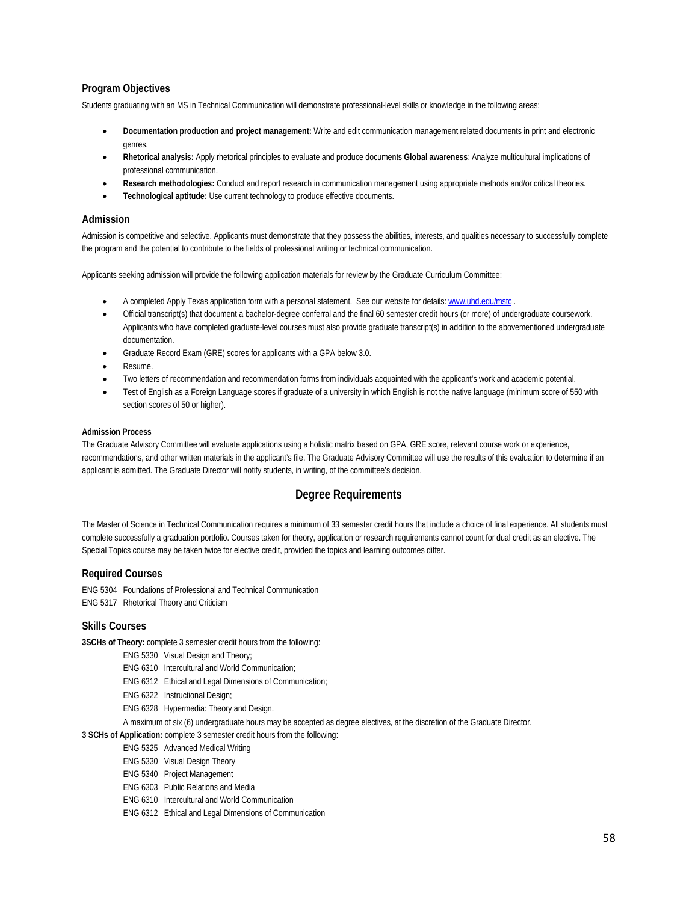## Program Objectives

Students graduating with an MS in Technical Communication will demonstrate professional-level skills or knowledge in the following areas:

- **Documentation production and project management:** Write and edit communication management related documents in print and electronic genres.
- **Rhetorical analysis:** Apply rhetorical principles to evaluate and produce documents **Global awareness**: Analyze multicultural implications of professional communication.
- **Research methodologies:** Conduct and report research in communication management using appropriate methods and/or critical theories.
- **Technological aptitude:** Use current technology to produce effective documents.

## Admission

Admission is competitive and selective. Applicants must demonstrate that they possess the abilities, interests, and qualities necessary to successfully complete the program and the potential to contribute to the fields of professional writing or technical communication.

Applicants seeking admission will provide the following application materials for review by the Graduate Curriculum Committee:

- A completed Apply Texas application form with a personal statement. See our website for details: www.uhd.edu/mstc .
- Official transcript(s) that document a bachelor-degree conferral and the final 60 semester credit hours (or more) of undergraduate coursework. Applicants who have completed graduate-level courses must also provide graduate transcript(s) in addition to the abovementioned undergraduate documentation.
- Graduate Record Exam (GRE) scores for applicants with a GPA below 3.0.
- Resume.
- Two letters of recommendation and recommendation forms from individuals acquainted with the applicant's work and academic potential.
- Test of English as a Foreign Language scores if graduate of a university in which English is not the native language (minimum score of 550 with section scores of 50 or higher).

#### Admission Process

The Graduate Advisory Committee will evaluate applications using a holistic matrix based on GPA, GRE score, relevant course work or experience, recommendations, and other written materials in the applicant's file. The Graduate Advisory Committee will use the results of this evaluation to determine if an applicant is admitted. The Graduate Director will notify students, in writing, of the committee's decision.

# Degree Requirements

The Master of Science in Technical Communication requires a minimum of 33 semester credit hours that include a choice of final experience. All students must complete successfully a graduation portfolio. Courses taken for theory, application or research requirements cannot count for dual credit as an elective. The Special Topics course may be taken twice for elective credit, provided the topics and learning outcomes differ.

## Required Courses

ENG 5304 Foundations of Professional and Technical Communication
ENG 5317 Rhetorical Theory and Criticism

## Skills Courses

**3SCHs of Theory:** complete 3 semester credit hours from the following:

- ENG 5330 Visual Design and Theory;
- ENG 6310 Intercultural and World Communication;
- ENG 6312 Ethical and Legal Dimensions of Communication;
- ENG 6322 Instructional Design;
- ENG 6328 Hypermedia: Theory and Design.

A maximum of six (6) undergraduate hours may be accepted as degree electives, at the discretion of the Graduate Director.

**3 SCHs of Application:** complete 3 semester credit hours from the following:

- ENG 5325 Advanced Medical Writing
- ENG 5330 Visual Design Theory
- ENG 5340 Project Management
- ENG 6303 Public Relations and Media
- ENG 6310 Intercultural and World Communication
- ENG 6312 Ethical and Legal Dimensions of Communication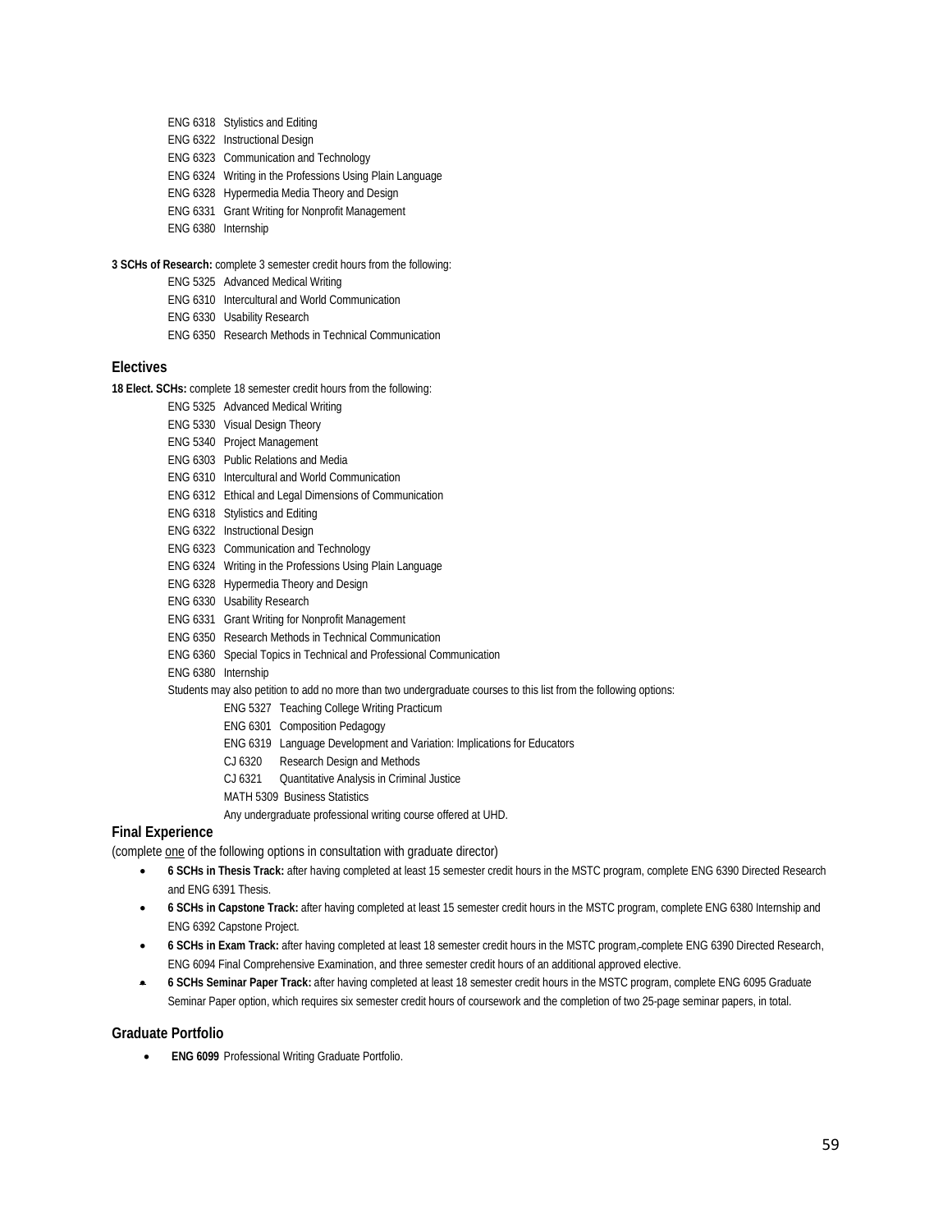ENG 6318 Stylistics and Editing
ENG 6322 Instructional Design
ENG 6323 Communication and Technology
ENG 6324 Writing in the Professions Using Plain Language
ENG 6328 Hypermedia Media Theory and Design
ENG 6331 Grant Writing for Nonprofit Management
ENG 6380 Internship

**3 SCHs of Research:** complete 3 semester credit hours from the following:

ENG 5325 Advanced Medical Writing
ENG 6310 Intercultural and World Communication
ENG 6330 Usability Research
ENG 6350 Research Methods in Technical Communication

## Electives

**18 Elect. SCHs:** complete 18 semester credit hours from the following:

ENG 5325 Advanced Medical Writing
ENG 5330 Visual Design Theory
ENG 5340 Project Management
ENG 6303 Public Relations and Media
ENG 6310 Intercultural and World Communication
ENG 6312 Ethical and Legal Dimensions of Communication
ENG 6318 Stylistics and Editing
ENG 6322 Instructional Design
ENG 6323 Communication and Technology
ENG 6324 Writing in the Professions Using Plain Language
ENG 6328 Hypermedia Theory and Design
ENG 6330 Usability Research
ENG 6331 Grant Writing for Nonprofit Management
ENG 6350 Research Methods in Technical Communication
ENG 6360 Special Topics in Technical and Professional Communication
ENG 6380 Internship

Students may also petition to add no more than two undergraduate courses to this list from the following options:

ENG 5327 Teaching College Writing Practicum
ENG 6301 Composition Pedagogy
ENG 6319 Language Development and Variation: Implications for Educators
CJ 6320 Research Design and Methods
CJ 6321 Quantitative Analysis in Criminal Justice
MATH 5309 Business Statistics
Any undergraduate professional writing course offered at UHD.

## Final Experience

(complete one of the following options in consultation with graduate director)

- **6 SCHs in Thesis Track:** after having completed at least 15 semester credit hours in the MSTC program, complete ENG 6390 Directed Research and ENG 6391 Thesis.
- **6 SCHs in Capstone Track:** after having completed at least 15 semester credit hours in the MSTC program, complete ENG 6380 Internship and ENG 6392 Capstone Project.
- **6 SCHs in Exam Track:** after having completed at least 18 semester credit hours in the MSTC program, complete ENG 6390 Directed Research, ENG 6094 Final Comprehensive Examination, and three semester credit hours of an additional approved elective.
- **6 SCHs Seminar Paper Track:** after having completed at least 18 semester credit hours in the MSTC program, complete ENG 6095 Graduate Seminar Paper option, which requires six semester credit hours of coursework and the completion of two 25-page seminar papers, in total.

## Graduate Portfolio

- **ENG 6099** Professional Writing Graduate Portfolio.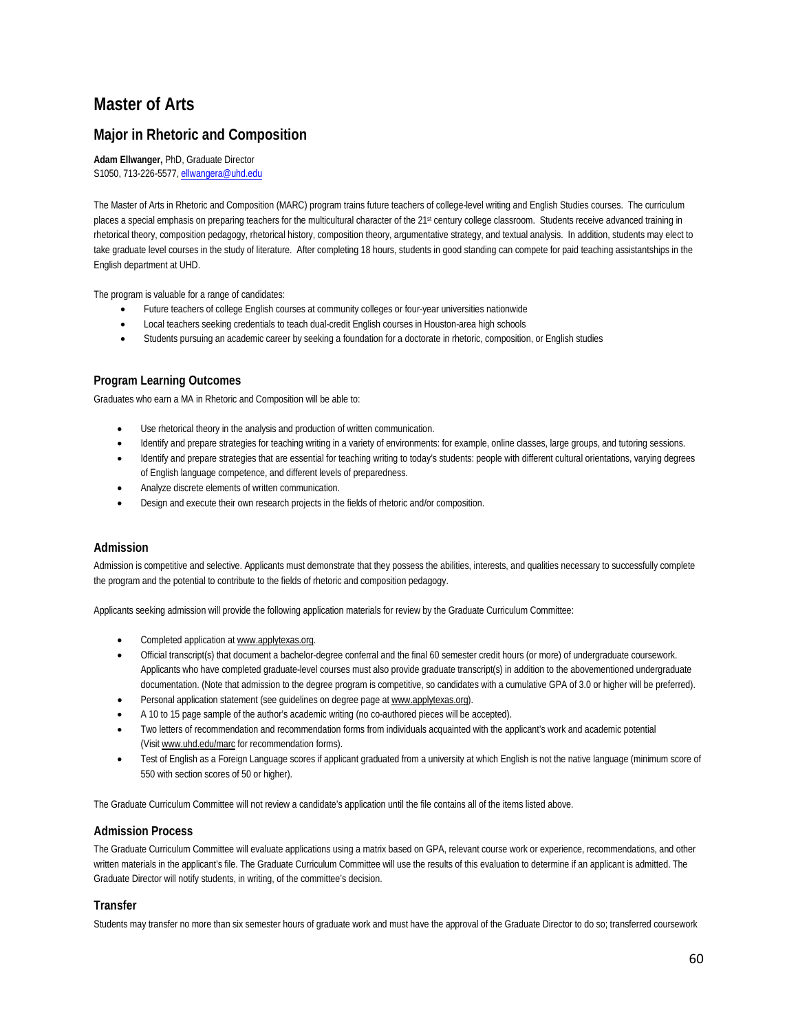# Master of Arts

## Major in Rhetoric and Composition

**Adam Ellwanger,** PhD, Graduate Director
S1050, 713-226-5577, ellwangera@uhd.edu

The Master of Arts in Rhetoric and Composition (MARC) program trains future teachers of college-level writing and English Studies courses. The curriculum places a special emphasis on preparing teachers for the multicultural character of the 21st century college classroom. Students receive advanced training in rhetorical theory, composition pedagogy, rhetorical history, composition theory, argumentative strategy, and textual analysis. In addition, students may elect to take graduate level courses in the study of literature. After completing 18 hours, students in good standing can compete for paid teaching assistantships in the English department at UHD.

The program is valuable for a range of candidates:

- Future teachers of college English courses at community colleges or four-year universities nationwide
- Local teachers seeking credentials to teach dual-credit English courses in Houston-area high schools
- Students pursuing an academic career by seeking a foundation for a doctorate in rhetoric, composition, or English studies

### Program Learning Outcomes

Graduates who earn a MA in Rhetoric and Composition will be able to:

- Use rhetorical theory in the analysis and production of written communication.
- Identify and prepare strategies for teaching writing in a variety of environments: for example, online classes, large groups, and tutoring sessions.
- Identify and prepare strategies that are essential for teaching writing to today's students: people with different cultural orientations, varying degrees of English language competence, and different levels of preparedness.
- Analyze discrete elements of written communication.
- Design and execute their own research projects in the fields of rhetoric and/or composition.

### Admission

Admission is competitive and selective. Applicants must demonstrate that they possess the abilities, interests, and qualities necessary to successfully complete the program and the potential to contribute to the fields of rhetoric and composition pedagogy.

Applicants seeking admission will provide the following application materials for review by the Graduate Curriculum Committee:

- Completed application at www.applytexas.org.
- Official transcript(s) that document a bachelor-degree conferral and the final 60 semester credit hours (or more) of undergraduate coursework. Applicants who have completed graduate-level courses must also provide graduate transcript(s) in addition to the abovementioned undergraduate documentation. (Note that admission to the degree program is competitive, so candidates with a cumulative GPA of 3.0 or higher will be preferred).
- Personal application statement (see guidelines on degree page at www.applytexas.org).
- A 10 to 15 page sample of the author's academic writing (no co-authored pieces will be accepted).
- Two letters of recommendation and recommendation forms from individuals acquainted with the applicant's work and academic potential (Visit www.uhd.edu/marc for recommendation forms).
- Test of English as a Foreign Language scores if applicant graduated from a university at which English is not the native language (minimum score of 550 with section scores of 50 or higher).

The Graduate Curriculum Committee will not review a candidate's application until the file contains all of the items listed above.

### Admission Process

The Graduate Curriculum Committee will evaluate applications using a matrix based on GPA, relevant course work or experience, recommendations, and other written materials in the applicant's file. The Graduate Curriculum Committee will use the results of this evaluation to determine if an applicant is admitted. The Graduate Director will notify students, in writing, of the committee's decision.

### Transfer

Students may transfer no more than six semester hours of graduate work and must have the approval of the Graduate Director to do so; transferred coursework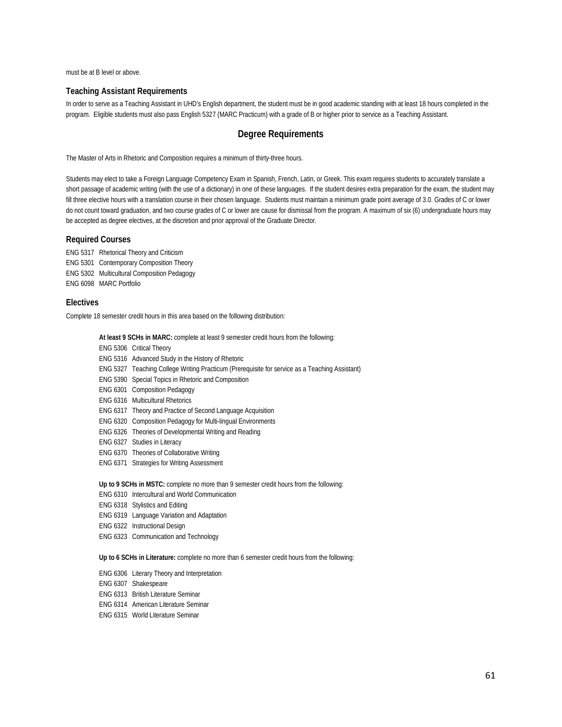must be at B level or above.

### Teaching Assistant Requirements

In order to serve as a Teaching Assistant in UHD's English department, the student must be in good academic standing with at least 18 hours completed in the program. Eligible students must also pass English 5327 (MARC Practicum) with a grade of B or higher prior to service as a Teaching Assistant.

## Degree Requirements

The Master of Arts in Rhetoric and Composition requires a minimum of thirty-three hours.

Students may elect to take a Foreign Language Competency Exam in Spanish, French, Latin, or Greek. This exam requires students to accurately translate a short passage of academic writing (with the use of a dictionary) in one of these languages. If the student desires extra preparation for the exam, the student may fill three elective hours with a translation course in their chosen language. Students must maintain a minimum grade point average of 3.0. Grades of C or lower do not count toward graduation, and two course grades of C or lower are cause for dismissal from the program. A maximum of six (6) undergraduate hours may be accepted as degree electives, at the discretion and prior approval of the Graduate Director.

### Required Courses

ENG 5317 Rhetorical Theory and Criticism
ENG 5301 Contemporary Composition Theory
ENG 5302 Multicultural Composition Pedagogy
ENG 6098 MARC Portfolio

### Electives

Complete 18 semester credit hours in this area based on the following distribution:

**At least 9 SCHs in MARC:** complete at least 9 semester credit hours from the following:

ENG 5306 Critical Theory
ENG 5316 Advanced Study in the History of Rhetoric
ENG 5327 Teaching College Writing Practicum (Prerequisite for service as a Teaching Assistant)
ENG 5390 Special Topics in Rhetoric and Composition
ENG 6301 Composition Pedagogy
ENG 6316 Multicultural Rhetorics
ENG 6317 Theory and Practice of Second Language Acquisition
ENG 6320 Composition Pedagogy for Multi-lingual Environments
ENG 6326 Theories of Developmental Writing and Reading
ENG 6327 Studies in Literacy
ENG 6370 Theories of Collaborative Writing
ENG 6371 Strategies for Writing Assessment

**Up to 9 SCHs in MSTC:** complete no more than 9 semester credit hours from the following:

ENG 6310 Intercultural and World Communication
ENG 6318 Stylistics and Editing
ENG 6319 Language Variation and Adaptation
ENG 6322 Instructional Design
ENG 6323 Communication and Technology

**Up to 6 SCHs in Literature:** complete no more than 6 semester credit hours from the following:

ENG 6306 Literary Theory and Interpretation
ENG 6307 Shakespeare
ENG 6313 British Literature Seminar
ENG 6314 American Literature Seminar
ENG 6315 World Literature Seminar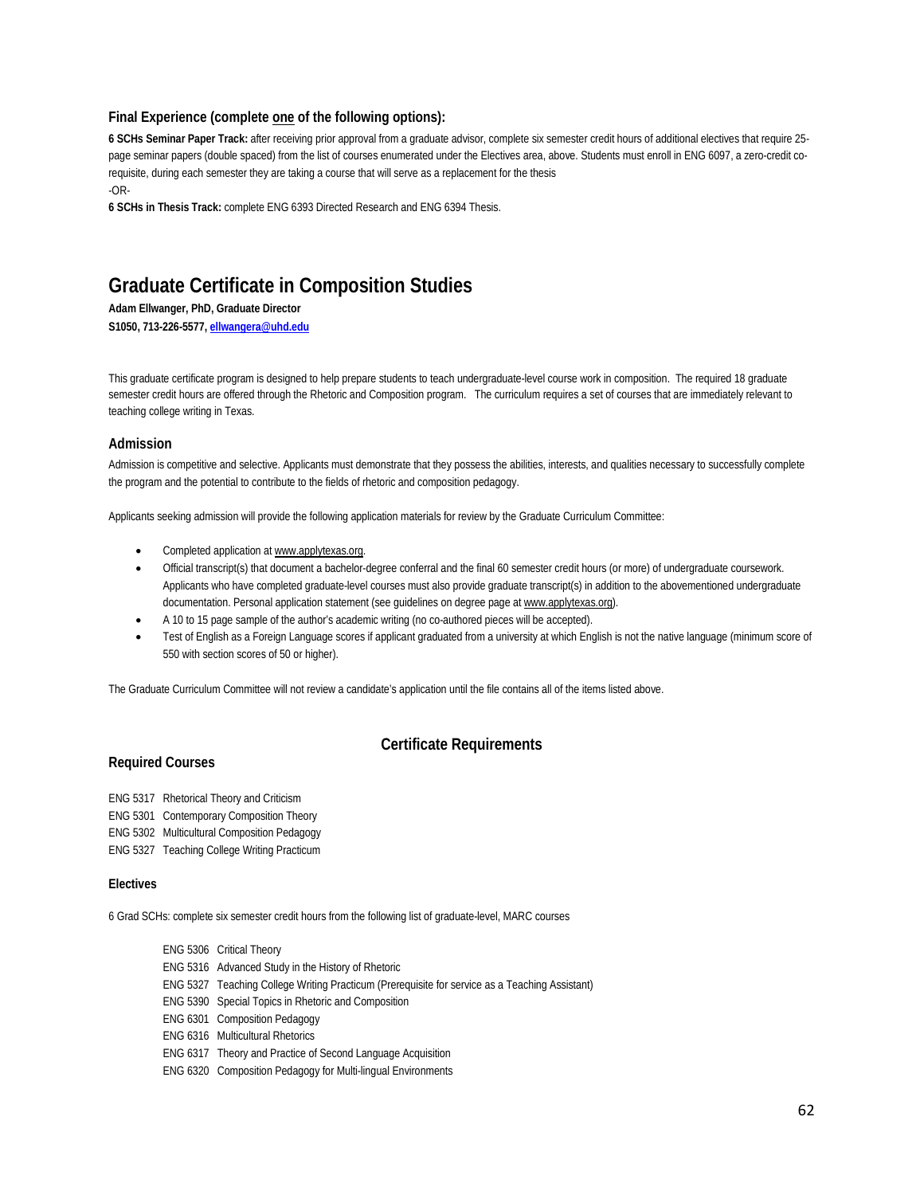### Final Experience (complete one of the following options):

**6 SCHs Seminar Paper Track:** after receiving prior approval from a graduate advisor, complete six semester credit hours of additional electives that require 25-page seminar papers (double spaced) from the list of courses enumerated under the Electives area, above. Students must enroll in ENG 6097, a zero-credit co-requisite, during each semester they are taking a course that will serve as a replacement for the thesis

-OR-

**6 SCHs in Thesis Track:** complete ENG 6393 Directed Research and ENG 6394 Thesis.

# Graduate Certificate in Composition Studies

**Adam Ellwanger, PhD, Graduate Director**
**S1050, 713-226-5577, ellwangera@uhd.edu**

This graduate certificate program is designed to help prepare students to teach undergraduate-level course work in composition. The required 18 graduate semester credit hours are offered through the Rhetoric and Composition program. The curriculum requires a set of courses that are immediately relevant to teaching college writing in Texas.

## Admission

Admission is competitive and selective. Applicants must demonstrate that they possess the abilities, interests, and qualities necessary to successfully complete the program and the potential to contribute to the fields of rhetoric and composition pedagogy.

Applicants seeking admission will provide the following application materials for review by the Graduate Curriculum Committee:

- Completed application at www.applytexas.org.
- Official transcript(s) that document a bachelor-degree conferral and the final 60 semester credit hours (or more) of undergraduate coursework. Applicants who have completed graduate-level courses must also provide graduate transcript(s) in addition to the abovementioned undergraduate documentation. Personal application statement (see guidelines on degree page at www.applytexas.org).
- A 10 to 15 page sample of the author's academic writing (no co-authored pieces will be accepted).
- Test of English as a Foreign Language scores if applicant graduated from a university at which English is not the native language (minimum score of 550 with section scores of 50 or higher).

The Graduate Curriculum Committee will not review a candidate's application until the file contains all of the items listed above.

## Certificate Requirements

### Required Courses

ENG 5317 Rhetorical Theory and Criticism
ENG 5301 Contemporary Composition Theory
ENG 5302 Multicultural Composition Pedagogy
ENG 5327 Teaching College Writing Practicum

### Electives

6 Grad SCHs: complete six semester credit hours from the following list of graduate-level, MARC courses

ENG 5306 Critical Theory
ENG 5316 Advanced Study in the History of Rhetoric
ENG 5327 Teaching College Writing Practicum (Prerequisite for service as a Teaching Assistant)
ENG 5390 Special Topics in Rhetoric and Composition
ENG 6301 Composition Pedagogy
ENG 6316 Multicultural Rhetorics
ENG 6317 Theory and Practice of Second Language Acquisition
ENG 6320 Composition Pedagogy for Multi-lingual Environments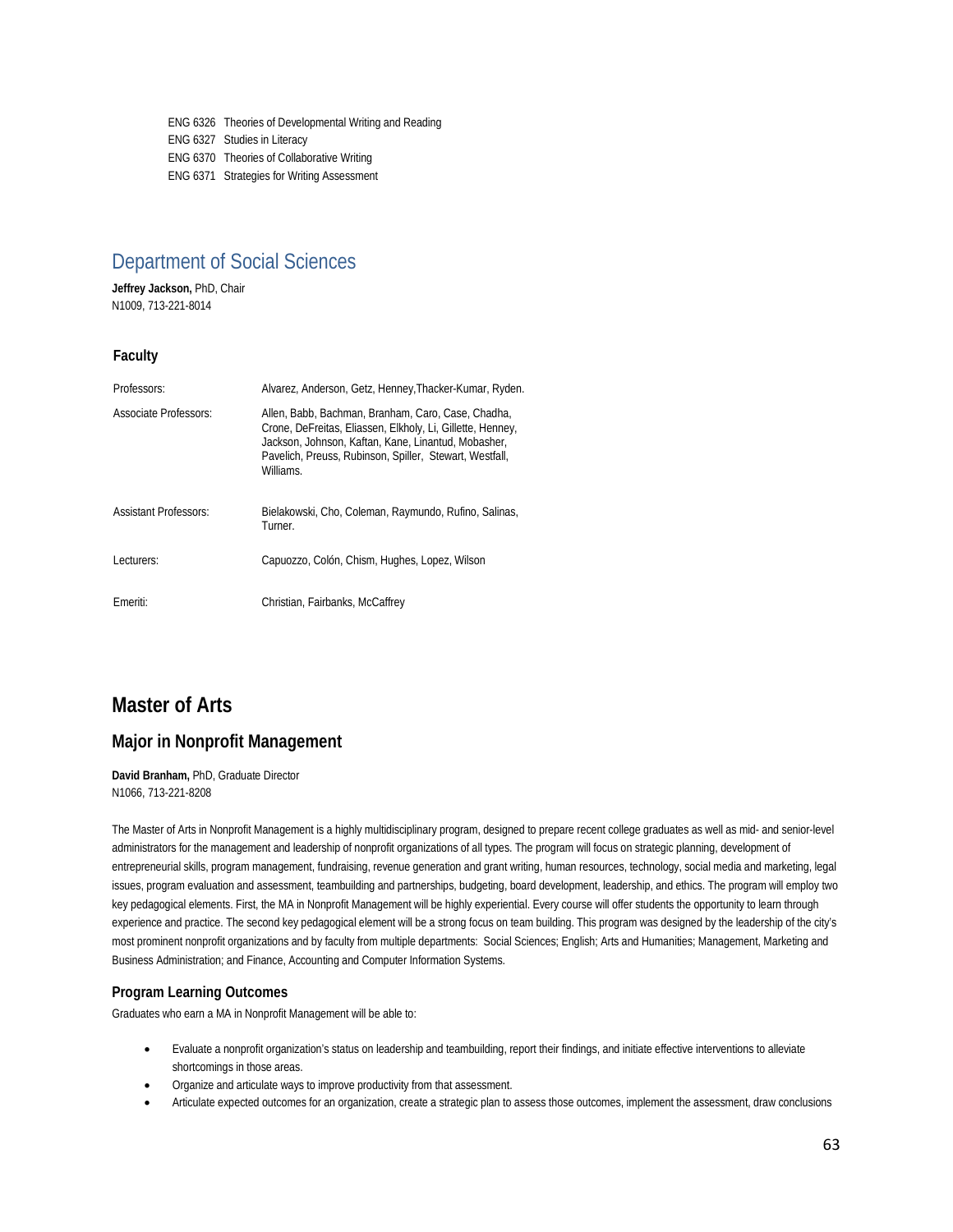ENG 6326 Theories of Developmental Writing and Reading
ENG 6327 Studies in Literacy
ENG 6370 Theories of Collaborative Writing
ENG 6371 Strategies for Writing Assessment

## Department of Social Sciences

**Jeffrey Jackson,** PhD, Chair
N1009, 713-221-8014

### Faculty

| | |
|---|---|
| Professors: | Alvarez, Anderson, Getz, Henney,Thacker-Kumar, Ryden. |
| Associate Professors: | Allen, Babb, Bachman, Branham, Caro, Case, Chadha, Crone, DeFreitas, Eliassen, Elkholy, Li, Gillette, Henney, Jackson, Johnson, Kaftan, Kane, Linantud, Mobasher, Pavelich, Preuss, Rubinson, Spiller, Stewart, Westfall, Williams. |
| Assistant Professors: | Bielakowski, Cho, Coleman, Raymundo, Rufino, Salinas, Turner. |
| Lecturers: | Capuozzo, Colón, Chism, Hughes, Lopez, Wilson |
| Emeriti: | Christian, Fairbanks, McCaffrey |

# Master of Arts

## Major in Nonprofit Management

**David Branham,** PhD, Graduate Director
N1066, 713-221-8208

The Master of Arts in Nonprofit Management is a highly multidisciplinary program, designed to prepare recent college graduates as well as mid- and senior-level administrators for the management and leadership of nonprofit organizations of all types. The program will focus on strategic planning, development of entrepreneurial skills, program management, fundraising, revenue generation and grant writing, human resources, technology, social media and marketing, legal issues, program evaluation and assessment, teambuilding and partnerships, budgeting, board development, leadership, and ethics. The program will employ two key pedagogical elements. First, the MA in Nonprofit Management will be highly experiential. Every course will offer students the opportunity to learn through experience and practice. The second key pedagogical element will be a strong focus on team building. This program was designed by the leadership of the city's most prominent nonprofit organizations and by faculty from multiple departments: Social Sciences; English; Arts and Humanities; Management, Marketing and Business Administration; and Finance, Accounting and Computer Information Systems.

### Program Learning Outcomes

Graduates who earn a MA in Nonprofit Management will be able to:

- Evaluate a nonprofit organization's status on leadership and teambuilding, report their findings, and initiate effective interventions to alleviate shortcomings in those areas.
- Organize and articulate ways to improve productivity from that assessment.
- Articulate expected outcomes for an organization, create a strategic plan to assess those outcomes, implement the assessment, draw conclusions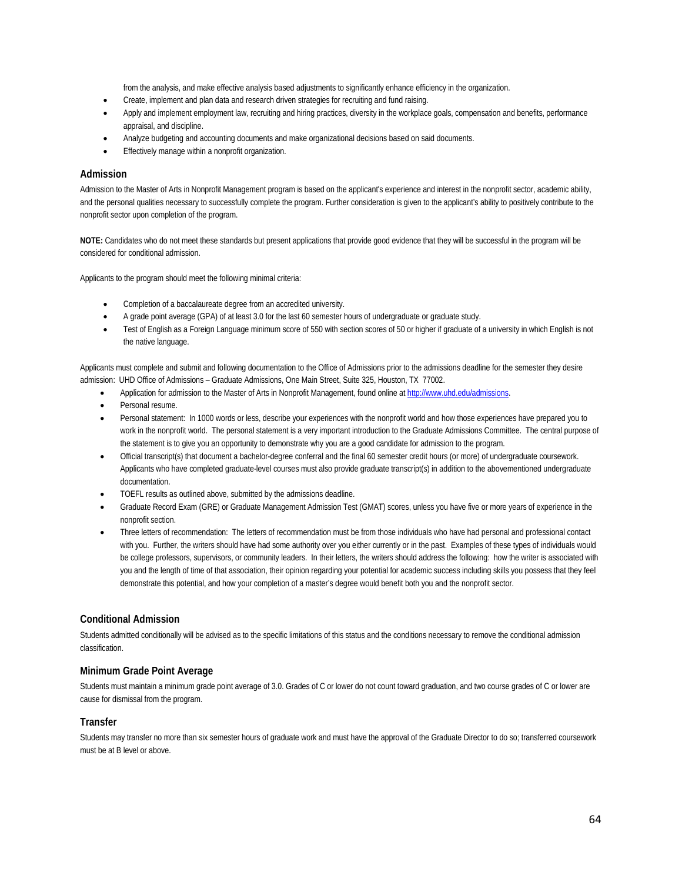from the analysis, and make effective analysis based adjustments to significantly enhance efficiency in the organization.

- Create, implement and plan data and research driven strategies for recruiting and fund raising.
- Apply and implement employment law, recruiting and hiring practices, diversity in the workplace goals, compensation and benefits, performance appraisal, and discipline.
- Analyze budgeting and accounting documents and make organizational decisions based on said documents.
- Effectively manage within a nonprofit organization.

### Admission

Admission to the Master of Arts in Nonprofit Management program is based on the applicant's experience and interest in the nonprofit sector, academic ability, and the personal qualities necessary to successfully complete the program. Further consideration is given to the applicant's ability to positively contribute to the nonprofit sector upon completion of the program.

**NOTE:** Candidates who do not meet these standards but present applications that provide good evidence that they will be successful in the program will be considered for conditional admission.

Applicants to the program should meet the following minimal criteria:

- Completion of a baccalaureate degree from an accredited university.
- A grade point average (GPA) of at least 3.0 for the last 60 semester hours of undergraduate or graduate study.
- Test of English as a Foreign Language minimum score of 550 with section scores of 50 or higher if graduate of a university in which English is not the native language.

Applicants must complete and submit and following documentation to the Office of Admissions prior to the admissions deadline for the semester they desire admission: UHD Office of Admissions – Graduate Admissions, One Main Street, Suite 325, Houston, TX 77002.

- Application for admission to the Master of Arts in Nonprofit Management, found online at http://www.uhd.edu/admissions.
- Personal resume.
- Personal statement: In 1000 words or less, describe your experiences with the nonprofit world and how those experiences have prepared you to work in the nonprofit world. The personal statement is a very important introduction to the Graduate Admissions Committee. The central purpose of the statement is to give you an opportunity to demonstrate why you are a good candidate for admission to the program.
- Official transcript(s) that document a bachelor-degree conferral and the final 60 semester credit hours (or more) of undergraduate coursework. Applicants who have completed graduate-level courses must also provide graduate transcript(s) in addition to the abovementioned undergraduate documentation.
- TOEFL results as outlined above, submitted by the admissions deadline.
- Graduate Record Exam (GRE) or Graduate Management Admission Test (GMAT) scores, unless you have five or more years of experience in the nonprofit section.
- Three letters of recommendation: The letters of recommendation must be from those individuals who have had personal and professional contact with you. Further, the writers should have had some authority over you either currently or in the past. Examples of these types of individuals would be college professors, supervisors, or community leaders. In their letters, the writers should address the following: how the writer is associated with you and the length of time of that association, their opinion regarding your potential for academic success including skills you possess that they feel demonstrate this potential, and how your completion of a master's degree would benefit both you and the nonprofit sector.

### Conditional Admission

Students admitted conditionally will be advised as to the specific limitations of this status and the conditions necessary to remove the conditional admission classification.

### Minimum Grade Point Average

Students must maintain a minimum grade point average of 3.0. Grades of C or lower do not count toward graduation, and two course grades of C or lower are cause for dismissal from the program.

### Transfer

Students may transfer no more than six semester hours of graduate work and must have the approval of the Graduate Director to do so; transferred coursework must be at B level or above.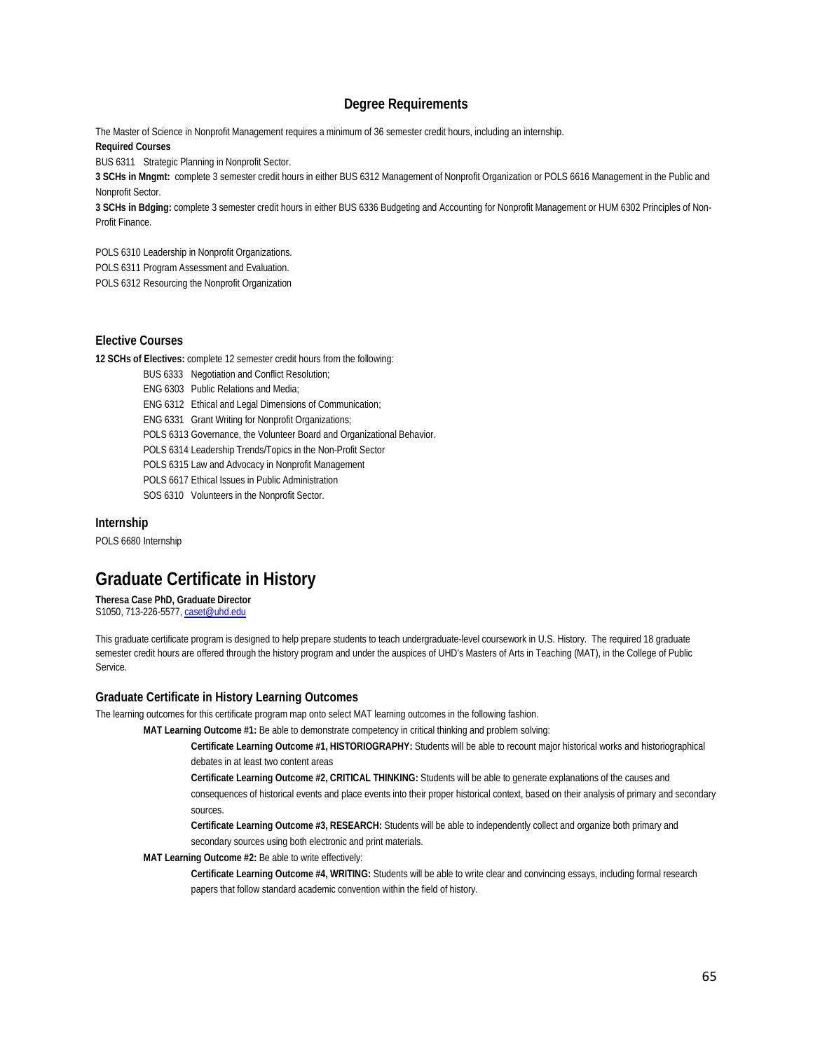## Degree Requirements

The Master of Science in Nonprofit Management requires a minimum of 36 semester credit hours, including an internship.

**Required Courses**

BUS 6311 Strategic Planning in Nonprofit Sector.

**3 SCHs in Mngmt:** complete 3 semester credit hours in either BUS 6312 Management of Nonprofit Organization or POLS 6616 Management in the Public and Nonprofit Sector.

**3 SCHs in Bdging:** complete 3 semester credit hours in either BUS 6336 Budgeting and Accounting for Nonprofit Management or HUM 6302 Principles of Non-Profit Finance.

POLS 6310 Leadership in Nonprofit Organizations.

POLS 6311 Program Assessment and Evaluation.

POLS 6312 Resourcing the Nonprofit Organization

### Elective Courses

**12 SCHs of Electives:** complete 12 semester credit hours from the following:

- BUS 6333 Negotiation and Conflict Resolution;
- ENG 6303 Public Relations and Media;
- ENG 6312 Ethical and Legal Dimensions of Communication;
- ENG 6331 Grant Writing for Nonprofit Organizations;
- POLS 6313 Governance, the Volunteer Board and Organizational Behavior.
- POLS 6314 Leadership Trends/Topics in the Non-Profit Sector
- POLS 6315 Law and Advocacy in Nonprofit Management
- POLS 6617 Ethical Issues in Public Administration
- SOS 6310 Volunteers in the Nonprofit Sector.

### Internship

POLS 6680 Internship

# Graduate Certificate in History

**Theresa Case PhD, Graduate Director**
S1050, 713-226-5577, caset@uhd.edu

This graduate certificate program is designed to help prepare students to teach undergraduate-level coursework in U.S. History. The required 18 graduate semester credit hours are offered through the history program and under the auspices of UHD's Masters of Arts in Teaching (MAT), in the College of Public Service.

### Graduate Certificate in History Learning Outcomes

The learning outcomes for this certificate program map onto select MAT learning outcomes in the following fashion.

**MAT Learning Outcome #1:** Be able to demonstrate competency in critical thinking and problem solving:

- **Certificate Learning Outcome #1, HISTORIOGRAPHY:** Students will be able to recount major historical works and historiographical debates in at least two content areas
- **Certificate Learning Outcome #2, CRITICAL THINKING:** Students will be able to generate explanations of the causes and consequences of historical events and place events into their proper historical context, based on their analysis of primary and secondary sources.
- **Certificate Learning Outcome #3, RESEARCH:** Students will be able to independently collect and organize both primary and secondary sources using both electronic and print materials.

**MAT Learning Outcome #2:** Be able to write effectively:

- **Certificate Learning Outcome #4, WRITING:** Students will be able to write clear and convincing essays, including formal research papers that follow standard academic convention within the field of history.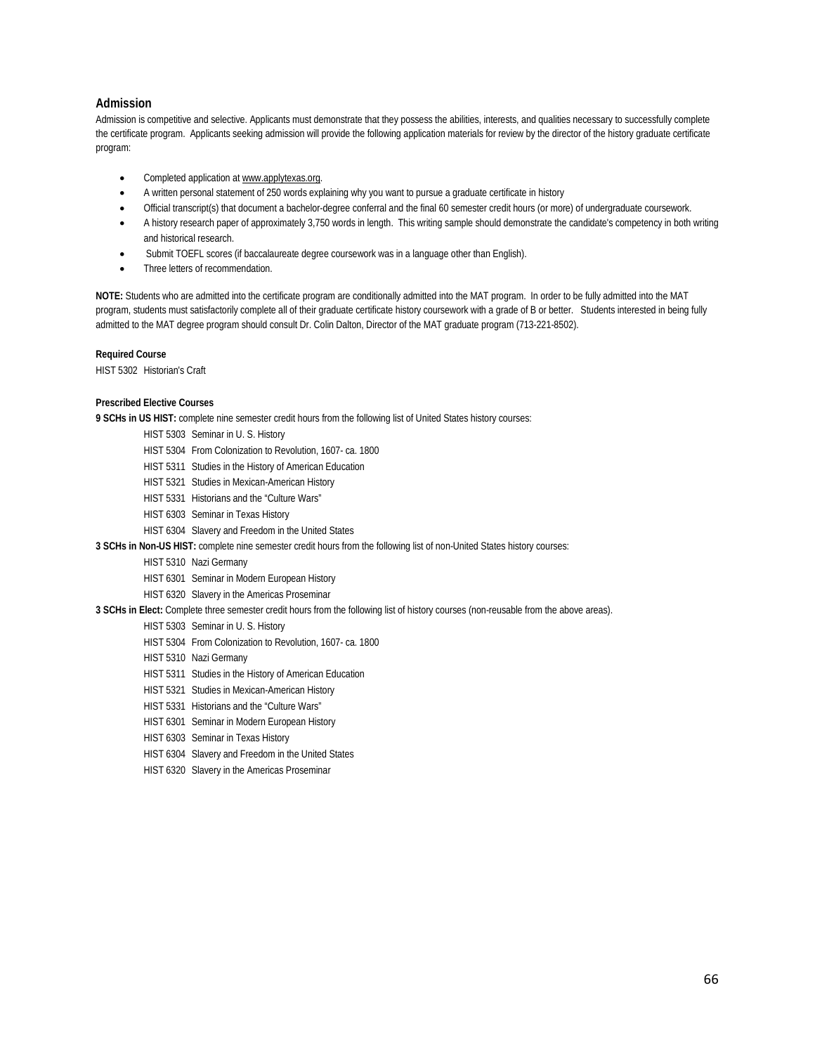## Admission

Admission is competitive and selective. Applicants must demonstrate that they possess the abilities, interests, and qualities necessary to successfully complete the certificate program. Applicants seeking admission will provide the following application materials for review by the director of the history graduate certificate program:

- Completed application at www.applytexas.org.
- A written personal statement of 250 words explaining why you want to pursue a graduate certificate in history
- Official transcript(s) that document a bachelor-degree conferral and the final 60 semester credit hours (or more) of undergraduate coursework.
- A history research paper of approximately 3,750 words in length. This writing sample should demonstrate the candidate's competency in both writing and historical research.
- Submit TOEFL scores (if baccalaureate degree coursework was in a language other than English).
- Three letters of recommendation.

**NOTE:** Students who are admitted into the certificate program are conditionally admitted into the MAT program. In order to be fully admitted into the MAT program, students must satisfactorily complete all of their graduate certificate history coursework with a grade of B or better. Students interested in being fully admitted to the MAT degree program should consult Dr. Colin Dalton, Director of the MAT graduate program (713-221-8502).

**Required Course**

HIST 5302 Historian's Craft

**Prescribed Elective Courses**

**9 SCHs in US HIST:** complete nine semester credit hours from the following list of United States history courses:

- HIST 5303 Seminar in U. S. History
- HIST 5304 From Colonization to Revolution, 1607- ca. 1800
- HIST 5311 Studies in the History of American Education
- HIST 5321 Studies in Mexican-American History
- HIST 5331 Historians and the "Culture Wars"
- HIST 6303 Seminar in Texas History
- HIST 6304 Slavery and Freedom in the United States

**3 SCHs in Non-US HIST:** complete nine semester credit hours from the following list of non-United States history courses:

- HIST 5310 Nazi Germany
- HIST 6301 Seminar in Modern European History
- HIST 6320 Slavery in the Americas Proseminar

**3 SCHs in Elect:** Complete three semester credit hours from the following list of history courses (non-reusable from the above areas).

- HIST 5303 Seminar in U. S. History
- HIST 5304 From Colonization to Revolution, 1607- ca. 1800
- HIST 5310 Nazi Germany
- HIST 5311 Studies in the History of American Education
- HIST 5321 Studies in Mexican-American History
- HIST 5331 Historians and the "Culture Wars"
- HIST 6301 Seminar in Modern European History
- HIST 6303 Seminar in Texas History
- HIST 6304 Slavery and Freedom in the United States
- HIST 6320 Slavery in the Americas Proseminar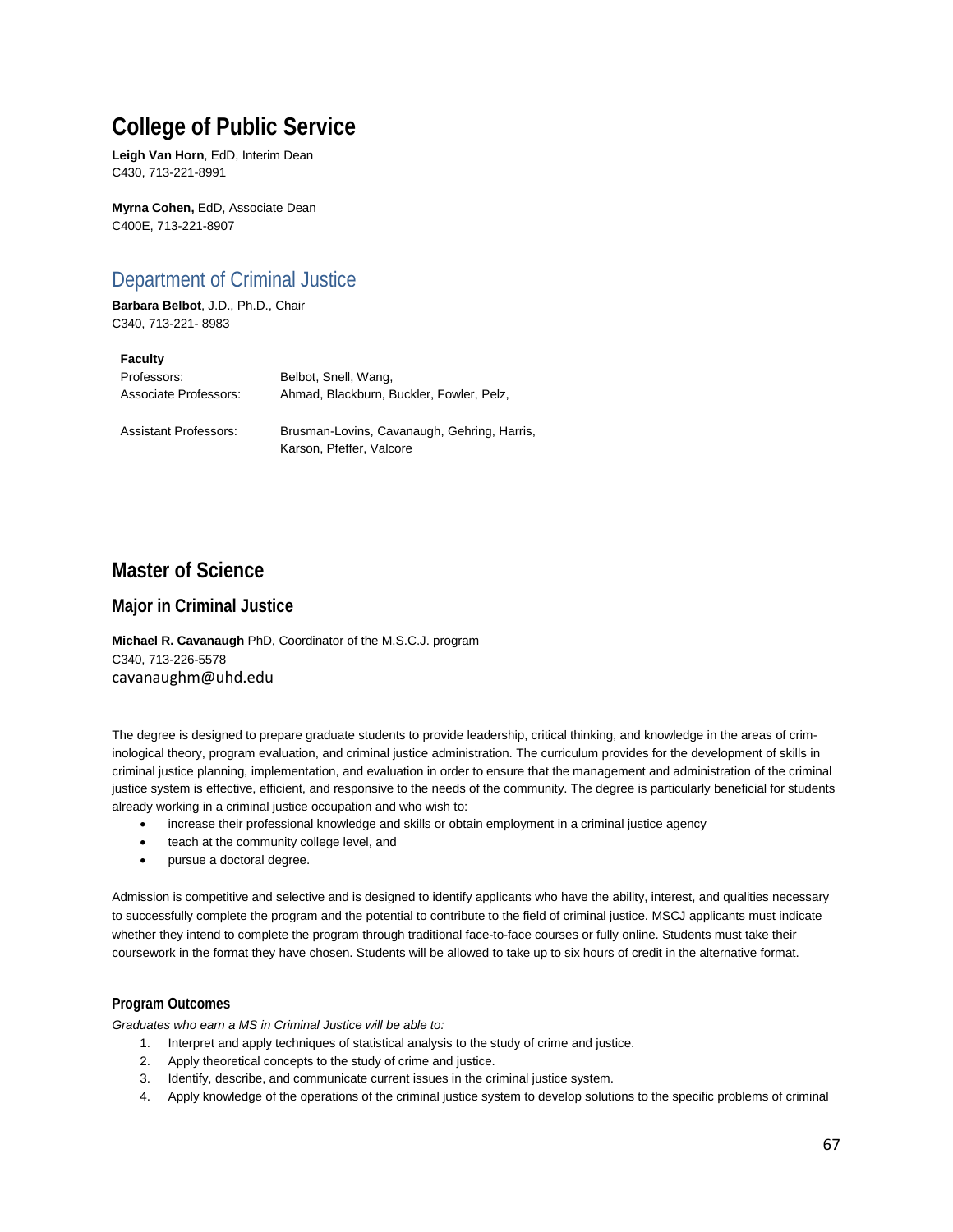# College of Public Service

**Leigh Van Horn**, EdD, Interim Dean
C430, 713-221-8991

**Myrna Cohen,** EdD, Associate Dean
C400E, 713-221-8907

## Department of Criminal Justice

**Barbara Belbot**, J.D., Ph.D., Chair
C340, 713-221- 8983

| **Faculty** | |
|---|---|
| Professors: | Belbot, Snell, Wang, |
| Associate Professors: | Ahmad, Blackburn, Buckler, Fowler, Pelz, |
| Assistant Professors: | Brusman-Lovins, Cavanaugh, Gehring, Harris, Karson, Pfeffer, Valcore |

# Master of Science

## Major in Criminal Justice

**Michael R. Cavanaugh** PhD, Coordinator of the M.S.C.J. program
C340, 713-226-5578
cavanaughm@uhd.edu

The degree is designed to prepare graduate students to provide leadership, critical thinking, and knowledge in the areas of criminological theory, program evaluation, and criminal justice administration. The curriculum provides for the development of skills in criminal justice planning, implementation, and evaluation in order to ensure that the management and administration of the criminal justice system is effective, efficient, and responsive to the needs of the community. The degree is particularly beneficial for students already working in a criminal justice occupation and who wish to:

- increase their professional knowledge and skills or obtain employment in a criminal justice agency
- teach at the community college level, and
- pursue a doctoral degree.

Admission is competitive and selective and is designed to identify applicants who have the ability, interest, and qualities necessary to successfully complete the program and the potential to contribute to the field of criminal justice. MSCJ applicants must indicate whether they intend to complete the program through traditional face-to-face courses or fully online. Students must take their coursework in the format they have chosen. Students will be allowed to take up to six hours of credit in the alternative format.

### Program Outcomes

*Graduates who earn a MS in Criminal Justice will be able to:*

1. Interpret and apply techniques of statistical analysis to the study of crime and justice.
2. Apply theoretical concepts to the study of crime and justice.
3. Identify, describe, and communicate current issues in the criminal justice system.
4. Apply knowledge of the operations of the criminal justice system to develop solutions to the specific problems of criminal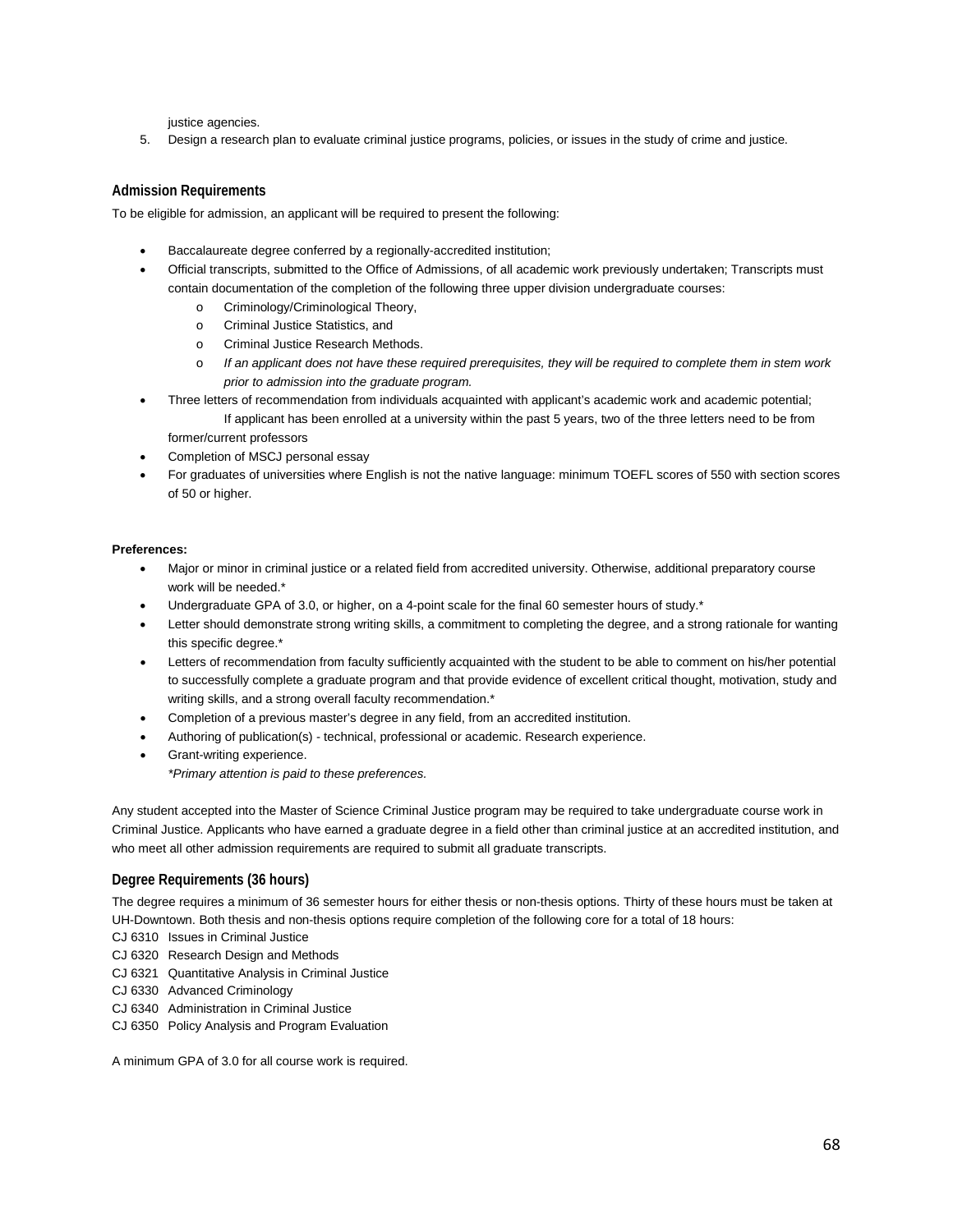justice agencies.

5. Design a research plan to evaluate criminal justice programs, policies, or issues in the study of crime and justice.

### Admission Requirements

To be eligible for admission, an applicant will be required to present the following:

- Baccalaureate degree conferred by a regionally-accredited institution;
- Official transcripts, submitted to the Office of Admissions, of all academic work previously undertaken; Transcripts must contain documentation of the completion of the following three upper division undergraduate courses:
  - Criminology/Criminological Theory,
  - Criminal Justice Statistics, and
  - Criminal Justice Research Methods.
  - *If an applicant does not have these required prerequisites, they will be required to complete them in stem work prior to admission into the graduate program.*
- Three letters of recommendation from individuals acquainted with applicant's academic work and academic potential; If applicant has been enrolled at a university within the past 5 years, two of the three letters need to be from former/current professors
- Completion of MSCJ personal essay
- For graduates of universities where English is not the native language: minimum TOEFL scores of 550 with section scores of 50 or higher.

**Preferences:**

- Major or minor in criminal justice or a related field from accredited university. Otherwise, additional preparatory course work will be needed.*
- Undergraduate GPA of 3.0, or higher, on a 4-point scale for the final 60 semester hours of study.*
- Letter should demonstrate strong writing skills, a commitment to completing the degree, and a strong rationale for wanting this specific degree.*
- Letters of recommendation from faculty sufficiently acquainted with the student to be able to comment on his/her potential to successfully complete a graduate program and that provide evidence of excellent critical thought, motivation, study and writing skills, and a strong overall faculty recommendation.*
- Completion of a previous master's degree in any field, from an accredited institution.
- Authoring of publication(s) - technical, professional or academic. Research experience.
- Grant-writing experience.

  *\*Primary attention is paid to these preferences.*

Any student accepted into the Master of Science Criminal Justice program may be required to take undergraduate course work in Criminal Justice. Applicants who have earned a graduate degree in a field other than criminal justice at an accredited institution, and who meet all other admission requirements are required to submit all graduate transcripts.

### Degree Requirements (36 hours)

The degree requires a minimum of 36 semester hours for either thesis or non-thesis options. Thirty of these hours must be taken at UH-Downtown. Both thesis and non-thesis options require completion of the following core for a total of 18 hours:

CJ 6310 Issues in Criminal Justice
CJ 6320 Research Design and Methods
CJ 6321 Quantitative Analysis in Criminal Justice
CJ 6330 Advanced Criminology
CJ 6340 Administration in Criminal Justice
CJ 6350 Policy Analysis and Program Evaluation

A minimum GPA of 3.0 for all course work is required.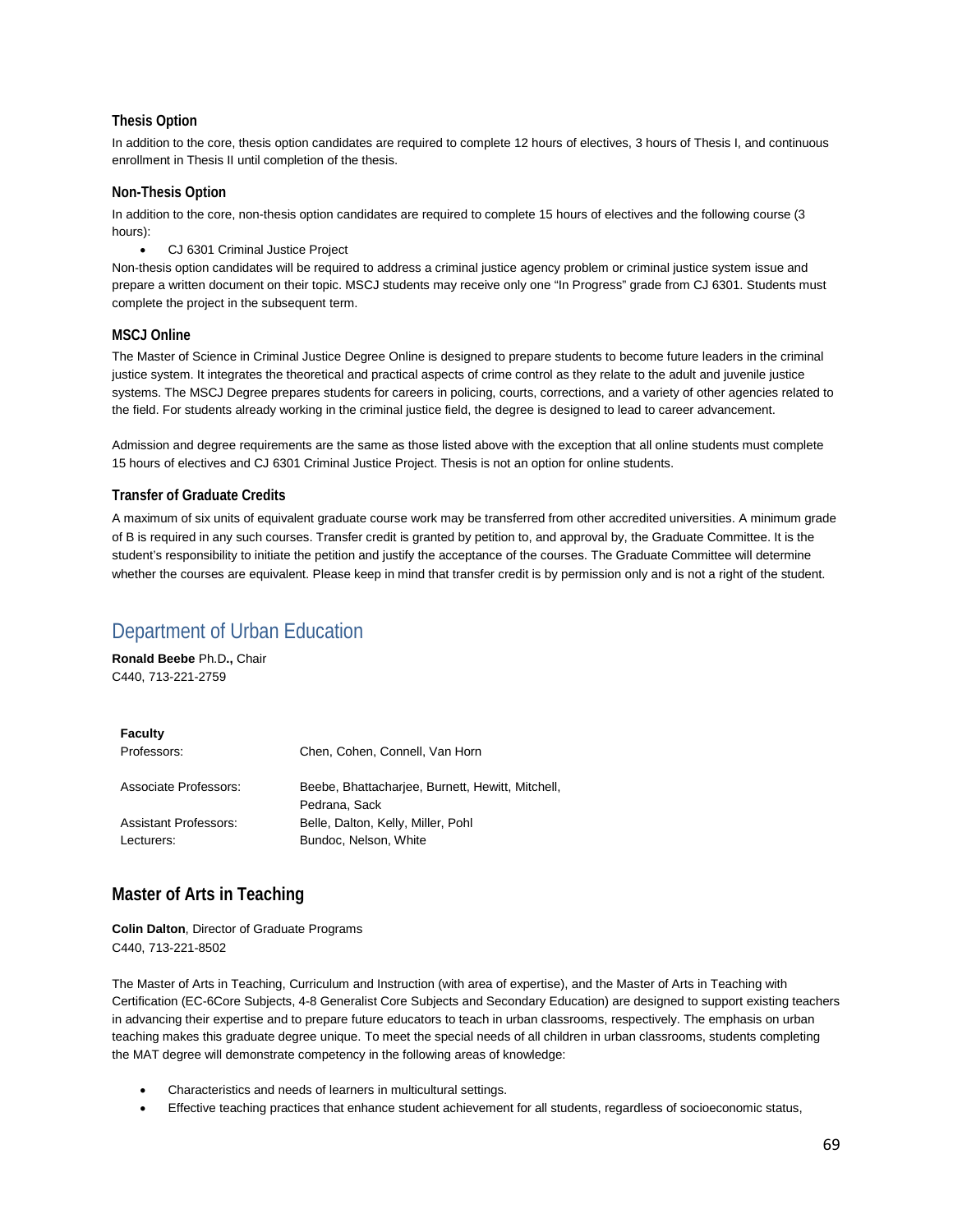### Thesis Option

In addition to the core, thesis option candidates are required to complete 12 hours of electives, 3 hours of Thesis I, and continuous enrollment in Thesis II until completion of the thesis.

### Non-Thesis Option

In addition to the core, non-thesis option candidates are required to complete 15 hours of electives and the following course (3 hours):

- CJ 6301 Criminal Justice Project

Non-thesis option candidates will be required to address a criminal justice agency problem or criminal justice system issue and prepare a written document on their topic. MSCJ students may receive only one "In Progress" grade from CJ 6301. Students must complete the project in the subsequent term.

### MSCJ Online

The Master of Science in Criminal Justice Degree Online is designed to prepare students to become future leaders in the criminal justice system. It integrates the theoretical and practical aspects of crime control as they relate to the adult and juvenile justice systems. The MSCJ Degree prepares students for careers in policing, courts, corrections, and a variety of other agencies related to the field. For students already working in the criminal justice field, the degree is designed to lead to career advancement.

Admission and degree requirements are the same as those listed above with the exception that all online students must complete 15 hours of electives and CJ 6301 Criminal Justice Project. Thesis is not an option for online students.

### Transfer of Graduate Credits

A maximum of six units of equivalent graduate course work may be transferred from other accredited universities. A minimum grade of B is required in any such courses. Transfer credit is granted by petition to, and approval by, the Graduate Committee. It is the student's responsibility to initiate the petition and justify the acceptance of the courses. The Graduate Committee will determine whether the courses are equivalent. Please keep in mind that transfer credit is by permission only and is not a right of the student.

# Department of Urban Education

**Ronald Beebe** Ph.D**.,** Chair
C440, 713-221-2759

| **Faculty** | |
|---|---|
| Professors: | Chen, Cohen, Connell, Van Horn |
| Associate Professors: | Beebe, Bhattacharjee, Burnett, Hewitt, Mitchell, Pedrana, Sack |
| Assistant Professors: | Belle, Dalton, Kelly, Miller, Pohl |
| Lecturers: | Bundoc, Nelson, White |

## Master of Arts in Teaching

**Colin Dalton**, Director of Graduate Programs
C440, 713-221-8502

The Master of Arts in Teaching, Curriculum and Instruction (with area of expertise), and the Master of Arts in Teaching with Certification (EC-6Core Subjects, 4-8 Generalist Core Subjects and Secondary Education) are designed to support existing teachers in advancing their expertise and to prepare future educators to teach in urban classrooms, respectively. The emphasis on urban teaching makes this graduate degree unique. To meet the special needs of all children in urban classrooms, students completing the MAT degree will demonstrate competency in the following areas of knowledge:

- Characteristics and needs of learners in multicultural settings.
- Effective teaching practices that enhance student achievement for all students, regardless of socioeconomic status,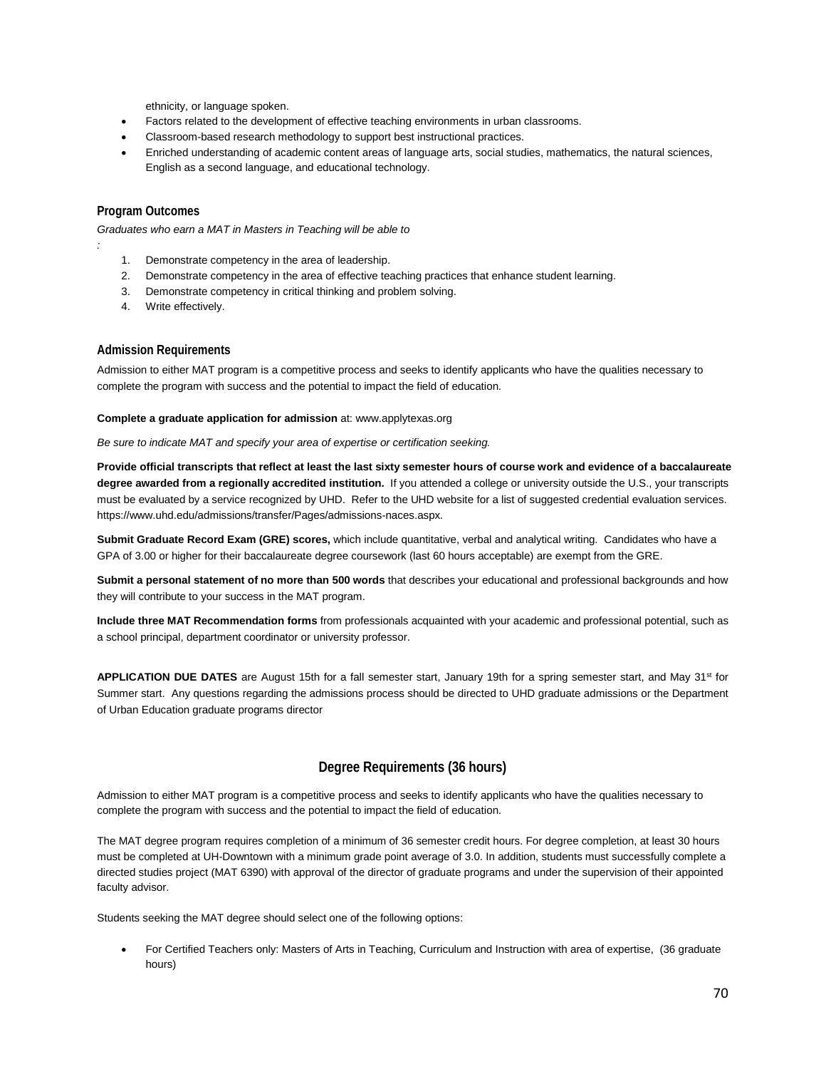ethnicity, or language spoken.

- Factors related to the development of effective teaching environments in urban classrooms.
- Classroom-based research methodology to support best instructional practices.
- Enriched understanding of academic content areas of language arts, social studies, mathematics, the natural sciences, English as a second language, and educational technology.

### Program Outcomes

*Graduates who earn a MAT in Masters in Teaching will be able to*

*:*

1. Demonstrate competency in the area of leadership.
2. Demonstrate competency in the area of effective teaching practices that enhance student learning.
3. Demonstrate competency in critical thinking and problem solving.
4. Write effectively.

### Admission Requirements

Admission to either MAT program is a competitive process and seeks to identify applicants who have the qualities necessary to complete the program with success and the potential to impact the field of education.

**Complete a graduate application for admission** at: www.applytexas.org

*Be sure to indicate MAT and specify your area of expertise or certification seeking.*

**Provide official transcripts that reflect at least the last sixty semester hours of course work and evidence of a baccalaureate degree awarded from a regionally accredited institution.** If you attended a college or university outside the U.S., your transcripts must be evaluated by a service recognized by UHD. Refer to the UHD website for a list of suggested credential evaluation services. https://www.uhd.edu/admissions/transfer/Pages/admissions-naces.aspx.

**Submit Graduate Record Exam (GRE) scores,** which include quantitative, verbal and analytical writing. Candidates who have a GPA of 3.00 or higher for their baccalaureate degree coursework (last 60 hours acceptable) are exempt from the GRE.

**Submit a personal statement of no more than 500 words** that describes your educational and professional backgrounds and how they will contribute to your success in the MAT program.

**Include three MAT Recommendation forms** from professionals acquainted with your academic and professional potential, such as a school principal, department coordinator or university professor.

**APPLICATION DUE DATES** are August 15th for a fall semester start, January 19th for a spring semester start, and May 31st for Summer start. Any questions regarding the admissions process should be directed to UHD graduate admissions or the Department of Urban Education graduate programs director

## Degree Requirements (36 hours)

Admission to either MAT program is a competitive process and seeks to identify applicants who have the qualities necessary to complete the program with success and the potential to impact the field of education.

The MAT degree program requires completion of a minimum of 36 semester credit hours. For degree completion, at least 30 hours must be completed at UH-Downtown with a minimum grade point average of 3.0. In addition, students must successfully complete a directed studies project (MAT 6390) with approval of the director of graduate programs and under the supervision of their appointed faculty advisor.

Students seeking the MAT degree should select one of the following options:

- For Certified Teachers only: Masters of Arts in Teaching, Curriculum and Instruction with area of expertise, (36 graduate hours)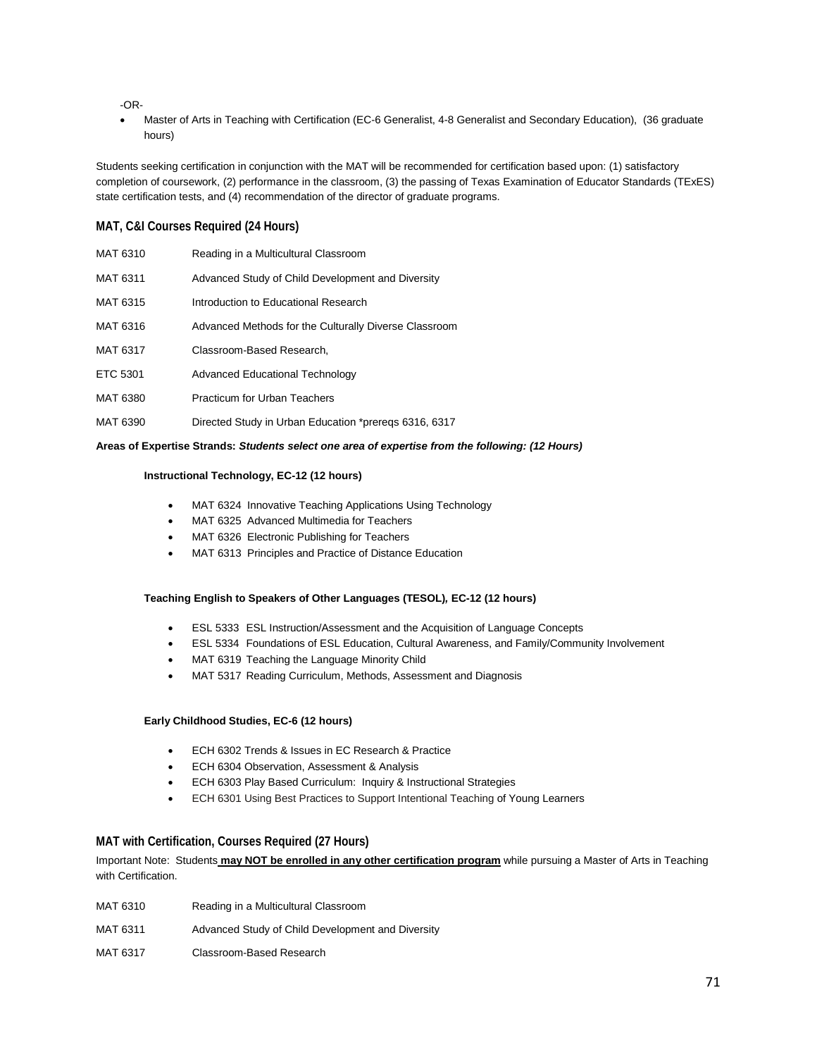-OR-

- Master of Arts in Teaching with Certification (EC-6 Generalist, 4-8 Generalist and Secondary Education), (36 graduate hours)

Students seeking certification in conjunction with the MAT will be recommended for certification based upon: (1) satisfactory completion of coursework, (2) performance in the classroom, (3) the passing of Texas Examination of Educator Standards (TExES) state certification tests, and (4) recommendation of the director of graduate programs.

### MAT, C&I Courses Required (24 Hours)

| | |
|---|---|
| MAT 6310 | Reading in a Multicultural Classroom |
| MAT 6311 | Advanced Study of Child Development and Diversity |
| MAT 6315 | Introduction to Educational Research |
| MAT 6316 | Advanced Methods for the Culturally Diverse Classroom |
| MAT 6317 | Classroom-Based Research, |
| ETC 5301 | Advanced Educational Technology |
| MAT 6380 | Practicum for Urban Teachers |
| MAT 6390 | Directed Study in Urban Education *prereqs 6316, 6317 |

**Areas of Expertise Strands:** ***Students select one area of expertise from the following: (12 Hours)***

**Instructional Technology, EC-12 (12 hours)**

- MAT 6324 Innovative Teaching Applications Using Technology
- MAT 6325 Advanced Multimedia for Teachers
- MAT 6326 Electronic Publishing for Teachers
- MAT 6313 Principles and Practice of Distance Education

**Teaching English to Speakers of Other Languages (TESOL), EC-12 (12 hours)**

- ESL 5333 ESL Instruction/Assessment and the Acquisition of Language Concepts
- ESL 5334 Foundations of ESL Education, Cultural Awareness, and Family/Community Involvement
- MAT 6319 Teaching the Language Minority Child
- MAT 5317 Reading Curriculum, Methods, Assessment and Diagnosis

**Early Childhood Studies, EC-6 (12 hours)**

- ECH 6302 Trends & Issues in EC Research & Practice
- ECH 6304 Observation, Assessment & Analysis
- ECH 6303 Play Based Curriculum: Inquiry & Instructional Strategies
- ECH 6301 Using Best Practices to Support Intentional Teaching of Young Learners

### MAT with Certification, Courses Required (27 Hours)

Important Note: Students **<u>may NOT be enrolled in any other certification program</u>** while pursuing a Master of Arts in Teaching with Certification.

| | |
|---|---|
| MAT 6310 | Reading in a Multicultural Classroom |
| MAT 6311 | Advanced Study of Child Development and Diversity |
| MAT 6317 | Classroom-Based Research |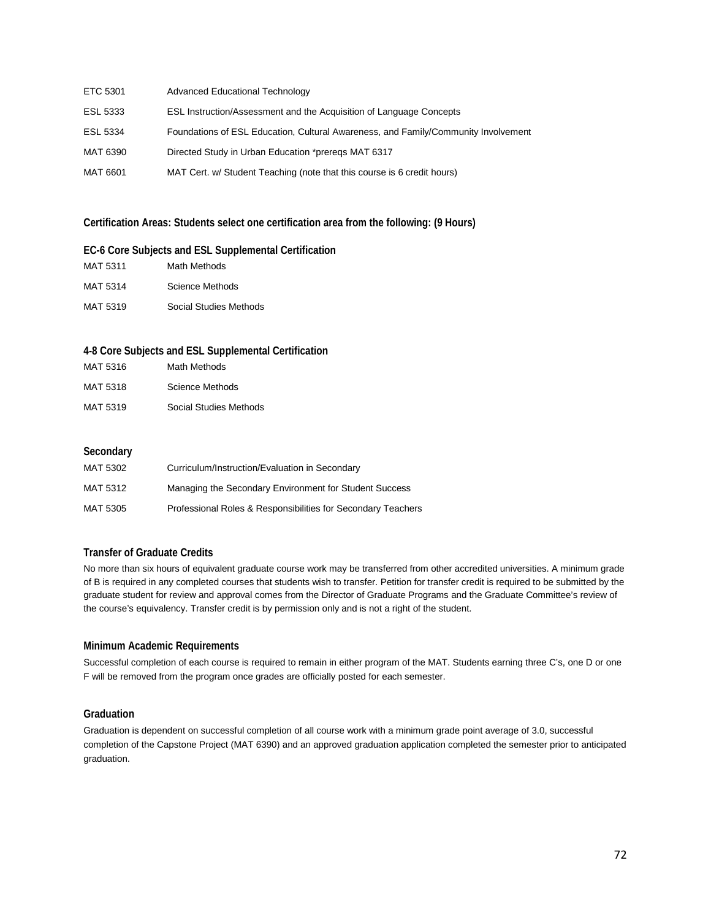| | |
|---|---|
| ETC 5301 | Advanced Educational Technology |
| ESL 5333 | ESL Instruction/Assessment and the Acquisition of Language Concepts |
| ESL 5334 | Foundations of ESL Education, Cultural Awareness, and Family/Community Involvement |
| MAT 6390 | Directed Study in Urban Education *prereqs MAT 6317 |
| MAT 6601 | MAT Cert. w/ Student Teaching (note that this course is 6 credit hours) |

**Certification Areas: Students select one certification area from the following: (9 Hours)**

**EC-6 Core Subjects and ESL Supplemental Certification**

| | |
|---|---|
| MAT 5311 | Math Methods |
| MAT 5314 | Science Methods |
| MAT 5319 | Social Studies Methods |

**4-8 Core Subjects and ESL Supplemental Certification**

| | |
|---|---|
| MAT 5316 | Math Methods |
| MAT 5318 | Science Methods |
| MAT 5319 | Social Studies Methods |

**Secondary**

| | |
|---|---|
| MAT 5302 | Curriculum/Instruction/Evaluation in Secondary |
| MAT 5312 | Managing the Secondary Environment for Student Success |
| MAT 5305 | Professional Roles & Responsibilities for Secondary Teachers |

### Transfer of Graduate Credits

No more than six hours of equivalent graduate course work may be transferred from other accredited universities. A minimum grade of B is required in any completed courses that students wish to transfer. Petition for transfer credit is required to be submitted by the graduate student for review and approval comes from the Director of Graduate Programs and the Graduate Committee's review of the course's equivalency. Transfer credit is by permission only and is not a right of the student.

### Minimum Academic Requirements

Successful completion of each course is required to remain in either program of the MAT. Students earning three C's, one D or one F will be removed from the program once grades are officially posted for each semester.

### Graduation

Graduation is dependent on successful completion of all course work with a minimum grade point average of 3.0, successful completion of the Capstone Project (MAT 6390) and an approved graduation application completed the semester prior to anticipated graduation.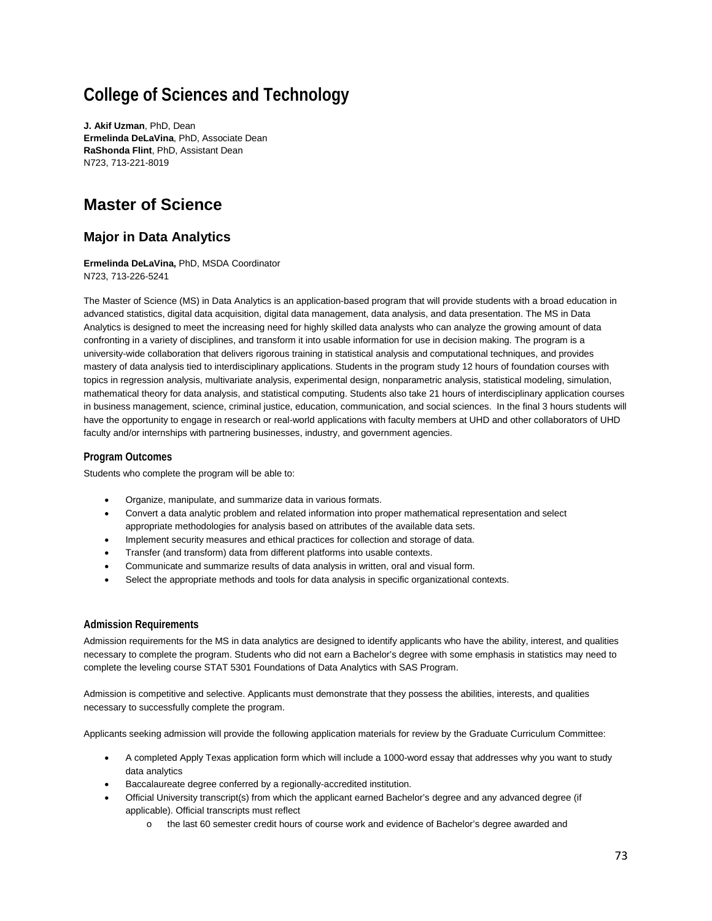# College of Sciences and Technology

**J. Akif Uzman**, PhD, Dean
**Ermelinda DeLaVina**, PhD, Associate Dean
**RaShonda Flint**, PhD, Assistant Dean
N723, 713-221-8019

# Master of Science

## Major in Data Analytics

**Ermelinda DeLaVina,** PhD, MSDA Coordinator
N723, 713-226-5241

The Master of Science (MS) in Data Analytics is an application-based program that will provide students with a broad education in advanced statistics, digital data acquisition, digital data management, data analysis, and data presentation. The MS in Data Analytics is designed to meet the increasing need for highly skilled data analysts who can analyze the growing amount of data confronting in a variety of disciplines, and transform it into usable information for use in decision making. The program is a university-wide collaboration that delivers rigorous training in statistical analysis and computational techniques, and provides mastery of data analysis tied to interdisciplinary applications. Students in the program study 12 hours of foundation courses with topics in regression analysis, multivariate analysis, experimental design, nonparametric analysis, statistical modeling, simulation, mathematical theory for data analysis, and statistical computing. Students also take 21 hours of interdisciplinary application courses in business management, science, criminal justice, education, communication, and social sciences. In the final 3 hours students will have the opportunity to engage in research or real-world applications with faculty members at UHD and other collaborators of UHD faculty and/or internships with partnering businesses, industry, and government agencies.

### Program Outcomes

Students who complete the program will be able to:

- Organize, manipulate, and summarize data in various formats.
- Convert a data analytic problem and related information into proper mathematical representation and select appropriate methodologies for analysis based on attributes of the available data sets.
- Implement security measures and ethical practices for collection and storage of data.
- Transfer (and transform) data from different platforms into usable contexts.
- Communicate and summarize results of data analysis in written, oral and visual form.
- Select the appropriate methods and tools for data analysis in specific organizational contexts.

### Admission Requirements

Admission requirements for the MS in data analytics are designed to identify applicants who have the ability, interest, and qualities necessary to complete the program. Students who did not earn a Bachelor's degree with some emphasis in statistics may need to complete the leveling course STAT 5301 Foundations of Data Analytics with SAS Program.

Admission is competitive and selective. Applicants must demonstrate that they possess the abilities, interests, and qualities necessary to successfully complete the program.

Applicants seeking admission will provide the following application materials for review by the Graduate Curriculum Committee:

- A completed Apply Texas application form which will include a 1000-word essay that addresses why you want to study data analytics
- Baccalaureate degree conferred by a regionally-accredited institution.
- Official University transcript(s) from which the applicant earned Bachelor's degree and any advanced degree (if applicable). Official transcripts must reflect
  - the last 60 semester credit hours of course work and evidence of Bachelor's degree awarded and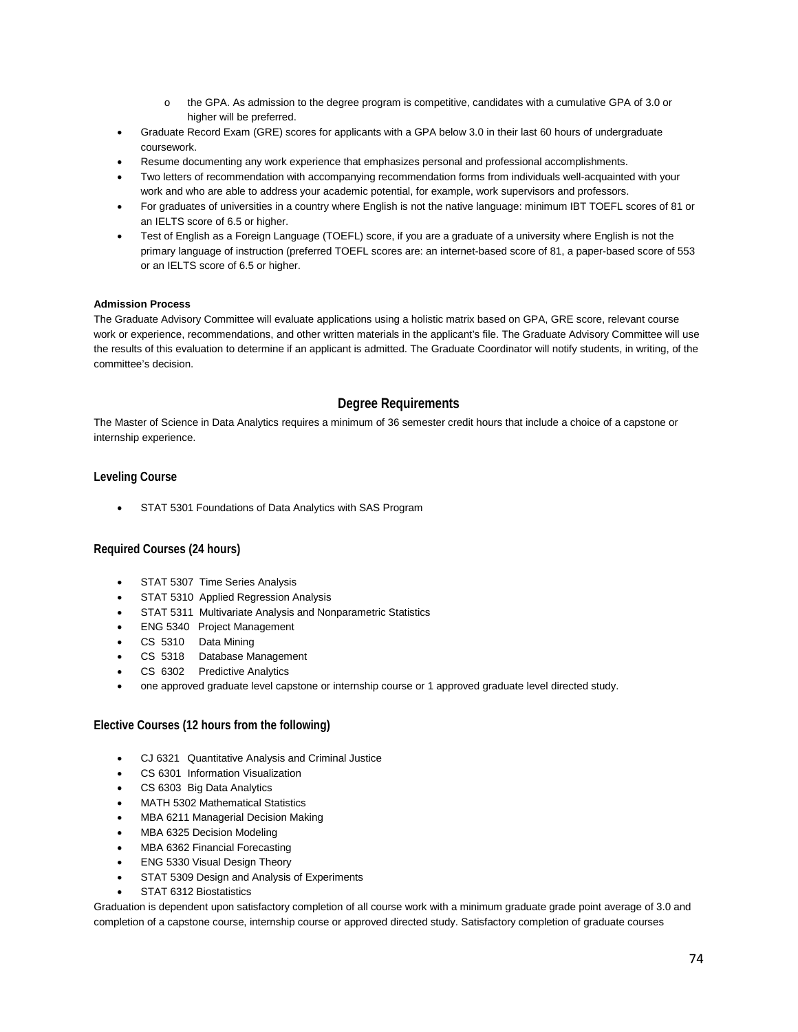- the GPA. As admission to the degree program is competitive, candidates with a cumulative GPA of 3.0 or higher will be preferred.

- Graduate Record Exam (GRE) scores for applicants with a GPA below 3.0 in their last 60 hours of undergraduate coursework.
- Resume documenting any work experience that emphasizes personal and professional accomplishments.
- Two letters of recommendation with accompanying recommendation forms from individuals well-acquainted with your work and who are able to address your academic potential, for example, work supervisors and professors.
- For graduates of universities in a country where English is not the native language: minimum IBT TOEFL scores of 81 or an IELTS score of 6.5 or higher.
- Test of English as a Foreign Language (TOEFL) score, if you are a graduate of a university where English is not the primary language of instruction (preferred TOEFL scores are: an internet-based score of 81, a paper-based score of 553 or an IELTS score of 6.5 or higher.

**Admission Process**

The Graduate Advisory Committee will evaluate applications using a holistic matrix based on GPA, GRE score, relevant course work or experience, recommendations, and other written materials in the applicant's file. The Graduate Advisory Committee will use the results of this evaluation to determine if an applicant is admitted. The Graduate Coordinator will notify students, in writing, of the committee's decision.

## Degree Requirements

The Master of Science in Data Analytics requires a minimum of 36 semester credit hours that include a choice of a capstone or internship experience.

### Leveling Course

- STAT 5301 Foundations of Data Analytics with SAS Program

### Required Courses (24 hours)

- STAT 5307 Time Series Analysis
- STAT 5310 Applied Regression Analysis
- STAT 5311 Multivariate Analysis and Nonparametric Statistics
- ENG 5340 Project Management
- CS 5310 Data Mining
- CS 5318 Database Management
- CS 6302 Predictive Analytics
- one approved graduate level capstone or internship course or 1 approved graduate level directed study.

### Elective Courses (12 hours from the following)

- CJ 6321 Quantitative Analysis and Criminal Justice
- CS 6301 Information Visualization
- CS 6303 Big Data Analytics
- MATH 5302 Mathematical Statistics
- MBA 6211 Managerial Decision Making
- MBA 6325 Decision Modeling
- MBA 6362 Financial Forecasting
- ENG 5330 Visual Design Theory
- STAT 5309 Design and Analysis of Experiments
- STAT 6312 Biostatistics

Graduation is dependent upon satisfactory completion of all course work with a minimum graduate grade point average of 3.0 and completion of a capstone course, internship course or approved directed study. Satisfactory completion of graduate courses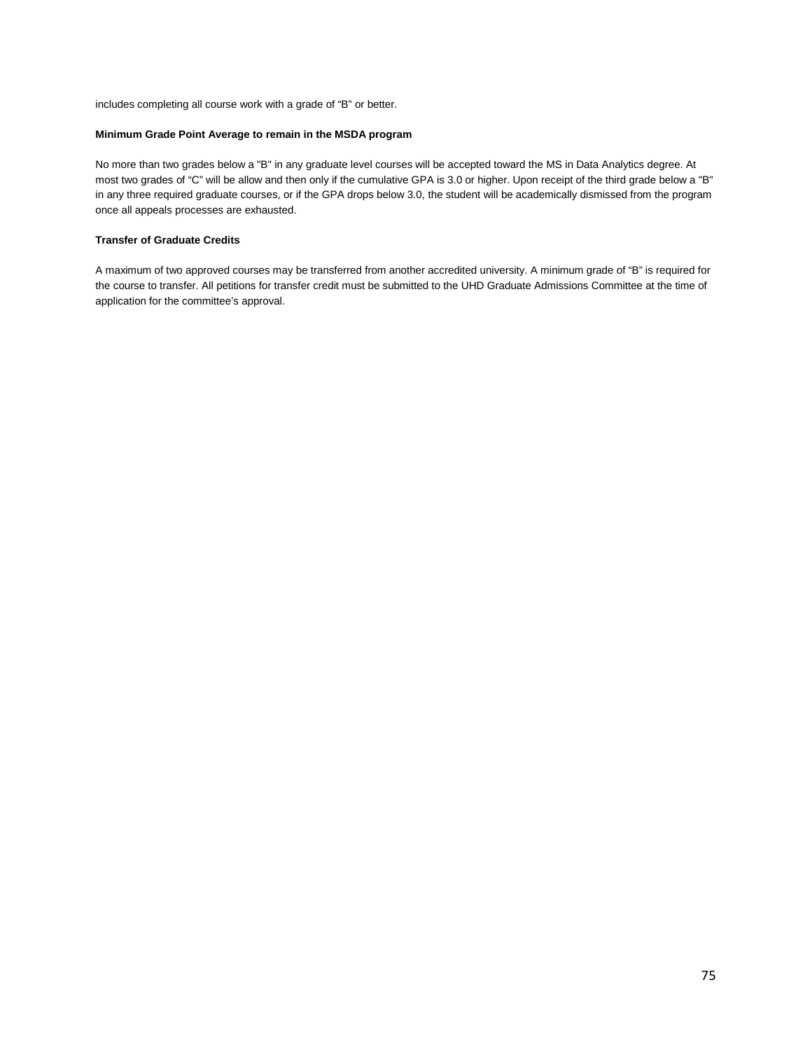includes completing all course work with a grade of “B” or better.

**Minimum Grade Point Average to remain in the MSDA program**

No more than two grades below a "B" in any graduate level courses will be accepted toward the MS in Data Analytics degree. At most two grades of “C” will be allow and then only if the cumulative GPA is 3.0 or higher. Upon receipt of the third grade below a "B" in any three required graduate courses, or if the GPA drops below 3.0, the student will be academically dismissed from the program once all appeals processes are exhausted.

**Transfer of Graduate Credits**

A maximum of two approved courses may be transferred from another accredited university. A minimum grade of “B” is required for the course to transfer. All petitions for transfer credit must be submitted to the UHD Graduate Admissions Committee at the time of application for the committee’s approval.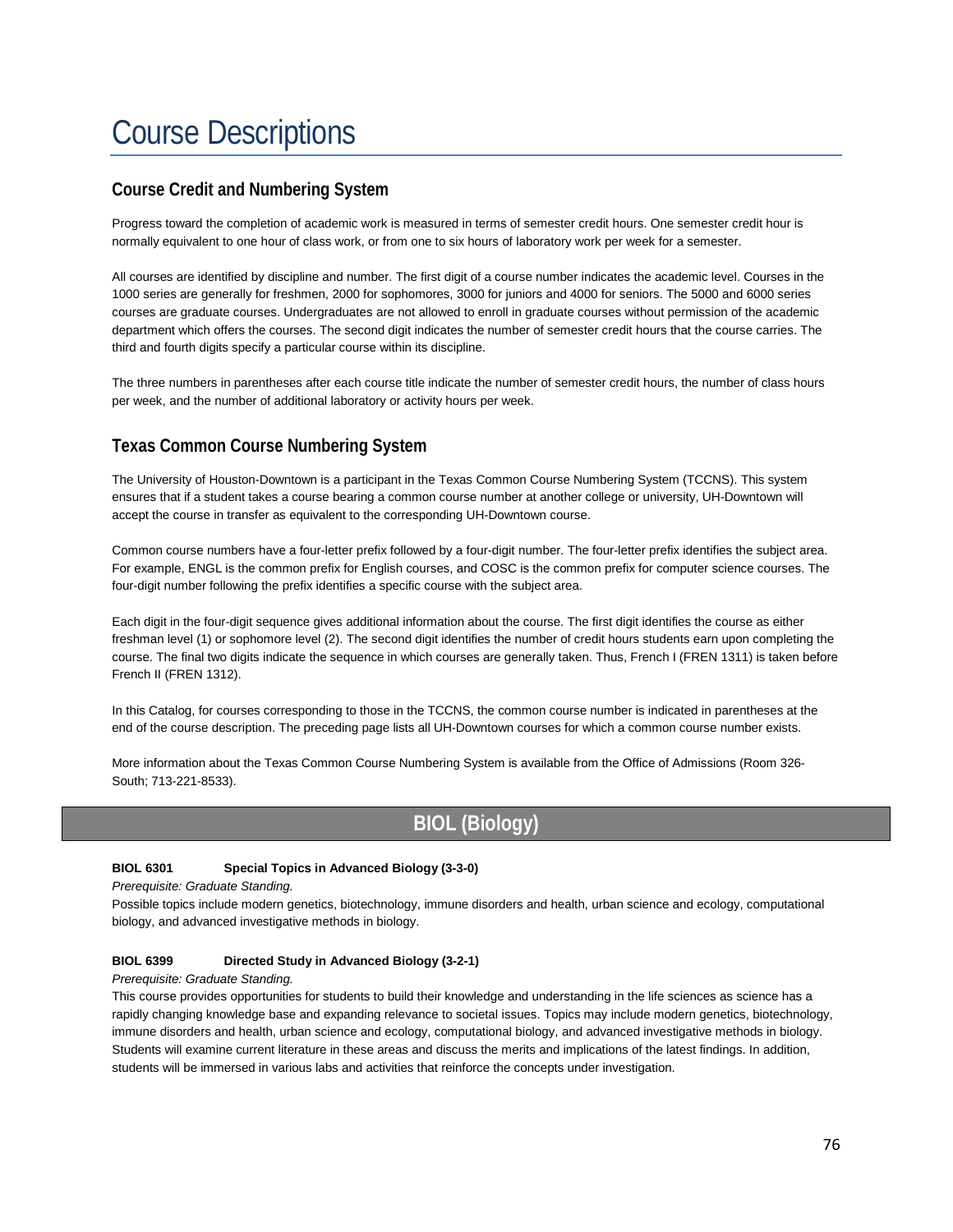# Course Descriptions

## Course Credit and Numbering System

Progress toward the completion of academic work is measured in terms of semester credit hours. One semester credit hour is normally equivalent to one hour of class work, or from one to six hours of laboratory work per week for a semester.

All courses are identified by discipline and number. The first digit of a course number indicates the academic level. Courses in the 1000 series are generally for freshmen, 2000 for sophomores, 3000 for juniors and 4000 for seniors. The 5000 and 6000 series courses are graduate courses. Undergraduates are not allowed to enroll in graduate courses without permission of the academic department which offers the courses. The second digit indicates the number of semester credit hours that the course carries. The third and fourth digits specify a particular course within its discipline.

The three numbers in parentheses after each course title indicate the number of semester credit hours, the number of class hours per week, and the number of additional laboratory or activity hours per week.

## Texas Common Course Numbering System

The University of Houston-Downtown is a participant in the Texas Common Course Numbering System (TCCNS). This system ensures that if a student takes a course bearing a common course number at another college or university, UH-Downtown will accept the course in transfer as equivalent to the corresponding UH-Downtown course.

Common course numbers have a four-letter prefix followed by a four-digit number. The four-letter prefix identifies the subject area. For example, ENGL is the common prefix for English courses, and COSC is the common prefix for computer science courses. The four-digit number following the prefix identifies a specific course with the subject area.

Each digit in the four-digit sequence gives additional information about the course. The first digit identifies the course as either freshman level (1) or sophomore level (2). The second digit identifies the number of credit hours students earn upon completing the course. The final two digits indicate the sequence in which courses are generally taken. Thus, French I (FREN 1311) is taken before French II (FREN 1312).

In this Catalog, for courses corresponding to those in the TCCNS, the common course number is indicated in parentheses at the end of the course description. The preceding page lists all UH-Downtown courses for which a common course number exists.

More information about the Texas Common Course Numbering System is available from the Office of Admissions (Room 326-South; 713-221-8533).

## BIOL (Biology)

**BIOL 6301 Special Topics in Advanced Biology (3-3-0)**

*Prerequisite: Graduate Standing.*

Possible topics include modern genetics, biotechnology, immune disorders and health, urban science and ecology, computational biology, and advanced investigative methods in biology.

**BIOL 6399 Directed Study in Advanced Biology (3-2-1)**

*Prerequisite: Graduate Standing.*

This course provides opportunities for students to build their knowledge and understanding in the life sciences as science has a rapidly changing knowledge base and expanding relevance to societal issues. Topics may include modern genetics, biotechnology, immune disorders and health, urban science and ecology, computational biology, and advanced investigative methods in biology. Students will examine current literature in these areas and discuss the merits and implications of the latest findings. In addition, students will be immersed in various labs and activities that reinforce the concepts under investigation.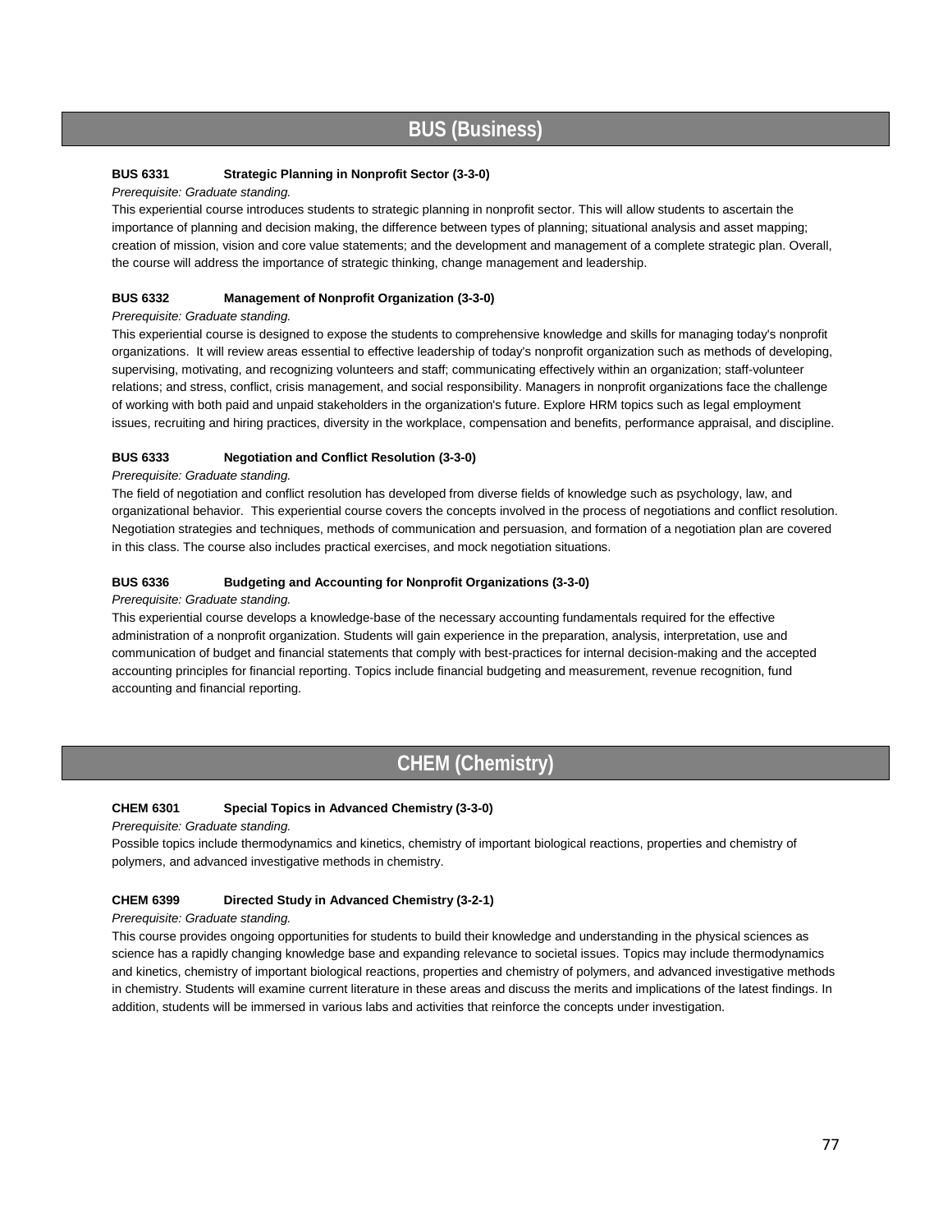## BUS (Business)

**BUS 6331 Strategic Planning in Nonprofit Sector (3-3-0)**

*Prerequisite: Graduate standing.*

This experiential course introduces students to strategic planning in nonprofit sector. This will allow students to ascertain the importance of planning and decision making, the difference between types of planning; situational analysis and asset mapping; creation of mission, vision and core value statements; and the development and management of a complete strategic plan. Overall, the course will address the importance of strategic thinking, change management and leadership.

**BUS 6332 Management of Nonprofit Organization (3-3-0)**

*Prerequisite: Graduate standing.*

This experiential course is designed to expose the students to comprehensive knowledge and skills for managing today's nonprofit organizations. It will review areas essential to effective leadership of today's nonprofit organization such as methods of developing, supervising, motivating, and recognizing volunteers and staff; communicating effectively within an organization; staff-volunteer relations; and stress, conflict, crisis management, and social responsibility. Managers in nonprofit organizations face the challenge of working with both paid and unpaid stakeholders in the organization's future. Explore HRM topics such as legal employment issues, recruiting and hiring practices, diversity in the workplace, compensation and benefits, performance appraisal, and discipline.

**BUS 6333 Negotiation and Conflict Resolution (3-3-0)**

*Prerequisite: Graduate standing.*

The field of negotiation and conflict resolution has developed from diverse fields of knowledge such as psychology, law, and organizational behavior. This experiential course covers the concepts involved in the process of negotiations and conflict resolution. Negotiation strategies and techniques, methods of communication and persuasion, and formation of a negotiation plan are covered in this class. The course also includes practical exercises, and mock negotiation situations.

**BUS 6336 Budgeting and Accounting for Nonprofit Organizations (3-3-0)**

*Prerequisite: Graduate standing.*

This experiential course develops a knowledge-base of the necessary accounting fundamentals required for the effective administration of a nonprofit organization. Students will gain experience in the preparation, analysis, interpretation, use and communication of budget and financial statements that comply with best-practices for internal decision-making and the accepted accounting principles for financial reporting. Topics include financial budgeting and measurement, revenue recognition, fund accounting and financial reporting.

## CHEM (Chemistry)

**CHEM 6301 Special Topics in Advanced Chemistry (3-3-0)**

*Prerequisite: Graduate standing.*

Possible topics include thermodynamics and kinetics, chemistry of important biological reactions, properties and chemistry of polymers, and advanced investigative methods in chemistry.

**CHEM 6399 Directed Study in Advanced Chemistry (3-2-1)**

*Prerequisite: Graduate standing.*

This course provides ongoing opportunities for students to build their knowledge and understanding in the physical sciences as science has a rapidly changing knowledge base and expanding relevance to societal issues. Topics may include thermodynamics and kinetics, chemistry of important biological reactions, properties and chemistry of polymers, and advanced investigative methods in chemistry. Students will examine current literature in these areas and discuss the merits and implications of the latest findings. In addition, students will be immersed in various labs and activities that reinforce the concepts under investigation.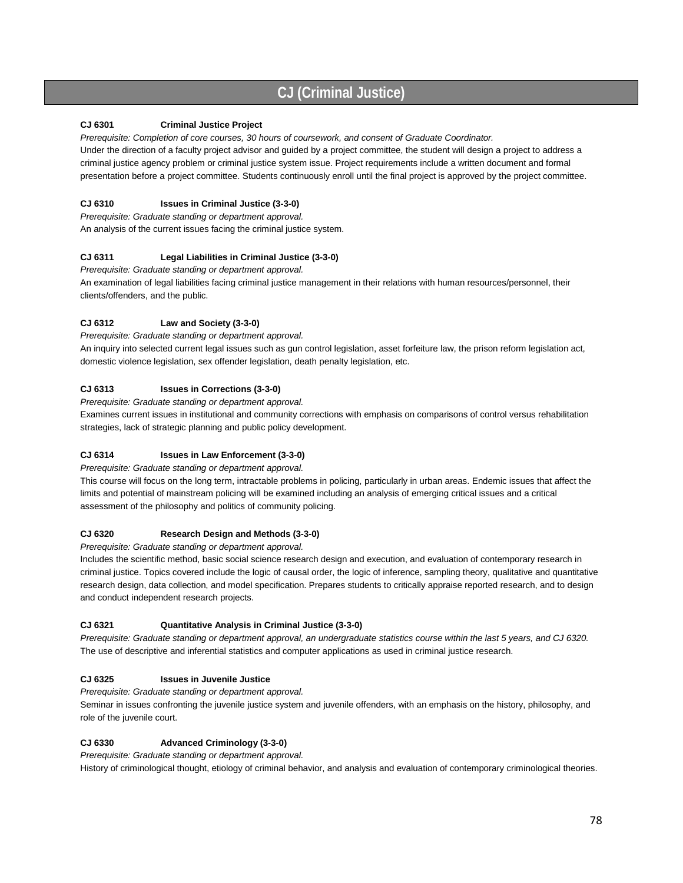# CJ (Criminal Justice)

**CJ 6301 Criminal Justice Project**

*Prerequisite: Completion of core courses, 30 hours of coursework, and consent of Graduate Coordinator.*

Under the direction of a faculty project advisor and guided by a project committee, the student will design a project to address a criminal justice agency problem or criminal justice system issue. Project requirements include a written document and formal presentation before a project committee. Students continuously enroll until the final project is approved by the project committee.

**CJ 6310 Issues in Criminal Justice (3-3-0)**

*Prerequisite: Graduate standing or department approval.*

An analysis of the current issues facing the criminal justice system.

**CJ 6311 Legal Liabilities in Criminal Justice (3-3-0)**

*Prerequisite: Graduate standing or department approval.*

An examination of legal liabilities facing criminal justice management in their relations with human resources/personnel, their clients/offenders, and the public.

**CJ 6312 Law and Society (3-3-0)**

*Prerequisite: Graduate standing or department approval.*

An inquiry into selected current legal issues such as gun control legislation, asset forfeiture law, the prison reform legislation act, domestic violence legislation, sex offender legislation, death penalty legislation, etc.

**CJ 6313 Issues in Corrections (3-3-0)**

*Prerequisite: Graduate standing or department approval.*

Examines current issues in institutional and community corrections with emphasis on comparisons of control versus rehabilitation strategies, lack of strategic planning and public policy development.

**CJ 6314 Issues in Law Enforcement (3-3-0)**

*Prerequisite: Graduate standing or department approval.*

This course will focus on the long term, intractable problems in policing, particularly in urban areas. Endemic issues that affect the limits and potential of mainstream policing will be examined including an analysis of emerging critical issues and a critical assessment of the philosophy and politics of community policing.

**CJ 6320 Research Design and Methods (3-3-0)**

*Prerequisite: Graduate standing or department approval.*

Includes the scientific method, basic social science research design and execution, and evaluation of contemporary research in criminal justice. Topics covered include the logic of causal order, the logic of inference, sampling theory, qualitative and quantitative research design, data collection, and model specification. Prepares students to critically appraise reported research, and to design and conduct independent research projects.

**CJ 6321 Quantitative Analysis in Criminal Justice (3-3-0)**

*Prerequisite: Graduate standing or department approval, an undergraduate statistics course within the last 5 years, and CJ 6320.*

The use of descriptive and inferential statistics and computer applications as used in criminal justice research.

**CJ 6325 Issues in Juvenile Justice**

*Prerequisite: Graduate standing or department approval.*

Seminar in issues confronting the juvenile justice system and juvenile offenders, with an emphasis on the history, philosophy, and role of the juvenile court.

**CJ 6330 Advanced Criminology (3-3-0)**

*Prerequisite: Graduate standing or department approval.*

History of criminological thought, etiology of criminal behavior, and analysis and evaluation of contemporary criminological theories.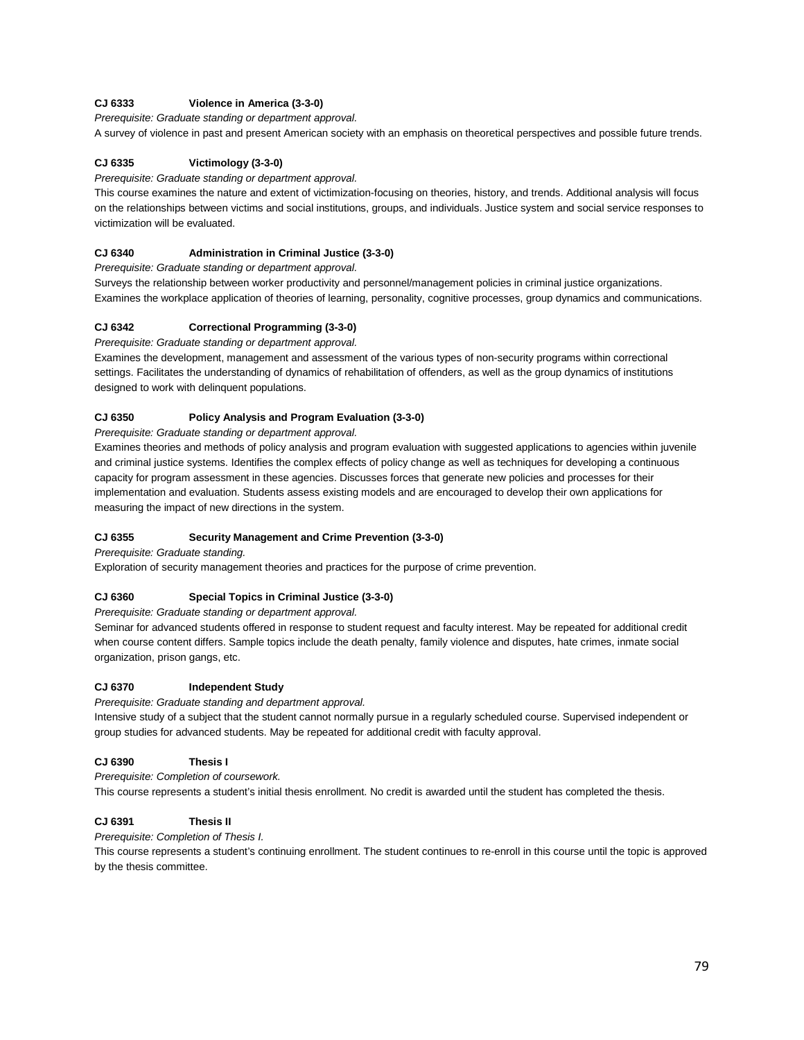**CJ 6333 Violence in America (3-3-0)**

*Prerequisite: Graduate standing or department approval.*

A survey of violence in past and present American society with an emphasis on theoretical perspectives and possible future trends.

**CJ 6335 Victimology (3-3-0)**

*Prerequisite: Graduate standing or department approval.*

This course examines the nature and extent of victimization-focusing on theories, history, and trends. Additional analysis will focus on the relationships between victims and social institutions, groups, and individuals. Justice system and social service responses to victimization will be evaluated.

**CJ 6340 Administration in Criminal Justice (3-3-0)**

*Prerequisite: Graduate standing or department approval.*

Surveys the relationship between worker productivity and personnel/management policies in criminal justice organizations. Examines the workplace application of theories of learning, personality, cognitive processes, group dynamics and communications.

**CJ 6342 Correctional Programming (3-3-0)**

*Prerequisite: Graduate standing or department approval.*

Examines the development, management and assessment of the various types of non-security programs within correctional settings. Facilitates the understanding of dynamics of rehabilitation of offenders, as well as the group dynamics of institutions designed to work with delinquent populations.

**CJ 6350 Policy Analysis and Program Evaluation (3-3-0)**

*Prerequisite: Graduate standing or department approval.*

Examines theories and methods of policy analysis and program evaluation with suggested applications to agencies within juvenile and criminal justice systems. Identifies the complex effects of policy change as well as techniques for developing a continuous capacity for program assessment in these agencies. Discusses forces that generate new policies and processes for their implementation and evaluation. Students assess existing models and are encouraged to develop their own applications for measuring the impact of new directions in the system.

**CJ 6355 Security Management and Crime Prevention (3-3-0)**

*Prerequisite: Graduate standing.*

Exploration of security management theories and practices for the purpose of crime prevention.

**CJ 6360 Special Topics in Criminal Justice (3-3-0)**

*Prerequisite: Graduate standing or department approval.*

Seminar for advanced students offered in response to student request and faculty interest. May be repeated for additional credit when course content differs. Sample topics include the death penalty, family violence and disputes, hate crimes, inmate social organization, prison gangs, etc.

**CJ 6370 Independent Study**

*Prerequisite: Graduate standing and department approval.*

Intensive study of a subject that the student cannot normally pursue in a regularly scheduled course. Supervised independent or group studies for advanced students. May be repeated for additional credit with faculty approval.

**CJ 6390 Thesis I**

*Prerequisite: Completion of coursework.*

This course represents a student's initial thesis enrollment. No credit is awarded until the student has completed the thesis.

**CJ 6391 Thesis II**

*Prerequisite: Completion of Thesis I.*

This course represents a student's continuing enrollment. The student continues to re-enroll in this course until the topic is approved by the thesis committee.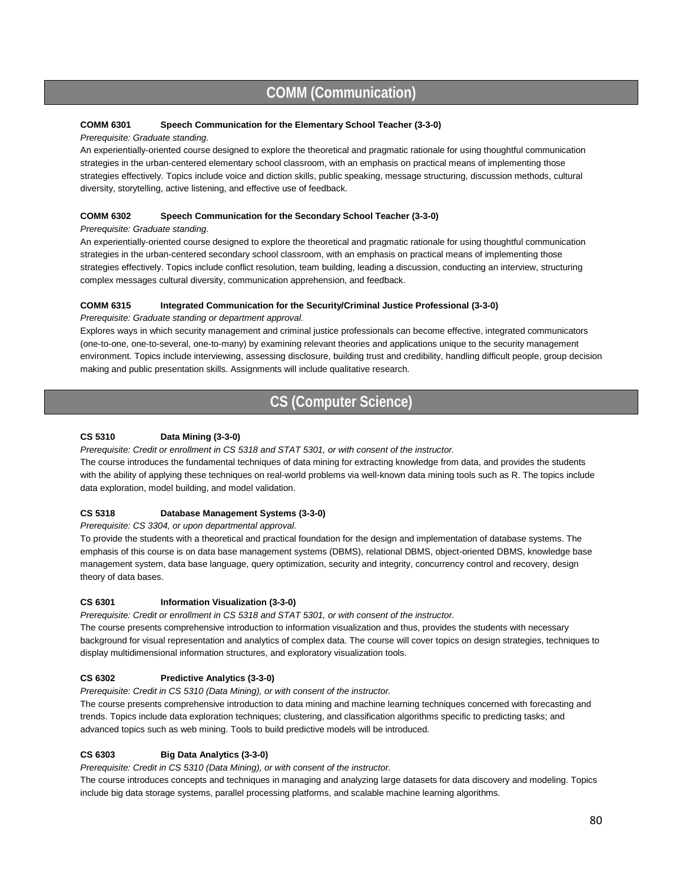## COMM (Communication)

**COMM 6301 Speech Communication for the Elementary School Teacher (3-3-0)**

*Prerequisite: Graduate standing.*

An experientially-oriented course designed to explore the theoretical and pragmatic rationale for using thoughtful communication strategies in the urban-centered elementary school classroom, with an emphasis on practical means of implementing those strategies effectively. Topics include voice and diction skills, public speaking, message structuring, discussion methods, cultural diversity, storytelling, active listening, and effective use of feedback.

**COMM 6302 Speech Communication for the Secondary School Teacher (3-3-0)**

*Prerequisite: Graduate standing.*

An experientially-oriented course designed to explore the theoretical and pragmatic rationale for using thoughtful communication strategies in the urban-centered secondary school classroom, with an emphasis on practical means of implementing those strategies effectively. Topics include conflict resolution, team building, leading a discussion, conducting an interview, structuring complex messages cultural diversity, communication apprehension, and feedback.

**COMM 6315 Integrated Communication for the Security/Criminal Justice Professional (3-3-0)**

*Prerequisite: Graduate standing or department approval.*

Explores ways in which security management and criminal justice professionals can become effective, integrated communicators (one-to-one, one-to-several, one-to-many) by examining relevant theories and applications unique to the security management environment. Topics include interviewing, assessing disclosure, building trust and credibility, handling difficult people, group decision making and public presentation skills. Assignments will include qualitative research.

## CS (Computer Science)

**CS 5310 Data Mining (3-3-0)**

*Prerequisite: Credit or enrollment in CS 5318 and STAT 5301, or with consent of the instructor.*

The course introduces the fundamental techniques of data mining for extracting knowledge from data, and provides the students with the ability of applying these techniques on real-world problems via well-known data mining tools such as R. The topics include data exploration, model building, and model validation.

**CS 5318 Database Management Systems (3-3-0)**

*Prerequisite: CS 3304, or upon departmental approval.*

To provide the students with a theoretical and practical foundation for the design and implementation of database systems. The emphasis of this course is on data base management systems (DBMS), relational DBMS, object-oriented DBMS, knowledge base management system, data base language, query optimization, security and integrity, concurrency control and recovery, design theory of data bases.

**CS 6301 Information Visualization (3-3-0)**

*Prerequisite: Credit or enrollment in CS 5318 and STAT 5301, or with consent of the instructor.*

The course presents comprehensive introduction to information visualization and thus, provides the students with necessary background for visual representation and analytics of complex data. The course will cover topics on design strategies, techniques to display multidimensional information structures, and exploratory visualization tools.

**CS 6302 Predictive Analytics (3-3-0)**

*Prerequisite: Credit in CS 5310 (Data Mining), or with consent of the instructor.*

The course presents comprehensive introduction to data mining and machine learning techniques concerned with forecasting and trends. Topics include data exploration techniques; clustering, and classification algorithms specific to predicting tasks; and advanced topics such as web mining. Tools to build predictive models will be introduced.

**CS 6303 Big Data Analytics (3-3-0)**

*Prerequisite: Credit in CS 5310 (Data Mining), or with consent of the instructor.*

The course introduces concepts and techniques in managing and analyzing large datasets for data discovery and modeling. Topics include big data storage systems, parallel processing platforms, and scalable machine learning algorithms.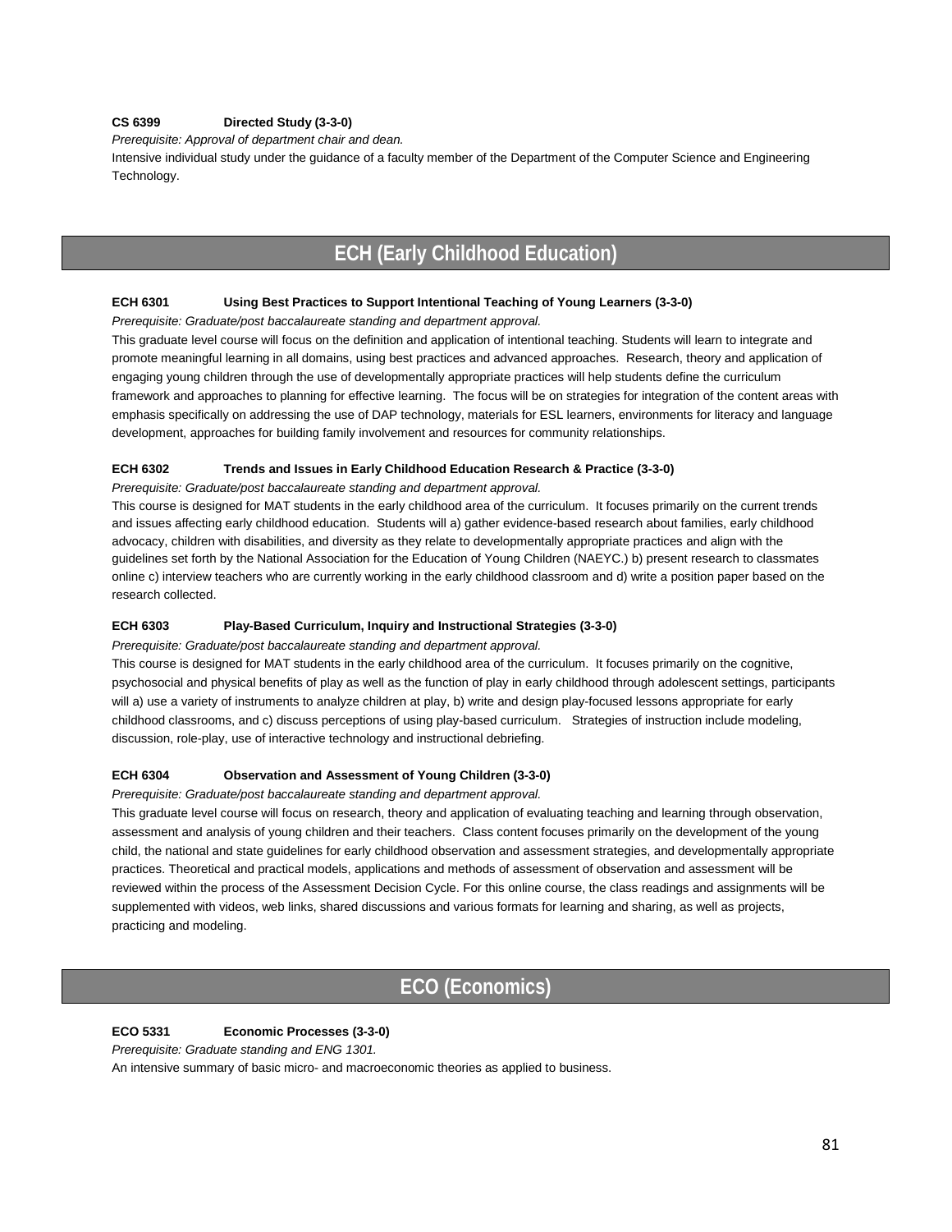**CS 6399 Directed Study (3-3-0)**

*Prerequisite: Approval of department chair and dean.*

Intensive individual study under the guidance of a faculty member of the Department of the Computer Science and Engineering Technology.

## ECH (Early Childhood Education)

**ECH 6301 Using Best Practices to Support Intentional Teaching of Young Learners (3-3-0)**

*Prerequisite: Graduate/post baccalaureate standing and department approval.*

This graduate level course will focus on the definition and application of intentional teaching. Students will learn to integrate and promote meaningful learning in all domains, using best practices and advanced approaches. Research, theory and application of engaging young children through the use of developmentally appropriate practices will help students define the curriculum framework and approaches to planning for effective learning. The focus will be on strategies for integration of the content areas with emphasis specifically on addressing the use of DAP technology, materials for ESL learners, environments for literacy and language development, approaches for building family involvement and resources for community relationships.

**ECH 6302 Trends and Issues in Early Childhood Education Research & Practice (3-3-0)**

*Prerequisite: Graduate/post baccalaureate standing and department approval.*

This course is designed for MAT students in the early childhood area of the curriculum. It focuses primarily on the current trends and issues affecting early childhood education. Students will a) gather evidence-based research about families, early childhood advocacy, children with disabilities, and diversity as they relate to developmentally appropriate practices and align with the guidelines set forth by the National Association for the Education of Young Children (NAEYC.) b) present research to classmates online c) interview teachers who are currently working in the early childhood classroom and d) write a position paper based on the research collected.

**ECH 6303 Play-Based Curriculum, Inquiry and Instructional Strategies (3-3-0)**

*Prerequisite: Graduate/post baccalaureate standing and department approval.*

This course is designed for MAT students in the early childhood area of the curriculum. It focuses primarily on the cognitive, psychosocial and physical benefits of play as well as the function of play in early childhood through adolescent settings, participants will a) use a variety of instruments to analyze children at play, b) write and design play-focused lessons appropriate for early childhood classrooms, and c) discuss perceptions of using play-based curriculum. Strategies of instruction include modeling, discussion, role-play, use of interactive technology and instructional debriefing.

**ECH 6304 Observation and Assessment of Young Children (3-3-0)**

*Prerequisite: Graduate/post baccalaureate standing and department approval.*

This graduate level course will focus on research, theory and application of evaluating teaching and learning through observation, assessment and analysis of young children and their teachers. Class content focuses primarily on the development of the young child, the national and state guidelines for early childhood observation and assessment strategies, and developmentally appropriate practices. Theoretical and practical models, applications and methods of assessment of observation and assessment will be reviewed within the process of the Assessment Decision Cycle. For this online course, the class readings and assignments will be supplemented with videos, web links, shared discussions and various formats for learning and sharing, as well as projects, practicing and modeling.

## ECO (Economics)

**ECO 5331 Economic Processes (3-3-0)**

*Prerequisite: Graduate standing and ENG 1301.*

An intensive summary of basic micro- and macroeconomic theories as applied to business.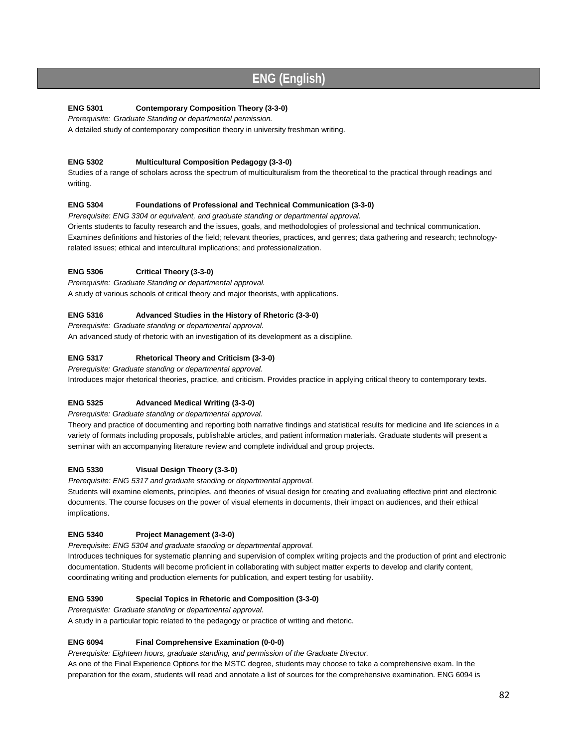# ENG (English)

**ENG 5301 Contemporary Composition Theory (3-3-0)**

*Prerequisite: Graduate Standing or departmental permission.*

A detailed study of contemporary composition theory in university freshman writing.

**ENG 5302 Multicultural Composition Pedagogy (3-3-0)**

Studies of a range of scholars across the spectrum of multiculturalism from the theoretical to the practical through readings and writing.

**ENG 5304 Foundations of Professional and Technical Communication (3-3-0)**

*Prerequisite: ENG 3304 or equivalent, and graduate standing or departmental approval.*

Orients students to faculty research and the issues, goals, and methodologies of professional and technical communication. Examines definitions and histories of the field; relevant theories, practices, and genres; data gathering and research; technology-related issues; ethical and intercultural implications; and professionalization.

**ENG 5306 Critical Theory (3-3-0)**

*Prerequisite: Graduate Standing or departmental approval.*

A study of various schools of critical theory and major theorists, with applications.

**ENG 5316 Advanced Studies in the History of Rhetoric (3-3-0)**

*Prerequisite: Graduate standing or departmental approval.*

An advanced study of rhetoric with an investigation of its development as a discipline.

**ENG 5317 Rhetorical Theory and Criticism (3-3-0)**

*Prerequisite: Graduate standing or departmental approval.*

Introduces major rhetorical theories, practice, and criticism. Provides practice in applying critical theory to contemporary texts.

**ENG 5325 Advanced Medical Writing (3-3-0)**

*Prerequisite: Graduate standing or departmental approval.*

Theory and practice of documenting and reporting both narrative findings and statistical results for medicine and life sciences in a variety of formats including proposals, publishable articles, and patient information materials. Graduate students will present a seminar with an accompanying literature review and complete individual and group projects.

**ENG 5330 Visual Design Theory (3-3-0)**

*Prerequisite: ENG 5317 and graduate standing or departmental approval.*

Students will examine elements, principles, and theories of visual design for creating and evaluating effective print and electronic documents. The course focuses on the power of visual elements in documents, their impact on audiences, and their ethical implications.

**ENG 5340 Project Management (3-3-0)**

*Prerequisite: ENG 5304 and graduate standing or departmental approval.*

Introduces techniques for systematic planning and supervision of complex writing projects and the production of print and electronic documentation. Students will become proficient in collaborating with subject matter experts to develop and clarify content, coordinating writing and production elements for publication, and expert testing for usability.

**ENG 5390 Special Topics in Rhetoric and Composition (3-3-0)**

*Prerequisite: Graduate standing or departmental approval.*

A study in a particular topic related to the pedagogy or practice of writing and rhetoric.

**ENG 6094 Final Comprehensive Examination (0-0-0)**

*Prerequisite: Eighteen hours, graduate standing, and permission of the Graduate Director.*

As one of the Final Experience Options for the MSTC degree, students may choose to take a comprehensive exam. In the preparation for the exam, students will read and annotate a list of sources for the comprehensive examination. ENG 6094 is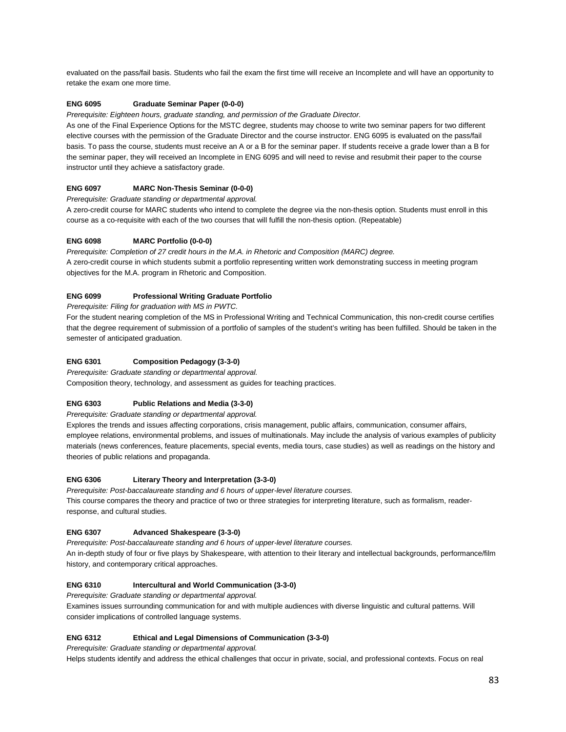evaluated on the pass/fail basis. Students who fail the exam the first time will receive an Incomplete and will have an opportunity to retake the exam one more time.

**ENG 6095 Graduate Seminar Paper (0-0-0)**

*Prerequisite: Eighteen hours, graduate standing, and permission of the Graduate Director.*

As one of the Final Experience Options for the MSTC degree, students may choose to write two seminar papers for two different elective courses with the permission of the Graduate Director and the course instructor. ENG 6095 is evaluated on the pass/fail basis. To pass the course, students must receive an A or a B for the seminar paper. If students receive a grade lower than a B for the seminar paper, they will received an Incomplete in ENG 6095 and will need to revise and resubmit their paper to the course instructor until they achieve a satisfactory grade.

**ENG 6097 MARC Non-Thesis Seminar (0-0-0)**

*Prerequisite: Graduate standing or departmental approval.*

A zero-credit course for MARC students who intend to complete the degree via the non-thesis option. Students must enroll in this course as a co-requisite with each of the two courses that will fulfill the non-thesis option. (Repeatable)

**ENG 6098 MARC Portfolio (0-0-0)**

*Prerequisite: Completion of 27 credit hours in the M.A. in Rhetoric and Composition (MARC) degree.*

A zero-credit course in which students submit a portfolio representing written work demonstrating success in meeting program objectives for the M.A. program in Rhetoric and Composition.

**ENG 6099 Professional Writing Graduate Portfolio**

*Prerequisite: Filing for graduation with MS in PWTC.*

For the student nearing completion of the MS in Professional Writing and Technical Communication, this non-credit course certifies that the degree requirement of submission of a portfolio of samples of the student's writing has been fulfilled. Should be taken in the semester of anticipated graduation.

**ENG 6301 Composition Pedagogy (3-3-0)**

*Prerequisite: Graduate standing or departmental approval.*

Composition theory, technology, and assessment as guides for teaching practices.

**ENG 6303 Public Relations and Media (3-3-0)**

*Prerequisite: Graduate standing or departmental approval.*

Explores the trends and issues affecting corporations, crisis management, public affairs, communication, consumer affairs, employee relations, environmental problems, and issues of multinationals. May include the analysis of various examples of publicity materials (news conferences, feature placements, special events, media tours, case studies) as well as readings on the history and theories of public relations and propaganda.

**ENG 6306 Literary Theory and Interpretation (3-3-0)**

*Prerequisite: Post-baccalaureate standing and 6 hours of upper-level literature courses.*

This course compares the theory and practice of two or three strategies for interpreting literature, such as formalism, reader-response, and cultural studies.

**ENG 6307 Advanced Shakespeare (3-3-0)**

*Prerequisite: Post-baccalaureate standing and 6 hours of upper-level literature courses.*

An in-depth study of four or five plays by Shakespeare, with attention to their literary and intellectual backgrounds, performance/film history, and contemporary critical approaches.

**ENG 6310 Intercultural and World Communication (3-3-0)**

*Prerequisite: Graduate standing or departmental approval.*

Examines issues surrounding communication for and with multiple audiences with diverse linguistic and cultural patterns. Will consider implications of controlled language systems.

**ENG 6312 Ethical and Legal Dimensions of Communication (3-3-0)**

*Prerequisite: Graduate standing or departmental approval.*

Helps students identify and address the ethical challenges that occur in private, social, and professional contexts. Focus on real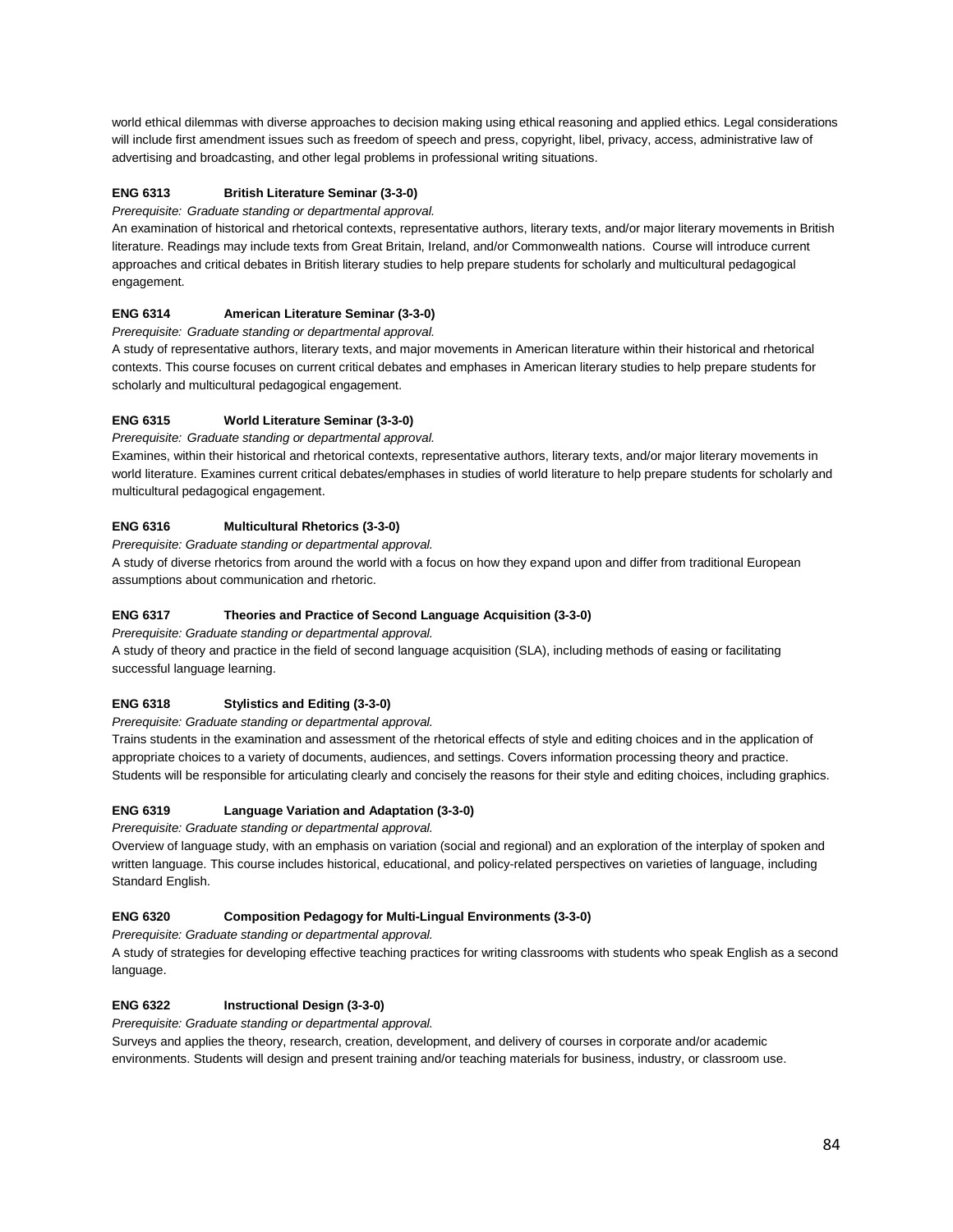world ethical dilemmas with diverse approaches to decision making using ethical reasoning and applied ethics. Legal considerations will include first amendment issues such as freedom of speech and press, copyright, libel, privacy, access, administrative law of advertising and broadcasting, and other legal problems in professional writing situations.

**ENG 6313 British Literature Seminar (3-3-0)**

*Prerequisite: Graduate standing or departmental approval.*

An examination of historical and rhetorical contexts, representative authors, literary texts, and/or major literary movements in British literature. Readings may include texts from Great Britain, Ireland, and/or Commonwealth nations. Course will introduce current approaches and critical debates in British literary studies to help prepare students for scholarly and multicultural pedagogical engagement.

**ENG 6314 American Literature Seminar (3-3-0)**

*Prerequisite: Graduate standing or departmental approval.*

A study of representative authors, literary texts, and major movements in American literature within their historical and rhetorical contexts. This course focuses on current critical debates and emphases in American literary studies to help prepare students for scholarly and multicultural pedagogical engagement.

**ENG 6315 World Literature Seminar (3-3-0)**

*Prerequisite: Graduate standing or departmental approval.*

Examines, within their historical and rhetorical contexts, representative authors, literary texts, and/or major literary movements in world literature. Examines current critical debates/emphases in studies of world literature to help prepare students for scholarly and multicultural pedagogical engagement.

**ENG 6316 Multicultural Rhetorics (3-3-0)**

*Prerequisite: Graduate standing or departmental approval.*

A study of diverse rhetorics from around the world with a focus on how they expand upon and differ from traditional European assumptions about communication and rhetoric.

**ENG 6317 Theories and Practice of Second Language Acquisition (3-3-0)**

*Prerequisite: Graduate standing or departmental approval.*

A study of theory and practice in the field of second language acquisition (SLA), including methods of easing or facilitating successful language learning.

**ENG 6318 Stylistics and Editing (3-3-0)**

*Prerequisite: Graduate standing or departmental approval.*

Trains students in the examination and assessment of the rhetorical effects of style and editing choices and in the application of appropriate choices to a variety of documents, audiences, and settings. Covers information processing theory and practice. Students will be responsible for articulating clearly and concisely the reasons for their style and editing choices, including graphics.

**ENG 6319 Language Variation and Adaptation (3-3-0)**

*Prerequisite: Graduate standing or departmental approval.*

Overview of language study, with an emphasis on variation (social and regional) and an exploration of the interplay of spoken and written language. This course includes historical, educational, and policy-related perspectives on varieties of language, including Standard English.

**ENG 6320 Composition Pedagogy for Multi-Lingual Environments (3-3-0)**

*Prerequisite: Graduate standing or departmental approval.*

A study of strategies for developing effective teaching practices for writing classrooms with students who speak English as a second language.

**ENG 6322 Instructional Design (3-3-0)**

*Prerequisite: Graduate standing or departmental approval.*

Surveys and applies the theory, research, creation, development, and delivery of courses in corporate and/or academic environments. Students will design and present training and/or teaching materials for business, industry, or classroom use.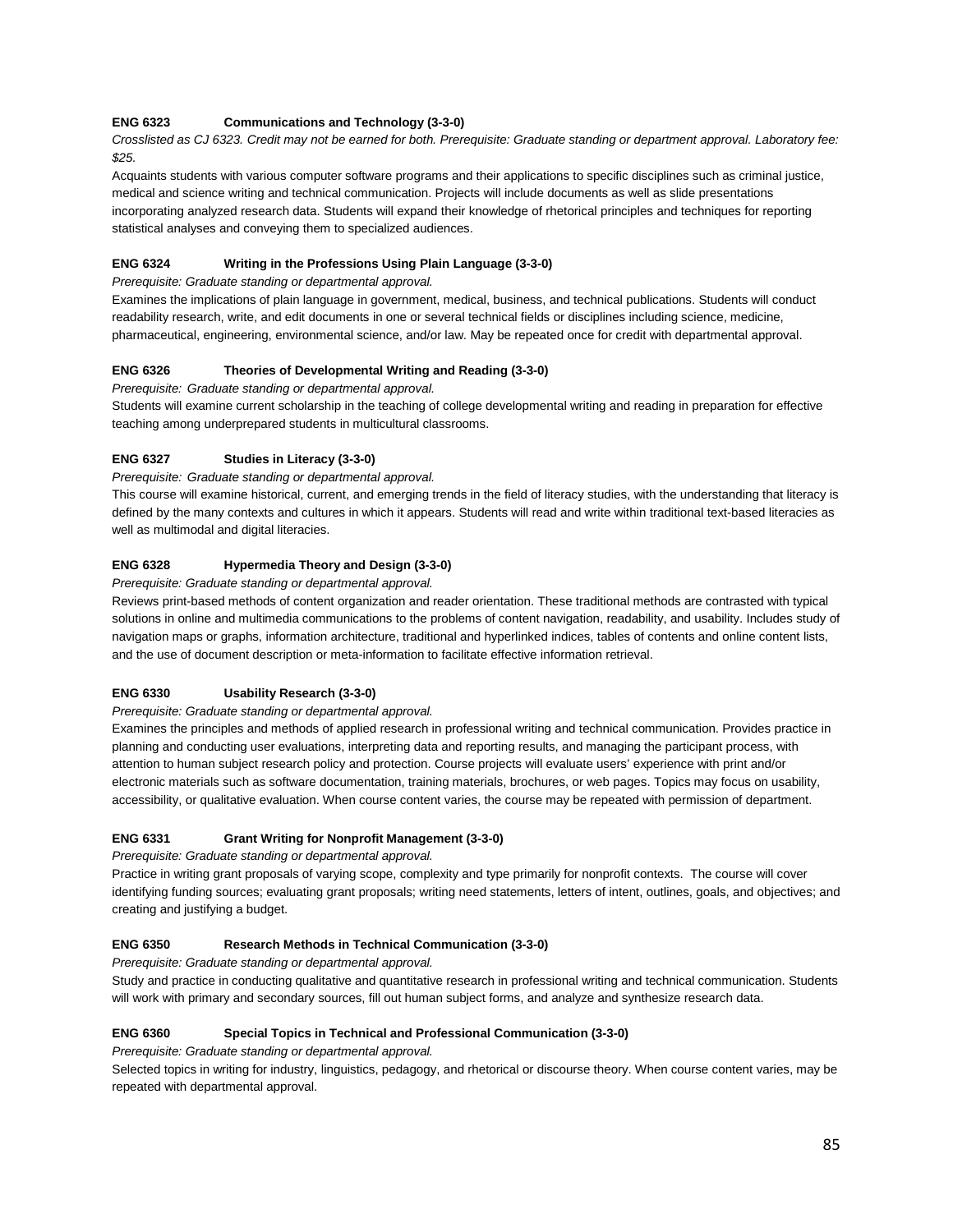**ENG 6323 Communications and Technology (3-3-0)**

*Crosslisted as CJ 6323. Credit may not be earned for both. Prerequisite: Graduate standing or department approval. Laboratory fee: $25.*

Acquaints students with various computer software programs and their applications to specific disciplines such as criminal justice, medical and science writing and technical communication. Projects will include documents as well as slide presentations incorporating analyzed research data. Students will expand their knowledge of rhetorical principles and techniques for reporting statistical analyses and conveying them to specialized audiences.

**ENG 6324 Writing in the Professions Using Plain Language (3-3-0)**

*Prerequisite: Graduate standing or departmental approval.*

Examines the implications of plain language in government, medical, business, and technical publications. Students will conduct readability research, write, and edit documents in one or several technical fields or disciplines including science, medicine, pharmaceutical, engineering, environmental science, and/or law. May be repeated once for credit with departmental approval.

**ENG 6326 Theories of Developmental Writing and Reading (3-3-0)**

*Prerequisite: Graduate standing or departmental approval.*

Students will examine current scholarship in the teaching of college developmental writing and reading in preparation for effective teaching among underprepared students in multicultural classrooms.

**ENG 6327 Studies in Literacy (3-3-0)**

*Prerequisite: Graduate standing or departmental approval.*

This course will examine historical, current, and emerging trends in the field of literacy studies, with the understanding that literacy is defined by the many contexts and cultures in which it appears. Students will read and write within traditional text-based literacies as well as multimodal and digital literacies.

**ENG 6328 Hypermedia Theory and Design (3-3-0)**

*Prerequisite: Graduate standing or departmental approval.*

Reviews print-based methods of content organization and reader orientation. These traditional methods are contrasted with typical solutions in online and multimedia communications to the problems of content navigation, readability, and usability. Includes study of navigation maps or graphs, information architecture, traditional and hyperlinked indices, tables of contents and online content lists, and the use of document description or meta-information to facilitate effective information retrieval.

**ENG 6330 Usability Research (3-3-0)**

*Prerequisite: Graduate standing or departmental approval.*

Examines the principles and methods of applied research in professional writing and technical communication. Provides practice in planning and conducting user evaluations, interpreting data and reporting results, and managing the participant process, with attention to human subject research policy and protection. Course projects will evaluate users' experience with print and/or electronic materials such as software documentation, training materials, brochures, or web pages. Topics may focus on usability, accessibility, or qualitative evaluation. When course content varies, the course may be repeated with permission of department.

**ENG 6331 Grant Writing for Nonprofit Management (3-3-0)**

*Prerequisite: Graduate standing or departmental approval.*

Practice in writing grant proposals of varying scope, complexity and type primarily for nonprofit contexts. The course will cover identifying funding sources; evaluating grant proposals; writing need statements, letters of intent, outlines, goals, and objectives; and creating and justifying a budget.

**ENG 6350 Research Methods in Technical Communication (3-3-0)**

*Prerequisite: Graduate standing or departmental approval.*

Study and practice in conducting qualitative and quantitative research in professional writing and technical communication. Students will work with primary and secondary sources, fill out human subject forms, and analyze and synthesize research data.

**ENG 6360 Special Topics in Technical and Professional Communication (3-3-0)**

*Prerequisite: Graduate standing or departmental approval.*

Selected topics in writing for industry, linguistics, pedagogy, and rhetorical or discourse theory. When course content varies, may be repeated with departmental approval.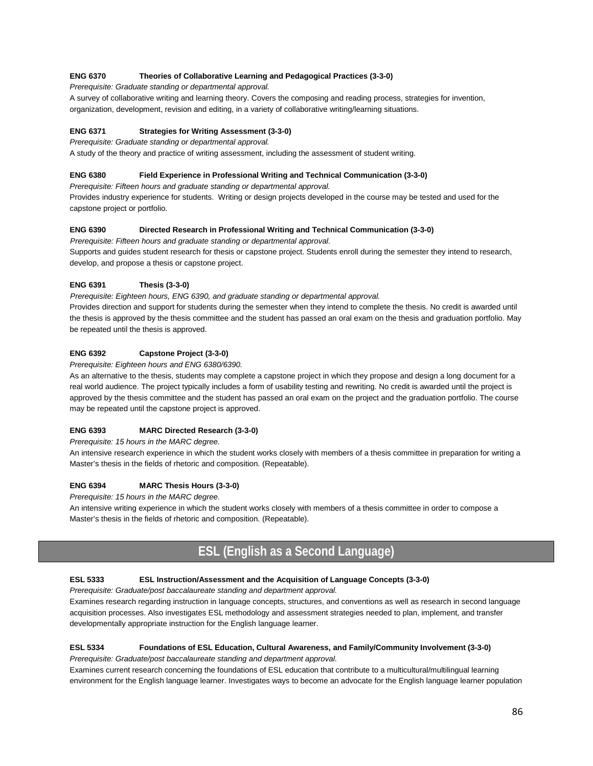**ENG 6370 Theories of Collaborative Learning and Pedagogical Practices (3-3-0)**

*Prerequisite: Graduate standing or departmental approval.*

A survey of collaborative writing and learning theory. Covers the composing and reading process, strategies for invention, organization, development, revision and editing, in a variety of collaborative writing/learning situations.

**ENG 6371 Strategies for Writing Assessment (3-3-0)**

*Prerequisite: Graduate standing or departmental approval.*

A study of the theory and practice of writing assessment, including the assessment of student writing.

**ENG 6380 Field Experience in Professional Writing and Technical Communication (3-3-0)**

*Prerequisite: Fifteen hours and graduate standing or departmental approval.*

Provides industry experience for students. Writing or design projects developed in the course may be tested and used for the capstone project or portfolio.

**ENG 6390 Directed Research in Professional Writing and Technical Communication (3-3-0)**

*Prerequisite: Fifteen hours and graduate standing or departmental approval.*

Supports and guides student research for thesis or capstone project. Students enroll during the semester they intend to research, develop, and propose a thesis or capstone project.

**ENG 6391 Thesis (3-3-0)**

*Prerequisite: Eighteen hours, ENG 6390, and graduate standing or departmental approval.*

Provides direction and support for students during the semester when they intend to complete the thesis. No credit is awarded until the thesis is approved by the thesis committee and the student has passed an oral exam on the thesis and graduation portfolio. May be repeated until the thesis is approved.

**ENG 6392 Capstone Project (3-3-0)**

*Prerequisite: Eighteen hours and ENG 6380/6390.*

As an alternative to the thesis, students may complete a capstone project in which they propose and design a long document for a real world audience. The project typically includes a form of usability testing and rewriting. No credit is awarded until the project is approved by the thesis committee and the student has passed an oral exam on the project and the graduation portfolio. The course may be repeated until the capstone project is approved.

**ENG 6393 MARC Directed Research (3-3-0)**

*Prerequisite: 15 hours in the MARC degree.*

An intensive research experience in which the student works closely with members of a thesis committee in preparation for writing a Master's thesis in the fields of rhetoric and composition. (Repeatable).

**ENG 6394 MARC Thesis Hours (3-3-0)**

*Prerequisite: 15 hours in the MARC degree.*

An intensive writing experience in which the student works closely with members of a thesis committee in order to compose a Master's thesis in the fields of rhetoric and composition. (Repeatable).

## ESL (English as a Second Language)

**ESL 5333 ESL Instruction/Assessment and the Acquisition of Language Concepts (3-3-0)**

*Prerequisite: Graduate/post baccalaureate standing and department approval.*

Examines research regarding instruction in language concepts, structures, and conventions as well as research in second language acquisition processes. Also investigates ESL methodology and assessment strategies needed to plan, implement, and transfer developmentally appropriate instruction for the English language learner.

**ESL 5334 Foundations of ESL Education, Cultural Awareness, and Family/Community Involvement (3-3-0)**

*Prerequisite: Graduate/post baccalaureate standing and department approval.*

Examines current research concerning the foundations of ESL education that contribute to a multicultural/multilingual learning environment for the English language learner. Investigates ways to become an advocate for the English language learner population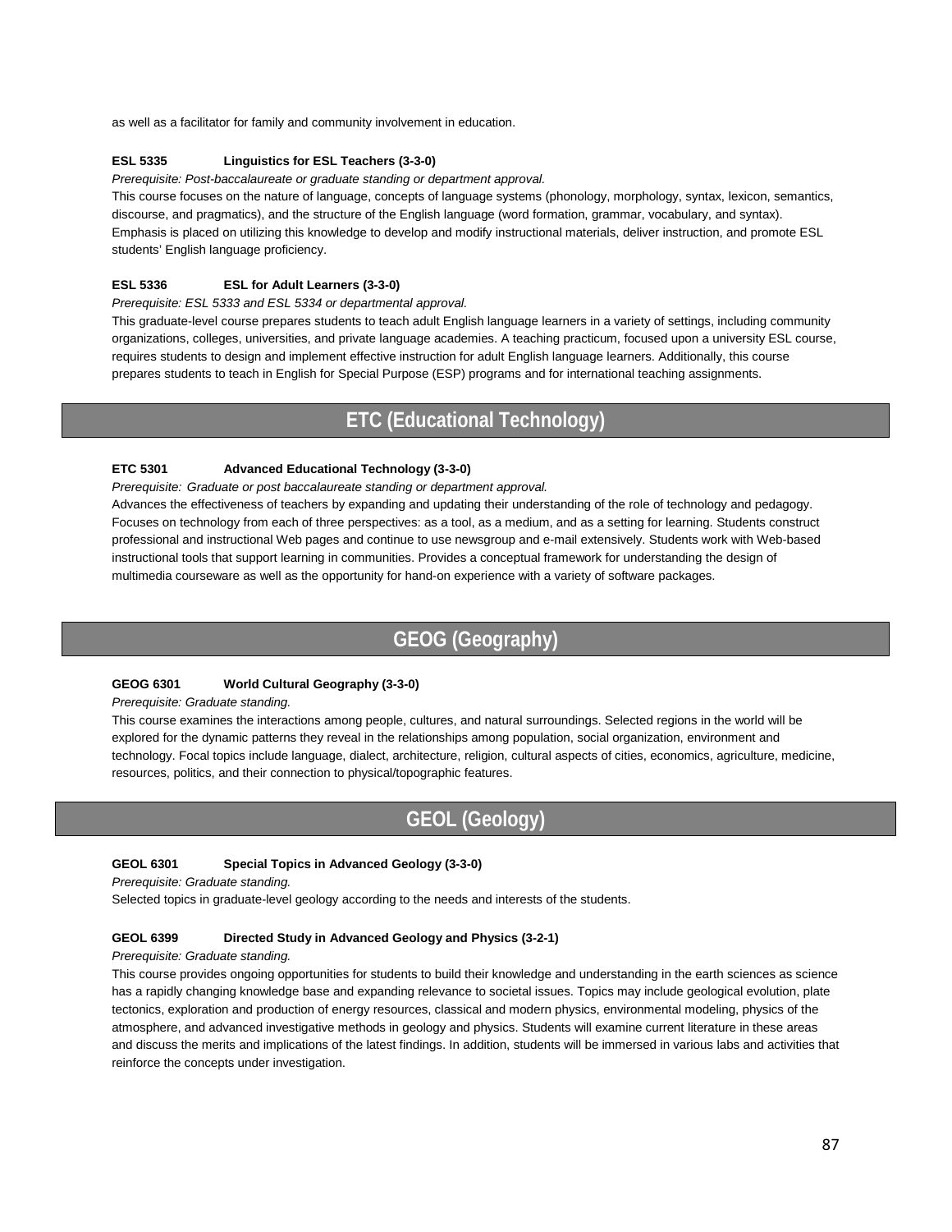as well as a facilitator for family and community involvement in education.

**ESL 5335 Linguistics for ESL Teachers (3-3-0)**

*Prerequisite: Post-baccalaureate or graduate standing or department approval.*

This course focuses on the nature of language, concepts of language systems (phonology, morphology, syntax, lexicon, semantics, discourse, and pragmatics), and the structure of the English language (word formation, grammar, vocabulary, and syntax). Emphasis is placed on utilizing this knowledge to develop and modify instructional materials, deliver instruction, and promote ESL students' English language proficiency.

**ESL 5336 ESL for Adult Learners (3-3-0)**

*Prerequisite: ESL 5333 and ESL 5334 or departmental approval.*

This graduate-level course prepares students to teach adult English language learners in a variety of settings, including community organizations, colleges, universities, and private language academies. A teaching practicum, focused upon a university ESL course, requires students to design and implement effective instruction for adult English language learners. Additionally, this course prepares students to teach in English for Special Purpose (ESP) programs and for international teaching assignments.

## ETC (Educational Technology)

**ETC 5301 Advanced Educational Technology (3-3-0)**

*Prerequisite: Graduate or post baccalaureate standing or department approval.*

Advances the effectiveness of teachers by expanding and updating their understanding of the role of technology and pedagogy. Focuses on technology from each of three perspectives: as a tool, as a medium, and as a setting for learning. Students construct professional and instructional Web pages and continue to use newsgroup and e-mail extensively. Students work with Web-based instructional tools that support learning in communities. Provides a conceptual framework for understanding the design of multimedia courseware as well as the opportunity for hand-on experience with a variety of software packages.

## GEOG (Geography)

**GEOG 6301 World Cultural Geography (3-3-0)**

*Prerequisite: Graduate standing.*

This course examines the interactions among people, cultures, and natural surroundings. Selected regions in the world will be explored for the dynamic patterns they reveal in the relationships among population, social organization, environment and technology. Focal topics include language, dialect, architecture, religion, cultural aspects of cities, economics, agriculture, medicine, resources, politics, and their connection to physical/topographic features.

## GEOL (Geology)

**GEOL 6301 Special Topics in Advanced Geology (3-3-0)**

*Prerequisite: Graduate standing.*

Selected topics in graduate-level geology according to the needs and interests of the students.

**GEOL 6399 Directed Study in Advanced Geology and Physics (3-2-1)**

*Prerequisite: Graduate standing.*

This course provides ongoing opportunities for students to build their knowledge and understanding in the earth sciences as science has a rapidly changing knowledge base and expanding relevance to societal issues. Topics may include geological evolution, plate tectonics, exploration and production of energy resources, classical and modern physics, environmental modeling, physics of the atmosphere, and advanced investigative methods in geology and physics. Students will examine current literature in these areas and discuss the merits and implications of the latest findings. In addition, students will be immersed in various labs and activities that reinforce the concepts under investigation.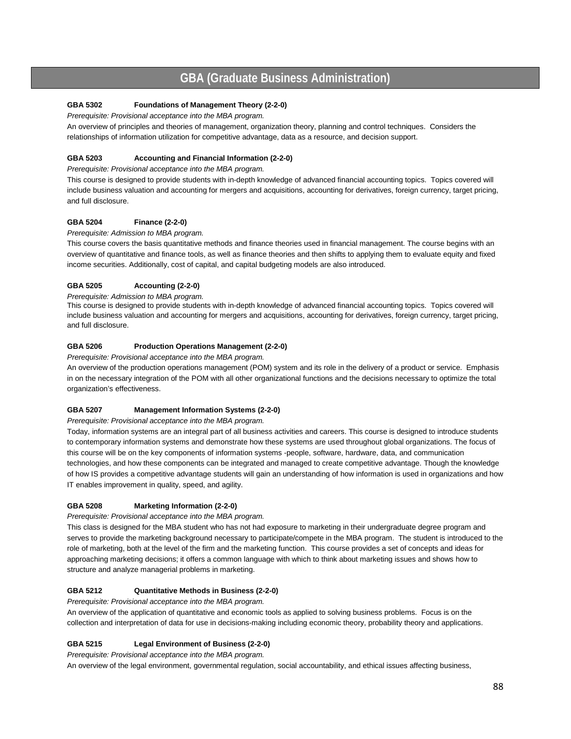# GBA (Graduate Business Administration)

**GBA 5302 Foundations of Management Theory (2-2-0)**

*Prerequisite: Provisional acceptance into the MBA program.*

An overview of principles and theories of management, organization theory, planning and control techniques. Considers the relationships of information utilization for competitive advantage, data as a resource, and decision support.

**GBA 5203 Accounting and Financial Information (2-2-0)**

*Prerequisite: Provisional acceptance into the MBA program.*

This course is designed to provide students with in-depth knowledge of advanced financial accounting topics. Topics covered will include business valuation and accounting for mergers and acquisitions, accounting for derivatives, foreign currency, target pricing, and full disclosure.

**GBA 5204 Finance (2-2-0)**

*Prerequisite: Admission to MBA program.*

This course covers the basis quantitative methods and finance theories used in financial management. The course begins with an overview of quantitative and finance tools, as well as finance theories and then shifts to applying them to evaluate equity and fixed income securities. Additionally, cost of capital, and capital budgeting models are also introduced.

**GBA 5205 Accounting (2-2-0)**

*Prerequisite: Admission to MBA program.*

This course is designed to provide students with in-depth knowledge of advanced financial accounting topics. Topics covered will include business valuation and accounting for mergers and acquisitions, accounting for derivatives, foreign currency, target pricing, and full disclosure.

**GBA 5206 Production Operations Management (2-2-0)**

*Prerequisite: Provisional acceptance into the MBA program.*

An overview of the production operations management (POM) system and its role in the delivery of a product or service. Emphasis in on the necessary integration of the POM with all other organizational functions and the decisions necessary to optimize the total organization's effectiveness.

**GBA 5207 Management Information Systems (2-2-0)**

*Prerequisite: Provisional acceptance into the MBA program.*

Today, information systems are an integral part of all business activities and careers. This course is designed to introduce students to contemporary information systems and demonstrate how these systems are used throughout global organizations. The focus of this course will be on the key components of information systems -people, software, hardware, data, and communication technologies, and how these components can be integrated and managed to create competitive advantage. Though the knowledge of how IS provides a competitive advantage students will gain an understanding of how information is used in organizations and how IT enables improvement in quality, speed, and agility.

**GBA 5208 Marketing Information (2-2-0)**

*Prerequisite: Provisional acceptance into the MBA program.*

This class is designed for the MBA student who has not had exposure to marketing in their undergraduate degree program and serves to provide the marketing background necessary to participate/compete in the MBA program. The student is introduced to the role of marketing, both at the level of the firm and the marketing function. This course provides a set of concepts and ideas for approaching marketing decisions; it offers a common language with which to think about marketing issues and shows how to structure and analyze managerial problems in marketing.

**GBA 5212 Quantitative Methods in Business (2-2-0)**

*Prerequisite: Provisional acceptance into the MBA program.*

An overview of the application of quantitative and economic tools as applied to solving business problems. Focus is on the collection and interpretation of data for use in decisions-making including economic theory, probability theory and applications.

**GBA 5215 Legal Environment of Business (2-2-0)**

*Prerequisite: Provisional acceptance into the MBA program.*

An overview of the legal environment, governmental regulation, social accountability, and ethical issues affecting business,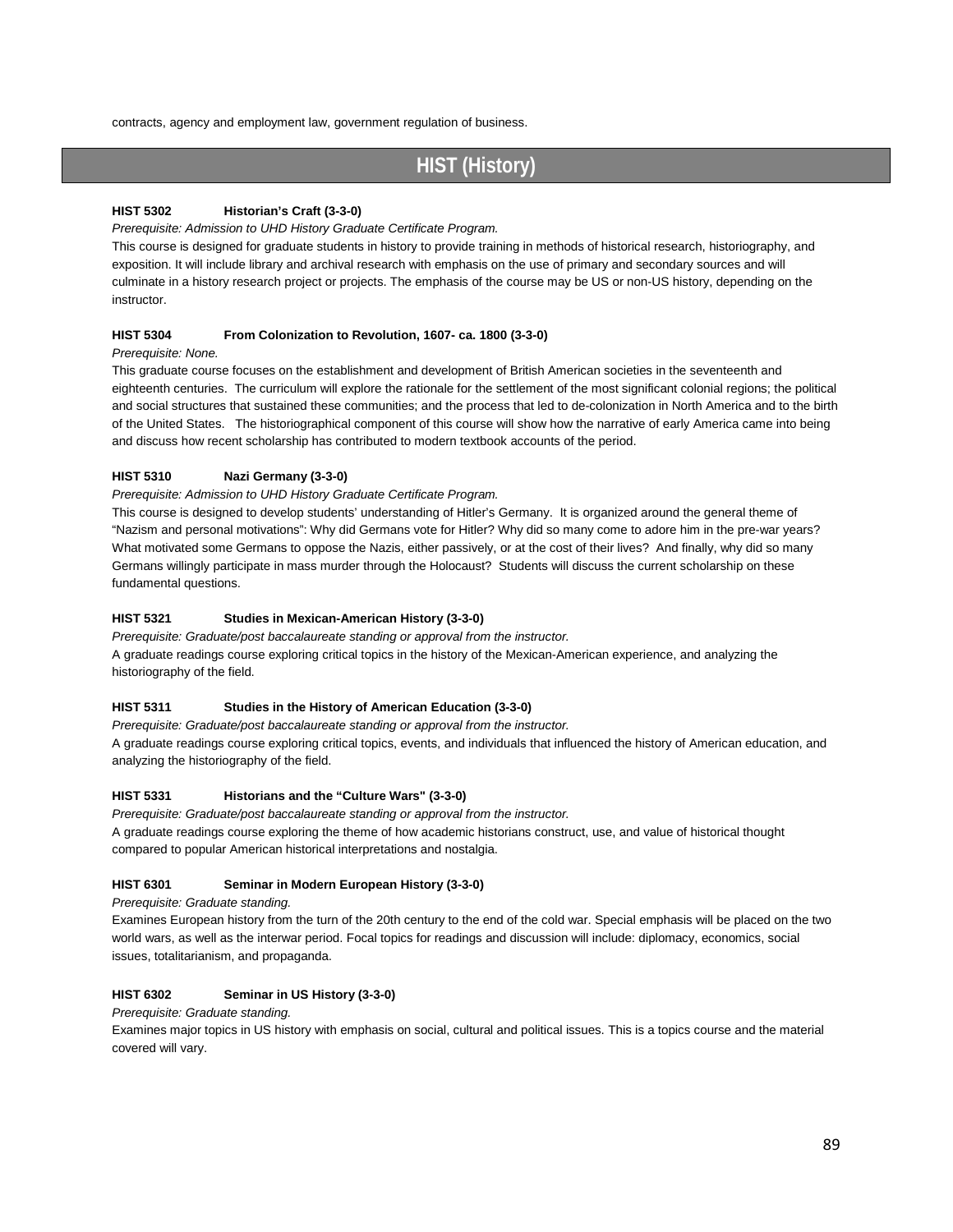contracts, agency and employment law, government regulation of business.

## HIST (History)

**HIST 5302 Historian's Craft (3-3-0)**

*Prerequisite: Admission to UHD History Graduate Certificate Program.*

This course is designed for graduate students in history to provide training in methods of historical research, historiography, and exposition. It will include library and archival research with emphasis on the use of primary and secondary sources and will culminate in a history research project or projects. The emphasis of the course may be US or non-US history, depending on the instructor.

**HIST 5304 From Colonization to Revolution, 1607- ca. 1800 (3-3-0)**

*Prerequisite: None.*

This graduate course focuses on the establishment and development of British American societies in the seventeenth and eighteenth centuries. The curriculum will explore the rationale for the settlement of the most significant colonial regions; the political and social structures that sustained these communities; and the process that led to de-colonization in North America and to the birth of the United States. The historiographical component of this course will show how the narrative of early America came into being and discuss how recent scholarship has contributed to modern textbook accounts of the period.

**HIST 5310 Nazi Germany (3-3-0)**

*Prerequisite: Admission to UHD History Graduate Certificate Program.*

This course is designed to develop students' understanding of Hitler's Germany. It is organized around the general theme of "Nazism and personal motivations": Why did Germans vote for Hitler? Why did so many come to adore him in the pre-war years? What motivated some Germans to oppose the Nazis, either passively, or at the cost of their lives? And finally, why did so many Germans willingly participate in mass murder through the Holocaust? Students will discuss the current scholarship on these fundamental questions.

**HIST 5321 Studies in Mexican-American History (3-3-0)**

*Prerequisite: Graduate/post baccalaureate standing or approval from the instructor.*

A graduate readings course exploring critical topics in the history of the Mexican-American experience, and analyzing the historiography of the field.

**HIST 5311 Studies in the History of American Education (3-3-0)**

*Prerequisite: Graduate/post baccalaureate standing or approval from the instructor.*

A graduate readings course exploring critical topics, events, and individuals that influenced the history of American education, and analyzing the historiography of the field.

**HIST 5331 Historians and the "Culture Wars" (3-3-0)**

*Prerequisite: Graduate/post baccalaureate standing or approval from the instructor.*

A graduate readings course exploring the theme of how academic historians construct, use, and value of historical thought compared to popular American historical interpretations and nostalgia.

**HIST 6301 Seminar in Modern European History (3-3-0)**

*Prerequisite: Graduate standing.*

Examines European history from the turn of the 20th century to the end of the cold war. Special emphasis will be placed on the two world wars, as well as the interwar period. Focal topics for readings and discussion will include: diplomacy, economics, social issues, totalitarianism, and propaganda.

**HIST 6302 Seminar in US History (3-3-0)**

*Prerequisite: Graduate standing.*

Examines major topics in US history with emphasis on social, cultural and political issues. This is a topics course and the material covered will vary.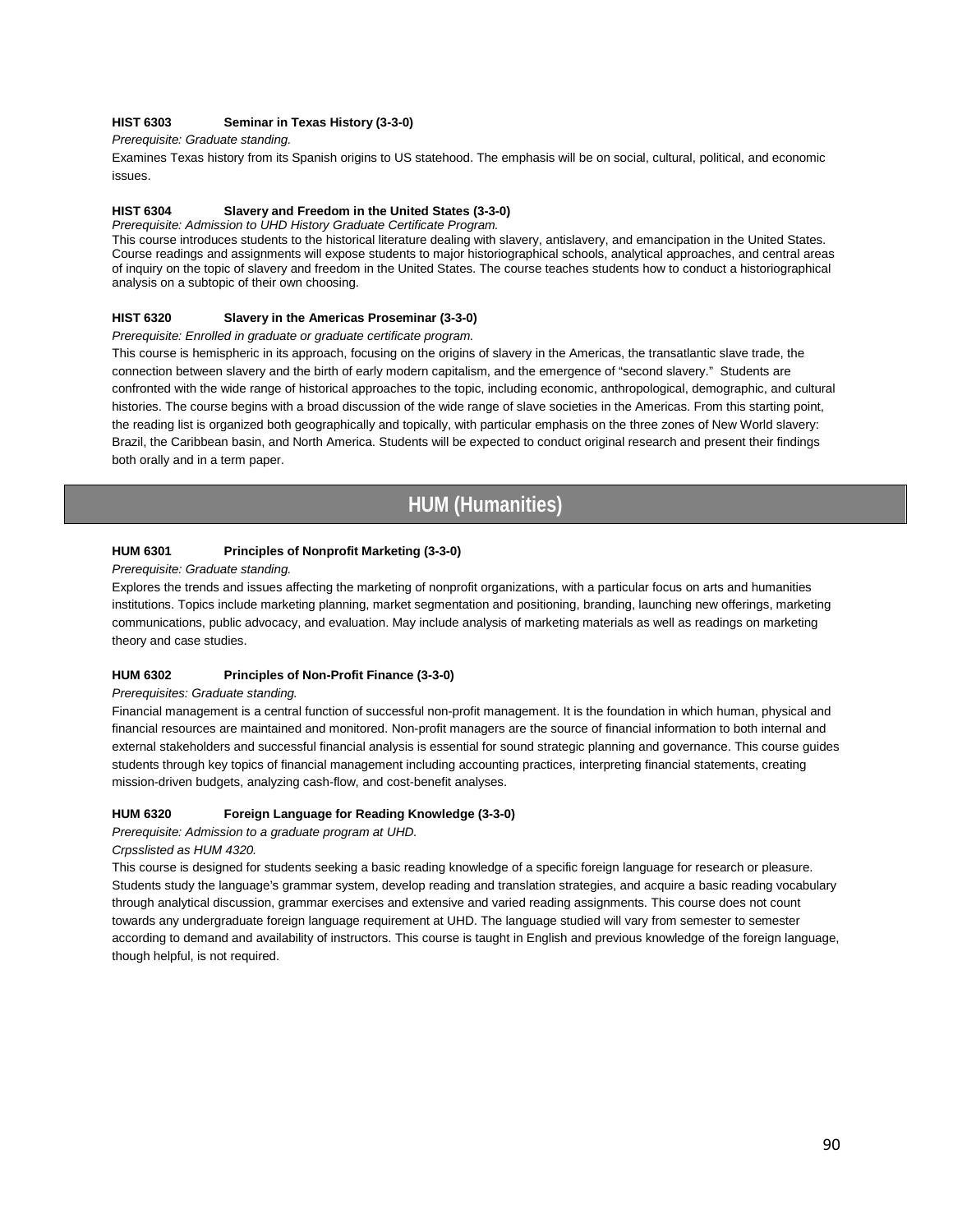**HIST 6303 Seminar in Texas History (3-3-0)**

*Prerequisite: Graduate standing.*

Examines Texas history from its Spanish origins to US statehood. The emphasis will be on social, cultural, political, and economic issues.

**HIST 6304 Slavery and Freedom in the United States (3-3-0)**

*Prerequisite: Admission to UHD History Graduate Certificate Program.*

This course introduces students to the historical literature dealing with slavery, antislavery, and emancipation in the United States. Course readings and assignments will expose students to major historiographical schools, analytical approaches, and central areas of inquiry on the topic of slavery and freedom in the United States. The course teaches students how to conduct a historiographical analysis on a subtopic of their own choosing.

**HIST 6320 Slavery in the Americas Proseminar (3-3-0)**

*Prerequisite: Enrolled in graduate or graduate certificate program.*

This course is hemispheric in its approach, focusing on the origins of slavery in the Americas, the transatlantic slave trade, the connection between slavery and the birth of early modern capitalism, and the emergence of "second slavery." Students are confronted with the wide range of historical approaches to the topic, including economic, anthropological, demographic, and cultural histories. The course begins with a broad discussion of the wide range of slave societies in the Americas. From this starting point, the reading list is organized both geographically and topically, with particular emphasis on the three zones of New World slavery: Brazil, the Caribbean basin, and North America. Students will be expected to conduct original research and present their findings both orally and in a term paper.

## HUM (Humanities)

**HUM 6301 Principles of Nonprofit Marketing (3-3-0)**

*Prerequisite: Graduate standing.*

Explores the trends and issues affecting the marketing of nonprofit organizations, with a particular focus on arts and humanities institutions. Topics include marketing planning, market segmentation and positioning, branding, launching new offerings, marketing communications, public advocacy, and evaluation. May include analysis of marketing materials as well as readings on marketing theory and case studies.

**HUM 6302 Principles of Non-Profit Finance (3-3-0)**

*Prerequisites: Graduate standing.*

Financial management is a central function of successful non-profit management. It is the foundation in which human, physical and financial resources are maintained and monitored. Non-profit managers are the source of financial information to both internal and external stakeholders and successful financial analysis is essential for sound strategic planning and governance. This course guides students through key topics of financial management including accounting practices, interpreting financial statements, creating mission-driven budgets, analyzing cash-flow, and cost-benefit analyses.

**HUM 6320 Foreign Language for Reading Knowledge (3-3-0)**

*Prerequisite: Admission to a graduate program at UHD.*

*Crpsslisted as HUM 4320.*

This course is designed for students seeking a basic reading knowledge of a specific foreign language for research or pleasure. Students study the language's grammar system, develop reading and translation strategies, and acquire a basic reading vocabulary through analytical discussion, grammar exercises and extensive and varied reading assignments. This course does not count towards any undergraduate foreign language requirement at UHD. The language studied will vary from semester to semester according to demand and availability of instructors. This course is taught in English and previous knowledge of the foreign language, though helpful, is not required.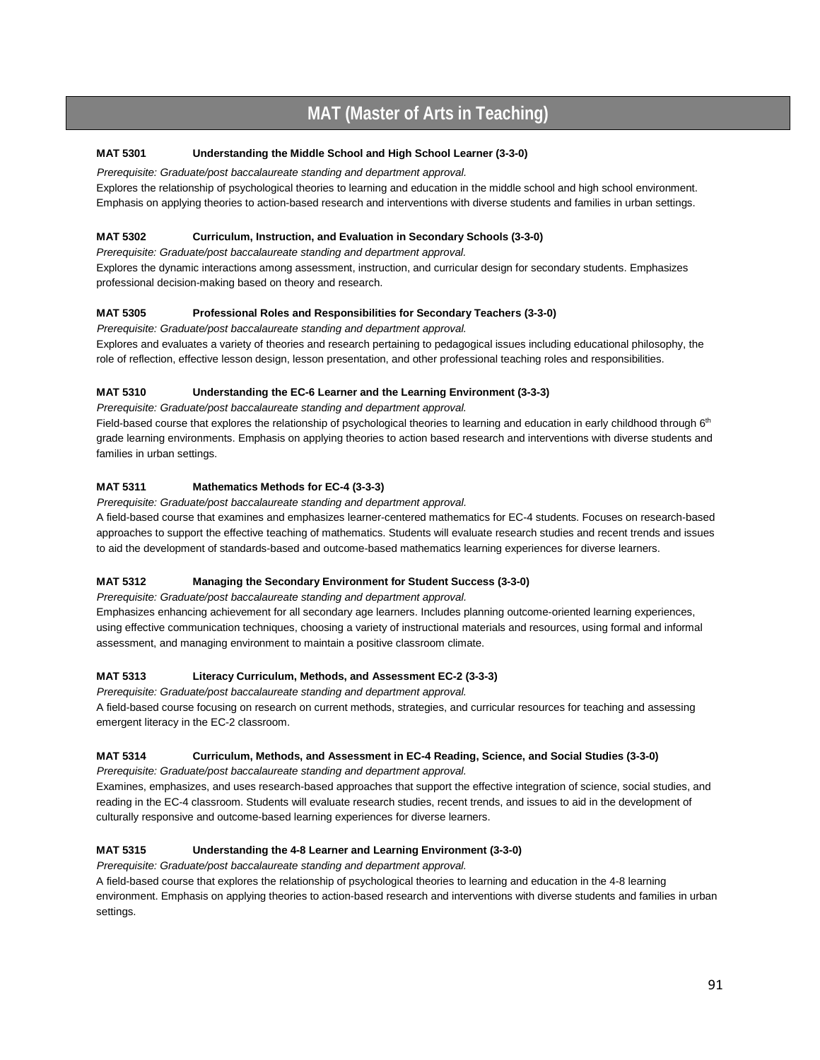# MAT (Master of Arts in Teaching)

**MAT 5301 Understanding the Middle School and High School Learner (3-3-0)**

*Prerequisite: Graduate/post baccalaureate standing and department approval.*

Explores the relationship of psychological theories to learning and education in the middle school and high school environment. Emphasis on applying theories to action-based research and interventions with diverse students and families in urban settings.

**MAT 5302 Curriculum, Instruction, and Evaluation in Secondary Schools (3-3-0)**

*Prerequisite: Graduate/post baccalaureate standing and department approval.*

Explores the dynamic interactions among assessment, instruction, and curricular design for secondary students. Emphasizes professional decision-making based on theory and research.

**MAT 5305 Professional Roles and Responsibilities for Secondary Teachers (3-3-0)**

*Prerequisite: Graduate/post baccalaureate standing and department approval.*

Explores and evaluates a variety of theories and research pertaining to pedagogical issues including educational philosophy, the role of reflection, effective lesson design, lesson presentation, and other professional teaching roles and responsibilities.

**MAT 5310 Understanding the EC-6 Learner and the Learning Environment (3-3-3)**

*Prerequisite: Graduate/post baccalaureate standing and department approval.*

Field-based course that explores the relationship of psychological theories to learning and education in early childhood through 6th grade learning environments. Emphasis on applying theories to action based research and interventions with diverse students and families in urban settings.

**MAT 5311 Mathematics Methods for EC-4 (3-3-3)**

*Prerequisite: Graduate/post baccalaureate standing and department approval.*

A field-based course that examines and emphasizes learner-centered mathematics for EC-4 students. Focuses on research-based approaches to support the effective teaching of mathematics. Students will evaluate research studies and recent trends and issues to aid the development of standards-based and outcome-based mathematics learning experiences for diverse learners.

**MAT 5312 Managing the Secondary Environment for Student Success (3-3-0)**

*Prerequisite: Graduate/post baccalaureate standing and department approval.*

Emphasizes enhancing achievement for all secondary age learners. Includes planning outcome-oriented learning experiences, using effective communication techniques, choosing a variety of instructional materials and resources, using formal and informal assessment, and managing environment to maintain a positive classroom climate.

**MAT 5313 Literacy Curriculum, Methods, and Assessment EC-2 (3-3-3)**

*Prerequisite: Graduate/post baccalaureate standing and department approval.*

A field-based course focusing on research on current methods, strategies, and curricular resources for teaching and assessing emergent literacy in the EC-2 classroom.

**MAT 5314 Curriculum, Methods, and Assessment in EC-4 Reading, Science, and Social Studies (3-3-0)**

*Prerequisite: Graduate/post baccalaureate standing and department approval.*

Examines, emphasizes, and uses research-based approaches that support the effective integration of science, social studies, and reading in the EC-4 classroom. Students will evaluate research studies, recent trends, and issues to aid in the development of culturally responsive and outcome-based learning experiences for diverse learners.

**MAT 5315 Understanding the 4-8 Learner and Learning Environment (3-3-0)**

*Prerequisite: Graduate/post baccalaureate standing and department approval.*

A field-based course that explores the relationship of psychological theories to learning and education in the 4-8 learning environment. Emphasis on applying theories to action-based research and interventions with diverse students and families in urban settings.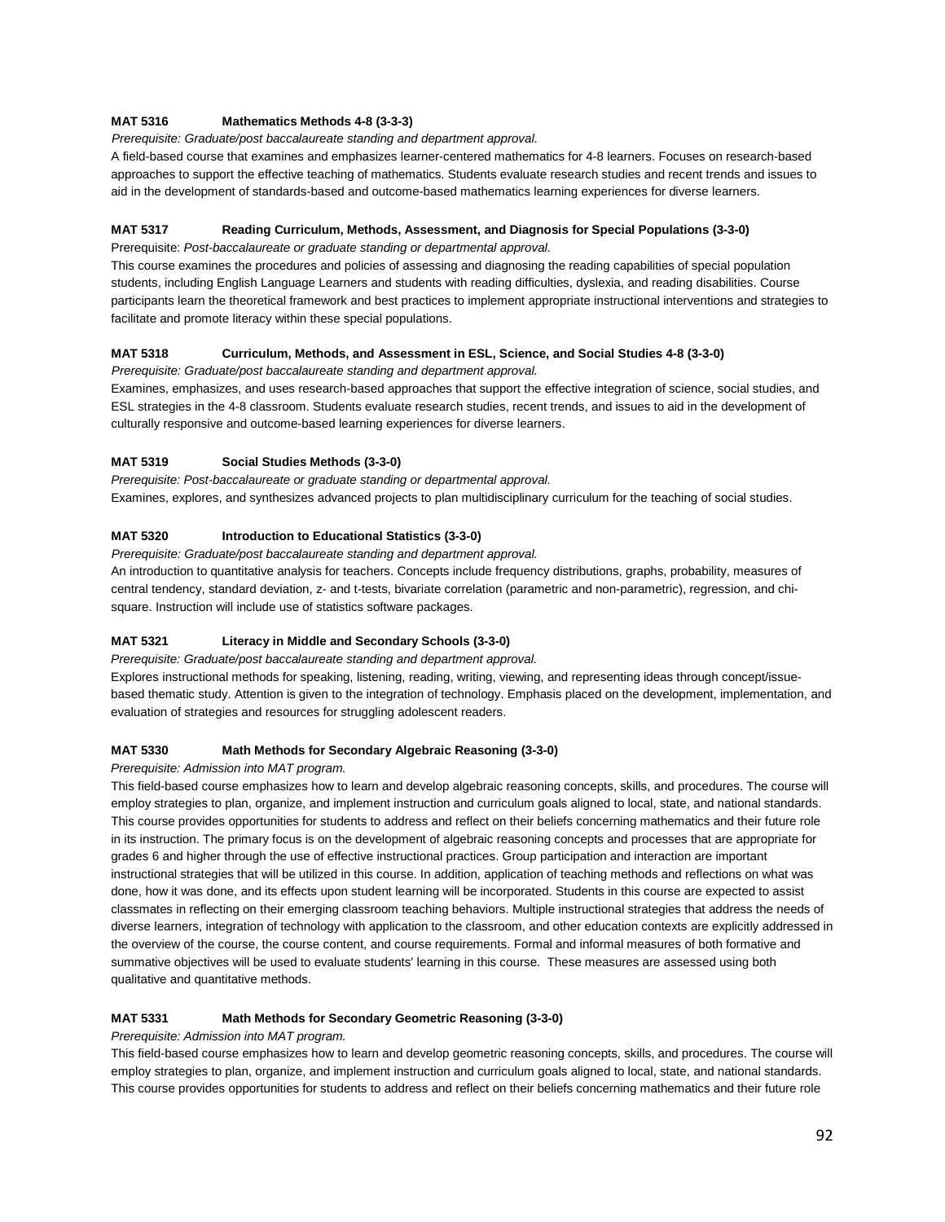**MAT 5316 Mathematics Methods 4-8 (3-3-3)**

*Prerequisite: Graduate/post baccalaureate standing and department approval.*

A field-based course that examines and emphasizes learner-centered mathematics for 4-8 learners. Focuses on research-based approaches to support the effective teaching of mathematics. Students evaluate research studies and recent trends and issues to aid in the development of standards-based and outcome-based mathematics learning experiences for diverse learners.

**MAT 5317 Reading Curriculum, Methods, Assessment, and Diagnosis for Special Populations (3-3-0)**

Prerequisite: *Post-baccalaureate or graduate standing or departmental approval.*

This course examines the procedures and policies of assessing and diagnosing the reading capabilities of special population students, including English Language Learners and students with reading difficulties, dyslexia, and reading disabilities. Course participants learn the theoretical framework and best practices to implement appropriate instructional interventions and strategies to facilitate and promote literacy within these special populations.

**MAT 5318 Curriculum, Methods, and Assessment in ESL, Science, and Social Studies 4-8 (3-3-0)**

*Prerequisite: Graduate/post baccalaureate standing and department approval.*

Examines, emphasizes, and uses research-based approaches that support the effective integration of science, social studies, and ESL strategies in the 4-8 classroom. Students evaluate research studies, recent trends, and issues to aid in the development of culturally responsive and outcome-based learning experiences for diverse learners.

**MAT 5319 Social Studies Methods (3-3-0)**

*Prerequisite: Post-baccalaureate or graduate standing or departmental approval.*

Examines, explores, and synthesizes advanced projects to plan multidisciplinary curriculum for the teaching of social studies.

**MAT 5320 Introduction to Educational Statistics (3-3-0)**

*Prerequisite: Graduate/post baccalaureate standing and department approval.*

An introduction to quantitative analysis for teachers. Concepts include frequency distributions, graphs, probability, measures of central tendency, standard deviation, z- and t-tests, bivariate correlation (parametric and non-parametric), regression, and chi-square. Instruction will include use of statistics software packages.

**MAT 5321 Literacy in Middle and Secondary Schools (3-3-0)**

*Prerequisite: Graduate/post baccalaureate standing and department approval.*

Explores instructional methods for speaking, listening, reading, writing, viewing, and representing ideas through concept/issue-based thematic study. Attention is given to the integration of technology. Emphasis placed on the development, implementation, and evaluation of strategies and resources for struggling adolescent readers.

**MAT 5330 Math Methods for Secondary Algebraic Reasoning (3-3-0)**

*Prerequisite: Admission into MAT program.*

This field-based course emphasizes how to learn and develop algebraic reasoning concepts, skills, and procedures. The course will employ strategies to plan, organize, and implement instruction and curriculum goals aligned to local, state, and national standards. This course provides opportunities for students to address and reflect on their beliefs concerning mathematics and their future role in its instruction. The primary focus is on the development of algebraic reasoning concepts and processes that are appropriate for grades 6 and higher through the use of effective instructional practices. Group participation and interaction are important instructional strategies that will be utilized in this course. In addition, application of teaching methods and reflections on what was done, how it was done, and its effects upon student learning will be incorporated. Students in this course are expected to assist classmates in reflecting on their emerging classroom teaching behaviors. Multiple instructional strategies that address the needs of diverse learners, integration of technology with application to the classroom, and other education contexts are explicitly addressed in the overview of the course, the course content, and course requirements. Formal and informal measures of both formative and summative objectives will be used to evaluate students' learning in this course. These measures are assessed using both qualitative and quantitative methods.

**MAT 5331 Math Methods for Secondary Geometric Reasoning (3-3-0)**

*Prerequisite: Admission into MAT program.*

This field-based course emphasizes how to learn and develop geometric reasoning concepts, skills, and procedures. The course will employ strategies to plan, organize, and implement instruction and curriculum goals aligned to local, state, and national standards. This course provides opportunities for students to address and reflect on their beliefs concerning mathematics and their future role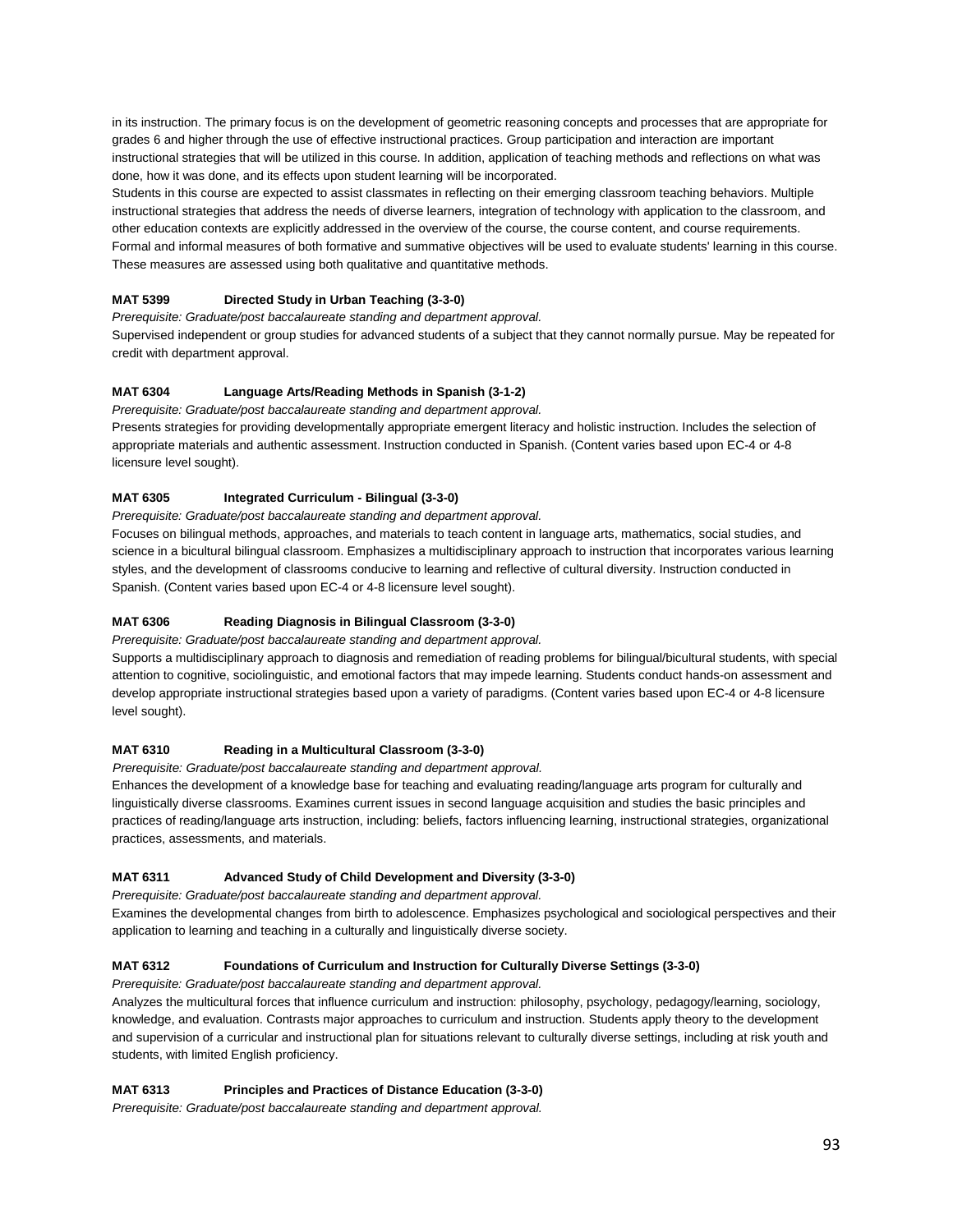in its instruction. The primary focus is on the development of geometric reasoning concepts and processes that are appropriate for grades 6 and higher through the use of effective instructional practices. Group participation and interaction are important instructional strategies that will be utilized in this course. In addition, application of teaching methods and reflections on what was done, how it was done, and its effects upon student learning will be incorporated.

Students in this course are expected to assist classmates in reflecting on their emerging classroom teaching behaviors. Multiple instructional strategies that address the needs of diverse learners, integration of technology with application to the classroom, and other education contexts are explicitly addressed in the overview of the course, the course content, and course requirements. Formal and informal measures of both formative and summative objectives will be used to evaluate students' learning in this course. These measures are assessed using both qualitative and quantitative methods.

**MAT 5399 Directed Study in Urban Teaching (3-3-0)**

*Prerequisite: Graduate/post baccalaureate standing and department approval.*

Supervised independent or group studies for advanced students of a subject that they cannot normally pursue. May be repeated for credit with department approval.

**MAT 6304 Language Arts/Reading Methods in Spanish (3-1-2)**

*Prerequisite: Graduate/post baccalaureate standing and department approval.*

Presents strategies for providing developmentally appropriate emergent literacy and holistic instruction. Includes the selection of appropriate materials and authentic assessment. Instruction conducted in Spanish. (Content varies based upon EC-4 or 4-8 licensure level sought).

**MAT 6305 Integrated Curriculum - Bilingual (3-3-0)**

*Prerequisite: Graduate/post baccalaureate standing and department approval.*

Focuses on bilingual methods, approaches, and materials to teach content in language arts, mathematics, social studies, and science in a bicultural bilingual classroom. Emphasizes a multidisciplinary approach to instruction that incorporates various learning styles, and the development of classrooms conducive to learning and reflective of cultural diversity. Instruction conducted in Spanish. (Content varies based upon EC-4 or 4-8 licensure level sought).

**MAT 6306 Reading Diagnosis in Bilingual Classroom (3-3-0)**

*Prerequisite: Graduate/post baccalaureate standing and department approval.*

Supports a multidisciplinary approach to diagnosis and remediation of reading problems for bilingual/bicultural students, with special attention to cognitive, sociolinguistic, and emotional factors that may impede learning. Students conduct hands-on assessment and develop appropriate instructional strategies based upon a variety of paradigms. (Content varies based upon EC-4 or 4-8 licensure level sought).

**MAT 6310 Reading in a Multicultural Classroom (3-3-0)**

*Prerequisite: Graduate/post baccalaureate standing and department approval.*

Enhances the development of a knowledge base for teaching and evaluating reading/language arts program for culturally and linguistically diverse classrooms. Examines current issues in second language acquisition and studies the basic principles and practices of reading/language arts instruction, including: beliefs, factors influencing learning, instructional strategies, organizational practices, assessments, and materials.

**MAT 6311 Advanced Study of Child Development and Diversity (3-3-0)**

*Prerequisite: Graduate/post baccalaureate standing and department approval.*

Examines the developmental changes from birth to adolescence. Emphasizes psychological and sociological perspectives and their application to learning and teaching in a culturally and linguistically diverse society.

**MAT 6312 Foundations of Curriculum and Instruction for Culturally Diverse Settings (3-3-0)**

*Prerequisite: Graduate/post baccalaureate standing and department approval.*

Analyzes the multicultural forces that influence curriculum and instruction: philosophy, psychology, pedagogy/learning, sociology, knowledge, and evaluation. Contrasts major approaches to curriculum and instruction. Students apply theory to the development and supervision of a curricular and instructional plan for situations relevant to culturally diverse settings, including at risk youth and students, with limited English proficiency.

**MAT 6313 Principles and Practices of Distance Education (3-3-0)**

*Prerequisite: Graduate/post baccalaureate standing and department approval.*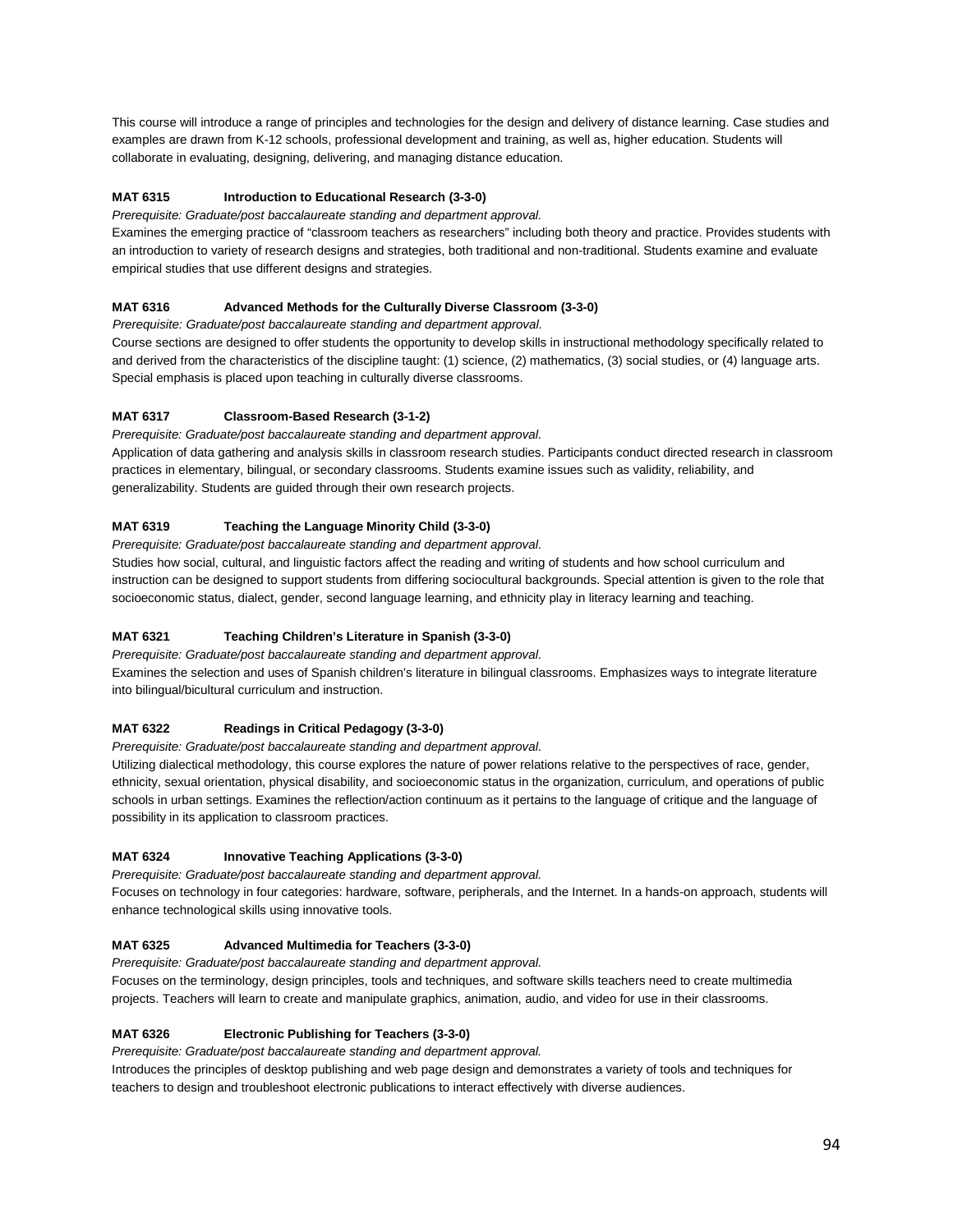This course will introduce a range of principles and technologies for the design and delivery of distance learning. Case studies and examples are drawn from K-12 schools, professional development and training, as well as, higher education. Students will collaborate in evaluating, designing, delivering, and managing distance education.

**MAT 6315 Introduction to Educational Research (3-3-0)**

*Prerequisite: Graduate/post baccalaureate standing and department approval.*

Examines the emerging practice of "classroom teachers as researchers" including both theory and practice. Provides students with an introduction to variety of research designs and strategies, both traditional and non-traditional. Students examine and evaluate empirical studies that use different designs and strategies.

**MAT 6316 Advanced Methods for the Culturally Diverse Classroom (3-3-0)**

*Prerequisite: Graduate/post baccalaureate standing and department approval.*

Course sections are designed to offer students the opportunity to develop skills in instructional methodology specifically related to and derived from the characteristics of the discipline taught: (1) science, (2) mathematics, (3) social studies, or (4) language arts. Special emphasis is placed upon teaching in culturally diverse classrooms.

**MAT 6317 Classroom-Based Research (3-1-2)**

*Prerequisite: Graduate/post baccalaureate standing and department approval.*

Application of data gathering and analysis skills in classroom research studies. Participants conduct directed research in classroom practices in elementary, bilingual, or secondary classrooms. Students examine issues such as validity, reliability, and generalizability. Students are guided through their own research projects.

**MAT 6319 Teaching the Language Minority Child (3-3-0)**

*Prerequisite: Graduate/post baccalaureate standing and department approval.*

Studies how social, cultural, and linguistic factors affect the reading and writing of students and how school curriculum and instruction can be designed to support students from differing sociocultural backgrounds. Special attention is given to the role that socioeconomic status, dialect, gender, second language learning, and ethnicity play in literacy learning and teaching.

**MAT 6321 Teaching Children's Literature in Spanish (3-3-0)**

*Prerequisite: Graduate/post baccalaureate standing and department approval.*

Examines the selection and uses of Spanish children's literature in bilingual classrooms. Emphasizes ways to integrate literature into bilingual/bicultural curriculum and instruction.

**MAT 6322 Readings in Critical Pedagogy (3-3-0)**

*Prerequisite: Graduate/post baccalaureate standing and department approval.*

Utilizing dialectical methodology, this course explores the nature of power relations relative to the perspectives of race, gender, ethnicity, sexual orientation, physical disability, and socioeconomic status in the organization, curriculum, and operations of public schools in urban settings. Examines the reflection/action continuum as it pertains to the language of critique and the language of possibility in its application to classroom practices.

**MAT 6324 Innovative Teaching Applications (3-3-0)**

*Prerequisite: Graduate/post baccalaureate standing and department approval.*

Focuses on technology in four categories: hardware, software, peripherals, and the Internet. In a hands-on approach, students will enhance technological skills using innovative tools.

**MAT 6325 Advanced Multimedia for Teachers (3-3-0)**

*Prerequisite: Graduate/post baccalaureate standing and department approval.*

Focuses on the terminology, design principles, tools and techniques, and software skills teachers need to create multimedia projects. Teachers will learn to create and manipulate graphics, animation, audio, and video for use in their classrooms.

**MAT 6326 Electronic Publishing for Teachers (3-3-0)**

*Prerequisite: Graduate/post baccalaureate standing and department approval.*

Introduces the principles of desktop publishing and web page design and demonstrates a variety of tools and techniques for teachers to design and troubleshoot electronic publications to interact effectively with diverse audiences.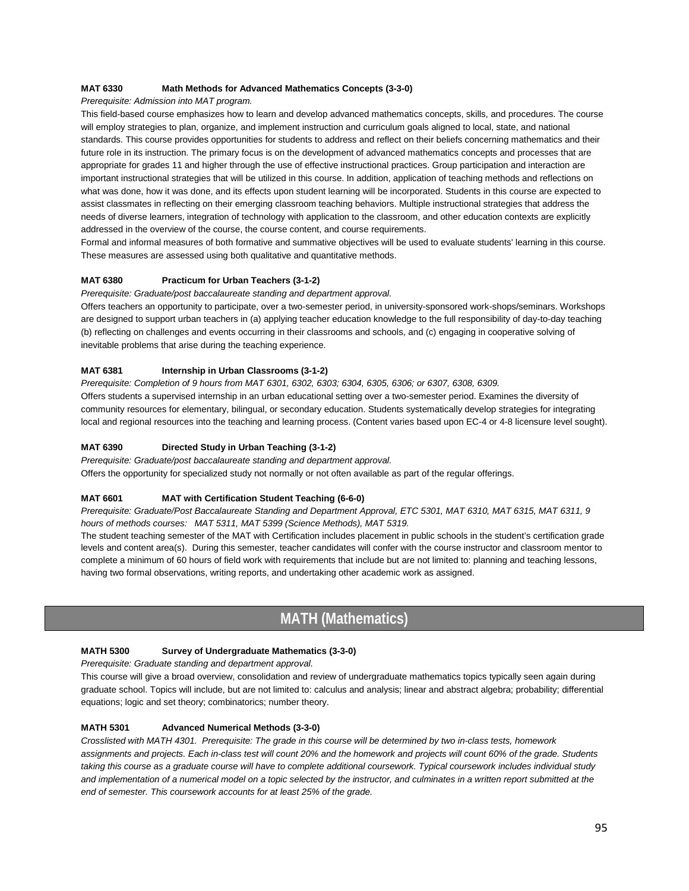**MAT 6330 Math Methods for Advanced Mathematics Concepts (3-3-0)**

*Prerequisite: Admission into MAT program.*

This field-based course emphasizes how to learn and develop advanced mathematics concepts, skills, and procedures. The course will employ strategies to plan, organize, and implement instruction and curriculum goals aligned to local, state, and national standards. This course provides opportunities for students to address and reflect on their beliefs concerning mathematics and their future role in its instruction. The primary focus is on the development of advanced mathematics concepts and processes that are appropriate for grades 11 and higher through the use of effective instructional practices. Group participation and interaction are important instructional strategies that will be utilized in this course. In addition, application of teaching methods and reflections on what was done, how it was done, and its effects upon student learning will be incorporated. Students in this course are expected to assist classmates in reflecting on their emerging classroom teaching behaviors. Multiple instructional strategies that address the needs of diverse learners, integration of technology with application to the classroom, and other education contexts are explicitly addressed in the overview of the course, the course content, and course requirements.

Formal and informal measures of both formative and summative objectives will be used to evaluate students' learning in this course. These measures are assessed using both qualitative and quantitative methods.

**MAT 6380 Practicum for Urban Teachers (3-1-2)**

*Prerequisite: Graduate/post baccalaureate standing and department approval.*

Offers teachers an opportunity to participate, over a two-semester period, in university-sponsored work-shops/seminars. Workshops are designed to support urban teachers in (a) applying teacher education knowledge to the full responsibility of day-to-day teaching (b) reflecting on challenges and events occurring in their classrooms and schools, and (c) engaging in cooperative solving of inevitable problems that arise during the teaching experience.

**MAT 6381 Internship in Urban Classrooms (3-1-2)**

*Prerequisite: Completion of 9 hours from MAT 6301, 6302, 6303; 6304, 6305, 6306; or 6307, 6308, 6309.*

Offers students a supervised internship in an urban educational setting over a two-semester period. Examines the diversity of community resources for elementary, bilingual, or secondary education. Students systematically develop strategies for integrating local and regional resources into the teaching and learning process. (Content varies based upon EC-4 or 4-8 licensure level sought).

**MAT 6390 Directed Study in Urban Teaching (3-1-2)**

*Prerequisite: Graduate/post baccalaureate standing and department approval.*

Offers the opportunity for specialized study not normally or not often available as part of the regular offerings.

**MAT 6601 MAT with Certification Student Teaching (6-6-0)**

*Prerequisite: Graduate/Post Baccalaureate Standing and Department Approval, ETC 5301, MAT 6310, MAT 6315, MAT 6311, 9 hours of methods courses: MAT 5311, MAT 5399 (Science Methods), MAT 5319.*

The student teaching semester of the MAT with Certification includes placement in public schools in the student's certification grade levels and content area(s). During this semester, teacher candidates will confer with the course instructor and classroom mentor to complete a minimum of 60 hours of field work with requirements that include but are not limited to: planning and teaching lessons, having two formal observations, writing reports, and undertaking other academic work as assigned.

## MATH (Mathematics)

**MATH 5300 Survey of Undergraduate Mathematics (3-3-0)**

*Prerequisite: Graduate standing and department approval.*

This course will give a broad overview, consolidation and review of undergraduate mathematics topics typically seen again during graduate school. Topics will include, but are not limited to: calculus and analysis; linear and abstract algebra; probability; differential equations; logic and set theory; combinatorics; number theory.

**MATH 5301 Advanced Numerical Methods (3-3-0)**

*Crosslisted with MATH 4301. Prerequisite: The grade in this course will be determined by two in-class tests, homework assignments and projects. Each in-class test will count 20% and the homework and projects will count 60% of the grade. Students taking this course as a graduate course will have to complete additional coursework. Typical coursework includes individual study and implementation of a numerical model on a topic selected by the instructor, and culminates in a written report submitted at the end of semester. This coursework accounts for at least 25% of the grade.*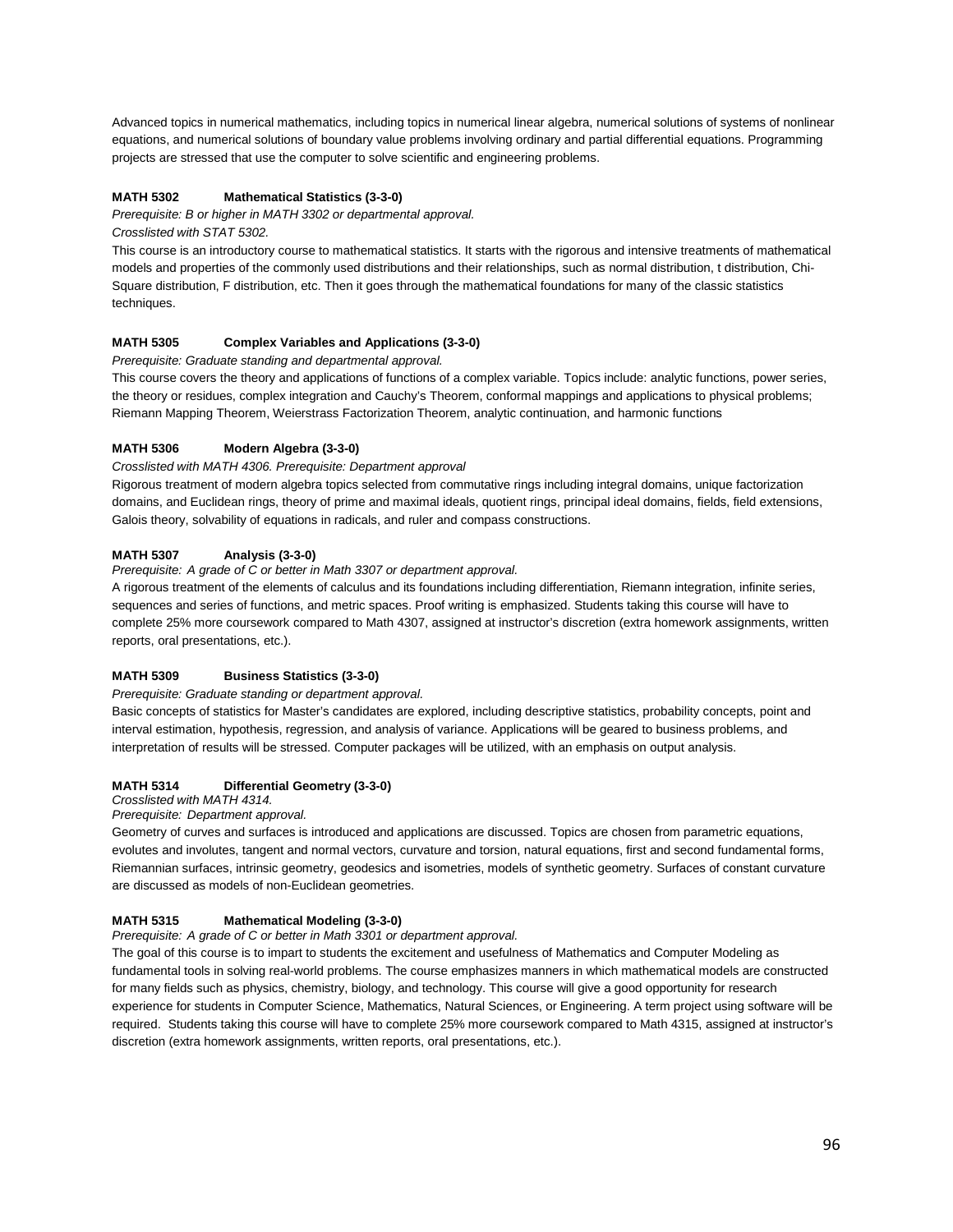Advanced topics in numerical mathematics, including topics in numerical linear algebra, numerical solutions of systems of nonlinear equations, and numerical solutions of boundary value problems involving ordinary and partial differential equations. Programming projects are stressed that use the computer to solve scientific and engineering problems.

**MATH 5302 Mathematical Statistics (3-3-0)**

*Prerequisite: B or higher in MATH 3302 or departmental approval.*
*Crosslisted with STAT 5302.*

This course is an introductory course to mathematical statistics. It starts with the rigorous and intensive treatments of mathematical models and properties of the commonly used distributions and their relationships, such as normal distribution, t distribution, Chi-Square distribution, F distribution, etc. Then it goes through the mathematical foundations for many of the classic statistics techniques.

**MATH 5305 Complex Variables and Applications (3-3-0)**

*Prerequisite: Graduate standing and departmental approval.*

This course covers the theory and applications of functions of a complex variable. Topics include: analytic functions, power series, the theory or residues, complex integration and Cauchy's Theorem, conformal mappings and applications to physical problems; Riemann Mapping Theorem, Weierstrass Factorization Theorem, analytic continuation, and harmonic functions

**MATH 5306 Modern Algebra (3-3-0)**

*Crosslisted with MATH 4306. Prerequisite: Department approval*

Rigorous treatment of modern algebra topics selected from commutative rings including integral domains, unique factorization domains, and Euclidean rings, theory of prime and maximal ideals, quotient rings, principal ideal domains, fields, field extensions, Galois theory, solvability of equations in radicals, and ruler and compass constructions.

**MATH 5307 Analysis (3-3-0)**

*Prerequisite: A grade of C or better in Math 3307 or department approval.*

A rigorous treatment of the elements of calculus and its foundations including differentiation, Riemann integration, infinite series, sequences and series of functions, and metric spaces. Proof writing is emphasized. Students taking this course will have to complete 25% more coursework compared to Math 4307, assigned at instructor's discretion (extra homework assignments, written reports, oral presentations, etc.).

**MATH 5309 Business Statistics (3-3-0)**

*Prerequisite: Graduate standing or department approval.*

Basic concepts of statistics for Master's candidates are explored, including descriptive statistics, probability concepts, point and interval estimation, hypothesis, regression, and analysis of variance. Applications will be geared to business problems, and interpretation of results will be stressed. Computer packages will be utilized, with an emphasis on output analysis.

**MATH 5314 Differential Geometry (3-3-0)**

*Crosslisted with MATH 4314.*
*Prerequisite: Department approval.*

Geometry of curves and surfaces is introduced and applications are discussed. Topics are chosen from parametric equations, evolutes and involutes, tangent and normal vectors, curvature and torsion, natural equations, first and second fundamental forms, Riemannian surfaces, intrinsic geometry, geodesics and isometries, models of synthetic geometry. Surfaces of constant curvature are discussed as models of non-Euclidean geometries.

**MATH 5315 Mathematical Modeling (3-3-0)**

*Prerequisite: A grade of C or better in Math 3301 or department approval.*

The goal of this course is to impart to students the excitement and usefulness of Mathematics and Computer Modeling as fundamental tools in solving real-world problems. The course emphasizes manners in which mathematical models are constructed for many fields such as physics, chemistry, biology, and technology. This course will give a good opportunity for research experience for students in Computer Science, Mathematics, Natural Sciences, or Engineering. A term project using software will be required. Students taking this course will have to complete 25% more coursework compared to Math 4315, assigned at instructor's discretion (extra homework assignments, written reports, oral presentations, etc.).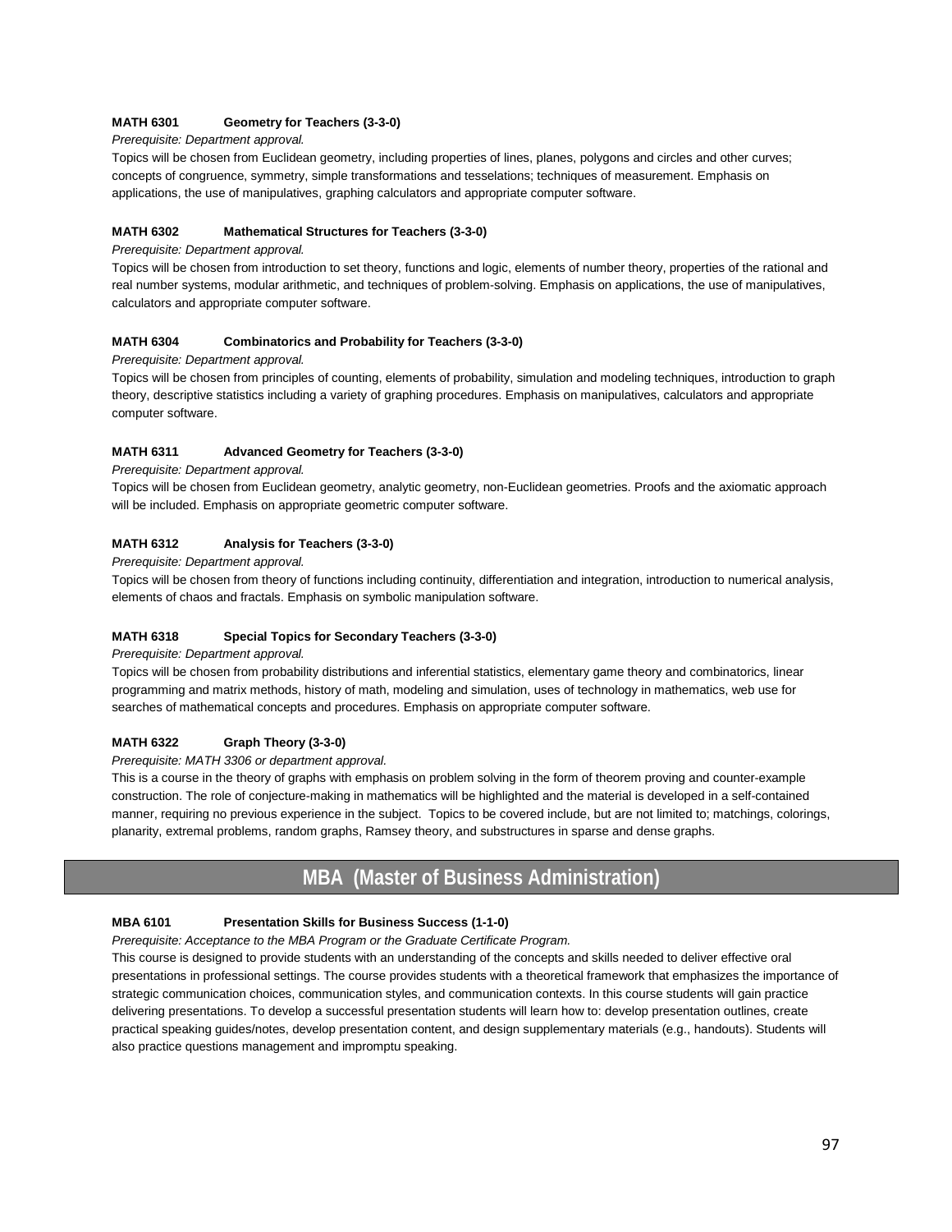**MATH 6301 Geometry for Teachers (3-3-0)**

*Prerequisite: Department approval.*

Topics will be chosen from Euclidean geometry, including properties of lines, planes, polygons and circles and other curves; concepts of congruence, symmetry, simple transformations and tesselations; techniques of measurement. Emphasis on applications, the use of manipulatives, graphing calculators and appropriate computer software.

**MATH 6302 Mathematical Structures for Teachers (3-3-0)**

*Prerequisite: Department approval.*

Topics will be chosen from introduction to set theory, functions and logic, elements of number theory, properties of the rational and real number systems, modular arithmetic, and techniques of problem-solving. Emphasis on applications, the use of manipulatives, calculators and appropriate computer software.

**MATH 6304 Combinatorics and Probability for Teachers (3-3-0)**

*Prerequisite: Department approval.*

Topics will be chosen from principles of counting, elements of probability, simulation and modeling techniques, introduction to graph theory, descriptive statistics including a variety of graphing procedures. Emphasis on manipulatives, calculators and appropriate computer software.

**MATH 6311 Advanced Geometry for Teachers (3-3-0)**

*Prerequisite: Department approval.*

Topics will be chosen from Euclidean geometry, analytic geometry, non-Euclidean geometries. Proofs and the axiomatic approach will be included. Emphasis on appropriate geometric computer software.

**MATH 6312 Analysis for Teachers (3-3-0)**

*Prerequisite: Department approval.*

Topics will be chosen from theory of functions including continuity, differentiation and integration, introduction to numerical analysis, elements of chaos and fractals. Emphasis on symbolic manipulation software.

**MATH 6318 Special Topics for Secondary Teachers (3-3-0)**

*Prerequisite: Department approval.*

Topics will be chosen from probability distributions and inferential statistics, elementary game theory and combinatorics, linear programming and matrix methods, history of math, modeling and simulation, uses of technology in mathematics, web use for searches of mathematical concepts and procedures. Emphasis on appropriate computer software.

**MATH 6322 Graph Theory (3-3-0)**

*Prerequisite: MATH 3306 or department approval.*

This is a course in the theory of graphs with emphasis on problem solving in the form of theorem proving and counter-example construction. The role of conjecture-making in mathematics will be highlighted and the material is developed in a self-contained manner, requiring no previous experience in the subject. Topics to be covered include, but are not limited to; matchings, colorings, planarity, extremal problems, random graphs, Ramsey theory, and substructures in sparse and dense graphs.

## MBA (Master of Business Administration)

**MBA 6101 Presentation Skills for Business Success (1-1-0)**

*Prerequisite: Acceptance to the MBA Program or the Graduate Certificate Program.*

This course is designed to provide students with an understanding of the concepts and skills needed to deliver effective oral presentations in professional settings. The course provides students with a theoretical framework that emphasizes the importance of strategic communication choices, communication styles, and communication contexts. In this course students will gain practice delivering presentations. To develop a successful presentation students will learn how to: develop presentation outlines, create practical speaking guides/notes, develop presentation content, and design supplementary materials (e.g., handouts). Students will also practice questions management and impromptu speaking.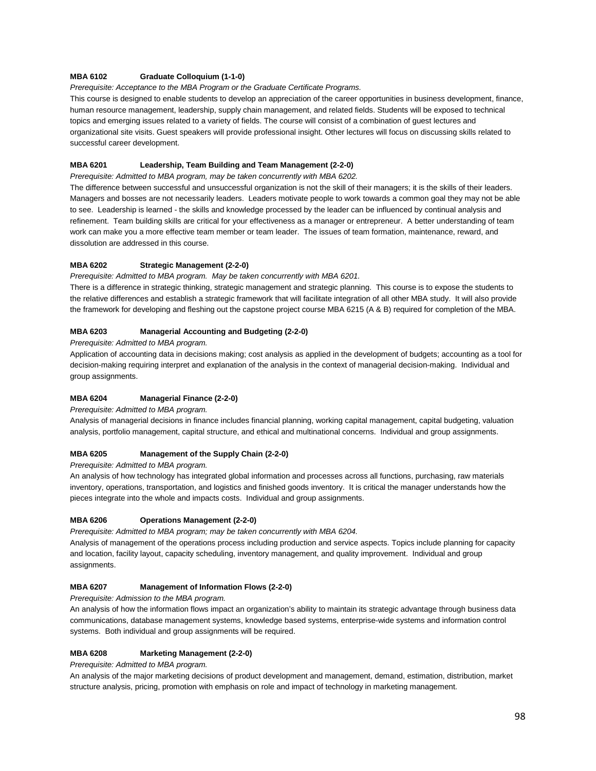**MBA 6102 Graduate Colloquium (1-1-0)**

*Prerequisite: Acceptance to the MBA Program or the Graduate Certificate Programs.*

This course is designed to enable students to develop an appreciation of the career opportunities in business development, finance, human resource management, leadership, supply chain management, and related fields. Students will be exposed to technical topics and emerging issues related to a variety of fields. The course will consist of a combination of guest lectures and organizational site visits. Guest speakers will provide professional insight. Other lectures will focus on discussing skills related to successful career development.

**MBA 6201 Leadership, Team Building and Team Management (2-2-0)**

*Prerequisite: Admitted to MBA program, may be taken concurrently with MBA 6202.*

The difference between successful and unsuccessful organization is not the skill of their managers; it is the skills of their leaders. Managers and bosses are not necessarily leaders. Leaders motivate people to work towards a common goal they may not be able to see. Leadership is learned - the skills and knowledge processed by the leader can be influenced by continual analysis and refinement. Team building skills are critical for your effectiveness as a manager or entrepreneur. A better understanding of team work can make you a more effective team member or team leader. The issues of team formation, maintenance, reward, and dissolution are addressed in this course.

**MBA 6202 Strategic Management (2-2-0)**

*Prerequisite: Admitted to MBA program. May be taken concurrently with MBA 6201.*

There is a difference in strategic thinking, strategic management and strategic planning. This course is to expose the students to the relative differences and establish a strategic framework that will facilitate integration of all other MBA study. It will also provide the framework for developing and fleshing out the capstone project course MBA 6215 (A & B) required for completion of the MBA.

**MBA 6203 Managerial Accounting and Budgeting (2-2-0)**

*Prerequisite: Admitted to MBA program.*

Application of accounting data in decisions making; cost analysis as applied in the development of budgets; accounting as a tool for decision-making requiring interpret and explanation of the analysis in the context of managerial decision-making. Individual and group assignments.

**MBA 6204 Managerial Finance (2-2-0)**

*Prerequisite: Admitted to MBA program.*

Analysis of managerial decisions in finance includes financial planning, working capital management, capital budgeting, valuation analysis, portfolio management, capital structure, and ethical and multinational concerns. Individual and group assignments.

**MBA 6205 Management of the Supply Chain (2-2-0)**

*Prerequisite: Admitted to MBA program.*

An analysis of how technology has integrated global information and processes across all functions, purchasing, raw materials inventory, operations, transportation, and logistics and finished goods inventory. It is critical the manager understands how the pieces integrate into the whole and impacts costs. Individual and group assignments.

**MBA 6206 Operations Management (2-2-0)**

*Prerequisite: Admitted to MBA program; may be taken concurrently with MBA 6204.*

Analysis of management of the operations process including production and service aspects. Topics include planning for capacity and location, facility layout, capacity scheduling, inventory management, and quality improvement. Individual and group assignments.

**MBA 6207 Management of Information Flows (2-2-0)**

*Prerequisite: Admission to the MBA program.*

An analysis of how the information flows impact an organization's ability to maintain its strategic advantage through business data communications, database management systems, knowledge based systems, enterprise-wide systems and information control systems. Both individual and group assignments will be required.

**MBA 6208 Marketing Management (2-2-0)**

*Prerequisite: Admitted to MBA program.*

An analysis of the major marketing decisions of product development and management, demand, estimation, distribution, market structure analysis, pricing, promotion with emphasis on role and impact of technology in marketing management.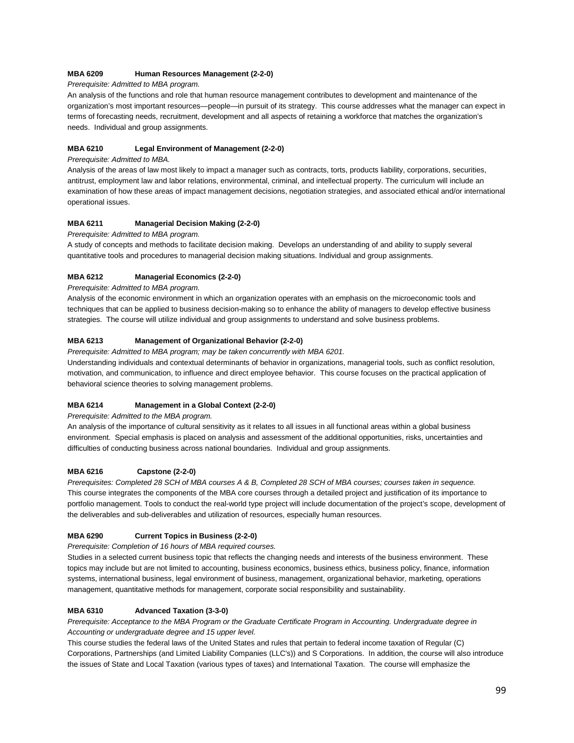**MBA 6209 Human Resources Management (2-2-0)**

*Prerequisite: Admitted to MBA program.*

An analysis of the functions and role that human resource management contributes to development and maintenance of the organization's most important resources—people—in pursuit of its strategy. This course addresses what the manager can expect in terms of forecasting needs, recruitment, development and all aspects of retaining a workforce that matches the organization's needs. Individual and group assignments.

**MBA 6210 Legal Environment of Management (2-2-0)**

*Prerequisite: Admitted to MBA.*

Analysis of the areas of law most likely to impact a manager such as contracts, torts, products liability, corporations, securities, antitrust, employment law and labor relations, environmental, criminal, and intellectual property. The curriculum will include an examination of how these areas of impact management decisions, negotiation strategies, and associated ethical and/or international operational issues.

**MBA 6211 Managerial Decision Making (2-2-0)**

*Prerequisite: Admitted to MBA program.*

A study of concepts and methods to facilitate decision making. Develops an understanding of and ability to supply several quantitative tools and procedures to managerial decision making situations. Individual and group assignments.

**MBA 6212 Managerial Economics (2-2-0)**

*Prerequisite: Admitted to MBA program.*

Analysis of the economic environment in which an organization operates with an emphasis on the microeconomic tools and techniques that can be applied to business decision-making so to enhance the ability of managers to develop effective business strategies. The course will utilize individual and group assignments to understand and solve business problems.

**MBA 6213 Management of Organizational Behavior (2-2-0)**

*Prerequisite: Admitted to MBA program; may be taken concurrently with MBA 6201.*

Understanding individuals and contextual determinants of behavior in organizations, managerial tools, such as conflict resolution, motivation, and communication, to influence and direct employee behavior. This course focuses on the practical application of behavioral science theories to solving management problems.

**MBA 6214 Management in a Global Context (2-2-0)**

*Prerequisite: Admitted to the MBA program.*

An analysis of the importance of cultural sensitivity as it relates to all issues in all functional areas within a global business environment. Special emphasis is placed on analysis and assessment of the additional opportunities, risks, uncertainties and difficulties of conducting business across national boundaries. Individual and group assignments.

**MBA 6216 Capstone (2-2-0)**

*Prerequisites: Completed 28 SCH of MBA courses A & B, Completed 28 SCH of MBA courses; courses taken in sequence.*

This course integrates the components of the MBA core courses through a detailed project and justification of its importance to portfolio management. Tools to conduct the real-world type project will include documentation of the project's scope, development of the deliverables and sub-deliverables and utilization of resources, especially human resources.

**MBA 6290 Current Topics in Business (2-2-0)**

*Prerequisite: Completion of 16 hours of MBA required courses.*

Studies in a selected current business topic that reflects the changing needs and interests of the business environment. These topics may include but are not limited to accounting, business economics, business ethics, business policy, finance, information systems, international business, legal environment of business, management, organizational behavior, marketing, operations management, quantitative methods for management, corporate social responsibility and sustainability.

**MBA 6310 Advanced Taxation (3-3-0)**

*Prerequisite: Acceptance to the MBA Program or the Graduate Certificate Program in Accounting. Undergraduate degree in Accounting or undergraduate degree and 15 upper level.*

This course studies the federal laws of the United States and rules that pertain to federal income taxation of Regular (C) Corporations, Partnerships (and Limited Liability Companies (LLC's)) and S Corporations. In addition, the course will also introduce the issues of State and Local Taxation (various types of taxes) and International Taxation. The course will emphasize the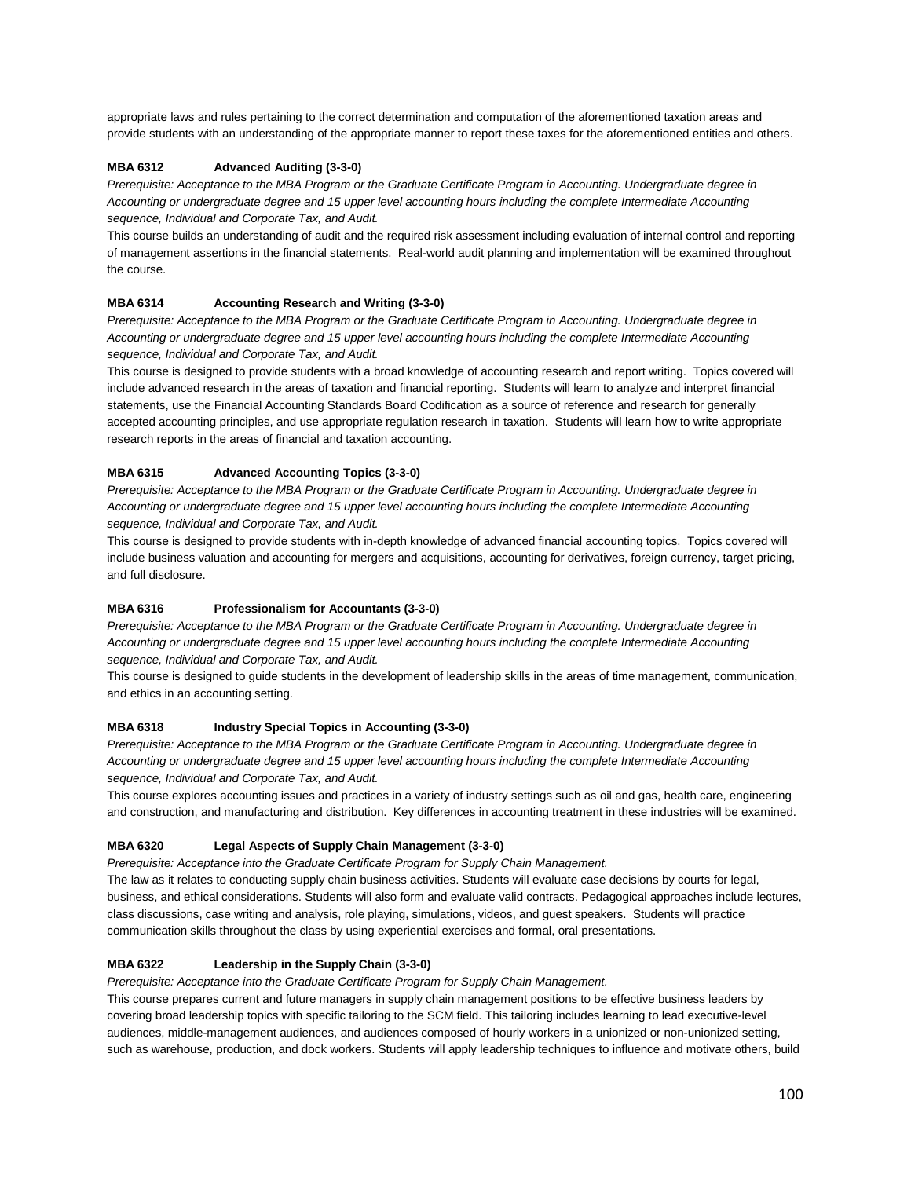appropriate laws and rules pertaining to the correct determination and computation of the aforementioned taxation areas and provide students with an understanding of the appropriate manner to report these taxes for the aforementioned entities and others.

**MBA 6312 Advanced Auditing (3-3-0)**

*Prerequisite: Acceptance to the MBA Program or the Graduate Certificate Program in Accounting. Undergraduate degree in Accounting or undergraduate degree and 15 upper level accounting hours including the complete Intermediate Accounting sequence, Individual and Corporate Tax, and Audit.*

This course builds an understanding of audit and the required risk assessment including evaluation of internal control and reporting of management assertions in the financial statements. Real-world audit planning and implementation will be examined throughout the course.

**MBA 6314 Accounting Research and Writing (3-3-0)**

*Prerequisite: Acceptance to the MBA Program or the Graduate Certificate Program in Accounting. Undergraduate degree in Accounting or undergraduate degree and 15 upper level accounting hours including the complete Intermediate Accounting sequence, Individual and Corporate Tax, and Audit.*

This course is designed to provide students with a broad knowledge of accounting research and report writing. Topics covered will include advanced research in the areas of taxation and financial reporting. Students will learn to analyze and interpret financial statements, use the Financial Accounting Standards Board Codification as a source of reference and research for generally accepted accounting principles, and use appropriate regulation research in taxation. Students will learn how to write appropriate research reports in the areas of financial and taxation accounting.

**MBA 6315 Advanced Accounting Topics (3-3-0)**

*Prerequisite: Acceptance to the MBA Program or the Graduate Certificate Program in Accounting. Undergraduate degree in Accounting or undergraduate degree and 15 upper level accounting hours including the complete Intermediate Accounting sequence, Individual and Corporate Tax, and Audit.*

This course is designed to provide students with in-depth knowledge of advanced financial accounting topics. Topics covered will include business valuation and accounting for mergers and acquisitions, accounting for derivatives, foreign currency, target pricing, and full disclosure.

**MBA 6316 Professionalism for Accountants (3-3-0)**

*Prerequisite: Acceptance to the MBA Program or the Graduate Certificate Program in Accounting. Undergraduate degree in Accounting or undergraduate degree and 15 upper level accounting hours including the complete Intermediate Accounting sequence, Individual and Corporate Tax, and Audit.*

This course is designed to guide students in the development of leadership skills in the areas of time management, communication, and ethics in an accounting setting.

**MBA 6318 Industry Special Topics in Accounting (3-3-0)**

*Prerequisite: Acceptance to the MBA Program or the Graduate Certificate Program in Accounting. Undergraduate degree in Accounting or undergraduate degree and 15 upper level accounting hours including the complete Intermediate Accounting sequence, Individual and Corporate Tax, and Audit.*

This course explores accounting issues and practices in a variety of industry settings such as oil and gas, health care, engineering and construction, and manufacturing and distribution. Key differences in accounting treatment in these industries will be examined.

**MBA 6320 Legal Aspects of Supply Chain Management (3-3-0)**

*Prerequisite: Acceptance into the Graduate Certificate Program for Supply Chain Management.*

The law as it relates to conducting supply chain business activities. Students will evaluate case decisions by courts for legal, business, and ethical considerations. Students will also form and evaluate valid contracts. Pedagogical approaches include lectures, class discussions, case writing and analysis, role playing, simulations, videos, and guest speakers. Students will practice communication skills throughout the class by using experiential exercises and formal, oral presentations.

**MBA 6322 Leadership in the Supply Chain (3-3-0)**

*Prerequisite: Acceptance into the Graduate Certificate Program for Supply Chain Management.*

This course prepares current and future managers in supply chain management positions to be effective business leaders by covering broad leadership topics with specific tailoring to the SCM field. This tailoring includes learning to lead executive-level audiences, middle-management audiences, and audiences composed of hourly workers in a unionized or non-unionized setting, such as warehouse, production, and dock workers. Students will apply leadership techniques to influence and motivate others, build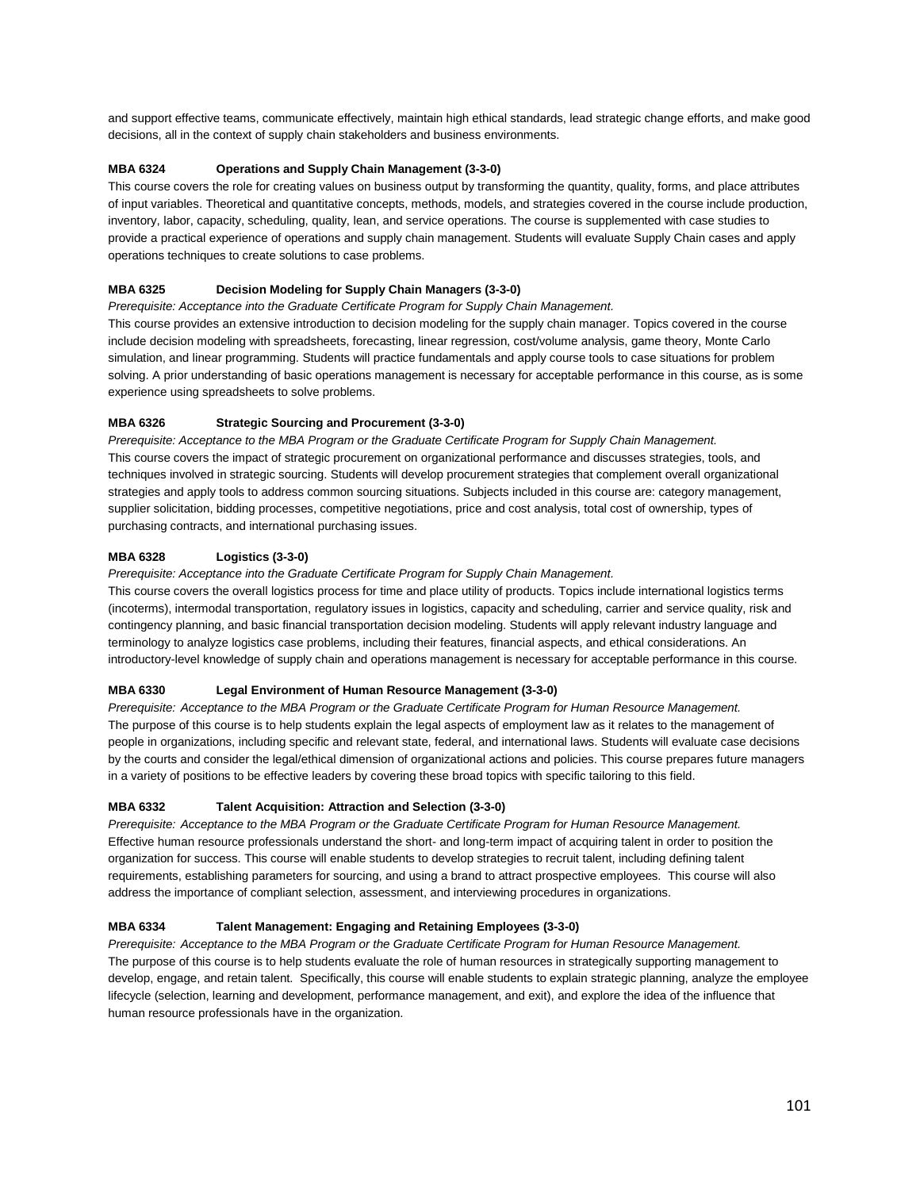and support effective teams, communicate effectively, maintain high ethical standards, lead strategic change efforts, and make good decisions, all in the context of supply chain stakeholders and business environments.

**MBA 6324 Operations and Supply Chain Management (3-3-0)**

This course covers the role for creating values on business output by transforming the quantity, quality, forms, and place attributes of input variables. Theoretical and quantitative concepts, methods, models, and strategies covered in the course include production, inventory, labor, capacity, scheduling, quality, lean, and service operations. The course is supplemented with case studies to provide a practical experience of operations and supply chain management. Students will evaluate Supply Chain cases and apply operations techniques to create solutions to case problems.

**MBA 6325 Decision Modeling for Supply Chain Managers (3-3-0)**

*Prerequisite: Acceptance into the Graduate Certificate Program for Supply Chain Management.*

This course provides an extensive introduction to decision modeling for the supply chain manager. Topics covered in the course include decision modeling with spreadsheets, forecasting, linear regression, cost/volume analysis, game theory, Monte Carlo simulation, and linear programming. Students will practice fundamentals and apply course tools to case situations for problem solving. A prior understanding of basic operations management is necessary for acceptable performance in this course, as is some experience using spreadsheets to solve problems.

**MBA 6326 Strategic Sourcing and Procurement (3-3-0)**

*Prerequisite: Acceptance to the MBA Program or the Graduate Certificate Program for Supply Chain Management.*

This course covers the impact of strategic procurement on organizational performance and discusses strategies, tools, and techniques involved in strategic sourcing. Students will develop procurement strategies that complement overall organizational strategies and apply tools to address common sourcing situations. Subjects included in this course are: category management, supplier solicitation, bidding processes, competitive negotiations, price and cost analysis, total cost of ownership, types of purchasing contracts, and international purchasing issues.

**MBA 6328 Logistics (3-3-0)**

*Prerequisite: Acceptance into the Graduate Certificate Program for Supply Chain Management.*

This course covers the overall logistics process for time and place utility of products. Topics include international logistics terms (incoterms), intermodal transportation, regulatory issues in logistics, capacity and scheduling, carrier and service quality, risk and contingency planning, and basic financial transportation decision modeling. Students will apply relevant industry language and terminology to analyze logistics case problems, including their features, financial aspects, and ethical considerations. An introductory-level knowledge of supply chain and operations management is necessary for acceptable performance in this course.

**MBA 6330 Legal Environment of Human Resource Management (3-3-0)**

*Prerequisite: Acceptance to the MBA Program or the Graduate Certificate Program for Human Resource Management.*

The purpose of this course is to help students explain the legal aspects of employment law as it relates to the management of people in organizations, including specific and relevant state, federal, and international laws. Students will evaluate case decisions by the courts and consider the legal/ethical dimension of organizational actions and policies. This course prepares future managers in a variety of positions to be effective leaders by covering these broad topics with specific tailoring to this field.

**MBA 6332 Talent Acquisition: Attraction and Selection (3-3-0)**

*Prerequisite: Acceptance to the MBA Program or the Graduate Certificate Program for Human Resource Management.*

Effective human resource professionals understand the short- and long-term impact of acquiring talent in order to position the organization for success. This course will enable students to develop strategies to recruit talent, including defining talent requirements, establishing parameters for sourcing, and using a brand to attract prospective employees. This course will also address the importance of compliant selection, assessment, and interviewing procedures in organizations.

**MBA 6334 Talent Management: Engaging and Retaining Employees (3-3-0)**

*Prerequisite: Acceptance to the MBA Program or the Graduate Certificate Program for Human Resource Management.*

The purpose of this course is to help students evaluate the role of human resources in strategically supporting management to develop, engage, and retain talent. Specifically, this course will enable students to explain strategic planning, analyze the employee lifecycle (selection, learning and development, performance management, and exit), and explore the idea of the influence that human resource professionals have in the organization.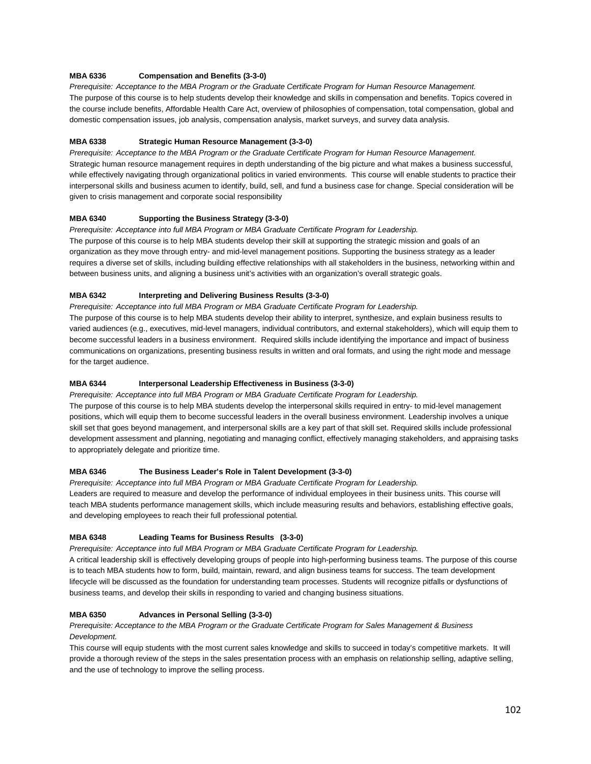**MBA 6336 Compensation and Benefits (3-3-0)**

*Prerequisite: Acceptance to the MBA Program or the Graduate Certificate Program for Human Resource Management.*
The purpose of this course is to help students develop their knowledge and skills in compensation and benefits. Topics covered in the course include benefits, Affordable Health Care Act, overview of philosophies of compensation, total compensation, global and domestic compensation issues, job analysis, compensation analysis, market surveys, and survey data analysis.

**MBA 6338 Strategic Human Resource Management (3-3-0)**

*Prerequisite: Acceptance to the MBA Program or the Graduate Certificate Program for Human Resource Management.*
Strategic human resource management requires in depth understanding of the big picture and what makes a business successful, while effectively navigating through organizational politics in varied environments. This course will enable students to practice their interpersonal skills and business acumen to identify, build, sell, and fund a business case for change. Special consideration will be given to crisis management and corporate social responsibility

**MBA 6340 Supporting the Business Strategy (3-3-0)**

*Prerequisite: Acceptance into full MBA Program or MBA Graduate Certificate Program for Leadership.*
The purpose of this course is to help MBA students develop their skill at supporting the strategic mission and goals of an organization as they move through entry- and mid-level management positions. Supporting the business strategy as a leader requires a diverse set of skills, including building effective relationships with all stakeholders in the business, networking within and between business units, and aligning a business unit's activities with an organization's overall strategic goals.

**MBA 6342 Interpreting and Delivering Business Results (3-3-0)**

*Prerequisite: Acceptance into full MBA Program or MBA Graduate Certificate Program for Leadership.*
The purpose of this course is to help MBA students develop their ability to interpret, synthesize, and explain business results to varied audiences (e.g., executives, mid-level managers, individual contributors, and external stakeholders), which will equip them to become successful leaders in a business environment. Required skills include identifying the importance and impact of business communications on organizations, presenting business results in written and oral formats, and using the right mode and message for the target audience.

**MBA 6344 Interpersonal Leadership Effectiveness in Business (3-3-0)**

*Prerequisite: Acceptance into full MBA Program or MBA Graduate Certificate Program for Leadership.*
The purpose of this course is to help MBA students develop the interpersonal skills required in entry- to mid-level management positions, which will equip them to become successful leaders in the overall business environment. Leadership involves a unique skill set that goes beyond management, and interpersonal skills are a key part of that skill set. Required skills include professional development assessment and planning, negotiating and managing conflict, effectively managing stakeholders, and appraising tasks to appropriately delegate and prioritize time.

**MBA 6346 The Business Leader's Role in Talent Development (3-3-0)**

*Prerequisite: Acceptance into full MBA Program or MBA Graduate Certificate Program for Leadership.*
Leaders are required to measure and develop the performance of individual employees in their business units. This course will teach MBA students performance management skills, which include measuring results and behaviors, establishing effective goals, and developing employees to reach their full professional potential.

**MBA 6348 Leading Teams for Business Results (3-3-0)**

*Prerequisite: Acceptance into full MBA Program or MBA Graduate Certificate Program for Leadership.*
A critical leadership skill is effectively developing groups of people into high-performing business teams. The purpose of this course is to teach MBA students how to form, build, maintain, reward, and align business teams for success. The team development lifecycle will be discussed as the foundation for understanding team processes. Students will recognize pitfalls or dysfunctions of business teams, and develop their skills in responding to varied and changing business situations.

**MBA 6350 Advances in Personal Selling (3-3-0)**

*Prerequisite: Acceptance to the MBA Program or the Graduate Certificate Program for Sales Management & Business Development.*
This course will equip students with the most current sales knowledge and skills to succeed in today's competitive markets. It will provide a thorough review of the steps in the sales presentation process with an emphasis on relationship selling, adaptive selling, and the use of technology to improve the selling process.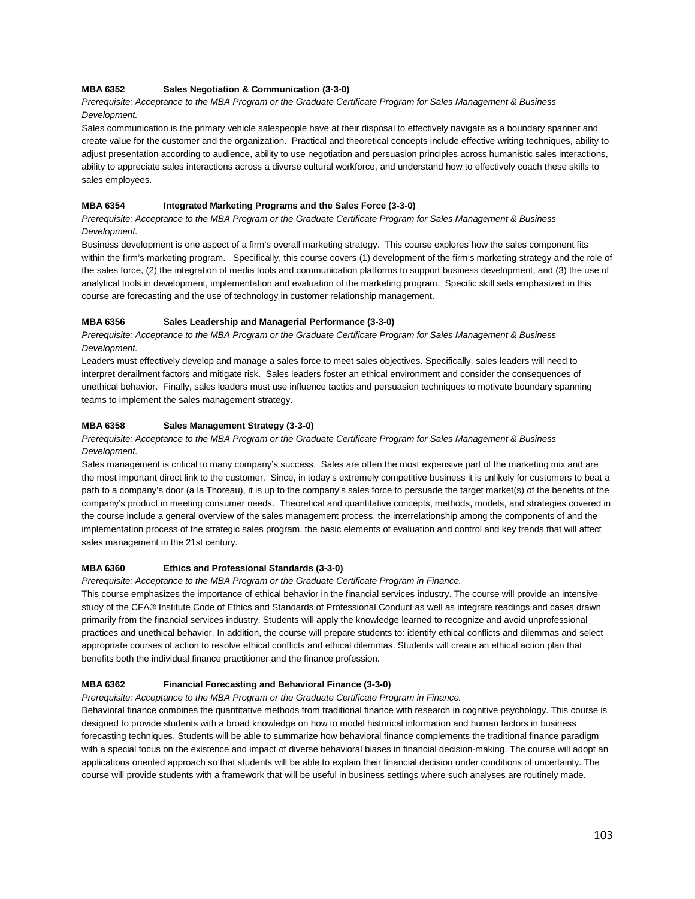**MBA 6352 Sales Negotiation & Communication (3-3-0)**

*Prerequisite: Acceptance to the MBA Program or the Graduate Certificate Program for Sales Management & Business Development.*

Sales communication is the primary vehicle salespeople have at their disposal to effectively navigate as a boundary spanner and create value for the customer and the organization. Practical and theoretical concepts include effective writing techniques, ability to adjust presentation according to audience, ability to use negotiation and persuasion principles across humanistic sales interactions, ability to appreciate sales interactions across a diverse cultural workforce, and understand how to effectively coach these skills to sales employees.

**MBA 6354 Integrated Marketing Programs and the Sales Force (3-3-0)**

*Prerequisite: Acceptance to the MBA Program or the Graduate Certificate Program for Sales Management & Business Development.*

Business development is one aspect of a firm's overall marketing strategy. This course explores how the sales component fits within the firm's marketing program. Specifically, this course covers (1) development of the firm's marketing strategy and the role of the sales force, (2) the integration of media tools and communication platforms to support business development, and (3) the use of analytical tools in development, implementation and evaluation of the marketing program. Specific skill sets emphasized in this course are forecasting and the use of technology in customer relationship management.

**MBA 6356 Sales Leadership and Managerial Performance (3-3-0)**

*Prerequisite: Acceptance to the MBA Program or the Graduate Certificate Program for Sales Management & Business Development.*

Leaders must effectively develop and manage a sales force to meet sales objectives. Specifically, sales leaders will need to interpret derailment factors and mitigate risk. Sales leaders foster an ethical environment and consider the consequences of unethical behavior. Finally, sales leaders must use influence tactics and persuasion techniques to motivate boundary spanning teams to implement the sales management strategy.

**MBA 6358 Sales Management Strategy (3-3-0)**

*Prerequisite: Acceptance to the MBA Program or the Graduate Certificate Program for Sales Management & Business Development.*

Sales management is critical to many company's success. Sales are often the most expensive part of the marketing mix and are the most important direct link to the customer. Since, in today's extremely competitive business it is unlikely for customers to beat a path to a company's door (a la Thoreau), it is up to the company's sales force to persuade the target market(s) of the benefits of the company's product in meeting consumer needs. Theoretical and quantitative concepts, methods, models, and strategies covered in the course include a general overview of the sales management process, the interrelationship among the components of and the implementation process of the strategic sales program, the basic elements of evaluation and control and key trends that will affect sales management in the 21st century.

**MBA 6360 Ethics and Professional Standards (3-3-0)**

*Prerequisite: Acceptance to the MBA Program or the Graduate Certificate Program in Finance.*

This course emphasizes the importance of ethical behavior in the financial services industry. The course will provide an intensive study of the CFA® Institute Code of Ethics and Standards of Professional Conduct as well as integrate readings and cases drawn primarily from the financial services industry. Students will apply the knowledge learned to recognize and avoid unprofessional practices and unethical behavior. In addition, the course will prepare students to: identify ethical conflicts and dilemmas and select appropriate courses of action to resolve ethical conflicts and ethical dilemmas. Students will create an ethical action plan that benefits both the individual finance practitioner and the finance profession.

**MBA 6362 Financial Forecasting and Behavioral Finance (3-3-0)**

*Prerequisite: Acceptance to the MBA Program or the Graduate Certificate Program in Finance.*

Behavioral finance combines the quantitative methods from traditional finance with research in cognitive psychology. This course is designed to provide students with a broad knowledge on how to model historical information and human factors in business forecasting techniques. Students will be able to summarize how behavioral finance complements the traditional finance paradigm with a special focus on the existence and impact of diverse behavioral biases in financial decision-making. The course will adopt an applications oriented approach so that students will be able to explain their financial decision under conditions of uncertainty. The course will provide students with a framework that will be useful in business settings where such analyses are routinely made.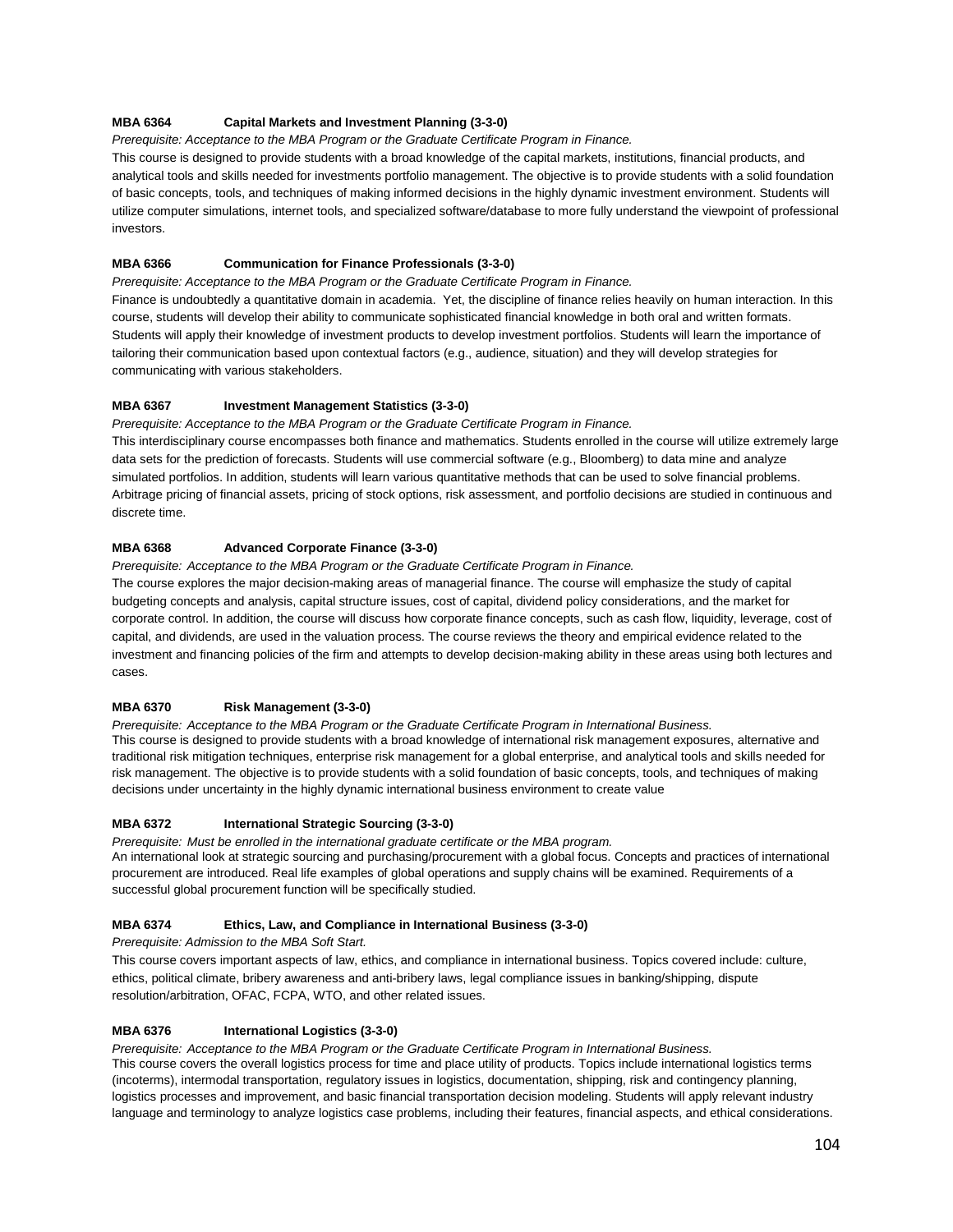**MBA 6364 Capital Markets and Investment Planning (3-3-0)**

*Prerequisite: Acceptance to the MBA Program or the Graduate Certificate Program in Finance.*

This course is designed to provide students with a broad knowledge of the capital markets, institutions, financial products, and analytical tools and skills needed for investments portfolio management. The objective is to provide students with a solid foundation of basic concepts, tools, and techniques of making informed decisions in the highly dynamic investment environment. Students will utilize computer simulations, internet tools, and specialized software/database to more fully understand the viewpoint of professional investors.

**MBA 6366 Communication for Finance Professionals (3-3-0)**

*Prerequisite: Acceptance to the MBA Program or the Graduate Certificate Program in Finance.*

Finance is undoubtedly a quantitative domain in academia. Yet, the discipline of finance relies heavily on human interaction. In this course, students will develop their ability to communicate sophisticated financial knowledge in both oral and written formats. Students will apply their knowledge of investment products to develop investment portfolios. Students will learn the importance of tailoring their communication based upon contextual factors (e.g., audience, situation) and they will develop strategies for communicating with various stakeholders.

**MBA 6367 Investment Management Statistics (3-3-0)**

*Prerequisite: Acceptance to the MBA Program or the Graduate Certificate Program in Finance.*

This interdisciplinary course encompasses both finance and mathematics. Students enrolled in the course will utilize extremely large data sets for the prediction of forecasts. Students will use commercial software (e.g., Bloomberg) to data mine and analyze simulated portfolios. In addition, students will learn various quantitative methods that can be used to solve financial problems. Arbitrage pricing of financial assets, pricing of stock options, risk assessment, and portfolio decisions are studied in continuous and discrete time.

**MBA 6368 Advanced Corporate Finance (3-3-0)**

*Prerequisite: Acceptance to the MBA Program or the Graduate Certificate Program in Finance.*

The course explores the major decision-making areas of managerial finance. The course will emphasize the study of capital budgeting concepts and analysis, capital structure issues, cost of capital, dividend policy considerations, and the market for corporate control. In addition, the course will discuss how corporate finance concepts, such as cash flow, liquidity, leverage, cost of capital, and dividends, are used in the valuation process. The course reviews the theory and empirical evidence related to the investment and financing policies of the firm and attempts to develop decision-making ability in these areas using both lectures and cases.

**MBA 6370 Risk Management (3-3-0)**

*Prerequisite: Acceptance to the MBA Program or the Graduate Certificate Program in International Business.*

This course is designed to provide students with a broad knowledge of international risk management exposures, alternative and traditional risk mitigation techniques, enterprise risk management for a global enterprise, and analytical tools and skills needed for risk management. The objective is to provide students with a solid foundation of basic concepts, tools, and techniques of making decisions under uncertainty in the highly dynamic international business environment to create value

**MBA 6372 International Strategic Sourcing (3-3-0)**

*Prerequisite: Must be enrolled in the international graduate certificate or the MBA program.*

An international look at strategic sourcing and purchasing/procurement with a global focus. Concepts and practices of international procurement are introduced. Real life examples of global operations and supply chains will be examined. Requirements of a successful global procurement function will be specifically studied.

**MBA 6374 Ethics, Law, and Compliance in International Business (3-3-0)**

*Prerequisite: Admission to the MBA Soft Start.*

This course covers important aspects of law, ethics, and compliance in international business. Topics covered include: culture, ethics, political climate, bribery awareness and anti-bribery laws, legal compliance issues in banking/shipping, dispute resolution/arbitration, OFAC, FCPA, WTO, and other related issues.

**MBA 6376 International Logistics (3-3-0)**

*Prerequisite: Acceptance to the MBA Program or the Graduate Certificate Program in International Business.*

This course covers the overall logistics process for time and place utility of products. Topics include international logistics terms (incoterms), intermodal transportation, regulatory issues in logistics, documentation, shipping, risk and contingency planning, logistics processes and improvement, and basic financial transportation decision modeling. Students will apply relevant industry language and terminology to analyze logistics case problems, including their features, financial aspects, and ethical considerations.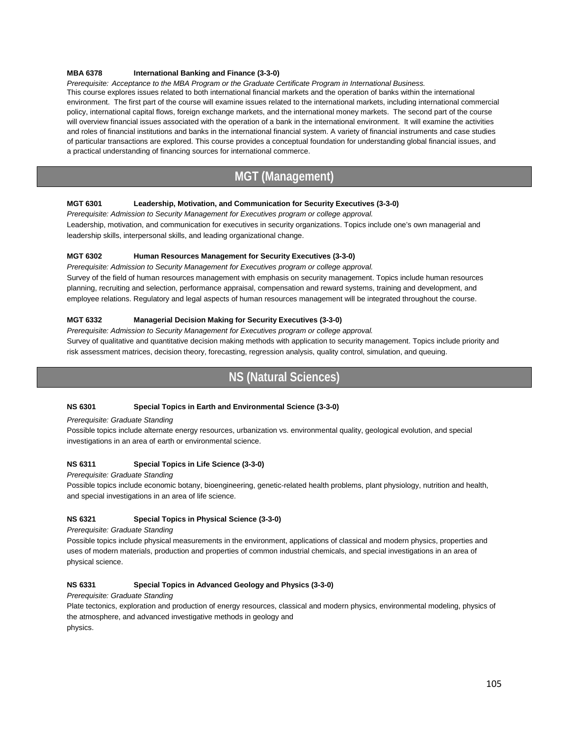**MBA 6378 International Banking and Finance (3-3-0)**

*Prerequisite: Acceptance to the MBA Program or the Graduate Certificate Program in International Business.*

This course explores issues related to both international financial markets and the operation of banks within the international environment. The first part of the course will examine issues related to the international markets, including international commercial policy, international capital flows, foreign exchange markets, and the international money markets. The second part of the course will overview financial issues associated with the operation of a bank in the international environment. It will examine the activities and roles of financial institutions and banks in the international financial system. A variety of financial instruments and case studies of particular transactions are explored. This course provides a conceptual foundation for understanding global financial issues, and a practical understanding of financing sources for international commerce.

## MGT (Management)

**MGT 6301 Leadership, Motivation, and Communication for Security Executives (3-3-0)**

*Prerequisite: Admission to Security Management for Executives program or college approval.*

Leadership, motivation, and communication for executives in security organizations. Topics include one's own managerial and leadership skills, interpersonal skills, and leading organizational change.

**MGT 6302 Human Resources Management for Security Executives (3-3-0)**

*Prerequisite: Admission to Security Management for Executives program or college approval.*

Survey of the field of human resources management with emphasis on security management. Topics include human resources planning, recruiting and selection, performance appraisal, compensation and reward systems, training and development, and employee relations. Regulatory and legal aspects of human resources management will be integrated throughout the course.

**MGT 6332 Managerial Decision Making for Security Executives (3-3-0)**

*Prerequisite: Admission to Security Management for Executives program or college approval.*

Survey of qualitative and quantitative decision making methods with application to security management. Topics include priority and risk assessment matrices, decision theory, forecasting, regression analysis, quality control, simulation, and queuing.

## NS (Natural Sciences)

**NS 6301 Special Topics in Earth and Environmental Science (3-3-0)**

*Prerequisite: Graduate Standing*

Possible topics include alternate energy resources, urbanization vs. environmental quality, geological evolution, and special investigations in an area of earth or environmental science.

**NS 6311 Special Topics in Life Science (3-3-0)**

*Prerequisite: Graduate Standing*

Possible topics include economic botany, bioengineering, genetic-related health problems, plant physiology, nutrition and health, and special investigations in an area of life science.

**NS 6321 Special Topics in Physical Science (3-3-0)**

*Prerequisite: Graduate Standing*

Possible topics include physical measurements in the environment, applications of classical and modern physics, properties and uses of modern materials, production and properties of common industrial chemicals, and special investigations in an area of physical science.

**NS 6331 Special Topics in Advanced Geology and Physics (3-3-0)**

*Prerequisite: Graduate Standing*

Plate tectonics, exploration and production of energy resources, classical and modern physics, environmental modeling, physics of the atmosphere, and advanced investigative methods in geology and physics.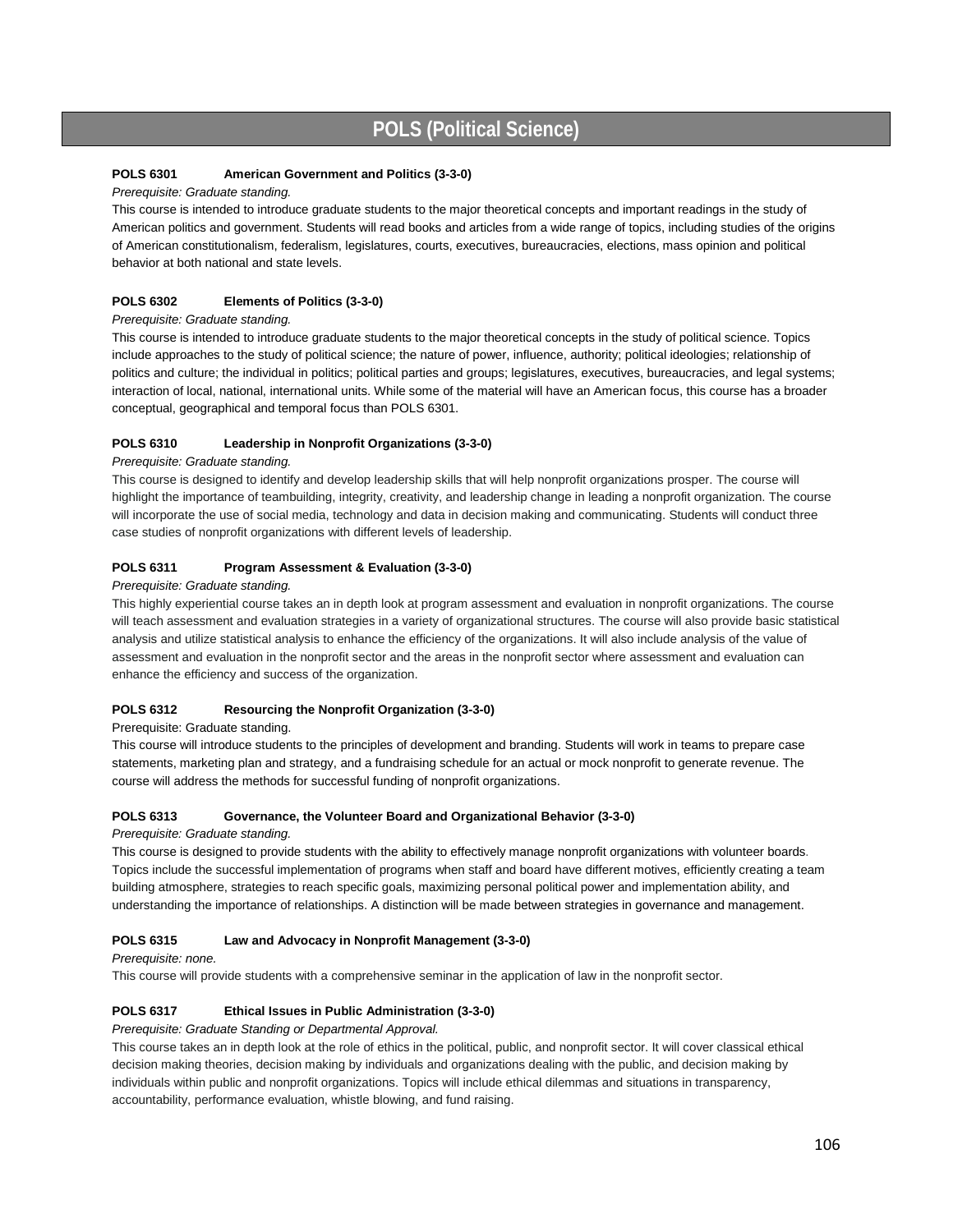# POLS (Political Science)

**POLS 6301 American Government and Politics (3-3-0)**

*Prerequisite: Graduate standing.*

This course is intended to introduce graduate students to the major theoretical concepts and important readings in the study of American politics and government. Students will read books and articles from a wide range of topics, including studies of the origins of American constitutionalism, federalism, legislatures, courts, executives, bureaucracies, elections, mass opinion and political behavior at both national and state levels.

**POLS 6302 Elements of Politics (3-3-0)**

*Prerequisite: Graduate standing.*

This course is intended to introduce graduate students to the major theoretical concepts in the study of political science. Topics include approaches to the study of political science; the nature of power, influence, authority; political ideologies; relationship of politics and culture; the individual in politics; political parties and groups; legislatures, executives, bureaucracies, and legal systems; interaction of local, national, international units. While some of the material will have an American focus, this course has a broader conceptual, geographical and temporal focus than POLS 6301.

**POLS 6310 Leadership in Nonprofit Organizations (3-3-0)**

*Prerequisite: Graduate standing.*

This course is designed to identify and develop leadership skills that will help nonprofit organizations prosper. The course will highlight the importance of teambuilding, integrity, creativity, and leadership change in leading a nonprofit organization. The course will incorporate the use of social media, technology and data in decision making and communicating. Students will conduct three case studies of nonprofit organizations with different levels of leadership.

**POLS 6311 Program Assessment & Evaluation (3-3-0)**

*Prerequisite: Graduate standing.*

This highly experiential course takes an in depth look at program assessment and evaluation in nonprofit organizations. The course will teach assessment and evaluation strategies in a variety of organizational structures. The course will also provide basic statistical analysis and utilize statistical analysis to enhance the efficiency of the organizations. It will also include analysis of the value of assessment and evaluation in the nonprofit sector and the areas in the nonprofit sector where assessment and evaluation can enhance the efficiency and success of the organization.

**POLS 6312 Resourcing the Nonprofit Organization (3-3-0)**

Prerequisite: Graduate standing.

This course will introduce students to the principles of development and branding. Students will work in teams to prepare case statements, marketing plan and strategy, and a fundraising schedule for an actual or mock nonprofit to generate revenue. The course will address the methods for successful funding of nonprofit organizations.

**POLS 6313 Governance, the Volunteer Board and Organizational Behavior (3-3-0)**

*Prerequisite: Graduate standing.*

This course is designed to provide students with the ability to effectively manage nonprofit organizations with volunteer boards. Topics include the successful implementation of programs when staff and board have different motives, efficiently creating a team building atmosphere, strategies to reach specific goals, maximizing personal political power and implementation ability, and understanding the importance of relationships. A distinction will be made between strategies in governance and management.

**POLS 6315 Law and Advocacy in Nonprofit Management (3-3-0)**

*Prerequisite: none.*

This course will provide students with a comprehensive seminar in the application of law in the nonprofit sector.

**POLS 6317 Ethical Issues in Public Administration (3-3-0)**

*Prerequisite: Graduate Standing or Departmental Approval.*

This course takes an in depth look at the role of ethics in the political, public, and nonprofit sector. It will cover classical ethical decision making theories, decision making by individuals and organizations dealing with the public, and decision making by individuals within public and nonprofit organizations. Topics will include ethical dilemmas and situations in transparency, accountability, performance evaluation, whistle blowing, and fund raising.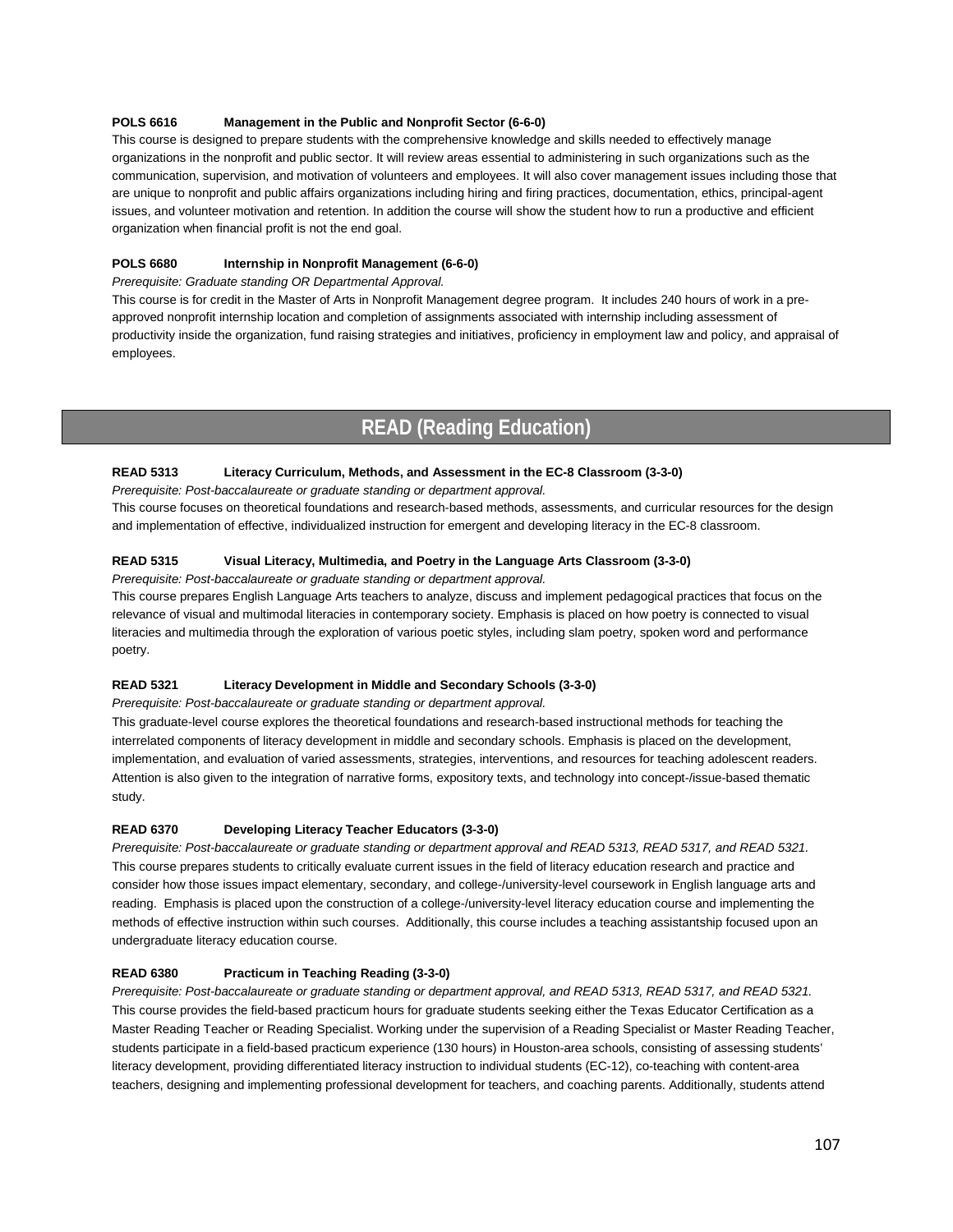**POLS 6616 Management in the Public and Nonprofit Sector (6-6-0)**

This course is designed to prepare students with the comprehensive knowledge and skills needed to effectively manage organizations in the nonprofit and public sector. It will review areas essential to administering in such organizations such as the communication, supervision, and motivation of volunteers and employees. It will also cover management issues including those that are unique to nonprofit and public affairs organizations including hiring and firing practices, documentation, ethics, principal-agent issues, and volunteer motivation and retention. In addition the course will show the student how to run a productive and efficient organization when financial profit is not the end goal.

**POLS 6680 Internship in Nonprofit Management (6-6-0)**

*Prerequisite: Graduate standing OR Departmental Approval.*

This course is for credit in the Master of Arts in Nonprofit Management degree program. It includes 240 hours of work in a pre-approved nonprofit internship location and completion of assignments associated with internship including assessment of productivity inside the organization, fund raising strategies and initiatives, proficiency in employment law and policy, and appraisal of employees.

## READ (Reading Education)

**READ 5313 Literacy Curriculum, Methods, and Assessment in the EC-8 Classroom (3-3-0)**

*Prerequisite: Post-baccalaureate or graduate standing or department approval.*

This course focuses on theoretical foundations and research-based methods, assessments, and curricular resources for the design and implementation of effective, individualized instruction for emergent and developing literacy in the EC-8 classroom.

**READ 5315 Visual Literacy, Multimedia, and Poetry in the Language Arts Classroom (3-3-0)**

*Prerequisite: Post-baccalaureate or graduate standing or department approval.*

This course prepares English Language Arts teachers to analyze, discuss and implement pedagogical practices that focus on the relevance of visual and multimodal literacies in contemporary society. Emphasis is placed on how poetry is connected to visual literacies and multimedia through the exploration of various poetic styles, including slam poetry, spoken word and performance poetry.

**READ 5321 Literacy Development in Middle and Secondary Schools (3-3-0)**

*Prerequisite: Post-baccalaureate or graduate standing or department approval.*

This graduate-level course explores the theoretical foundations and research-based instructional methods for teaching the interrelated components of literacy development in middle and secondary schools. Emphasis is placed on the development, implementation, and evaluation of varied assessments, strategies, interventions, and resources for teaching adolescent readers. Attention is also given to the integration of narrative forms, expository texts, and technology into concept-/issue-based thematic study.

**READ 6370 Developing Literacy Teacher Educators (3-3-0)**

*Prerequisite: Post-baccalaureate or graduate standing or department approval and READ 5313, READ 5317, and READ 5321.*

This course prepares students to critically evaluate current issues in the field of literacy education research and practice and consider how those issues impact elementary, secondary, and college-/university-level coursework in English language arts and reading. Emphasis is placed upon the construction of a college-/university-level literacy education course and implementing the methods of effective instruction within such courses. Additionally, this course includes a teaching assistantship focused upon an undergraduate literacy education course.

**READ 6380 Practicum in Teaching Reading (3-3-0)**

*Prerequisite: Post-baccalaureate or graduate standing or department approval, and READ 5313, READ 5317, and READ 5321.*

This course provides the field-based practicum hours for graduate students seeking either the Texas Educator Certification as a Master Reading Teacher or Reading Specialist. Working under the supervision of a Reading Specialist or Master Reading Teacher, students participate in a field-based practicum experience (130 hours) in Houston-area schools, consisting of assessing students' literacy development, providing differentiated literacy instruction to individual students (EC-12), co-teaching with content-area teachers, designing and implementing professional development for teachers, and coaching parents. Additionally, students attend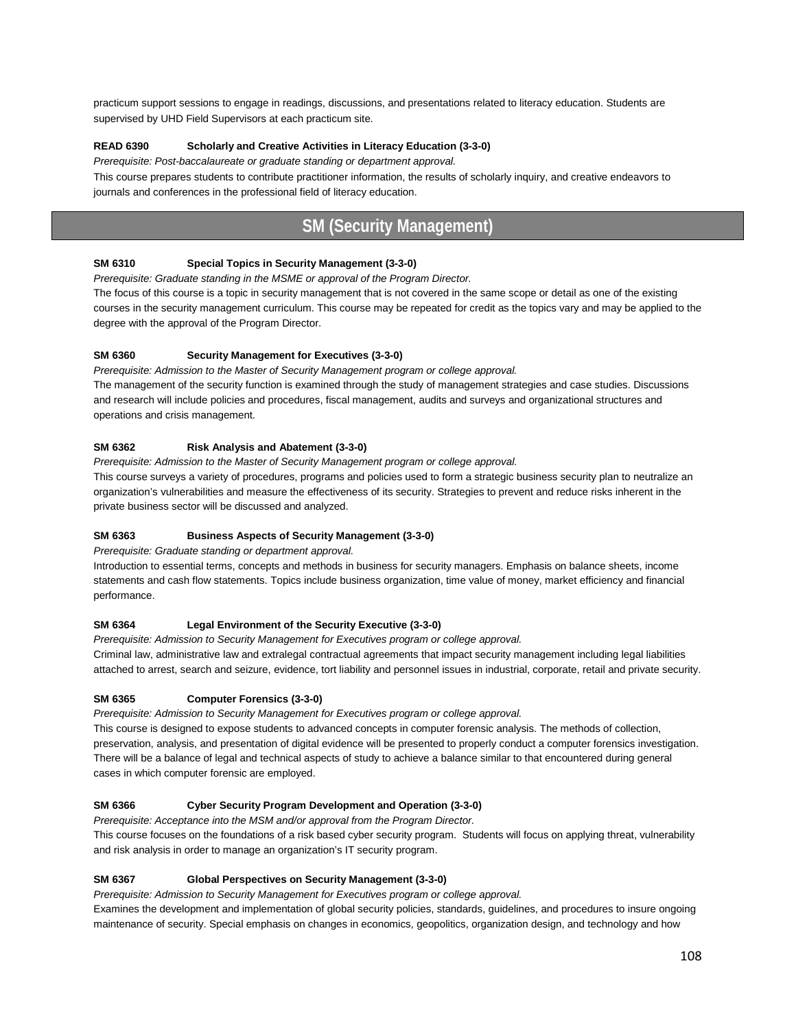practicum support sessions to engage in readings, discussions, and presentations related to literacy education. Students are supervised by UHD Field Supervisors at each practicum site.

**READ 6390 Scholarly and Creative Activities in Literacy Education (3-3-0)**

*Prerequisite: Post-baccalaureate or graduate standing or department approval.*

This course prepares students to contribute practitioner information, the results of scholarly inquiry, and creative endeavors to journals and conferences in the professional field of literacy education.

## SM (Security Management)

**SM 6310 Special Topics in Security Management (3-3-0)**

*Prerequisite: Graduate standing in the MSME or approval of the Program Director.*

The focus of this course is a topic in security management that is not covered in the same scope or detail as one of the existing courses in the security management curriculum. This course may be repeated for credit as the topics vary and may be applied to the degree with the approval of the Program Director.

**SM 6360 Security Management for Executives (3-3-0)**

*Prerequisite: Admission to the Master of Security Management program or college approval.*

The management of the security function is examined through the study of management strategies and case studies. Discussions and research will include policies and procedures, fiscal management, audits and surveys and organizational structures and operations and crisis management.

**SM 6362 Risk Analysis and Abatement (3-3-0)**

*Prerequisite: Admission to the Master of Security Management program or college approval.*

This course surveys a variety of procedures, programs and policies used to form a strategic business security plan to neutralize an organization's vulnerabilities and measure the effectiveness of its security. Strategies to prevent and reduce risks inherent in the private business sector will be discussed and analyzed.

**SM 6363 Business Aspects of Security Management (3-3-0)**

*Prerequisite: Graduate standing or department approval.*

Introduction to essential terms, concepts and methods in business for security managers. Emphasis on balance sheets, income statements and cash flow statements. Topics include business organization, time value of money, market efficiency and financial performance.

**SM 6364 Legal Environment of the Security Executive (3-3-0)**

*Prerequisite: Admission to Security Management for Executives program or college approval.*

Criminal law, administrative law and extralegal contractual agreements that impact security management including legal liabilities attached to arrest, search and seizure, evidence, tort liability and personnel issues in industrial, corporate, retail and private security.

**SM 6365 Computer Forensics (3-3-0)**

*Prerequisite: Admission to Security Management for Executives program or college approval.*

This course is designed to expose students to advanced concepts in computer forensic analysis. The methods of collection, preservation, analysis, and presentation of digital evidence will be presented to properly conduct a computer forensics investigation. There will be a balance of legal and technical aspects of study to achieve a balance similar to that encountered during general cases in which computer forensic are employed.

**SM 6366 Cyber Security Program Development and Operation (3-3-0)**

*Prerequisite: Acceptance into the MSM and/or approval from the Program Director.*

This course focuses on the foundations of a risk based cyber security program. Students will focus on applying threat, vulnerability and risk analysis in order to manage an organization's IT security program.

**SM 6367 Global Perspectives on Security Management (3-3-0)**

*Prerequisite: Admission to Security Management for Executives program or college approval.*

Examines the development and implementation of global security policies, standards, guidelines, and procedures to insure ongoing maintenance of security. Special emphasis on changes in economics, geopolitics, organization design, and technology and how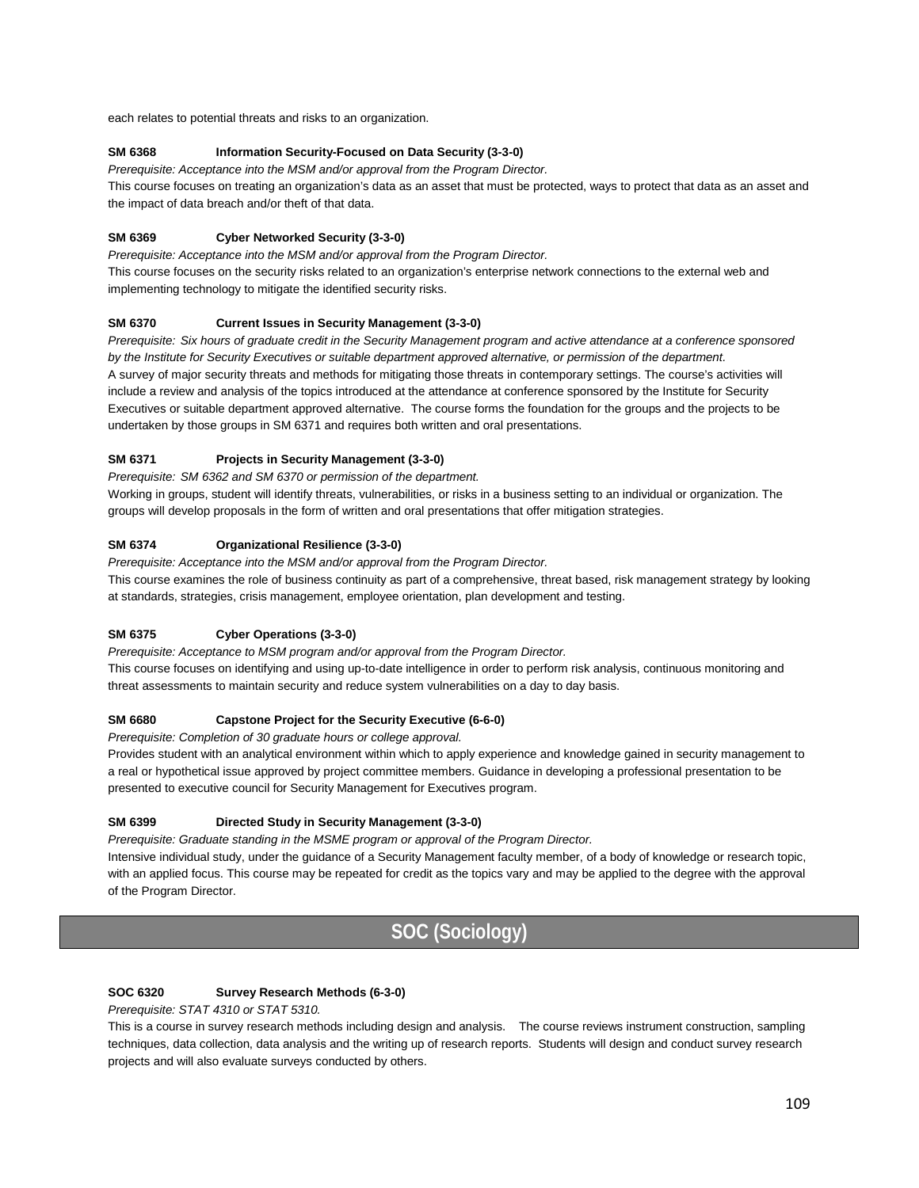each relates to potential threats and risks to an organization.

**SM 6368 Information Security-Focused on Data Security (3-3-0)**

*Prerequisite: Acceptance into the MSM and/or approval from the Program Director.*

This course focuses on treating an organization's data as an asset that must be protected, ways to protect that data as an asset and the impact of data breach and/or theft of that data.

**SM 6369 Cyber Networked Security (3-3-0)**

*Prerequisite: Acceptance into the MSM and/or approval from the Program Director.*

This course focuses on the security risks related to an organization's enterprise network connections to the external web and implementing technology to mitigate the identified security risks.

**SM 6370 Current Issues in Security Management (3-3-0)**

*Prerequisite: Six hours of graduate credit in the Security Management program and active attendance at a conference sponsored by the Institute for Security Executives or suitable department approved alternative, or permission of the department.*

A survey of major security threats and methods for mitigating those threats in contemporary settings. The course's activities will include a review and analysis of the topics introduced at the attendance at conference sponsored by the Institute for Security Executives or suitable department approved alternative. The course forms the foundation for the groups and the projects to be undertaken by those groups in SM 6371 and requires both written and oral presentations.

**SM 6371 Projects in Security Management (3-3-0)**

*Prerequisite: SM 6362 and SM 6370 or permission of the department.*

Working in groups, student will identify threats, vulnerabilities, or risks in a business setting to an individual or organization. The groups will develop proposals in the form of written and oral presentations that offer mitigation strategies.

**SM 6374 Organizational Resilience (3-3-0)**

*Prerequisite: Acceptance into the MSM and/or approval from the Program Director.*

This course examines the role of business continuity as part of a comprehensive, threat based, risk management strategy by looking at standards, strategies, crisis management, employee orientation, plan development and testing.

**SM 6375 Cyber Operations (3-3-0)**

*Prerequisite: Acceptance to MSM program and/or approval from the Program Director.*

This course focuses on identifying and using up-to-date intelligence in order to perform risk analysis, continuous monitoring and threat assessments to maintain security and reduce system vulnerabilities on a day to day basis.

**SM 6680 Capstone Project for the Security Executive (6-6-0)**

*Prerequisite: Completion of 30 graduate hours or college approval.*

Provides student with an analytical environment within which to apply experience and knowledge gained in security management to a real or hypothetical issue approved by project committee members. Guidance in developing a professional presentation to be presented to executive council for Security Management for Executives program.

**SM 6399 Directed Study in Security Management (3-3-0)**

*Prerequisite: Graduate standing in the MSME program or approval of the Program Director.*

Intensive individual study, under the guidance of a Security Management faculty member, of a body of knowledge or research topic, with an applied focus. This course may be repeated for credit as the topics vary and may be applied to the degree with the approval of the Program Director.

## SOC (Sociology)

**SOC 6320 Survey Research Methods (6-3-0)**

*Prerequisite: STAT 4310 or STAT 5310.*

This is a course in survey research methods including design and analysis. The course reviews instrument construction, sampling techniques, data collection, data analysis and the writing up of research reports. Students will design and conduct survey research projects and will also evaluate surveys conducted by others.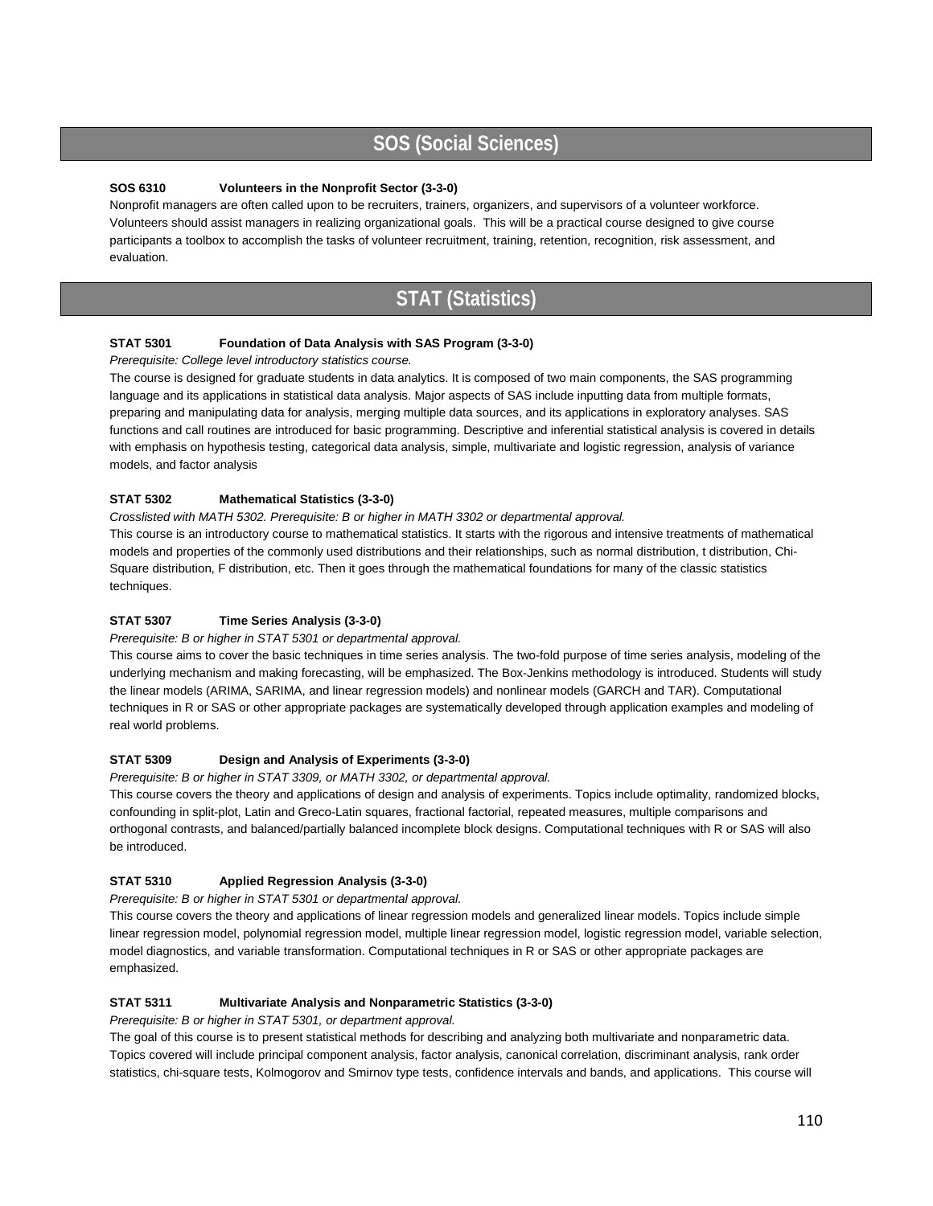# SOS (Social Sciences)

**SOS 6310 Volunteers in the Nonprofit Sector (3-3-0)**

Nonprofit managers are often called upon to be recruiters, trainers, organizers, and supervisors of a volunteer workforce. Volunteers should assist managers in realizing organizational goals. This will be a practical course designed to give course participants a toolbox to accomplish the tasks of volunteer recruitment, training, retention, recognition, risk assessment, and evaluation.

# STAT (Statistics)

**STAT 5301 Foundation of Data Analysis with SAS Program (3-3-0)**

*Prerequisite: College level introductory statistics course.*

The course is designed for graduate students in data analytics. It is composed of two main components, the SAS programming language and its applications in statistical data analysis. Major aspects of SAS include inputting data from multiple formats, preparing and manipulating data for analysis, merging multiple data sources, and its applications in exploratory analyses. SAS functions and call routines are introduced for basic programming. Descriptive and inferential statistical analysis is covered in details with emphasis on hypothesis testing, categorical data analysis, simple, multivariate and logistic regression, analysis of variance models, and factor analysis

**STAT 5302 Mathematical Statistics (3-3-0)**

*Crosslisted with MATH 5302. Prerequisite: B or higher in MATH 3302 or departmental approval.*

This course is an introductory course to mathematical statistics. It starts with the rigorous and intensive treatments of mathematical models and properties of the commonly used distributions and their relationships, such as normal distribution, t distribution, Chi-Square distribution, F distribution, etc. Then it goes through the mathematical foundations for many of the classic statistics techniques.

**STAT 5307 Time Series Analysis (3-3-0)**

*Prerequisite: B or higher in STAT 5301 or departmental approval.*

This course aims to cover the basic techniques in time series analysis. The two-fold purpose of time series analysis, modeling of the underlying mechanism and making forecasting, will be emphasized. The Box-Jenkins methodology is introduced. Students will study the linear models (ARIMA, SARIMA, and linear regression models) and nonlinear models (GARCH and TAR). Computational techniques in R or SAS or other appropriate packages are systematically developed through application examples and modeling of real world problems.

**STAT 5309 Design and Analysis of Experiments (3-3-0)**

*Prerequisite: B or higher in STAT 3309, or MATH 3302, or departmental approval.*

This course covers the theory and applications of design and analysis of experiments. Topics include optimality, randomized blocks, confounding in split-plot, Latin and Greco-Latin squares, fractional factorial, repeated measures, multiple comparisons and orthogonal contrasts, and balanced/partially balanced incomplete block designs. Computational techniques with R or SAS will also be introduced.

**STAT 5310 Applied Regression Analysis (3-3-0)**

*Prerequisite: B or higher in STAT 5301 or departmental approval.*

This course covers the theory and applications of linear regression models and generalized linear models. Topics include simple linear regression model, polynomial regression model, multiple linear regression model, logistic regression model, variable selection, model diagnostics, and variable transformation. Computational techniques in R or SAS or other appropriate packages are emphasized.

**STAT 5311 Multivariate Analysis and Nonparametric Statistics (3-3-0)**

*Prerequisite: B or higher in STAT 5301, or department approval.*

The goal of this course is to present statistical methods for describing and analyzing both multivariate and nonparametric data. Topics covered will include principal component analysis, factor analysis, canonical correlation, discriminant analysis, rank order statistics, chi-square tests, Kolmogorov and Smirnov type tests, confidence intervals and bands, and applications. This course will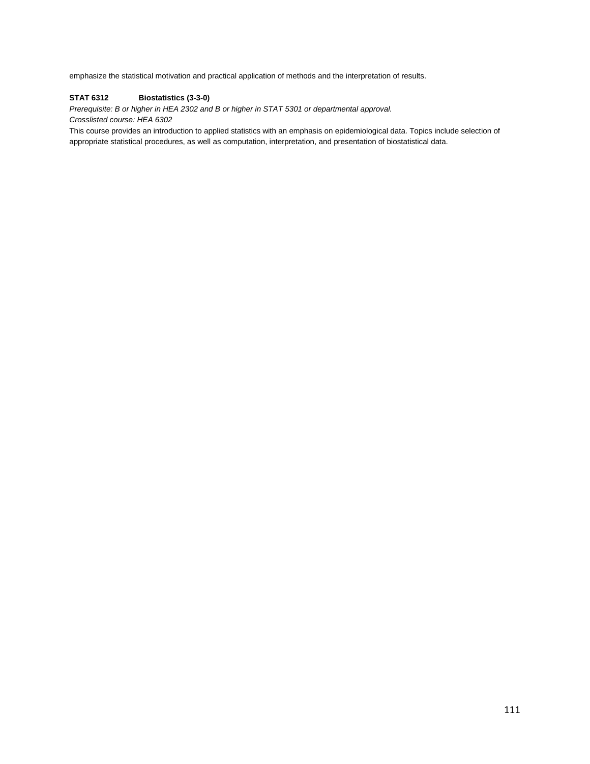emphasize the statistical motivation and practical application of methods and the interpretation of results.

**STAT 6312 Biostatistics (3-3-0)**

*Prerequisite: B or higher in HEA 2302 and B or higher in STAT 5301 or departmental approval.*

*Crosslisted course: HEA 6302*

This course provides an introduction to applied statistics with an emphasis on epidemiological data. Topics include selection of appropriate statistical procedures, as well as computation, interpretation, and presentation of biostatistical data.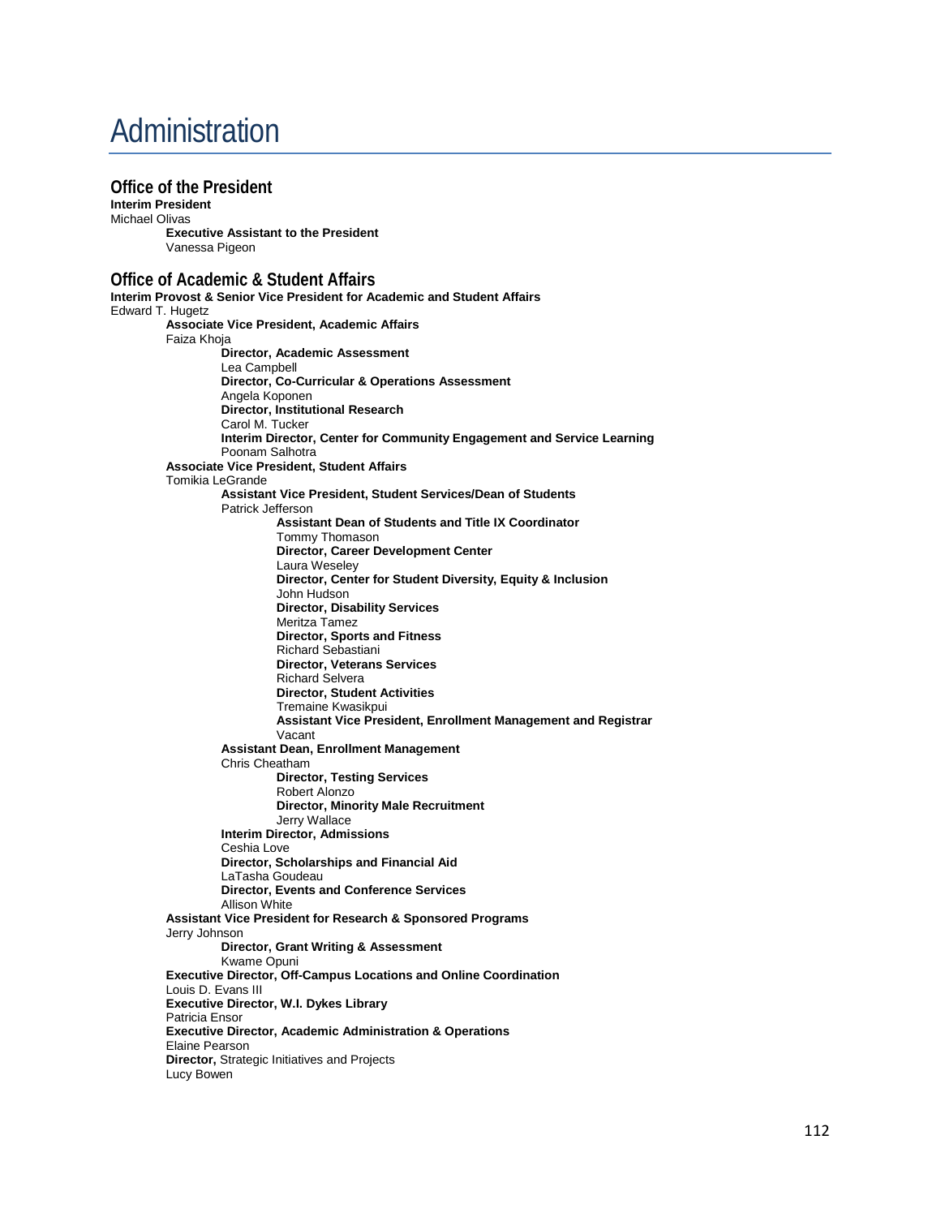# Administration

## Office of the President

**Interim President**
Michael Olivas

- **Executive Assistant to the President**
  Vanessa Pigeon

## Office of Academic & Student Affairs

**Interim Provost & Senior Vice President for Academic and Student Affairs**
Edward T. Hugetz

- **Associate Vice President, Academic Affairs**
  Faiza Khoja
  - **Director, Academic Assessment**
    Lea Campbell
  - **Director, Co-Curricular & Operations Assessment**
    Angela Koponen
  - **Director, Institutional Research**
    Carol M. Tucker
  - **Interim Director, Center for Community Engagement and Service Learning**
    Poonam Salhotra
- **Associate Vice President, Student Affairs**
  Tomikia LeGrande
  - **Assistant Vice President, Student Services/Dean of Students**
    Patrick Jefferson
    - **Assistant Dean of Students and Title IX Coordinator**
      Tommy Thomason
    - **Director, Career Development Center**
      Laura Weseley
    - **Director, Center for Student Diversity, Equity & Inclusion**
      John Hudson
    - **Director, Disability Services**
      Meritza Tamez
    - **Director, Sports and Fitness**
      Richard Sebastiani
    - **Director, Veterans Services**
      Richard Selvera
    - **Director, Student Activities**
      Tremaine Kwasikpui
    - **Assistant Vice President, Enrollment Management and Registrar**
      Vacant
  - **Assistant Dean, Enrollment Management**
    Chris Cheatham
    - **Director, Testing Services**
      Robert Alonzo
    - **Director, Minority Male Recruitment**
      Jerry Wallace
  - **Interim Director, Admissions**
    Ceshia Love
  - **Director, Scholarships and Financial Aid**
    LaTasha Goudeau
  - **Director, Events and Conference Services**
    Allison White
- **Assistant Vice President for Research & Sponsored Programs**
  Jerry Johnson
  - **Director, Grant Writing & Assessment**
    Kwame Opuni
- **Executive Director, Off-Campus Locations and Online Coordination**
  Louis D. Evans III
- **Executive Director, W.I. Dykes Library**
  Patricia Ensor
- **Executive Director, Academic Administration & Operations**
  Elaine Pearson
- **Director,** Strategic Initiatives and Projects
  Lucy Bowen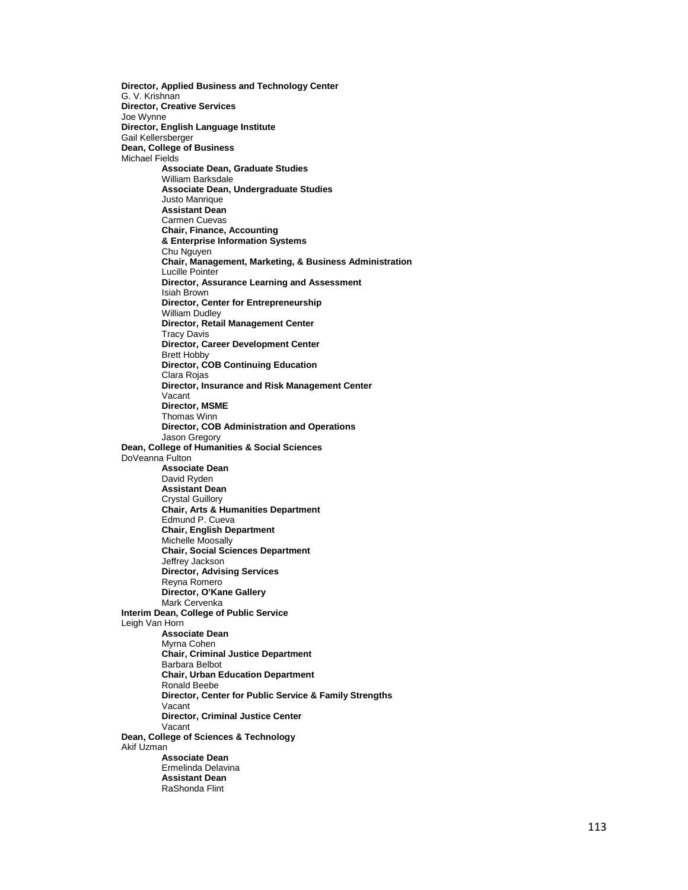**Director, Applied Business and Technology Center**
G. V. Krishnan
**Director, Creative Services**
Joe Wynne
**Director, English Language Institute**
Gail Kellersberger
**Dean, College of Business**
Michael Fields

> **Associate Dean, Graduate Studies**
> William Barksdale
> **Associate Dean, Undergraduate Studies**
> Justo Manrique
> **Assistant Dean**
> Carmen Cuevas
> **Chair, Finance, Accounting**
> **& Enterprise Information Systems**
> Chu Nguyen
> **Chair, Management, Marketing, & Business Administration**
> Lucille Pointer
> **Director, Assurance Learning and Assessment**
> Isiah Brown
> **Director, Center for Entrepreneurship**
> William Dudley
> **Director, Retail Management Center**
> Tracy Davis
> **Director, Career Development Center**
> Brett Hobby
> **Director, COB Continuing Education**
> Clara Rojas
> **Director, Insurance and Risk Management Center**
> Vacant
> **Director, MSME**
> Thomas Winn
> **Director, COB Administration and Operations**
> Jason Gregory

**Dean, College of Humanities & Social Sciences**
DoVeanna Fulton

> **Associate Dean**
> David Ryden
> **Assistant Dean**
> Crystal Guillory
> **Chair, Arts & Humanities Department**
> Edmund P. Cueva
> **Chair, English Department**
> Michelle Moosally
> **Chair, Social Sciences Department**
> Jeffrey Jackson
> **Director, Advising Services**
> Reyna Romero
> **Director, O'Kane Gallery**
> Mark Cervenka

**Interim Dean, College of Public Service**
Leigh Van Horn

> **Associate Dean**
> Myrna Cohen
> **Chair, Criminal Justice Department**
> Barbara Belbot
> **Chair, Urban Education Department**
> Ronald Beebe
> **Director, Center for Public Service & Family Strengths**
> Vacant
> **Director, Criminal Justice Center**
> Vacant

**Dean, College of Sciences & Technology**
Akif Uzman

> **Associate Dean**
> Ermelinda Delavina
> **Assistant Dean**
> RaShonda Flint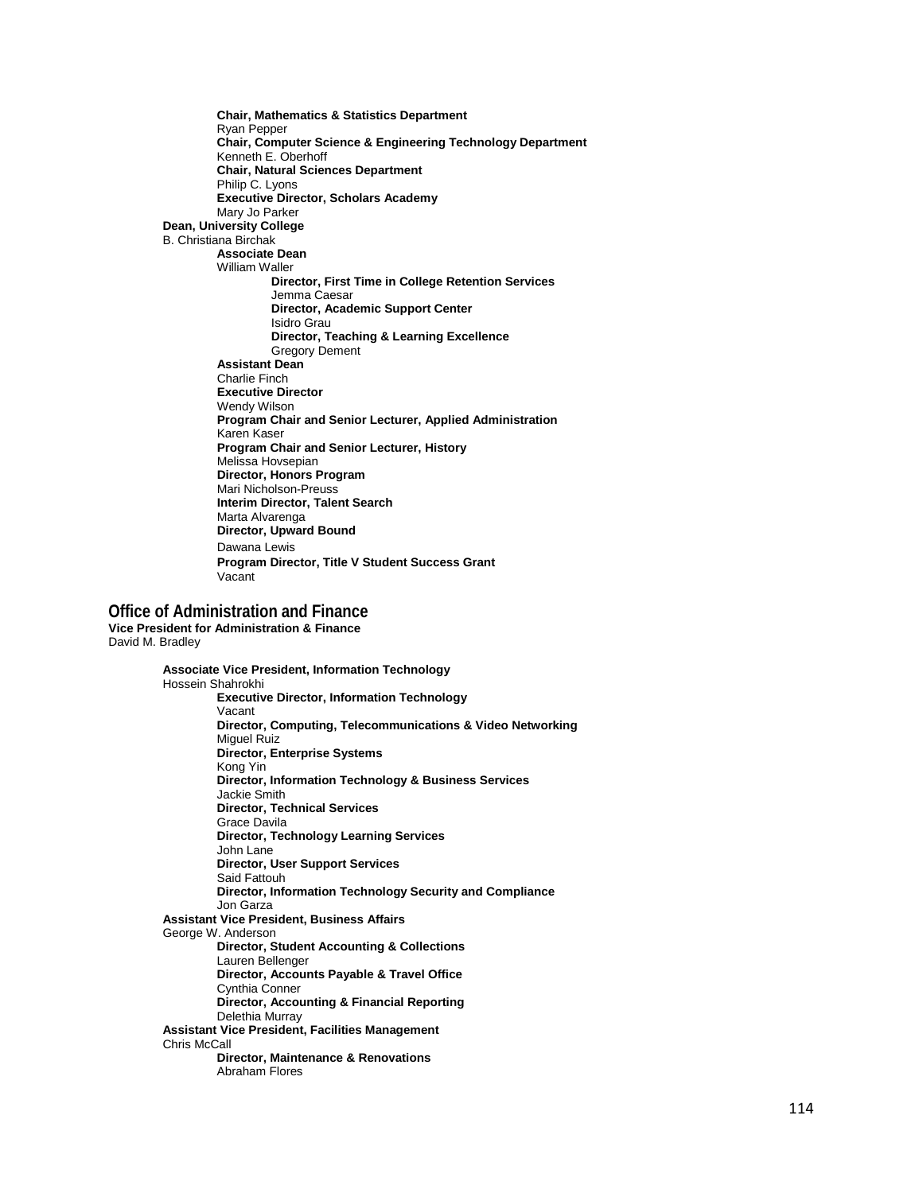**Chair, Mathematics & Statistics Department**
Ryan Pepper
**Chair, Computer Science & Engineering Technology Department**
Kenneth E. Oberhoff
**Chair, Natural Sciences Department**
Philip C. Lyons
**Executive Director, Scholars Academy**
Mary Jo Parker

**Dean, University College**
B. Christiana Birchak

**Associate Dean**
William Waller

**Director, First Time in College Retention Services**
Jemma Caesar
**Director, Academic Support Center**
Isidro Grau
**Director, Teaching & Learning Excellence**
Gregory Dement

**Assistant Dean**
Charlie Finch
**Executive Director**
Wendy Wilson
**Program Chair and Senior Lecturer, Applied Administration**
Karen Kaser
**Program Chair and Senior Lecturer, History**
Melissa Hovsepian
**Director, Honors Program**
Mari Nicholson-Preuss
**Interim Director, Talent Search**
Marta Alvarenga
**Director, Upward Bound**
Dawana Lewis
**Program Director, Title V Student Success Grant**
Vacant

## Office of Administration and Finance

**Vice President for Administration & Finance**
David M. Bradley

**Associate Vice President, Information Technology**
Hossein Shahrokhi

**Executive Director, Information Technology**
Vacant
**Director, Computing, Telecommunications & Video Networking**
Miguel Ruiz
**Director, Enterprise Systems**
Kong Yin
**Director, Information Technology & Business Services**
Jackie Smith
**Director, Technical Services**
Grace Davila
**Director, Technology Learning Services**
John Lane
**Director, User Support Services**
Said Fattouh
**Director, Information Technology Security and Compliance**
Jon Garza

**Assistant Vice President, Business Affairs**
George W. Anderson

**Director, Student Accounting & Collections**
Lauren Bellenger
**Director, Accounts Payable & Travel Office**
Cynthia Conner
**Director, Accounting & Financial Reporting**
Delethia Murray

**Assistant Vice President, Facilities Management**
Chris McCall

**Director, Maintenance & Renovations**
Abraham Flores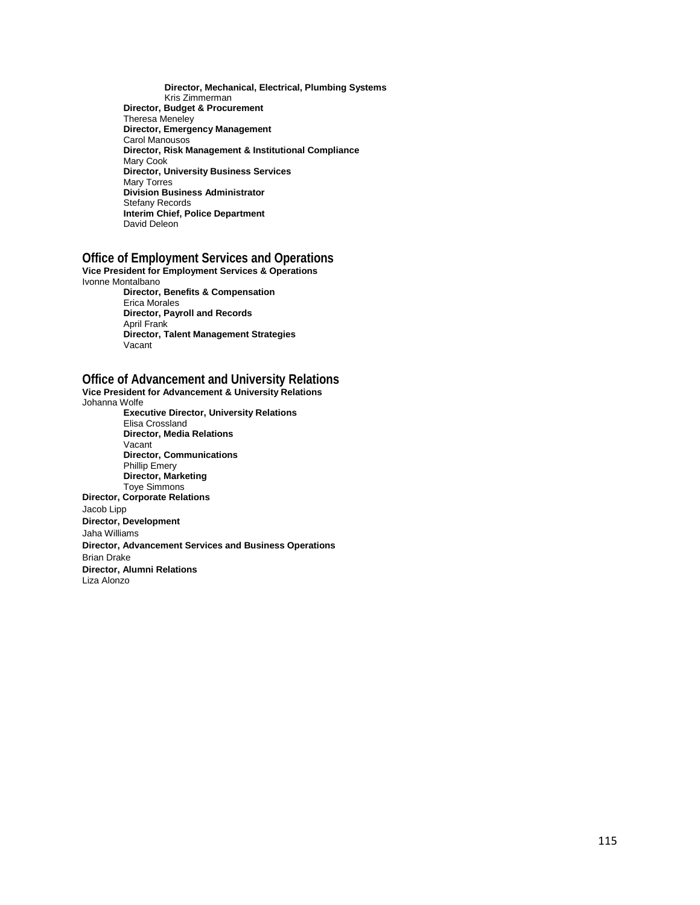**Director, Mechanical, Electrical, Plumbing Systems**
Kris Zimmerman

**Director, Budget & Procurement**
Theresa Meneley

**Director, Emergency Management**
Carol Manousos

**Director, Risk Management & Institutional Compliance**
Mary Cook

**Director, University Business Services**
Mary Torres

**Division Business Administrator**
Stefany Records

**Interim Chief, Police Department**
David Deleon

## Office of Employment Services and Operations

**Vice President for Employment Services & Operations**
Ivonne Montalbano

**Director, Benefits & Compensation**
Erica Morales

**Director, Payroll and Records**
April Frank

**Director, Talent Management Strategies**
Vacant

## Office of Advancement and University Relations

**Vice President for Advancement & University Relations**
Johanna Wolfe

**Executive Director, University Relations**
Elisa Crossland

**Director, Media Relations**
Vacant

**Director, Communications**
Phillip Emery

**Director, Marketing**
Toye Simmons

**Director, Corporate Relations**
Jacob Lipp

**Director, Development**
Jaha Williams

**Director, Advancement Services and Business Operations**
Brian Drake

**Director, Alumni Relations**
Liza Alonzo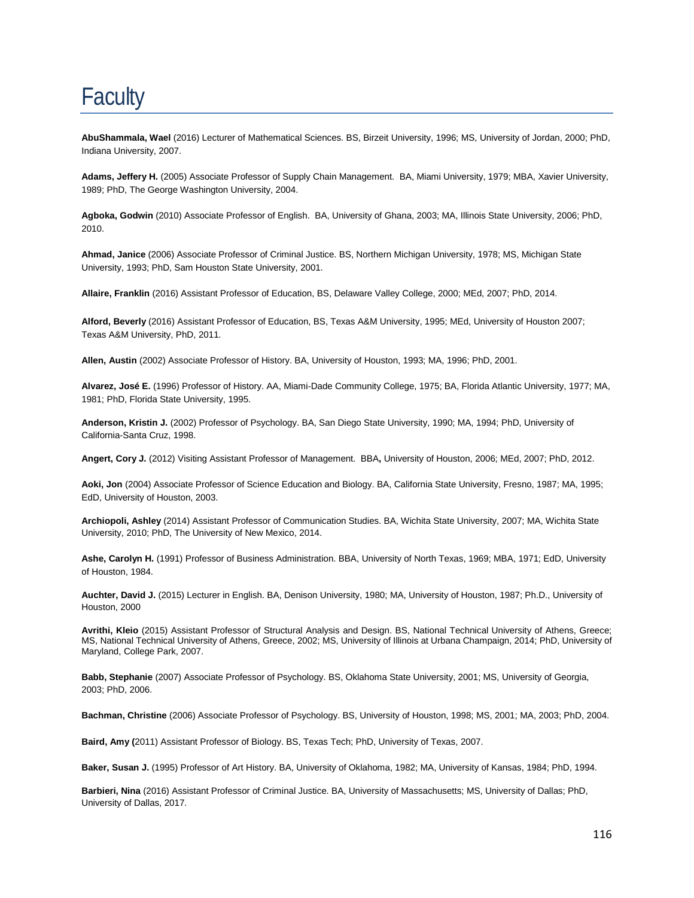# Faculty

**AbuShammala, Wael** (2016) Lecturer of Mathematical Sciences. BS, Birzeit University, 1996; MS, University of Jordan, 2000; PhD, Indiana University, 2007.

**Adams, Jeffery H.** (2005) Associate Professor of Supply Chain Management. BA, Miami University, 1979; MBA, Xavier University, 1989; PhD, The George Washington University, 2004.

**Agboka, Godwin** (2010) Associate Professor of English. BA, University of Ghana, 2003; MA, Illinois State University, 2006; PhD, 2010.

**Ahmad, Janice** (2006) Associate Professor of Criminal Justice. BS, Northern Michigan University, 1978; MS, Michigan State University, 1993; PhD, Sam Houston State University, 2001.

**Allaire, Franklin** (2016) Assistant Professor of Education, BS, Delaware Valley College, 2000; MEd, 2007; PhD, 2014.

**Alford, Beverly** (2016) Assistant Professor of Education, BS, Texas A&M University, 1995; MEd, University of Houston 2007; Texas A&M University, PhD, 2011.

**Allen, Austin** (2002) Associate Professor of History. BA, University of Houston, 1993; MA, 1996; PhD, 2001.

**Alvarez, José E.** (1996) Professor of History. AA, Miami-Dade Community College, 1975; BA, Florida Atlantic University, 1977; MA, 1981; PhD, Florida State University, 1995.

**Anderson, Kristin J.** (2002) Professor of Psychology. BA, San Diego State University, 1990; MA, 1994; PhD, University of California-Santa Cruz, 1998.

**Angert, Cory J.** (2012) Visiting Assistant Professor of Management. BBA**,** University of Houston, 2006; MEd, 2007; PhD, 2012.

**Aoki, Jon** (2004) Associate Professor of Science Education and Biology. BA, California State University, Fresno, 1987; MA, 1995; EdD, University of Houston, 2003.

**Archiopoli, Ashley** (2014) Assistant Professor of Communication Studies. BA, Wichita State University, 2007; MA, Wichita State University, 2010; PhD, The University of New Mexico, 2014.

**Ashe, Carolyn H.** (1991) Professor of Business Administration. BBA, University of North Texas, 1969; MBA, 1971; EdD, University of Houston, 1984.

**Auchter, David J.** (2015) Lecturer in English. BA, Denison University, 1980; MA, University of Houston, 1987; Ph.D., University of Houston, 2000

**Avrithi, Kleio** (2015) Assistant Professor of Structural Analysis and Design. BS, National Technical University of Athens, Greece; MS, National Technical University of Athens, Greece, 2002; MS, University of Illinois at Urbana Champaign, 2014; PhD, University of Maryland, College Park, 2007.

**Babb, Stephanie** (2007) Associate Professor of Psychology. BS, Oklahoma State University, 2001; MS, University of Georgia, 2003; PhD, 2006.

**Bachman, Christine** (2006) Associate Professor of Psychology. BS, University of Houston, 1998; MS, 2001; MA, 2003; PhD, 2004.

**Baird, Amy (**2011) Assistant Professor of Biology. BS, Texas Tech; PhD, University of Texas, 2007.

**Baker, Susan J.** (1995) Professor of Art History. BA, University of Oklahoma, 1982; MA, University of Kansas, 1984; PhD, 1994.

**Barbieri, Nina** (2016) Assistant Professor of Criminal Justice. BA, University of Massachusetts; MS, University of Dallas; PhD, University of Dallas, 2017.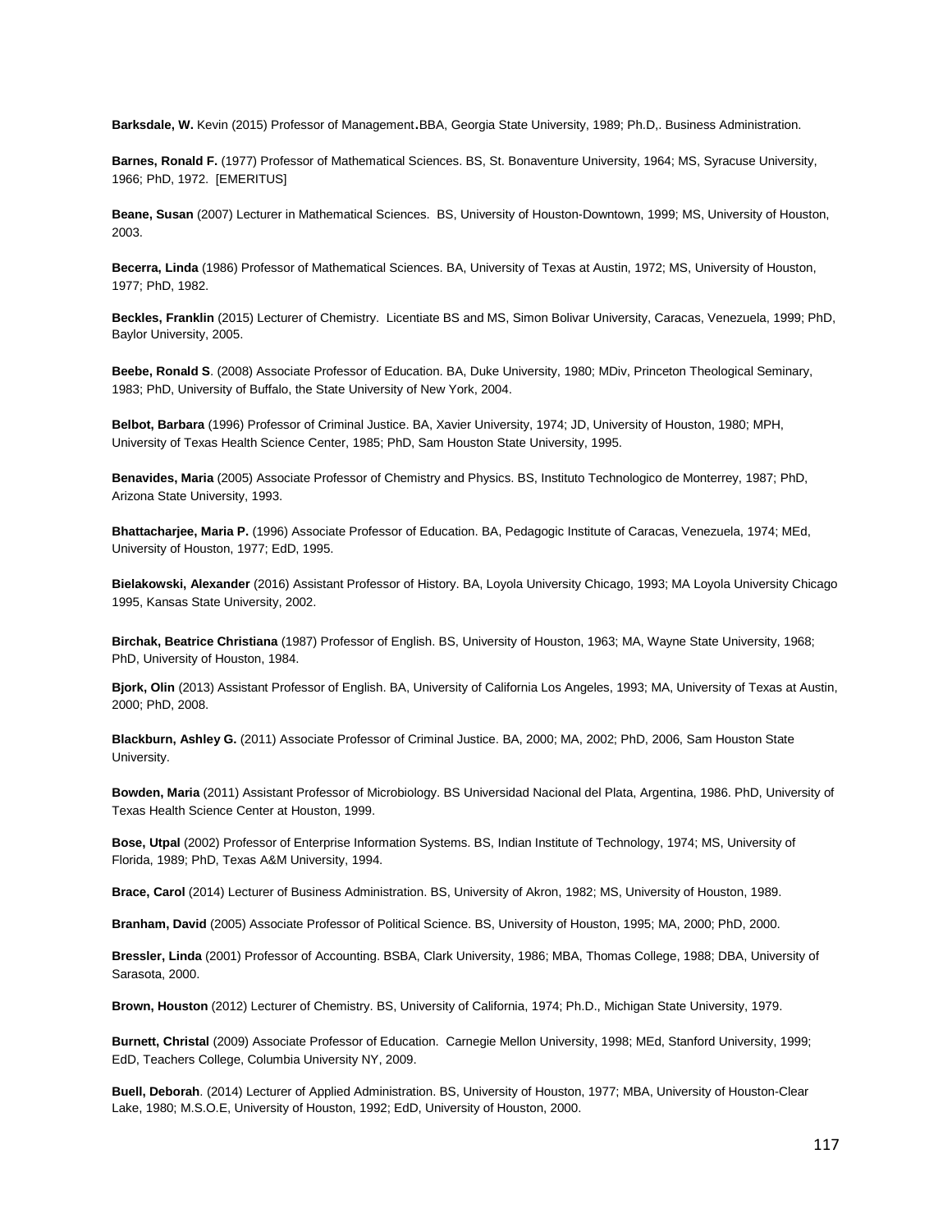**Barksdale, W.** Kevin (2015) Professor of Management**.**BBA, Georgia State University, 1989; Ph.D,. Business Administration.

**Barnes, Ronald F.** (1977) Professor of Mathematical Sciences. BS, St. Bonaventure University, 1964; MS, Syracuse University, 1966; PhD, 1972. [EMERITUS]

**Beane, Susan** (2007) Lecturer in Mathematical Sciences. BS, University of Houston-Downtown, 1999; MS, University of Houston, 2003.

**Becerra, Linda** (1986) Professor of Mathematical Sciences. BA, University of Texas at Austin, 1972; MS, University of Houston, 1977; PhD, 1982.

**Beckles, Franklin** (2015) Lecturer of Chemistry. Licentiate BS and MS, Simon Bolivar University, Caracas, Venezuela, 1999; PhD, Baylor University, 2005.

**Beebe, Ronald S**. (2008) Associate Professor of Education. BA, Duke University, 1980; MDiv, Princeton Theological Seminary, 1983; PhD, University of Buffalo, the State University of New York, 2004.

**Belbot, Barbara** (1996) Professor of Criminal Justice. BA, Xavier University, 1974; JD, University of Houston, 1980; MPH, University of Texas Health Science Center, 1985; PhD, Sam Houston State University, 1995.

**Benavides, Maria** (2005) Associate Professor of Chemistry and Physics. BS, Instituto Technologico de Monterrey, 1987; PhD, Arizona State University, 1993.

**Bhattacharjee, Maria P.** (1996) Associate Professor of Education. BA, Pedagogic Institute of Caracas, Venezuela, 1974; MEd, University of Houston, 1977; EdD, 1995.

**Bielakowski, Alexander** (2016) Assistant Professor of History. BA, Loyola University Chicago, 1993; MA Loyola University Chicago 1995, Kansas State University, 2002.

**Birchak, Beatrice Christiana** (1987) Professor of English. BS, University of Houston, 1963; MA, Wayne State University, 1968; PhD, University of Houston, 1984.

**Bjork, Olin** (2013) Assistant Professor of English. BA, University of California Los Angeles, 1993; MA, University of Texas at Austin, 2000; PhD, 2008.

**Blackburn, Ashley G.** (2011) Associate Professor of Criminal Justice. BA, 2000; MA, 2002; PhD, 2006, Sam Houston State University.

**Bowden, Maria** (2011) Assistant Professor of Microbiology. BS Universidad Nacional del Plata, Argentina, 1986. PhD, University of Texas Health Science Center at Houston, 1999.

**Bose, Utpal** (2002) Professor of Enterprise Information Systems. BS, Indian Institute of Technology, 1974; MS, University of Florida, 1989; PhD, Texas A&M University, 1994.

**Brace, Carol** (2014) Lecturer of Business Administration. BS, University of Akron, 1982; MS, University of Houston, 1989.

**Branham, David** (2005) Associate Professor of Political Science. BS, University of Houston, 1995; MA, 2000; PhD, 2000.

**Bressler, Linda** (2001) Professor of Accounting. BSBA, Clark University, 1986; MBA, Thomas College, 1988; DBA, University of Sarasota, 2000.

**Brown, Houston** (2012) Lecturer of Chemistry. BS, University of California, 1974; Ph.D., Michigan State University, 1979.

**Burnett, Christal** (2009) Associate Professor of Education. Carnegie Mellon University, 1998; MEd, Stanford University, 1999; EdD, Teachers College, Columbia University NY, 2009.

**Buell, Deborah**. (2014) Lecturer of Applied Administration. BS, University of Houston, 1977; MBA, University of Houston-Clear Lake, 1980; M.S.O.E, University of Houston, 1992; EdD, University of Houston, 2000.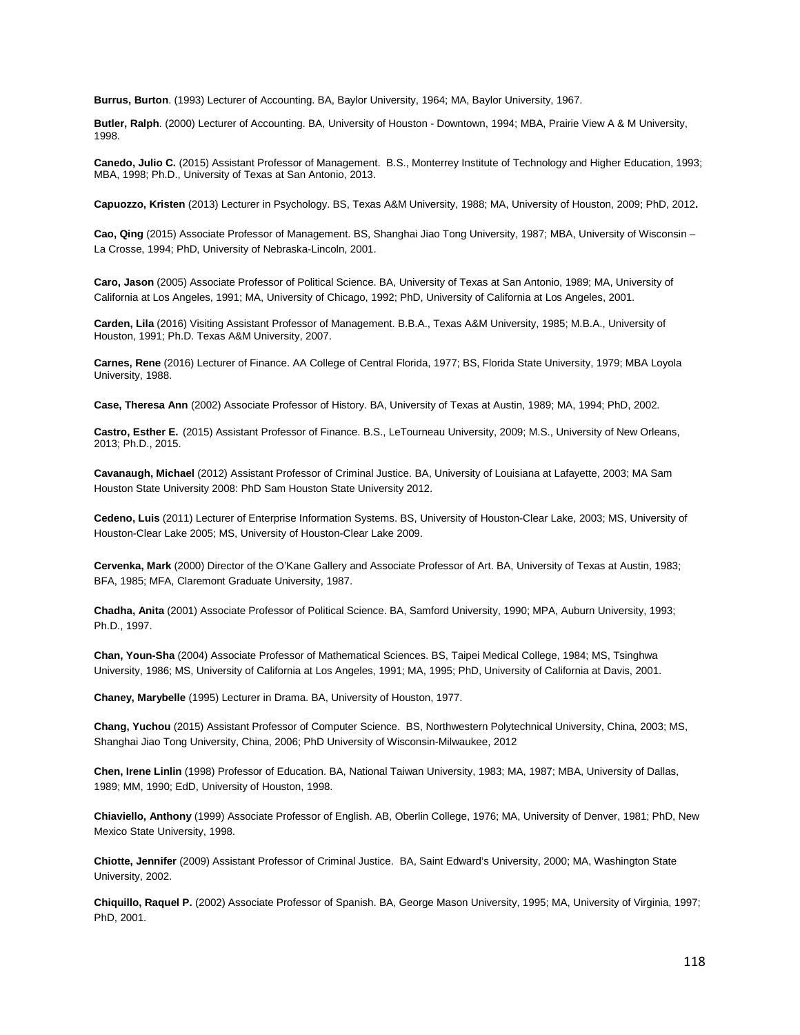**Burrus, Burton**. (1993) Lecturer of Accounting. BA, Baylor University, 1964; MA, Baylor University, 1967.

**Butler, Ralph**. (2000) Lecturer of Accounting. BA, University of Houston - Downtown, 1994; MBA, Prairie View A & M University, 1998.

**Canedo, Julio C.** (2015) Assistant Professor of Management. B.S., Monterrey Institute of Technology and Higher Education, 1993; MBA, 1998; Ph.D., University of Texas at San Antonio, 2013.

**Capuozzo, Kristen** (2013) Lecturer in Psychology. BS, Texas A&M University, 1988; MA, University of Houston, 2009; PhD, 2012**.**

**Cao, Qing** (2015) Associate Professor of Management. BS, Shanghai Jiao Tong University, 1987; MBA, University of Wisconsin – La Crosse, 1994; PhD, University of Nebraska-Lincoln, 2001.

**Caro, Jason** (2005) Associate Professor of Political Science. BA, University of Texas at San Antonio, 1989; MA, University of California at Los Angeles, 1991; MA, University of Chicago, 1992; PhD, University of California at Los Angeles, 2001.

**Carden, Lila** (2016) Visiting Assistant Professor of Management. B.B.A., Texas A&M University, 1985; M.B.A., University of Houston, 1991; Ph.D. Texas A&M University, 2007.

**Carnes, Rene** (2016) Lecturer of Finance. AA College of Central Florida, 1977; BS, Florida State University, 1979; MBA Loyola University, 1988.

**Case, Theresa Ann** (2002) Associate Professor of History. BA, University of Texas at Austin, 1989; MA, 1994; PhD, 2002.

**Castro, Esther E.** (2015) Assistant Professor of Finance. B.S., LeTourneau University, 2009; M.S., University of New Orleans, 2013; Ph.D., 2015.

**Cavanaugh, Michael** (2012) Assistant Professor of Criminal Justice. BA, University of Louisiana at Lafayette, 2003; MA Sam Houston State University 2008: PhD Sam Houston State University 2012.

**Cedeno, Luis** (2011) Lecturer of Enterprise Information Systems. BS, University of Houston-Clear Lake, 2003; MS, University of Houston-Clear Lake 2005; MS, University of Houston-Clear Lake 2009.

**Cervenka, Mark** (2000) Director of the O'Kane Gallery and Associate Professor of Art. BA, University of Texas at Austin, 1983; BFA, 1985; MFA, Claremont Graduate University, 1987.

**Chadha, Anita** (2001) Associate Professor of Political Science. BA, Samford University, 1990; MPA, Auburn University, 1993; Ph.D., 1997.

**Chan, Youn-Sha** (2004) Associate Professor of Mathematical Sciences. BS, Taipei Medical College, 1984; MS, Tsinghwa University, 1986; MS, University of California at Los Angeles, 1991; MA, 1995; PhD, University of California at Davis, 2001.

**Chaney, Marybelle** (1995) Lecturer in Drama. BA, University of Houston, 1977.

**Chang, Yuchou** (2015) Assistant Professor of Computer Science. BS, Northwestern Polytechnical University, China, 2003; MS, Shanghai Jiao Tong University, China, 2006; PhD University of Wisconsin-Milwaukee, 2012

**Chen, Irene Linlin** (1998) Professor of Education. BA, National Taiwan University, 1983; MA, 1987; MBA, University of Dallas, 1989; MM, 1990; EdD, University of Houston, 1998.

**Chiaviello, Anthony** (1999) Associate Professor of English. AB, Oberlin College, 1976; MA, University of Denver, 1981; PhD, New Mexico State University, 1998.

**Chiotte, Jennifer** (2009) Assistant Professor of Criminal Justice. BA, Saint Edward's University, 2000; MA, Washington State University, 2002.

**Chiquillo, Raquel P.** (2002) Associate Professor of Spanish. BA, George Mason University, 1995; MA, University of Virginia, 1997; PhD, 2001.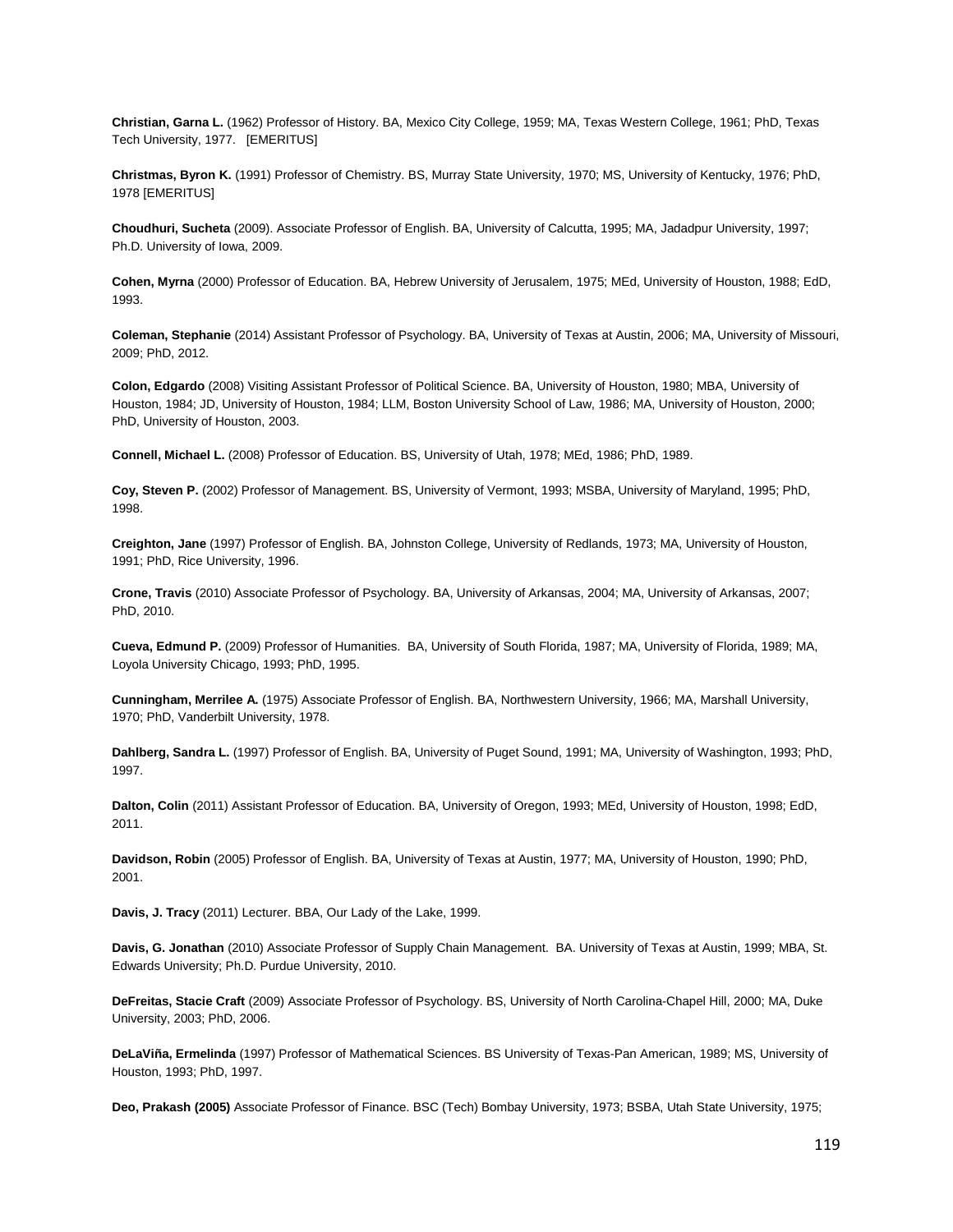**Christian, Garna L.** (1962) Professor of History. BA, Mexico City College, 1959; MA, Texas Western College, 1961; PhD, Texas Tech University, 1977. [EMERITUS]

**Christmas, Byron K.** (1991) Professor of Chemistry. BS, Murray State University, 1970; MS, University of Kentucky, 1976; PhD, 1978 [EMERITUS]

**Choudhuri, Sucheta** (2009). Associate Professor of English. BA, University of Calcutta, 1995; MA, Jadadpur University, 1997; Ph.D. University of Iowa, 2009.

**Cohen, Myrna** (2000) Professor of Education. BA, Hebrew University of Jerusalem, 1975; MEd, University of Houston, 1988; EdD, 1993.

**Coleman, Stephanie** (2014) Assistant Professor of Psychology. BA, University of Texas at Austin, 2006; MA, University of Missouri, 2009; PhD, 2012.

**Colon, Edgardo** (2008) Visiting Assistant Professor of Political Science. BA, University of Houston, 1980; MBA, University of Houston, 1984; JD, University of Houston, 1984; LLM, Boston University School of Law, 1986; MA, University of Houston, 2000; PhD, University of Houston, 2003.

**Connell, Michael L.** (2008) Professor of Education. BS, University of Utah, 1978; MEd, 1986; PhD, 1989.

**Coy, Steven P.** (2002) Professor of Management. BS, University of Vermont, 1993; MSBA, University of Maryland, 1995; PhD, 1998.

**Creighton, Jane** (1997) Professor of English. BA, Johnston College, University of Redlands, 1973; MA, University of Houston, 1991; PhD, Rice University, 1996.

**Crone, Travis** (2010) Associate Professor of Psychology. BA, University of Arkansas, 2004; MA, University of Arkansas, 2007; PhD, 2010.

**Cueva, Edmund P.** (2009) Professor of Humanities. BA, University of South Florida, 1987; MA, University of Florida, 1989; MA, Loyola University Chicago, 1993; PhD, 1995.

**Cunningham, Merrilee A.** (1975) Associate Professor of English. BA, Northwestern University, 1966; MA, Marshall University, 1970; PhD, Vanderbilt University, 1978.

**Dahlberg, Sandra L.** (1997) Professor of English. BA, University of Puget Sound, 1991; MA, University of Washington, 1993; PhD, 1997.

**Dalton, Colin** (2011) Assistant Professor of Education. BA, University of Oregon, 1993; MEd, University of Houston, 1998; EdD, 2011.

**Davidson, Robin** (2005) Professor of English. BA, University of Texas at Austin, 1977; MA, University of Houston, 1990; PhD, 2001.

**Davis, J. Tracy** (2011) Lecturer. BBA, Our Lady of the Lake, 1999.

**Davis, G. Jonathan** (2010) Associate Professor of Supply Chain Management. BA. University of Texas at Austin, 1999; MBA, St. Edwards University; Ph.D. Purdue University, 2010.

**DeFreitas, Stacie Craft** (2009) Associate Professor of Psychology. BS, University of North Carolina-Chapel Hill, 2000; MA, Duke University, 2003; PhD, 2006.

**DeLaViña, Ermelinda** (1997) Professor of Mathematical Sciences. BS University of Texas-Pan American, 1989; MS, University of Houston, 1993; PhD, 1997.

**Deo, Prakash (2005)** Associate Professor of Finance. BSC (Tech) Bombay University, 1973; BSBA, Utah State University, 1975;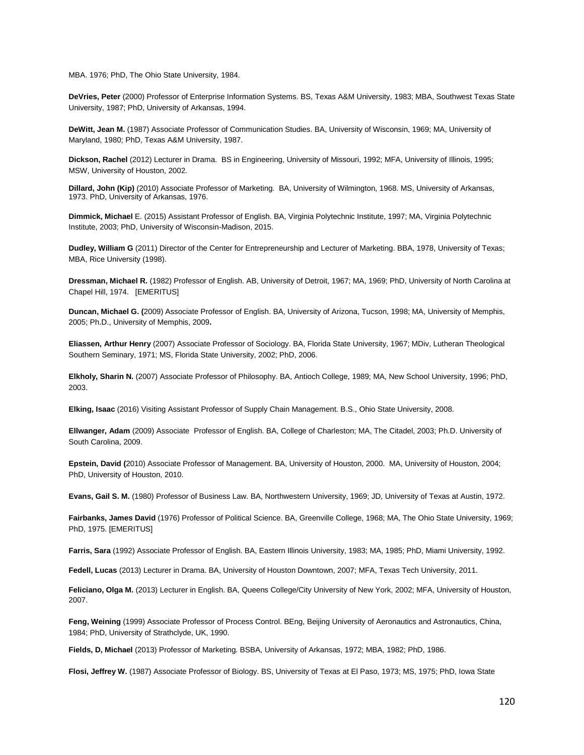MBA. 1976; PhD, The Ohio State University, 1984.

**DeVries, Peter** (2000) Professor of Enterprise Information Systems. BS, Texas A&M University, 1983; MBA, Southwest Texas State University, 1987; PhD, University of Arkansas, 1994.

**DeWitt, Jean M.** (1987) Associate Professor of Communication Studies. BA, University of Wisconsin, 1969; MA, University of Maryland, 1980; PhD, Texas A&M University, 1987.

**Dickson, Rachel** (2012) Lecturer in Drama. BS in Engineering, University of Missouri, 1992; MFA, University of Illinois, 1995; MSW, University of Houston, 2002.

**Dillard, John (Kip)** (2010) Associate Professor of Marketing. BA, University of Wilmington, 1968. MS, University of Arkansas, 1973. PhD, University of Arkansas, 1976.

**Dimmick, Michael** E. (2015) Assistant Professor of English. BA, Virginia Polytechnic Institute, 1997; MA, Virginia Polytechnic Institute, 2003; PhD, University of Wisconsin-Madison, 2015.

**Dudley, William G** (2011) Director of the Center for Entrepreneurship and Lecturer of Marketing. BBA, 1978, University of Texas; MBA, Rice University (1998).

**Dressman, Michael R.** (1982) Professor of English. AB, University of Detroit, 1967; MA, 1969; PhD, University of North Carolina at Chapel Hill, 1974. [EMERITUS]

**Duncan, Michael G. (**2009) Associate Professor of English. BA, University of Arizona, Tucson, 1998; MA, University of Memphis, 2005; Ph.D., University of Memphis, 2009**.**

**Eliassen, Arthur Henry** (2007) Associate Professor of Sociology. BA, Florida State University, 1967; MDiv, Lutheran Theological Southern Seminary, 1971; MS, Florida State University, 2002; PhD, 2006.

**Elkholy, Sharin N.** (2007) Associate Professor of Philosophy. BA, Antioch College, 1989; MA, New School University, 1996; PhD, 2003.

**Elking, Isaac** (2016) Visiting Assistant Professor of Supply Chain Management. B.S., Ohio State University, 2008.

**Ellwanger, Adam** (2009) Associate Professor of English. BA, College of Charleston; MA, The Citadel, 2003; Ph.D. University of South Carolina, 2009.

**Epstein, David (**2010) Associate Professor of Management. BA, University of Houston, 2000. MA, University of Houston, 2004; PhD, University of Houston, 2010.

**Evans, Gail S. M.** (1980) Professor of Business Law. BA, Northwestern University, 1969; JD, University of Texas at Austin, 1972.

**Fairbanks, James David** (1976) Professor of Political Science. BA, Greenville College, 1968; MA, The Ohio State University, 1969; PhD, 1975. [EMERITUS]

**Farris, Sara** (1992) Associate Professor of English. BA, Eastern Illinois University, 1983; MA, 1985; PhD, Miami University, 1992.

**Fedell, Lucas** (2013) Lecturer in Drama. BA, University of Houston Downtown, 2007; MFA, Texas Tech University, 2011.

**Feliciano, Olga M.** (2013) Lecturer in English. BA, Queens College/City University of New York, 2002; MFA, University of Houston, 2007.

**Feng, Weining** (1999) Associate Professor of Process Control. BEng, Beijing University of Aeronautics and Astronautics, China, 1984; PhD, University of Strathclyde, UK, 1990.

**Fields, D, Michael** (2013) Professor of Marketing. BSBA, University of Arkansas, 1972; MBA, 1982; PhD, 1986.

**Flosi, Jeffrey W.** (1987) Associate Professor of Biology. BS, University of Texas at El Paso, 1973; MS, 1975; PhD, Iowa State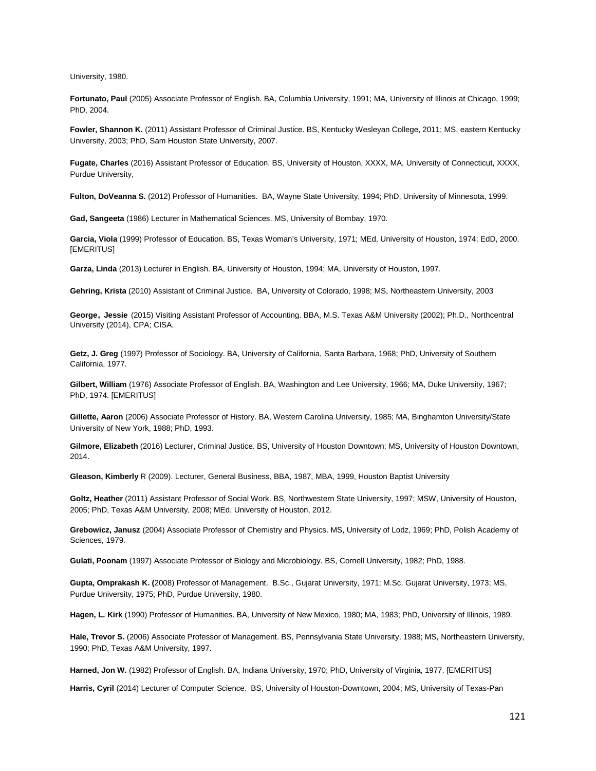University, 1980.

**Fortunato, Paul** (2005) Associate Professor of English. BA, Columbia University, 1991; MA, University of Illinois at Chicago, 1999; PhD, 2004.

**Fowler, Shannon K.** (2011) Assistant Professor of Criminal Justice. BS, Kentucky Wesleyan College, 2011; MS, eastern Kentucky University, 2003; PhD, Sam Houston State University, 2007.

**Fugate, Charles** (2016) Assistant Professor of Education. BS, University of Houston, XXXX, MA, University of Connecticut, XXXX, Purdue University,

**Fulton, DoVeanna S.** (2012) Professor of Humanities. BA, Wayne State University, 1994; PhD, University of Minnesota, 1999.

**Gad, Sangeeta** (1986) Lecturer in Mathematical Sciences. MS, University of Bombay, 1970.

**Garcia, Viola** (1999) Professor of Education. BS, Texas Woman's University, 1971; MEd, University of Houston, 1974; EdD, 2000. [EMERITUS]

**Garza, Linda** (2013) Lecturer in English. BA, University of Houston, 1994; MA, University of Houston, 1997.

**Gehring, Krista** (2010) Assistant of Criminal Justice. BA, University of Colorado, 1998; MS, Northeastern University, 2003

**George, Jessie** (2015) Visiting Assistant Professor of Accounting. BBA, M.S. Texas A&M University (2002); Ph.D., Northcentral University (2014), CPA; CISA.

**Getz, J. Greg** (1997) Professor of Sociology. BA, University of California, Santa Barbara, 1968; PhD, University of Southern California, 1977.

**Gilbert, William** (1976) Associate Professor of English. BA, Washington and Lee University, 1966; MA, Duke University, 1967; PhD, 1974. [EMERITUS]

**Gillette, Aaron** (2006) Associate Professor of History. BA, Western Carolina University, 1985; MA, Binghamton University/State University of New York, 1988; PhD, 1993.

**Gilmore, Elizabeth** (2016) Lecturer, Criminal Justice. BS, University of Houston Downtown; MS, University of Houston Downtown, 2014.

**Gleason, Kimberly** R (2009). Lecturer, General Business, BBA, 1987, MBA, 1999, Houston Baptist University

**Goltz, Heather** (2011) Assistant Professor of Social Work. BS, Northwestern State University, 1997; MSW, University of Houston, 2005; PhD, Texas A&M University, 2008; MEd, University of Houston, 2012.

**Grebowicz, Janusz** (2004) Associate Professor of Chemistry and Physics. MS, University of Lodz, 1969; PhD, Polish Academy of Sciences, 1979.

**Gulati, Poonam** (1997) Associate Professor of Biology and Microbiology. BS, Cornell University, 1982; PhD, 1988.

**Gupta, Omprakash K. (**2008) Professor of Management. B.Sc., Gujarat University, 1971; M.Sc. Gujarat University, 1973; MS, Purdue University, 1975; PhD, Purdue University, 1980.

**Hagen, L. Kirk** (1990) Professor of Humanities. BA, University of New Mexico, 1980; MA, 1983; PhD, University of Illinois, 1989.

**Hale, Trevor S.** (2006) Associate Professor of Management. BS, Pennsylvania State University, 1988; MS, Northeastern University, 1990; PhD, Texas A&M University, 1997.

**Harned, Jon W.** (1982) Professor of English. BA, Indiana University, 1970; PhD, University of Virginia, 1977. [EMERITUS]

**Harris, Cyril** (2014) Lecturer of Computer Science. BS, University of Houston-Downtown, 2004; MS, University of Texas-Pan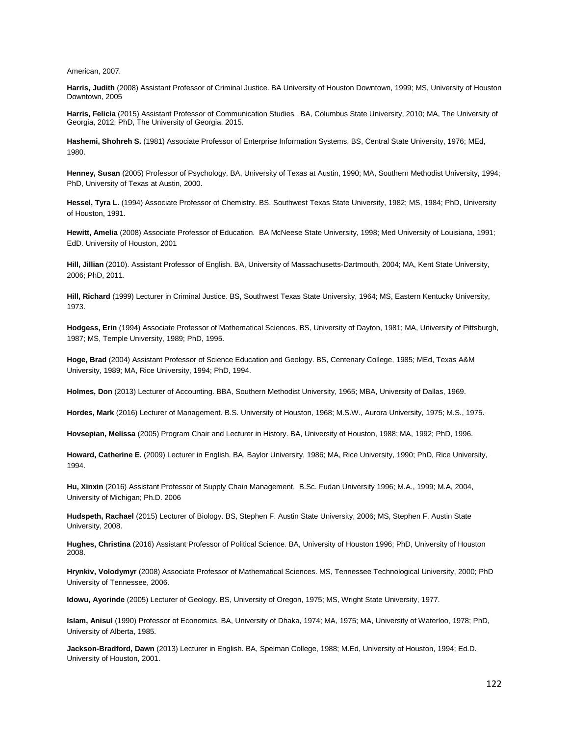American, 2007.

**Harris, Judith** (2008) Assistant Professor of Criminal Justice. BA University of Houston Downtown, 1999; MS, University of Houston Downtown, 2005

**Harris, Felicia** (2015) Assistant Professor of Communication Studies. BA, Columbus State University, 2010; MA, The University of Georgia, 2012; PhD, The University of Georgia, 2015.

**Hashemi, Shohreh S.** (1981) Associate Professor of Enterprise Information Systems. BS, Central State University, 1976; MEd, 1980.

**Henney, Susan** (2005) Professor of Psychology. BA, University of Texas at Austin, 1990; MA, Southern Methodist University, 1994; PhD, University of Texas at Austin, 2000.

**Hessel, Tyra L.** (1994) Associate Professor of Chemistry. BS, Southwest Texas State University, 1982; MS, 1984; PhD, University of Houston, 1991.

**Hewitt, Amelia** (2008) Associate Professor of Education. BA McNeese State University, 1998; Med University of Louisiana, 1991; EdD. University of Houston, 2001

**Hill, Jillian** (2010). Assistant Professor of English. BA, University of Massachusetts-Dartmouth, 2004; MA, Kent State University, 2006; PhD, 2011.

**Hill, Richard** (1999) Lecturer in Criminal Justice. BS, Southwest Texas State University, 1964; MS, Eastern Kentucky University, 1973.

**Hodgess, Erin** (1994) Associate Professor of Mathematical Sciences. BS, University of Dayton, 1981; MA, University of Pittsburgh, 1987; MS, Temple University, 1989; PhD, 1995.

**Hoge, Brad** (2004) Assistant Professor of Science Education and Geology. BS, Centenary College, 1985; MEd, Texas A&M University, 1989; MA, Rice University, 1994; PhD, 1994.

**Holmes, Don** (2013) Lecturer of Accounting. BBA, Southern Methodist University, 1965; MBA, University of Dallas, 1969.

**Hordes, Mark** (2016) Lecturer of Management. B.S. University of Houston, 1968; M.S.W., Aurora University, 1975; M.S., 1975.

**Hovsepian, Melissa** (2005) Program Chair and Lecturer in History. BA, University of Houston, 1988; MA, 1992; PhD, 1996.

**Howard, Catherine E.** (2009) Lecturer in English. BA, Baylor University, 1986; MA, Rice University, 1990; PhD, Rice University, 1994.

**Hu, Xinxin** (2016) Assistant Professor of Supply Chain Management. B.Sc. Fudan University 1996; M.A., 1999; M.A, 2004, University of Michigan; Ph.D. 2006

**Hudspeth, Rachael** (2015) Lecturer of Biology. BS, Stephen F. Austin State University, 2006; MS, Stephen F. Austin State University, 2008.

**Hughes, Christina** (2016) Assistant Professor of Political Science. BA, University of Houston 1996; PhD, University of Houston 2008.

**Hrynkiv, Volodymyr** (2008) Associate Professor of Mathematical Sciences. MS, Tennessee Technological University, 2000; PhD University of Tennessee, 2006.

**Idowu, Ayorinde** (2005) Lecturer of Geology. BS, University of Oregon, 1975; MS, Wright State University, 1977.

**Islam, Anisul** (1990) Professor of Economics. BA, University of Dhaka, 1974; MA, 1975; MA, University of Waterloo, 1978; PhD, University of Alberta, 1985.

**Jackson-Bradford, Dawn** (2013) Lecturer in English. BA, Spelman College, 1988; M.Ed, University of Houston, 1994; Ed.D. University of Houston, 2001.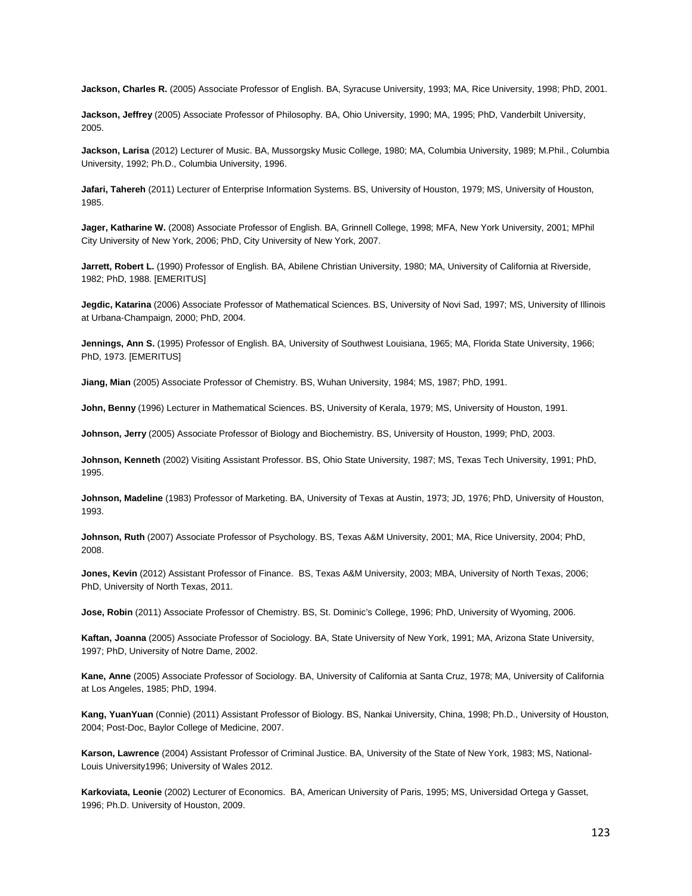**Jackson, Charles R.** (2005) Associate Professor of English. BA, Syracuse University, 1993; MA, Rice University, 1998; PhD, 2001.

**Jackson, Jeffrey** (2005) Associate Professor of Philosophy. BA, Ohio University, 1990; MA, 1995; PhD, Vanderbilt University, 2005.

**Jackson, Larisa** (2012) Lecturer of Music. BA, Mussorgsky Music College, 1980; MA, Columbia University, 1989; M.Phil., Columbia University, 1992; Ph.D., Columbia University, 1996.

**Jafari, Tahereh** (2011) Lecturer of Enterprise Information Systems. BS, University of Houston, 1979; MS, University of Houston, 1985.

**Jager, Katharine W.** (2008) Associate Professor of English. BA, Grinnell College, 1998; MFA, New York University, 2001; MPhil City University of New York, 2006; PhD, City University of New York, 2007.

**Jarrett, Robert L.** (1990) Professor of English. BA, Abilene Christian University, 1980; MA, University of California at Riverside, 1982; PhD, 1988. [EMERITUS]

**Jegdic, Katarina** (2006) Associate Professor of Mathematical Sciences. BS, University of Novi Sad, 1997; MS, University of Illinois at Urbana-Champaign, 2000; PhD, 2004.

**Jennings, Ann S.** (1995) Professor of English. BA, University of Southwest Louisiana, 1965; MA, Florida State University, 1966; PhD, 1973. [EMERITUS]

**Jiang, Mian** (2005) Associate Professor of Chemistry. BS, Wuhan University, 1984; MS, 1987; PhD, 1991.

**John, Benny** (1996) Lecturer in Mathematical Sciences. BS, University of Kerala, 1979; MS, University of Houston, 1991.

**Johnson, Jerry** (2005) Associate Professor of Biology and Biochemistry. BS, University of Houston, 1999; PhD, 2003.

**Johnson, Kenneth** (2002) Visiting Assistant Professor. BS, Ohio State University, 1987; MS, Texas Tech University, 1991; PhD, 1995.

**Johnson, Madeline** (1983) Professor of Marketing. BA, University of Texas at Austin, 1973; JD, 1976; PhD, University of Houston, 1993.

**Johnson, Ruth** (2007) Associate Professor of Psychology. BS, Texas A&M University, 2001; MA, Rice University, 2004; PhD, 2008.

**Jones, Kevin** (2012) Assistant Professor of Finance. BS, Texas A&M University, 2003; MBA, University of North Texas, 2006; PhD, University of North Texas, 2011.

**Jose, Robin** (2011) Associate Professor of Chemistry. BS, St. Dominic's College, 1996; PhD, University of Wyoming, 2006.

**Kaftan, Joanna** (2005) Associate Professor of Sociology. BA, State University of New York, 1991; MA, Arizona State University, 1997; PhD, University of Notre Dame, 2002.

**Kane, Anne** (2005) Associate Professor of Sociology. BA, University of California at Santa Cruz, 1978; MA, University of California at Los Angeles, 1985; PhD, 1994.

**Kang, YuanYuan** (Connie) (2011) Assistant Professor of Biology. BS, Nankai University, China, 1998; Ph.D., University of Houston, 2004; Post-Doc, Baylor College of Medicine, 2007.

**Karson, Lawrence** (2004) Assistant Professor of Criminal Justice. BA, University of the State of New York, 1983; MS, National-Louis University1996; University of Wales 2012.

**Karkoviata, Leonie** (2002) Lecturer of Economics. BA, American University of Paris, 1995; MS, Universidad Ortega y Gasset, 1996; Ph.D. University of Houston, 2009.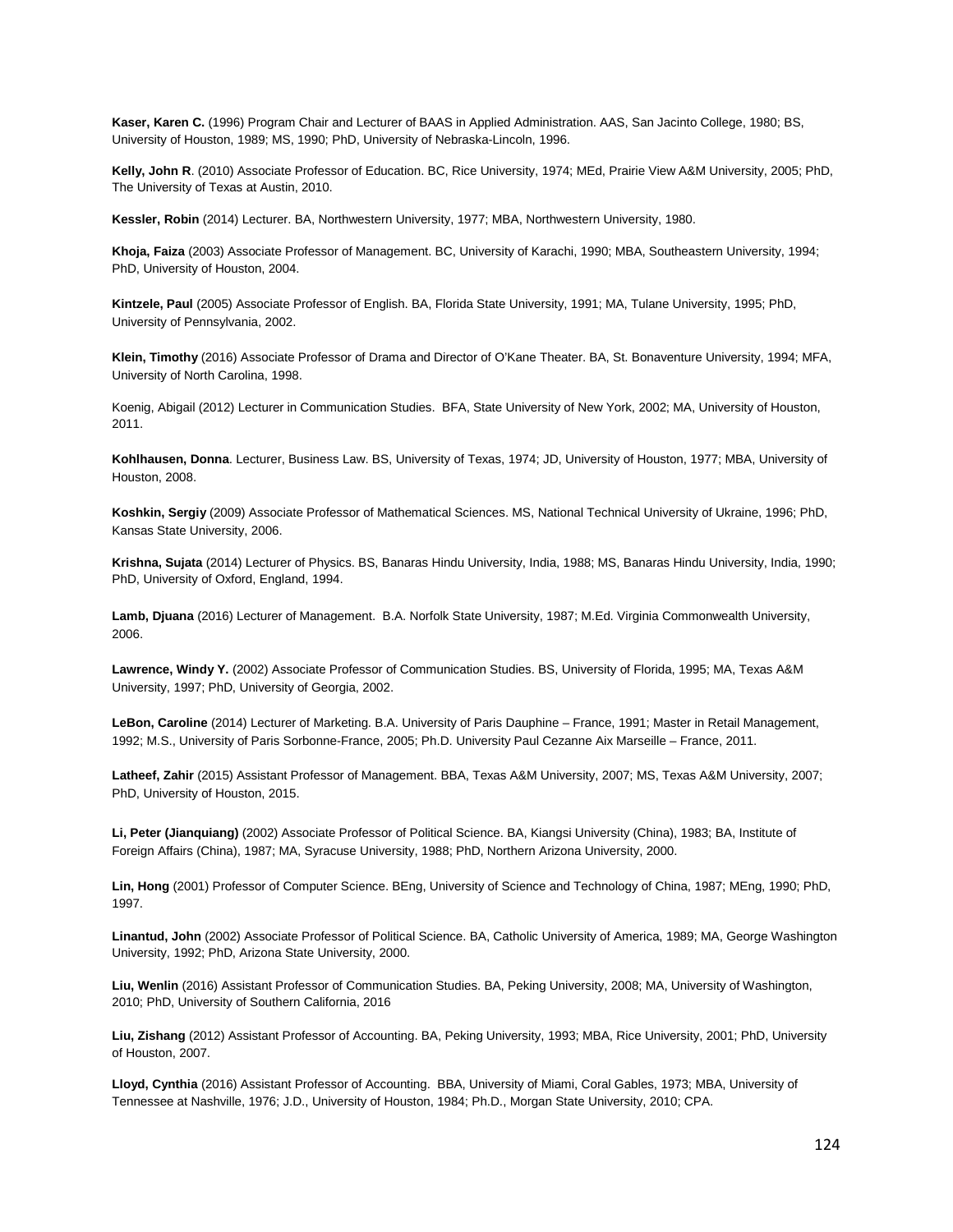**Kaser, Karen C.** (1996) Program Chair and Lecturer of BAAS in Applied Administration. AAS, San Jacinto College, 1980; BS, University of Houston, 1989; MS, 1990; PhD, University of Nebraska-Lincoln, 1996.

**Kelly, John R**. (2010) Associate Professor of Education. BC, Rice University, 1974; MEd, Prairie View A&M University, 2005; PhD, The University of Texas at Austin, 2010.

**Kessler, Robin** (2014) Lecturer. BA, Northwestern University, 1977; MBA, Northwestern University, 1980.

**Khoja, Faiza** (2003) Associate Professor of Management. BC, University of Karachi, 1990; MBA, Southeastern University, 1994; PhD, University of Houston, 2004.

**Kintzele, Paul** (2005) Associate Professor of English. BA, Florida State University, 1991; MA, Tulane University, 1995; PhD, University of Pennsylvania, 2002.

**Klein, Timothy** (2016) Associate Professor of Drama and Director of O'Kane Theater. BA, St. Bonaventure University, 1994; MFA, University of North Carolina, 1998.

Koenig, Abigail (2012) Lecturer in Communication Studies. BFA, State University of New York, 2002; MA, University of Houston, 2011.

**Kohlhausen, Donna**. Lecturer, Business Law. BS, University of Texas, 1974; JD, University of Houston, 1977; MBA, University of Houston, 2008.

**Koshkin, Sergiy** (2009) Associate Professor of Mathematical Sciences. MS, National Technical University of Ukraine, 1996; PhD, Kansas State University, 2006.

**Krishna, Sujata** (2014) Lecturer of Physics. BS, Banaras Hindu University, India, 1988; MS, Banaras Hindu University, India, 1990; PhD, University of Oxford, England, 1994.

**Lamb, Djuana** (2016) Lecturer of Management. B.A. Norfolk State University, 1987; M.Ed. Virginia Commonwealth University, 2006.

**Lawrence, Windy Y.** (2002) Associate Professor of Communication Studies. BS, University of Florida, 1995; MA, Texas A&M University, 1997; PhD, University of Georgia, 2002.

**LeBon, Caroline** (2014) Lecturer of Marketing. B.A. University of Paris Dauphine – France, 1991; Master in Retail Management, 1992; M.S., University of Paris Sorbonne-France, 2005; Ph.D. University Paul Cezanne Aix Marseille – France, 2011.

**Latheef, Zahir** (2015) Assistant Professor of Management. BBA, Texas A&M University, 2007; MS, Texas A&M University, 2007; PhD, University of Houston, 2015.

**Li, Peter (Jianquiang)** (2002) Associate Professor of Political Science. BA, Kiangsi University (China), 1983; BA, Institute of Foreign Affairs (China), 1987; MA, Syracuse University, 1988; PhD, Northern Arizona University, 2000.

**Lin, Hong** (2001) Professor of Computer Science. BEng, University of Science and Technology of China, 1987; MEng, 1990; PhD, 1997.

**Linantud, John** (2002) Associate Professor of Political Science. BA, Catholic University of America, 1989; MA, George Washington University, 1992; PhD, Arizona State University, 2000.

**Liu, Wenlin** (2016) Assistant Professor of Communication Studies. BA, Peking University, 2008; MA, University of Washington, 2010; PhD, University of Southern California, 2016

**Liu, Zishang** (2012) Assistant Professor of Accounting. BA, Peking University, 1993; MBA, Rice University, 2001; PhD, University of Houston, 2007.

**Lloyd, Cynthia** (2016) Assistant Professor of Accounting. BBA, University of Miami, Coral Gables, 1973; MBA, University of Tennessee at Nashville, 1976; J.D., University of Houston, 1984; Ph.D., Morgan State University, 2010; CPA.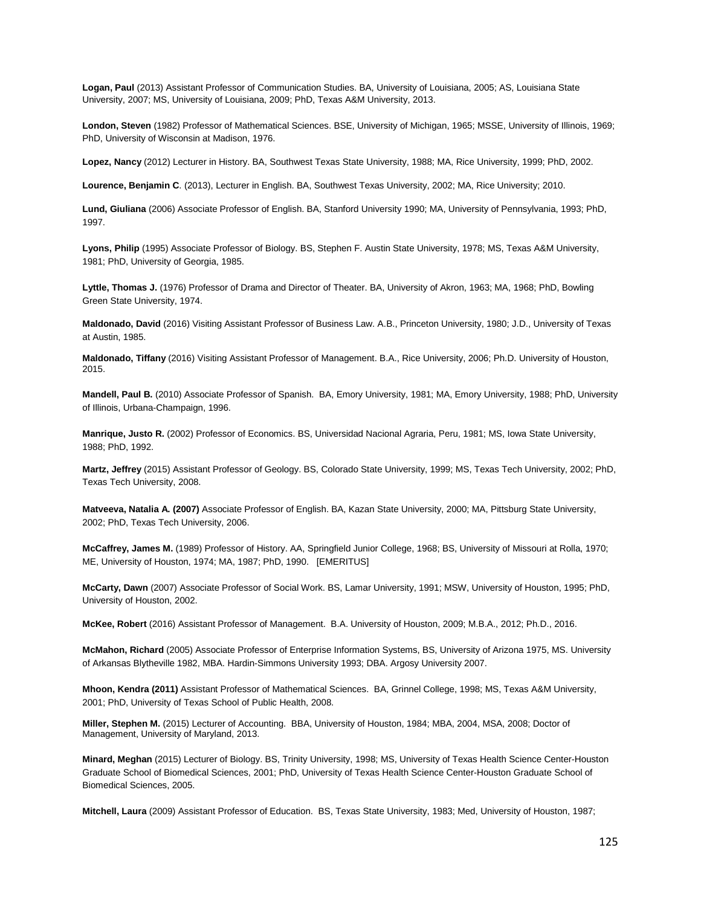**Logan, Paul** (2013) Assistant Professor of Communication Studies. BA, University of Louisiana, 2005; AS, Louisiana State University, 2007; MS, University of Louisiana, 2009; PhD, Texas A&M University, 2013.

**London, Steven** (1982) Professor of Mathematical Sciences. BSE, University of Michigan, 1965; MSSE, University of Illinois, 1969; PhD, University of Wisconsin at Madison, 1976.

**Lopez, Nancy** (2012) Lecturer in History. BA, Southwest Texas State University, 1988; MA, Rice University, 1999; PhD, 2002.

**Lourence, Benjamin C**. (2013), Lecturer in English. BA, Southwest Texas University, 2002; MA, Rice University; 2010.

**Lund, Giuliana** (2006) Associate Professor of English. BA, Stanford University 1990; MA, University of Pennsylvania, 1993; PhD, 1997.

**Lyons, Philip** (1995) Associate Professor of Biology. BS, Stephen F. Austin State University, 1978; MS, Texas A&M University, 1981; PhD, University of Georgia, 1985.

**Lyttle, Thomas J.** (1976) Professor of Drama and Director of Theater. BA, University of Akron, 1963; MA, 1968; PhD, Bowling Green State University, 1974.

**Maldonado, David** (2016) Visiting Assistant Professor of Business Law. A.B., Princeton University, 1980; J.D., University of Texas at Austin, 1985.

**Maldonado, Tiffany** (2016) Visiting Assistant Professor of Management. B.A., Rice University, 2006; Ph.D. University of Houston, 2015.

**Mandell, Paul B.** (2010) Associate Professor of Spanish. BA, Emory University, 1981; MA, Emory University, 1988; PhD, University of Illinois, Urbana-Champaign, 1996.

**Manrique, Justo R.** (2002) Professor of Economics. BS, Universidad Nacional Agraria, Peru, 1981; MS, Iowa State University, 1988; PhD, 1992.

**Martz, Jeffrey** (2015) Assistant Professor of Geology. BS, Colorado State University, 1999; MS, Texas Tech University, 2002; PhD, Texas Tech University, 2008.

**Matveeva, Natalia A. (2007)** Associate Professor of English. BA, Kazan State University, 2000; MA, Pittsburg State University, 2002; PhD, Texas Tech University, 2006.

**McCaffrey, James M.** (1989) Professor of History. AA, Springfield Junior College, 1968; BS, University of Missouri at Rolla, 1970; ME, University of Houston, 1974; MA, 1987; PhD, 1990. [EMERITUS]

**McCarty, Dawn** (2007) Associate Professor of Social Work. BS, Lamar University, 1991; MSW, University of Houston, 1995; PhD, University of Houston, 2002.

**McKee, Robert** (2016) Assistant Professor of Management. B.A. University of Houston, 2009; M.B.A., 2012; Ph.D., 2016.

**McMahon, Richard** (2005) Associate Professor of Enterprise Information Systems, BS, University of Arizona 1975, MS. University of Arkansas Blytheville 1982, MBA. Hardin-Simmons University 1993; DBA. Argosy University 2007.

**Mhoon, Kendra (2011)** Assistant Professor of Mathematical Sciences. BA, Grinnel College, 1998; MS, Texas A&M University, 2001; PhD, University of Texas School of Public Health, 2008.

**Miller, Stephen M.** (2015) Lecturer of Accounting. BBA, University of Houston, 1984; MBA, 2004, MSA, 2008; Doctor of Management, University of Maryland, 2013.

**Minard, Meghan** (2015) Lecturer of Biology. BS, Trinity University, 1998; MS, University of Texas Health Science Center-Houston Graduate School of Biomedical Sciences, 2001; PhD, University of Texas Health Science Center-Houston Graduate School of Biomedical Sciences, 2005.

**Mitchell, Laura** (2009) Assistant Professor of Education. BS, Texas State University, 1983; Med, University of Houston, 1987;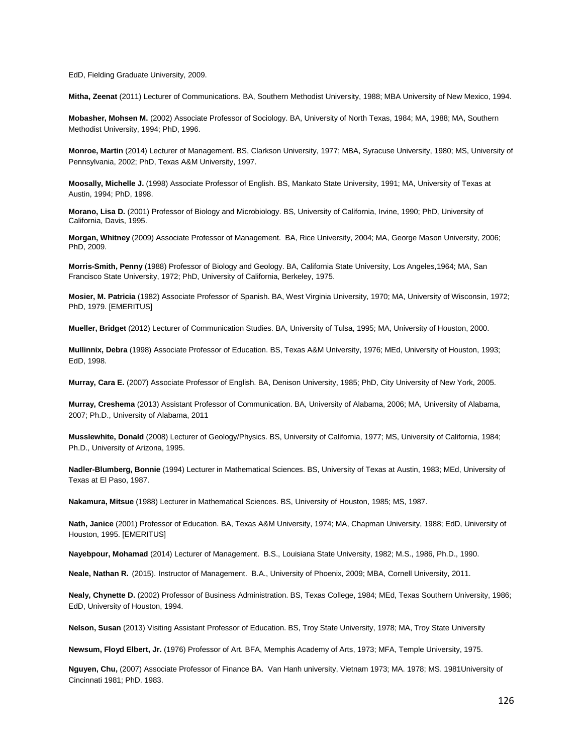EdD, Fielding Graduate University, 2009.

**Mitha, Zeenat** (2011) Lecturer of Communications. BA, Southern Methodist University, 1988; MBA University of New Mexico, 1994.

**Mobasher, Mohsen M.** (2002) Associate Professor of Sociology. BA, University of North Texas, 1984; MA, 1988; MA, Southern Methodist University, 1994; PhD, 1996.

**Monroe, Martin** (2014) Lecturer of Management. BS, Clarkson University, 1977; MBA, Syracuse University, 1980; MS, University of Pennsylvania, 2002; PhD, Texas A&M University, 1997.

**Moosally, Michelle J.** (1998) Associate Professor of English. BS, Mankato State University, 1991; MA, University of Texas at Austin, 1994; PhD, 1998.

**Morano, Lisa D.** (2001) Professor of Biology and Microbiology. BS, University of California, Irvine, 1990; PhD, University of California, Davis, 1995.

**Morgan, Whitney** (2009) Associate Professor of Management. BA, Rice University, 2004; MA, George Mason University, 2006; PhD, 2009.

**Morris-Smith, Penny** (1988) Professor of Biology and Geology. BA, California State University, Los Angeles,1964; MA, San Francisco State University, 1972; PhD, University of California, Berkeley, 1975.

**Mosier, M. Patricia** (1982) Associate Professor of Spanish. BA, West Virginia University, 1970; MA, University of Wisconsin, 1972; PhD, 1979. [EMERITUS]

**Mueller, Bridget** (2012) Lecturer of Communication Studies. BA, University of Tulsa, 1995; MA, University of Houston, 2000.

**Mullinnix, Debra** (1998) Associate Professor of Education. BS, Texas A&M University, 1976; MEd, University of Houston, 1993; EdD, 1998.

**Murray, Cara E.** (2007) Associate Professor of English. BA, Denison University, 1985; PhD, City University of New York, 2005.

**Murray, Creshema** (2013) Assistant Professor of Communication. BA, University of Alabama, 2006; MA, University of Alabama, 2007; Ph.D., University of Alabama, 2011

**Musslewhite, Donald** (2008) Lecturer of Geology/Physics. BS, University of California, 1977; MS, University of California, 1984; Ph.D., University of Arizona, 1995.

**Nadler-Blumberg, Bonnie** (1994) Lecturer in Mathematical Sciences. BS, University of Texas at Austin, 1983; MEd, University of Texas at El Paso, 1987.

**Nakamura, Mitsue** (1988) Lecturer in Mathematical Sciences. BS, University of Houston, 1985; MS, 1987.

**Nath, Janice** (2001) Professor of Education. BA, Texas A&M University, 1974; MA, Chapman University, 1988; EdD, University of Houston, 1995. [EMERITUS]

**Nayebpour, Mohamad** (2014) Lecturer of Management. B.S., Louisiana State University, 1982; M.S., 1986, Ph.D., 1990.

**Neale, Nathan R.** (2015). Instructor of Management. B.A., University of Phoenix, 2009; MBA, Cornell University, 2011.

**Nealy, Chynette D.** (2002) Professor of Business Administration. BS, Texas College, 1984; MEd, Texas Southern University, 1986; EdD, University of Houston, 1994.

**Nelson, Susan** (2013) Visiting Assistant Professor of Education. BS, Troy State University, 1978; MA, Troy State University

**Newsum, Floyd Elbert, Jr.** (1976) Professor of Art. BFA, Memphis Academy of Arts, 1973; MFA, Temple University, 1975.

**Nguyen, Chu,** (2007) Associate Professor of Finance BA. Van Hanh university, Vietnam 1973; MA. 1978; MS. 1981University of Cincinnati 1981; PhD. 1983.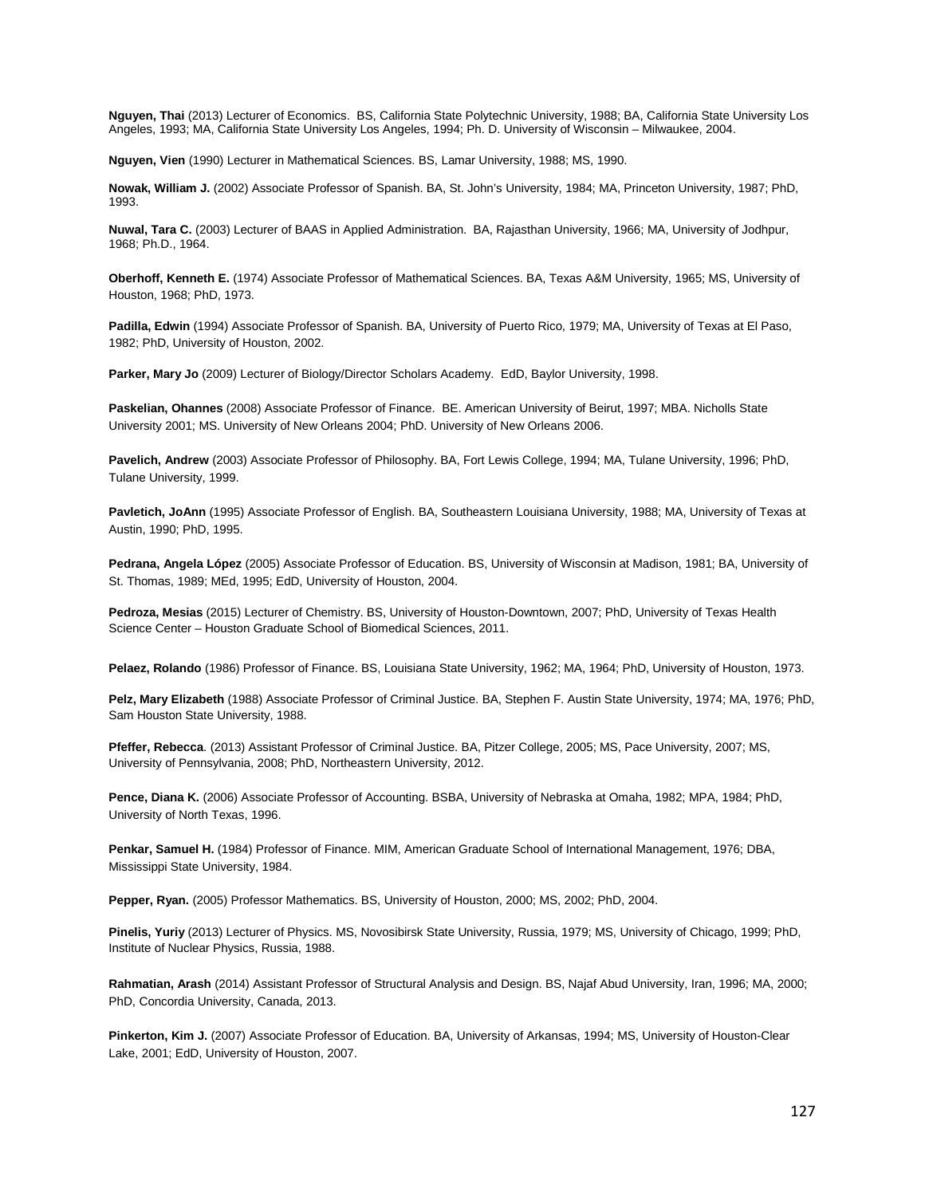**Nguyen, Thai** (2013) Lecturer of Economics. BS, California State Polytechnic University, 1988; BA, California State University Los Angeles, 1993; MA, California State University Los Angeles, 1994; Ph. D. University of Wisconsin – Milwaukee, 2004.

**Nguyen, Vien** (1990) Lecturer in Mathematical Sciences. BS, Lamar University, 1988; MS, 1990.

**Nowak, William J.** (2002) Associate Professor of Spanish. BA, St. John's University, 1984; MA, Princeton University, 1987; PhD, 1993.

**Nuwal, Tara C.** (2003) Lecturer of BAAS in Applied Administration. BA, Rajasthan University, 1966; MA, University of Jodhpur, 1968; Ph.D., 1964.

**Oberhoff, Kenneth E.** (1974) Associate Professor of Mathematical Sciences. BA, Texas A&M University, 1965; MS, University of Houston, 1968; PhD, 1973.

**Padilla, Edwin** (1994) Associate Professor of Spanish. BA, University of Puerto Rico, 1979; MA, University of Texas at El Paso, 1982; PhD, University of Houston, 2002.

**Parker, Mary Jo** (2009) Lecturer of Biology/Director Scholars Academy. EdD, Baylor University, 1998.

**Paskelian, Ohannes** (2008) Associate Professor of Finance. BE. American University of Beirut, 1997; MBA. Nicholls State University 2001; MS. University of New Orleans 2004; PhD. University of New Orleans 2006.

**Pavelich, Andrew** (2003) Associate Professor of Philosophy. BA, Fort Lewis College, 1994; MA, Tulane University, 1996; PhD, Tulane University, 1999.

**Pavletich, JoAnn** (1995) Associate Professor of English. BA, Southeastern Louisiana University, 1988; MA, University of Texas at Austin, 1990; PhD, 1995.

**Pedrana, Angela López** (2005) Associate Professor of Education. BS, University of Wisconsin at Madison, 1981; BA, University of St. Thomas, 1989; MEd, 1995; EdD, University of Houston, 2004.

**Pedroza, Mesias** (2015) Lecturer of Chemistry. BS, University of Houston-Downtown, 2007; PhD, University of Texas Health Science Center – Houston Graduate School of Biomedical Sciences, 2011.

**Pelaez, Rolando** (1986) Professor of Finance. BS, Louisiana State University, 1962; MA, 1964; PhD, University of Houston, 1973.

**Pelz, Mary Elizabeth** (1988) Associate Professor of Criminal Justice. BA, Stephen F. Austin State University, 1974; MA, 1976; PhD, Sam Houston State University, 1988.

**Pfeffer, Rebecca**. (2013) Assistant Professor of Criminal Justice. BA, Pitzer College, 2005; MS, Pace University, 2007; MS, University of Pennsylvania, 2008; PhD, Northeastern University, 2012.

**Pence, Diana K.** (2006) Associate Professor of Accounting. BSBA, University of Nebraska at Omaha, 1982; MPA, 1984; PhD, University of North Texas, 1996.

**Penkar, Samuel H.** (1984) Professor of Finance. MIM, American Graduate School of International Management, 1976; DBA, Mississippi State University, 1984.

**Pepper, Ryan.** (2005) Professor Mathematics. BS, University of Houston, 2000; MS, 2002; PhD, 2004.

**Pinelis, Yuriy** (2013) Lecturer of Physics. MS, Novosibirsk State University, Russia, 1979; MS, University of Chicago, 1999; PhD, Institute of Nuclear Physics, Russia, 1988.

**Rahmatian, Arash** (2014) Assistant Professor of Structural Analysis and Design. BS, Najaf Abud University, Iran, 1996; MA, 2000; PhD, Concordia University, Canada, 2013.

**Pinkerton, Kim J.** (2007) Associate Professor of Education. BA, University of Arkansas, 1994; MS, University of Houston-Clear Lake, 2001; EdD, University of Houston, 2007.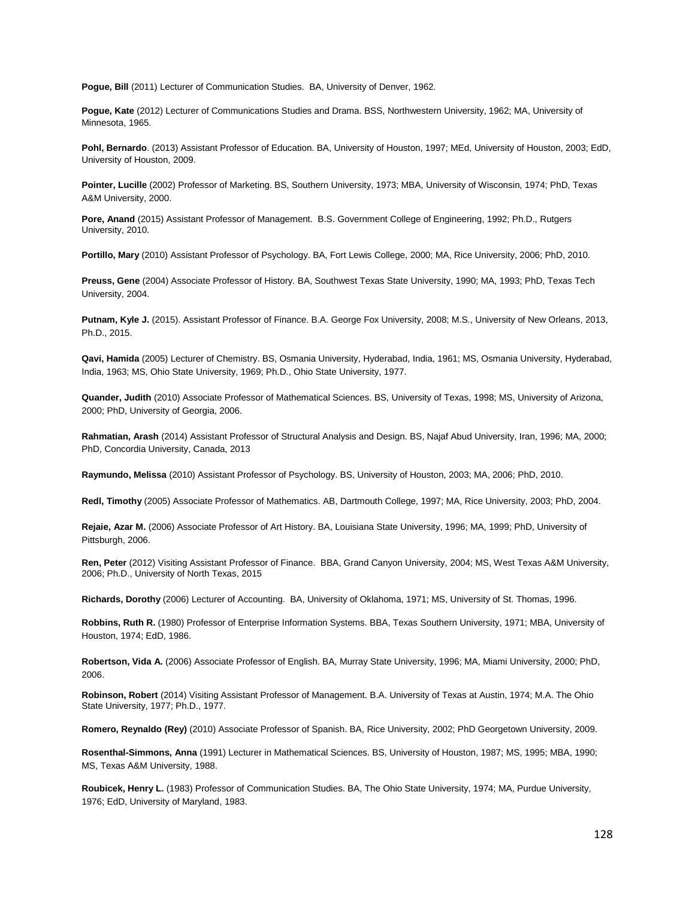**Pogue, Bill** (2011) Lecturer of Communication Studies. BA, University of Denver, 1962.

**Pogue, Kate** (2012) Lecturer of Communications Studies and Drama. BSS, Northwestern University, 1962; MA, University of Minnesota, 1965.

**Pohl, Bernardo**. (2013) Assistant Professor of Education. BA, University of Houston, 1997; MEd, University of Houston, 2003; EdD, University of Houston, 2009.

**Pointer, Lucille** (2002) Professor of Marketing. BS, Southern University, 1973; MBA, University of Wisconsin, 1974; PhD, Texas A&M University, 2000.

**Pore, Anand** (2015) Assistant Professor of Management. B.S. Government College of Engineering, 1992; Ph.D., Rutgers University, 2010.

**Portillo, Mary** (2010) Assistant Professor of Psychology. BA, Fort Lewis College, 2000; MA, Rice University, 2006; PhD, 2010.

**Preuss, Gene** (2004) Associate Professor of History. BA, Southwest Texas State University, 1990; MA, 1993; PhD, Texas Tech University, 2004.

**Putnam, Kyle J.** (2015). Assistant Professor of Finance. B.A. George Fox University, 2008; M.S., University of New Orleans, 2013, Ph.D., 2015.

**Qavi, Hamida** (2005) Lecturer of Chemistry. BS, Osmania University, Hyderabad, India, 1961; MS, Osmania University, Hyderabad, India, 1963; MS, Ohio State University, 1969; Ph.D., Ohio State University, 1977.

**Quander, Judith** (2010) Associate Professor of Mathematical Sciences. BS, University of Texas, 1998; MS, University of Arizona, 2000; PhD, University of Georgia, 2006.

**Rahmatian, Arash** (2014) Assistant Professor of Structural Analysis and Design. BS, Najaf Abud University, Iran, 1996; MA, 2000; PhD, Concordia University, Canada, 2013

**Raymundo, Melissa** (2010) Assistant Professor of Psychology. BS, University of Houston, 2003; MA, 2006; PhD, 2010.

**Redl, Timothy** (2005) Associate Professor of Mathematics. AB, Dartmouth College, 1997; MA, Rice University, 2003; PhD, 2004.

**Rejaie, Azar M.** (2006) Associate Professor of Art History. BA, Louisiana State University, 1996; MA, 1999; PhD, University of Pittsburgh, 2006.

**Ren, Peter** (2012) Visiting Assistant Professor of Finance. BBA, Grand Canyon University, 2004; MS, West Texas A&M University, 2006; Ph.D., University of North Texas, 2015

**Richards, Dorothy** (2006) Lecturer of Accounting. BA, University of Oklahoma, 1971; MS, University of St. Thomas, 1996.

**Robbins, Ruth R.** (1980) Professor of Enterprise Information Systems. BBA, Texas Southern University, 1971; MBA, University of Houston, 1974; EdD, 1986.

**Robertson, Vida A.** (2006) Associate Professor of English. BA, Murray State University, 1996; MA, Miami University, 2000; PhD, 2006.

**Robinson, Robert** (2014) Visiting Assistant Professor of Management. B.A. University of Texas at Austin, 1974; M.A. The Ohio State University, 1977; Ph.D., 1977.

**Romero, Reynaldo (Rey)** (2010) Associate Professor of Spanish. BA, Rice University, 2002; PhD Georgetown University, 2009.

**Rosenthal-Simmons, Anna** (1991) Lecturer in Mathematical Sciences. BS, University of Houston, 1987; MS, 1995; MBA, 1990; MS, Texas A&M University, 1988.

**Roubicek, Henry L.** (1983) Professor of Communication Studies. BA, The Ohio State University, 1974; MA, Purdue University, 1976; EdD, University of Maryland, 1983.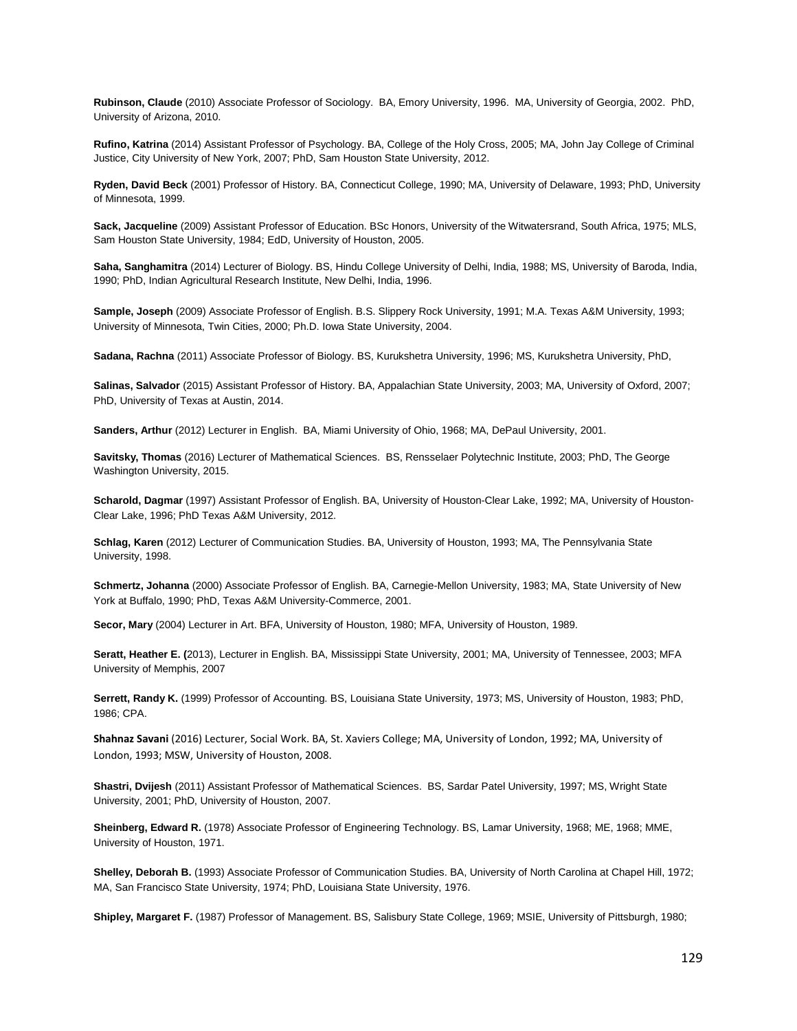**Rubinson, Claude** (2010) Associate Professor of Sociology. BA, Emory University, 1996. MA, University of Georgia, 2002. PhD, University of Arizona, 2010.

**Rufino, Katrina** (2014) Assistant Professor of Psychology. BA, College of the Holy Cross, 2005; MA, John Jay College of Criminal Justice, City University of New York, 2007; PhD, Sam Houston State University, 2012.

**Ryden, David Beck** (2001) Professor of History. BA, Connecticut College, 1990; MA, University of Delaware, 1993; PhD, University of Minnesota, 1999.

**Sack, Jacqueline** (2009) Assistant Professor of Education. BSc Honors, University of the Witwatersrand, South Africa, 1975; MLS, Sam Houston State University, 1984; EdD, University of Houston, 2005.

**Saha, Sanghamitra** (2014) Lecturer of Biology. BS, Hindu College University of Delhi, India, 1988; MS, University of Baroda, India, 1990; PhD, Indian Agricultural Research Institute, New Delhi, India, 1996.

**Sample, Joseph** (2009) Associate Professor of English. B.S. Slippery Rock University, 1991; M.A. Texas A&M University, 1993; University of Minnesota, Twin Cities, 2000; Ph.D. Iowa State University, 2004.

**Sadana, Rachna** (2011) Associate Professor of Biology. BS, Kurukshetra University, 1996; MS, Kurukshetra University, PhD,

**Salinas, Salvador** (2015) Assistant Professor of History. BA, Appalachian State University, 2003; MA, University of Oxford, 2007; PhD, University of Texas at Austin, 2014.

**Sanders, Arthur** (2012) Lecturer in English. BA, Miami University of Ohio, 1968; MA, DePaul University, 2001.

**Savitsky, Thomas** (2016) Lecturer of Mathematical Sciences. BS, Rensselaer Polytechnic Institute, 2003; PhD, The George Washington University, 2015.

**Scharold, Dagmar** (1997) Assistant Professor of English. BA, University of Houston-Clear Lake, 1992; MA, University of Houston-Clear Lake, 1996; PhD Texas A&M University, 2012.

**Schlag, Karen** (2012) Lecturer of Communication Studies. BA, University of Houston, 1993; MA, The Pennsylvania State University, 1998.

**Schmertz, Johanna** (2000) Associate Professor of English. BA, Carnegie-Mellon University, 1983; MA, State University of New York at Buffalo, 1990; PhD, Texas A&M University-Commerce, 2001.

**Secor, Mary** (2004) Lecturer in Art. BFA, University of Houston, 1980; MFA, University of Houston, 1989.

**Seratt, Heather E. (**2013), Lecturer in English. BA, Mississippi State University, 2001; MA, University of Tennessee, 2003; MFA University of Memphis, 2007

**Serrett, Randy K.** (1999) Professor of Accounting. BS, Louisiana State University, 1973; MS, University of Houston, 1983; PhD, 1986; CPA.

**Shahnaz Savani** (2016) Lecturer, Social Work. BA, St. Xaviers College; MA, University of London, 1992; MA, University of London, 1993; MSW, University of Houston, 2008.

**Shastri, Dvijesh** (2011) Assistant Professor of Mathematical Sciences. BS, Sardar Patel University, 1997; MS, Wright State University, 2001; PhD, University of Houston, 2007.

**Sheinberg, Edward R.** (1978) Associate Professor of Engineering Technology. BS, Lamar University, 1968; ME, 1968; MME, University of Houston, 1971.

**Shelley, Deborah B.** (1993) Associate Professor of Communication Studies. BA, University of North Carolina at Chapel Hill, 1972; MA, San Francisco State University, 1974; PhD, Louisiana State University, 1976.

**Shipley, Margaret F.** (1987) Professor of Management. BS, Salisbury State College, 1969; MSIE, University of Pittsburgh, 1980;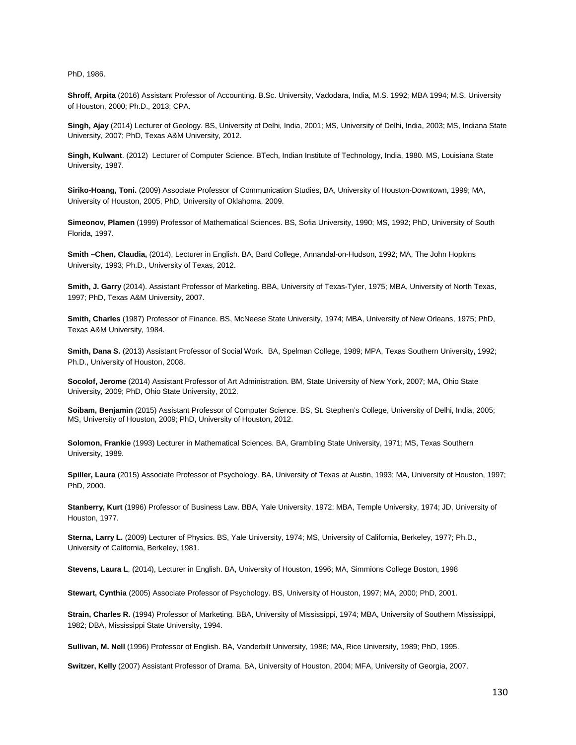PhD, 1986.

**Shroff, Arpita** (2016) Assistant Professor of Accounting. B.Sc. University, Vadodara, India, M.S. 1992; MBA 1994; M.S. University of Houston, 2000; Ph.D., 2013; CPA.

**Singh, Ajay** (2014) Lecturer of Geology. BS, University of Delhi, India, 2001; MS, University of Delhi, India, 2003; MS, Indiana State University, 2007; PhD, Texas A&M University, 2012.

**Singh, Kulwant**. (2012) Lecturer of Computer Science. BTech, Indian Institute of Technology, India, 1980. MS, Louisiana State University, 1987.

**Siriko-Hoang, Toni.** (2009) Associate Professor of Communication Studies, BA, University of Houston-Downtown, 1999; MA, University of Houston, 2005, PhD, University of Oklahoma, 2009.

**Simeonov, Plamen** (1999) Professor of Mathematical Sciences. BS, Sofia University, 1990; MS, 1992; PhD, University of South Florida, 1997.

**Smith –Chen, Claudia,** (2014), Lecturer in English. BA, Bard College, Annandal-on-Hudson, 1992; MA, The John Hopkins University, 1993; Ph.D., University of Texas, 2012.

**Smith, J. Garry** (2014). Assistant Professor of Marketing. BBA, University of Texas-Tyler, 1975; MBA, University of North Texas, 1997; PhD, Texas A&M University, 2007.

**Smith, Charles** (1987) Professor of Finance. BS, McNeese State University, 1974; MBA, University of New Orleans, 1975; PhD, Texas A&M University, 1984.

**Smith, Dana S.** (2013) Assistant Professor of Social Work. BA, Spelman College, 1989; MPA, Texas Southern University, 1992; Ph.D., University of Houston, 2008.

**Socolof, Jerome** (2014) Assistant Professor of Art Administration. BM, State University of New York, 2007; MA, Ohio State University, 2009; PhD, Ohio State University, 2012.

**Soibam, Benjamin** (2015) Assistant Professor of Computer Science. BS, St. Stephen's College, University of Delhi, India, 2005; MS, University of Houston, 2009; PhD, University of Houston, 2012.

**Solomon, Frankie** (1993) Lecturer in Mathematical Sciences. BA, Grambling State University, 1971; MS, Texas Southern University, 1989.

**Spiller, Laura** (2015) Associate Professor of Psychology. BA, University of Texas at Austin, 1993; MA, University of Houston, 1997; PhD, 2000.

**Stanberry, Kurt** (1996) Professor of Business Law. BBA, Yale University, 1972; MBA, Temple University, 1974; JD, University of Houston, 1977.

**Sterna, Larry L.** (2009) Lecturer of Physics. BS, Yale University, 1974; MS, University of California, Berkeley, 1977; Ph.D., University of California, Berkeley, 1981.

**Stevens, Laura L**, (2014), Lecturer in English. BA, University of Houston, 1996; MA, Simmions College Boston, 1998

**Stewart, Cynthia** (2005) Associate Professor of Psychology. BS, University of Houston, 1997; MA, 2000; PhD, 2001.

**Strain, Charles R.** (1994) Professor of Marketing. BBA, University of Mississippi, 1974; MBA, University of Southern Mississippi, 1982; DBA, Mississippi State University, 1994.

**Sullivan, M. Nell** (1996) Professor of English. BA, Vanderbilt University, 1986; MA, Rice University, 1989; PhD, 1995.

**Switzer, Kelly** (2007) Assistant Professor of Drama. BA, University of Houston, 2004; MFA, University of Georgia, 2007.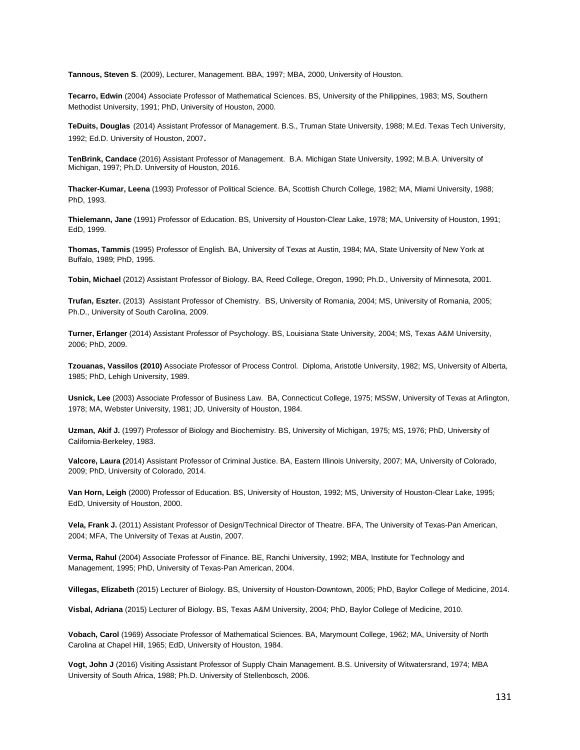**Tannous, Steven S**. (2009), Lecturer, Management. BBA, 1997; MBA, 2000, University of Houston.

**Tecarro, Edwin** (2004) Associate Professor of Mathematical Sciences. BS, University of the Philippines, 1983; MS, Southern Methodist University, 1991; PhD, University of Houston, 2000.

**TeDuits, Douglas** (2014) Assistant Professor of Management. B.S., Truman State University, 1988; M.Ed. Texas Tech University, 1992; Ed.D. University of Houston, 2007**.**

**TenBrink, Candace** (2016) Assistant Professor of Management. B.A. Michigan State University, 1992; M.B.A. University of Michigan, 1997; Ph.D. University of Houston, 2016.

**Thacker-Kumar, Leena** (1993) Professor of Political Science. BA, Scottish Church College, 1982; MA, Miami University, 1988; PhD, 1993.

**Thielemann, Jane** (1991) Professor of Education. BS, University of Houston-Clear Lake, 1978; MA, University of Houston, 1991; EdD, 1999.

**Thomas, Tammis** (1995) Professor of English. BA, University of Texas at Austin, 1984; MA, State University of New York at Buffalo, 1989; PhD, 1995.

**Tobin, Michael** (2012) Assistant Professor of Biology. BA, Reed College, Oregon, 1990; Ph.D., University of Minnesota, 2001.

**Trufan, Eszter.** (2013) Assistant Professor of Chemistry. BS, University of Romania, 2004; MS, University of Romania, 2005; Ph.D., University of South Carolina, 2009.

**Turner, Erlanger** (2014) Assistant Professor of Psychology. BS, Louisiana State University, 2004; MS, Texas A&M University, 2006; PhD, 2009.

**Tzouanas, Vassilos (2010)** Associate Professor of Process Control. Diploma, Aristotle University, 1982; MS, University of Alberta, 1985; PhD, Lehigh University, 1989.

**Usnick, Lee** (2003) Associate Professor of Business Law. BA, Connecticut College, 1975; MSSW, University of Texas at Arlington, 1978; MA, Webster University, 1981; JD, University of Houston, 1984.

**Uzman, Akif J.** (1997) Professor of Biology and Biochemistry. BS, University of Michigan, 1975; MS, 1976; PhD, University of California-Berkeley, 1983.

**Valcore, Laura (**2014) Assistant Professor of Criminal Justice. BA, Eastern Illinois University, 2007; MA, University of Colorado, 2009; PhD, University of Colorado, 2014.

**Van Horn, Leigh** (2000) Professor of Education. BS, University of Houston, 1992; MS, University of Houston-Clear Lake, 1995; EdD, University of Houston, 2000.

**Vela, Frank J.** (2011) Assistant Professor of Design/Technical Director of Theatre. BFA, The University of Texas-Pan American, 2004; MFA, The University of Texas at Austin, 2007.

**Verma, Rahul** (2004) Associate Professor of Finance. BE, Ranchi University, 1992; MBA, Institute for Technology and Management, 1995; PhD, University of Texas-Pan American, 2004.

**Villegas, Elizabeth** (2015) Lecturer of Biology. BS, University of Houston-Downtown, 2005; PhD, Baylor College of Medicine, 2014.

**Visbal, Adriana** (2015) Lecturer of Biology. BS, Texas A&M University, 2004; PhD, Baylor College of Medicine, 2010.

**Vobach, Carol** (1969) Associate Professor of Mathematical Sciences. BA, Marymount College, 1962; MA, University of North Carolina at Chapel Hill, 1965; EdD, University of Houston, 1984.

**Vogt, John J** (2016) Visiting Assistant Professor of Supply Chain Management. B.S. University of Witwatersrand, 1974; MBA University of South Africa, 1988; Ph.D. University of Stellenbosch, 2006.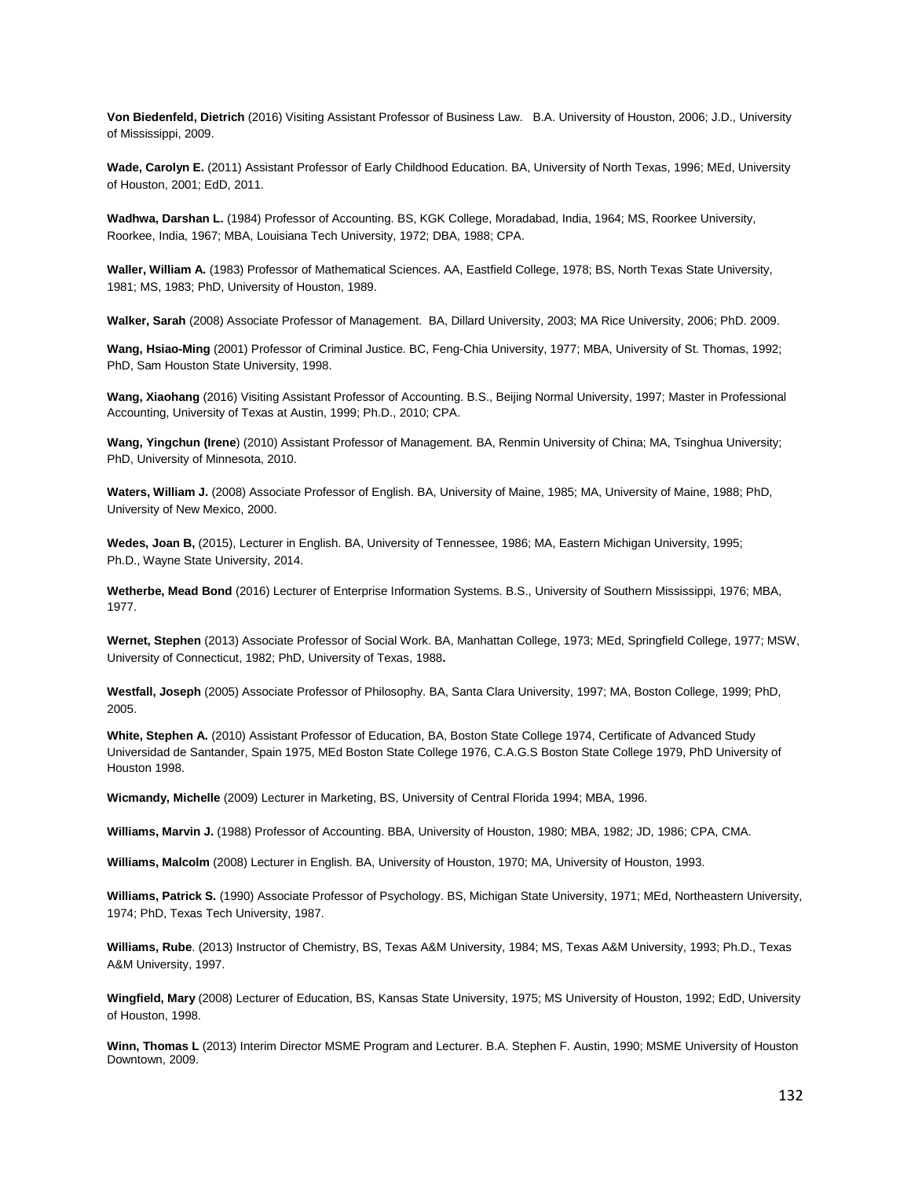**Von Biedenfeld, Dietrich** (2016) Visiting Assistant Professor of Business Law. B.A. University of Houston, 2006; J.D., University of Mississippi, 2009.

**Wade, Carolyn E.** (2011) Assistant Professor of Early Childhood Education. BA, University of North Texas, 1996; MEd, University of Houston, 2001; EdD, 2011.

**Wadhwa, Darshan L.** (1984) Professor of Accounting. BS, KGK College, Moradabad, India, 1964; MS, Roorkee University, Roorkee, India, 1967; MBA, Louisiana Tech University, 1972; DBA, 1988; CPA.

**Waller, William A.** (1983) Professor of Mathematical Sciences. AA, Eastfield College, 1978; BS, North Texas State University, 1981; MS, 1983; PhD, University of Houston, 1989.

**Walker, Sarah** (2008) Associate Professor of Management. BA, Dillard University, 2003; MA Rice University, 2006; PhD. 2009.

**Wang, Hsiao-Ming** (2001) Professor of Criminal Justice. BC, Feng-Chia University, 1977; MBA, University of St. Thomas, 1992; PhD, Sam Houston State University, 1998.

**Wang, Xiaohang** (2016) Visiting Assistant Professor of Accounting. B.S., Beijing Normal University, 1997; Master in Professional Accounting, University of Texas at Austin, 1999; Ph.D., 2010; CPA.

**Wang, Yingchun (Irene**) (2010) Assistant Professor of Management. BA, Renmin University of China; MA, Tsinghua University; PhD, University of Minnesota, 2010.

**Waters, William J.** (2008) Associate Professor of English. BA, University of Maine, 1985; MA, University of Maine, 1988; PhD, University of New Mexico, 2000.

**Wedes, Joan B,** (2015), Lecturer in English. BA, University of Tennessee, 1986; MA, Eastern Michigan University, 1995; Ph.D., Wayne State University, 2014.

**Wetherbe, Mead Bond** (2016) Lecturer of Enterprise Information Systems. B.S., University of Southern Mississippi, 1976; MBA, 1977.

**Wernet, Stephen** (2013) Associate Professor of Social Work. BA, Manhattan College, 1973; MEd, Springfield College, 1977; MSW, University of Connecticut, 1982; PhD, University of Texas, 1988**.**

**Westfall, Joseph** (2005) Associate Professor of Philosophy. BA, Santa Clara University, 1997; MA, Boston College, 1999; PhD, 2005.

**White, Stephen A.** (2010) Assistant Professor of Education, BA, Boston State College 1974, Certificate of Advanced Study Universidad de Santander, Spain 1975, MEd Boston State College 1976, C.A.G.S Boston State College 1979, PhD University of Houston 1998.

**Wicmandy, Michelle** (2009) Lecturer in Marketing, BS, University of Central Florida 1994; MBA, 1996.

**Williams, Marvin J.** (1988) Professor of Accounting. BBA, University of Houston, 1980; MBA, 1982; JD, 1986; CPA, CMA.

**Williams, Malcolm** (2008) Lecturer in English. BA, University of Houston, 1970; MA, University of Houston, 1993.

**Williams, Patrick S.** (1990) Associate Professor of Psychology. BS, Michigan State University, 1971; MEd, Northeastern University, 1974; PhD, Texas Tech University, 1987.

**Williams, Rube**. (2013) Instructor of Chemistry, BS, Texas A&M University, 1984; MS, Texas A&M University, 1993; Ph.D., Texas A&M University, 1997.

**Wingfield, Mary** (2008) Lecturer of Education, BS, Kansas State University, 1975; MS University of Houston, 1992; EdD, University of Houston, 1998.

**Winn, Thomas L** (2013) Interim Director MSME Program and Lecturer. B.A. Stephen F. Austin, 1990; MSME University of Houston Downtown, 2009.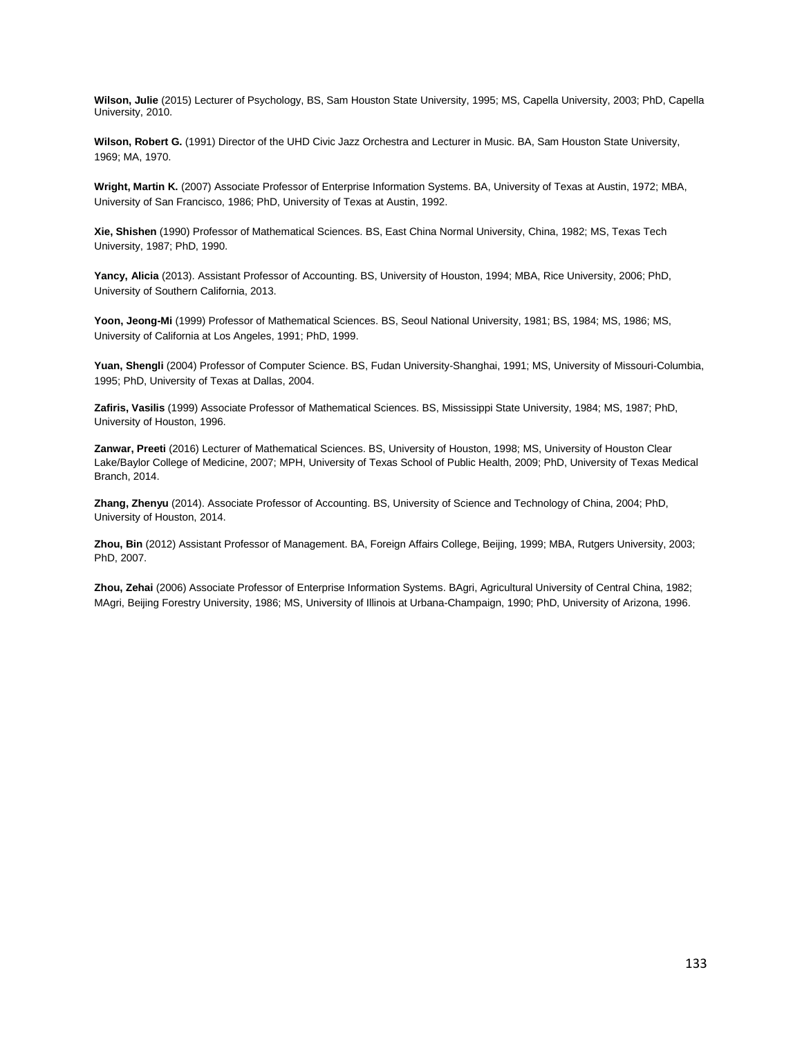**Wilson, Julie** (2015) Lecturer of Psychology, BS, Sam Houston State University, 1995; MS, Capella University, 2003; PhD, Capella University, 2010.

**Wilson, Robert G.** (1991) Director of the UHD Civic Jazz Orchestra and Lecturer in Music. BA, Sam Houston State University, 1969; MA, 1970.

**Wright, Martin K.** (2007) Associate Professor of Enterprise Information Systems. BA, University of Texas at Austin, 1972; MBA, University of San Francisco, 1986; PhD, University of Texas at Austin, 1992.

**Xie, Shishen** (1990) Professor of Mathematical Sciences. BS, East China Normal University, China, 1982; MS, Texas Tech University, 1987; PhD, 1990.

**Yancy, Alicia** (2013). Assistant Professor of Accounting. BS, University of Houston, 1994; MBA, Rice University, 2006; PhD, University of Southern California, 2013.

**Yoon, Jeong-Mi** (1999) Professor of Mathematical Sciences. BS, Seoul National University, 1981; BS, 1984; MS, 1986; MS, University of California at Los Angeles, 1991; PhD, 1999.

**Yuan, Shengli** (2004) Professor of Computer Science. BS, Fudan University-Shanghai, 1991; MS, University of Missouri-Columbia, 1995; PhD, University of Texas at Dallas, 2004.

**Zafiris, Vasilis** (1999) Associate Professor of Mathematical Sciences. BS, Mississippi State University, 1984; MS, 1987; PhD, University of Houston, 1996.

**Zanwar, Preeti** (2016) Lecturer of Mathematical Sciences. BS, University of Houston, 1998; MS, University of Houston Clear Lake/Baylor College of Medicine, 2007; MPH, University of Texas School of Public Health, 2009; PhD, University of Texas Medical Branch, 2014.

**Zhang, Zhenyu** (2014). Associate Professor of Accounting. BS, University of Science and Technology of China, 2004; PhD, University of Houston, 2014.

**Zhou, Bin** (2012) Assistant Professor of Management. BA, Foreign Affairs College, Beijing, 1999; MBA, Rutgers University, 2003; PhD, 2007.

**Zhou, Zehai** (2006) Associate Professor of Enterprise Information Systems. BAgri, Agricultural University of Central China, 1982; MAgri, Beijing Forestry University, 1986; MS, University of Illinois at Urbana-Champaign, 1990; PhD, University of Arizona, 1996.